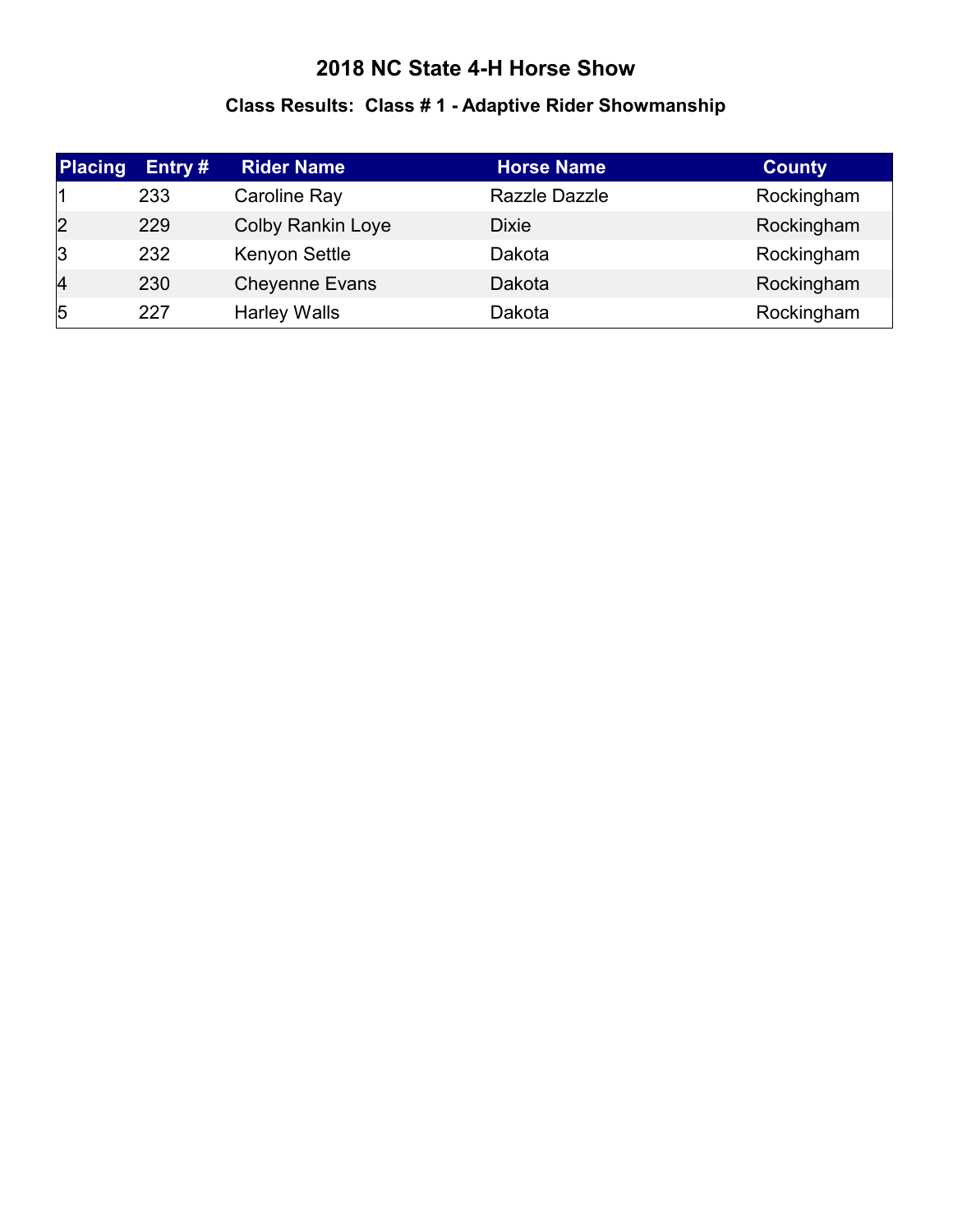# 2018 NC State 4-H Horse Show

### Class Results: Class # 1 - Adaptive Rider Showmanship

| Placing | Entry # | Rider Name | Horse Name | County |
|---|---|---|---|---|
| 1 | 233 | Caroline Ray | Razzle Dazzle | Rockingham |
| 2 | 229 | Colby Rankin Loye | Dixie | Rockingham |
| 3 | 232 | Kenyon Settle | Dakota | Rockingham |
| 4 | 230 | Cheyenne Evans | Dakota | Rockingham |
| 5 | 227 | Harley Walls | Dakota | Rockingham |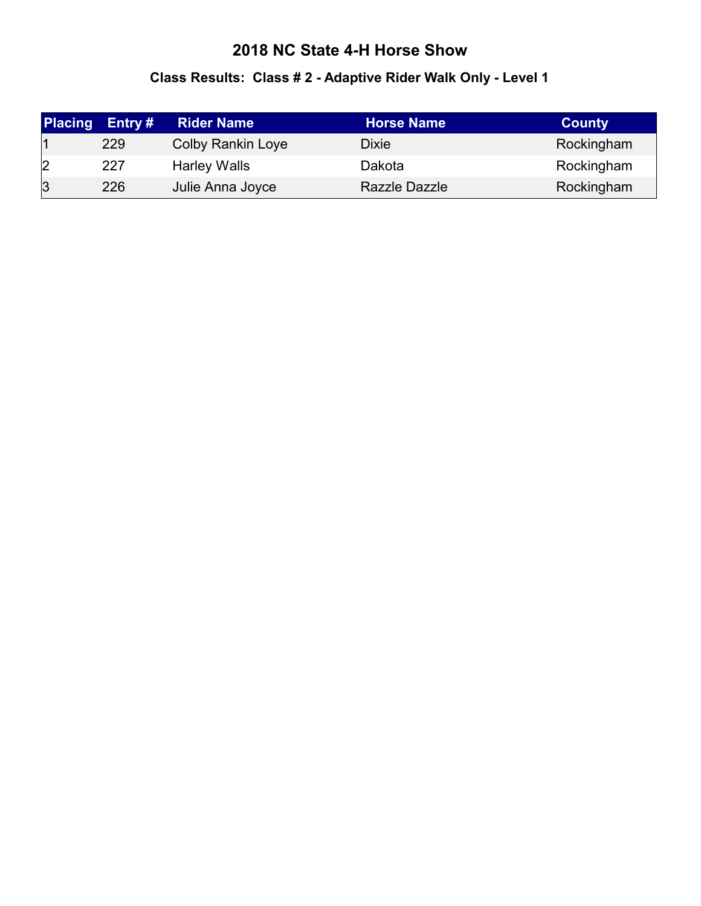# 2018 NC State 4-H Horse Show

## Class Results: Class # 2 - Adaptive Rider Walk Only - Level 1

| Placing | Entry # | Rider Name | Horse Name | County |
|---|---|---|---|---|
| 1 | 229 | Colby Rankin Loye | Dixie | Rockingham |
| 2 | 227 | Harley Walls | Dakota | Rockingham |
| 3 | 226 | Julie Anna Joyce | Razzle Dazzle | Rockingham |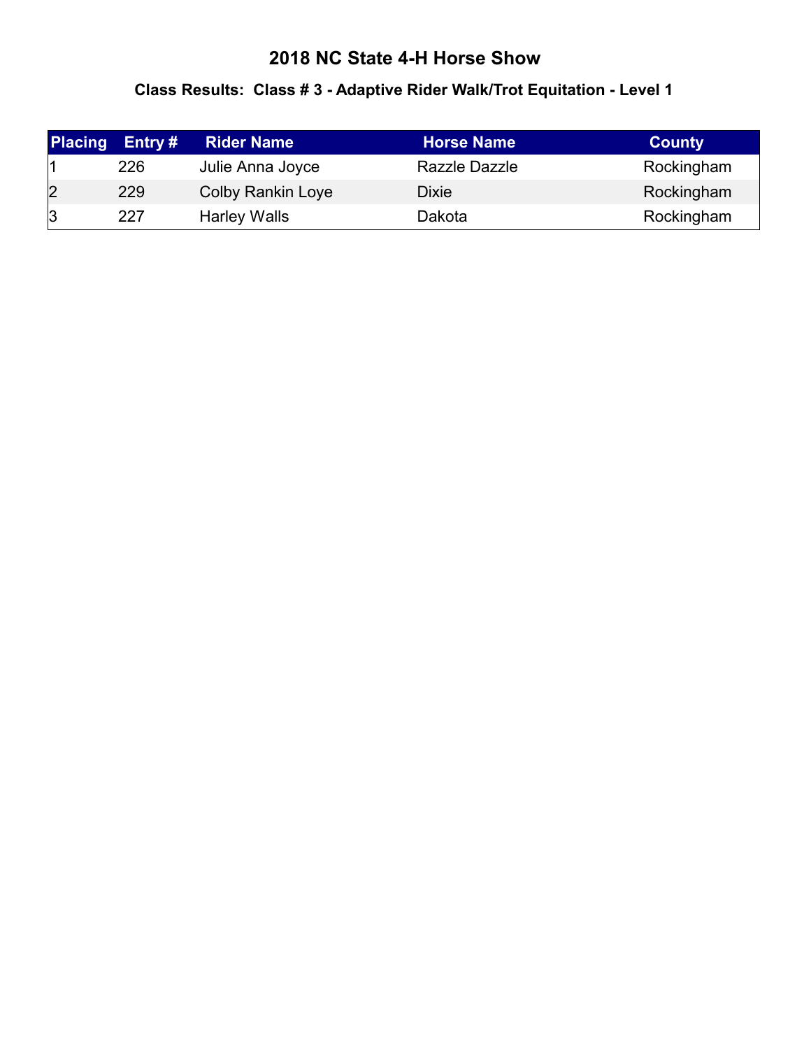# 2018 NC State 4-H Horse Show

### Class Results:  Class # 3 - Adaptive Rider Walk/Trot Equitation - Level 1

| Placing | Entry # | Rider Name | Horse Name | County |
|---|---|---|---|---|
| 1 | 226 | Julie Anna Joyce | Razzle Dazzle | Rockingham |
| 2 | 229 | Colby Rankin Loye | Dixie | Rockingham |
| 3 | 227 | Harley Walls | Dakota | Rockingham |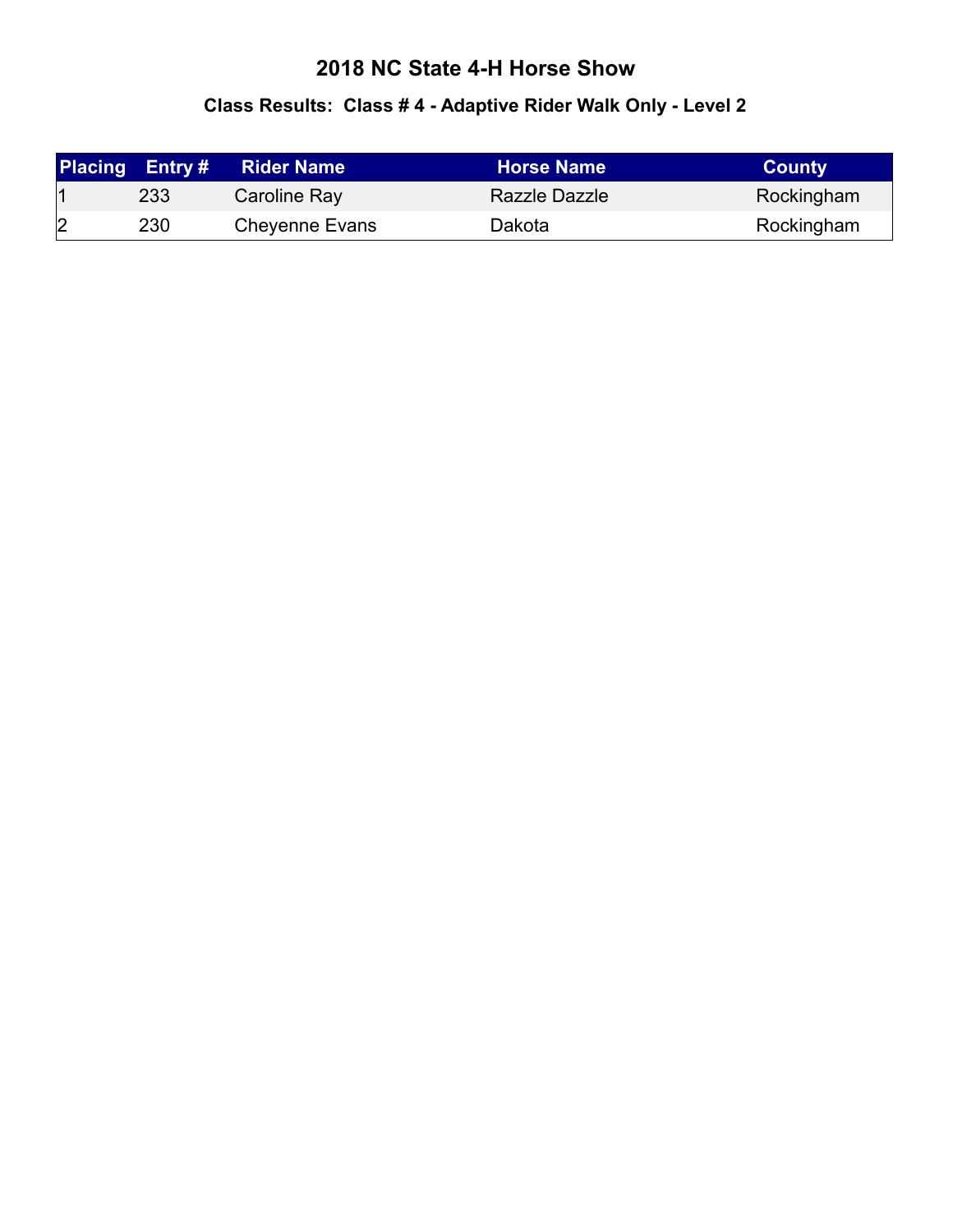# 2018 NC State 4-H Horse Show

## Class Results:  Class # 4 - Adaptive Rider Walk Only - Level 2

| Placing | Entry # | Rider Name | Horse Name | County |
|---|---|---|---|---|
| 1 | 233 | Caroline Ray | Razzle Dazzle | Rockingham |
| 2 | 230 | Cheyenne Evans | Dakota | Rockingham |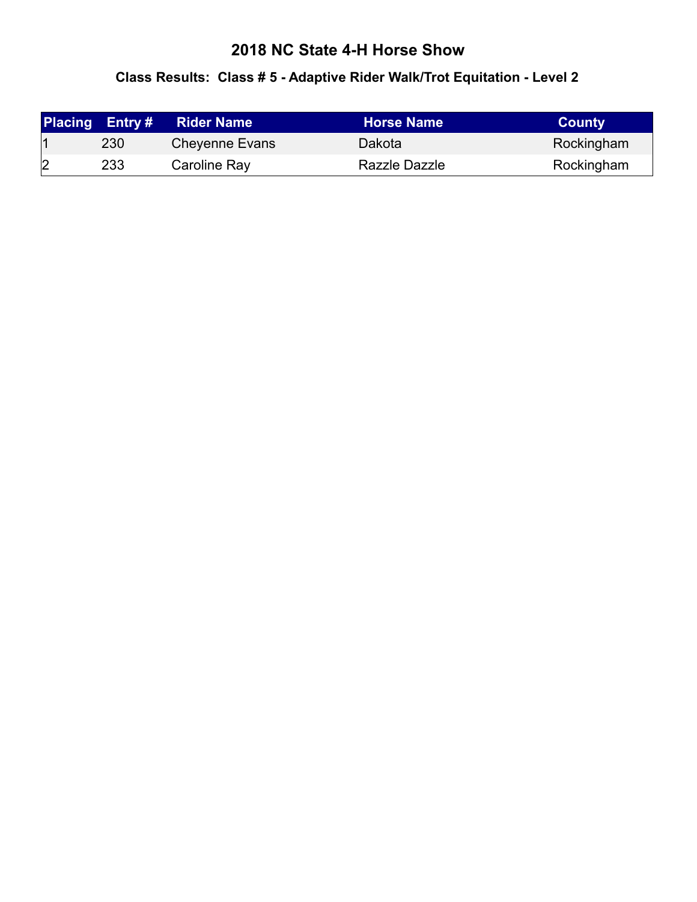# 2018 NC State 4-H Horse Show

## Class Results: Class # 5 - Adaptive Rider Walk/Trot Equitation - Level 2

| Placing | Entry # | Rider Name | Horse Name | County |
|---|---|---|---|---|
| 1 | 230 | Cheyenne Evans | Dakota | Rockingham |
| 2 | 233 | Caroline Ray | Razzle Dazzle | Rockingham |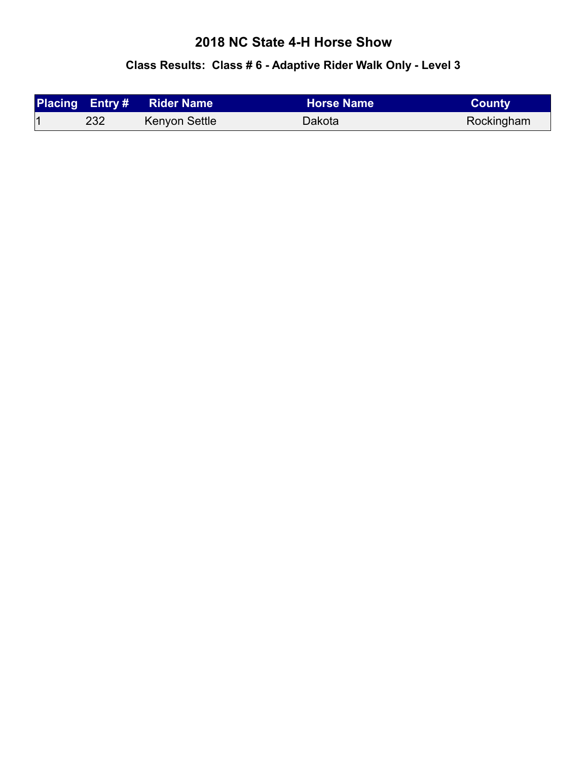# 2018 NC State 4-H Horse Show

## Class Results: Class # 6 - Adaptive Rider Walk Only - Level 3

| Placing | Entry # | Rider Name | Horse Name | County |
|---|---|---|---|---|
| 1 | 232 | Kenyon Settle | Dakota | Rockingham |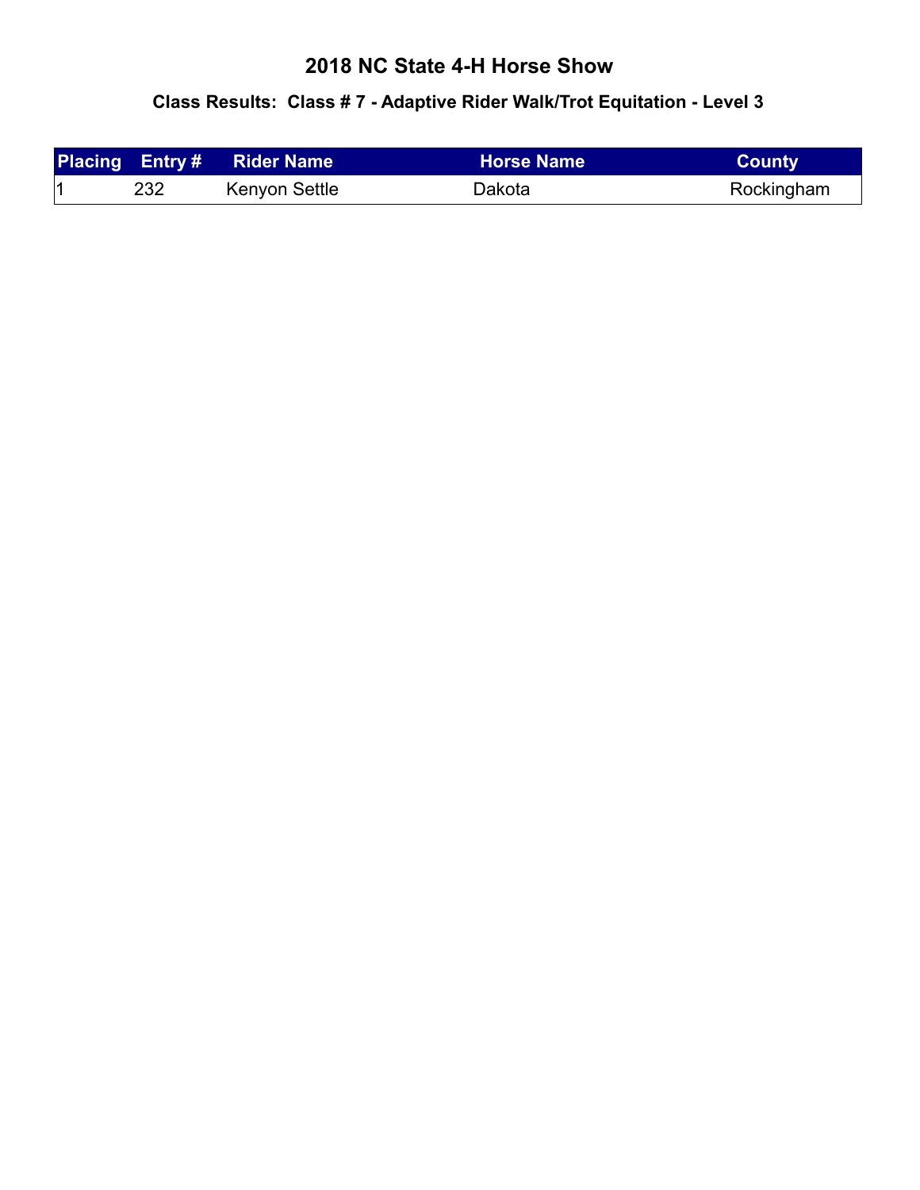# 2018 NC State 4-H Horse Show

## Class Results: Class # 7 - Adaptive Rider Walk/Trot Equitation - Level 3

| Placing | Entry # | Rider Name | Horse Name | County |
|---|---|---|---|---|
| 1 | 232 | Kenyon Settle | Dakota | Rockingham |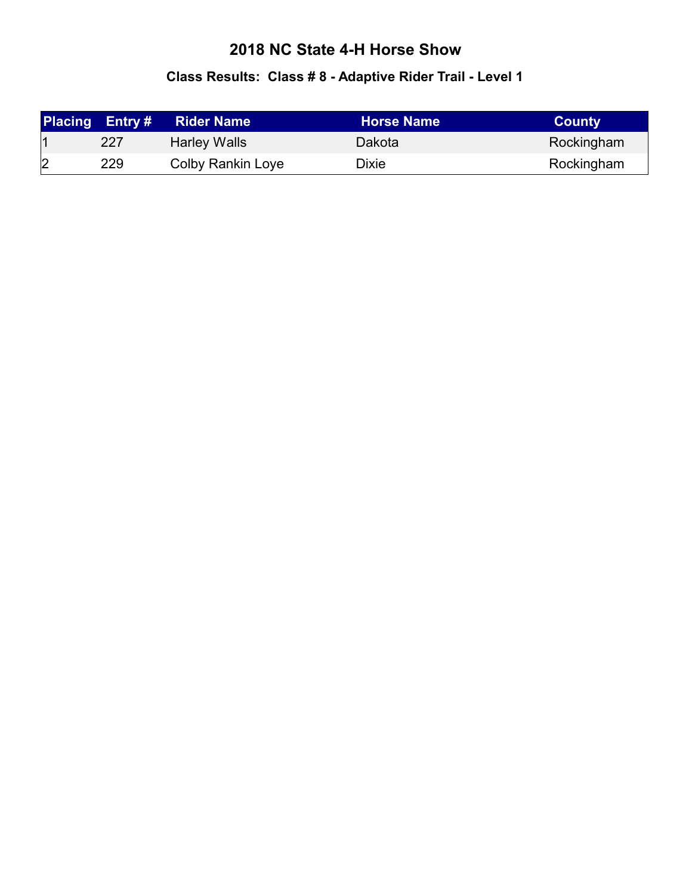# 2018 NC State 4-H Horse Show

## Class Results: Class # 8 - Adaptive Rider Trail - Level 1

| Placing | Entry # | Rider Name | Horse Name | County |
|---|---|---|---|---|
| 1 | 227 | Harley Walls | Dakota | Rockingham |
| 2 | 229 | Colby Rankin Loye | Dixie | Rockingham |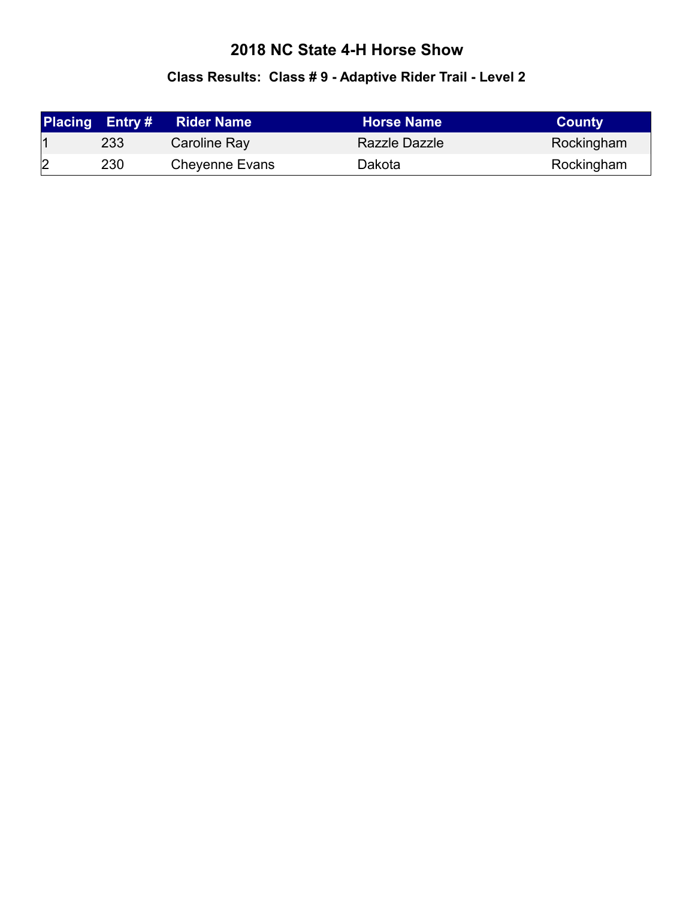# 2018 NC State 4-H Horse Show

## Class Results: Class # 9 - Adaptive Rider Trail - Level 2

| Placing | Entry # | Rider Name | Horse Name | County |
| --- | --- | --- | --- | --- |
| 1 | 233 | Caroline Ray | Razzle Dazzle | Rockingham |
| 2 | 230 | Cheyenne Evans | Dakota | Rockingham |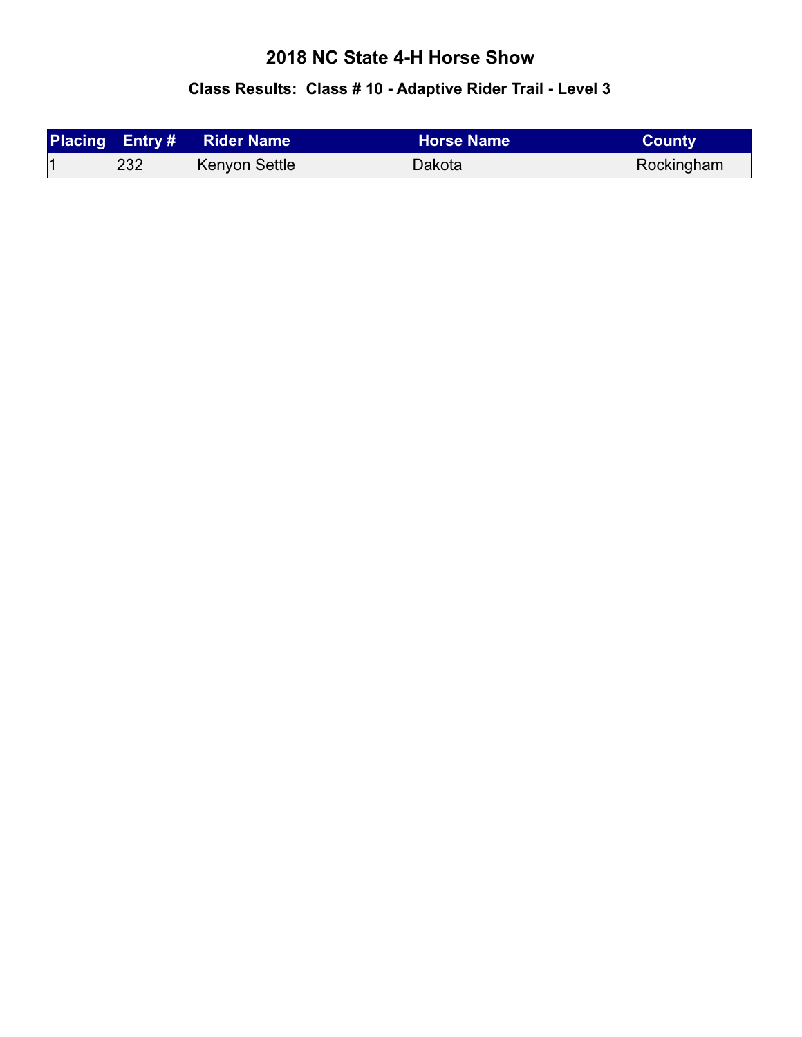# 2018 NC State 4-H Horse Show

## Class Results: Class # 10 - Adaptive Rider Trail - Level 3

| Placing | Entry # | Rider Name | Horse Name | County |
| --- | --- | --- | --- | --- |
| 1 | 232 | Kenyon Settle | Dakota | Rockingham |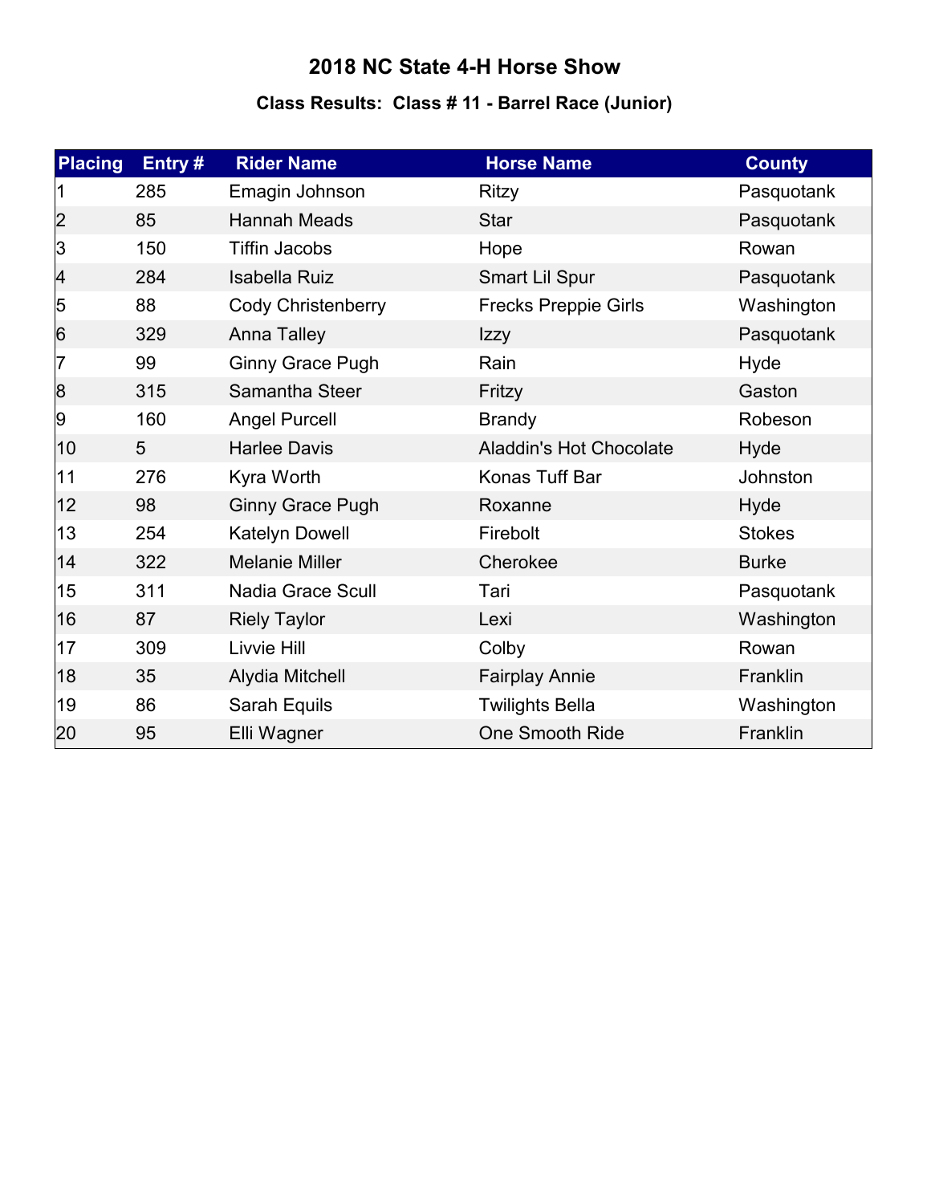# 2018 NC State 4-H Horse Show

## Class Results: Class # 11 - Barrel Race (Junior)

| Placing | Entry # | Rider Name | Horse Name | County |
|---|---|---|---|---|
| 1 | 285 | Emagin Johnson | Ritzy | Pasquotank |
| 2 | 85 | Hannah Meads | Star | Pasquotank |
| 3 | 150 | Tiffin Jacobs | Hope | Rowan |
| 4 | 284 | Isabella Ruiz | Smart Lil Spur | Pasquotank |
| 5 | 88 | Cody Christenberry | Frecks Preppie Girls | Washington |
| 6 | 329 | Anna Talley | Izzy | Pasquotank |
| 7 | 99 | Ginny Grace Pugh | Rain | Hyde |
| 8 | 315 | Samantha Steer | Fritzy | Gaston |
| 9 | 160 | Angel Purcell | Brandy | Robeson |
| 10 | 5 | Harlee Davis | Aladdin's Hot Chocolate | Hyde |
| 11 | 276 | Kyra Worth | Konas Tuff Bar | Johnston |
| 12 | 98 | Ginny Grace Pugh | Roxanne | Hyde |
| 13 | 254 | Katelyn Dowell | Firebolt | Stokes |
| 14 | 322 | Melanie Miller | Cherokee | Burke |
| 15 | 311 | Nadia Grace Scull | Tari | Pasquotank |
| 16 | 87 | Riely Taylor | Lexi | Washington |
| 17 | 309 | Livvie Hill | Colby | Rowan |
| 18 | 35 | Alydia Mitchell | Fairplay Annie | Franklin |
| 19 | 86 | Sarah Equils | Twilights Bella | Washington |
| 20 | 95 | Elli Wagner | One Smooth Ride | Franklin |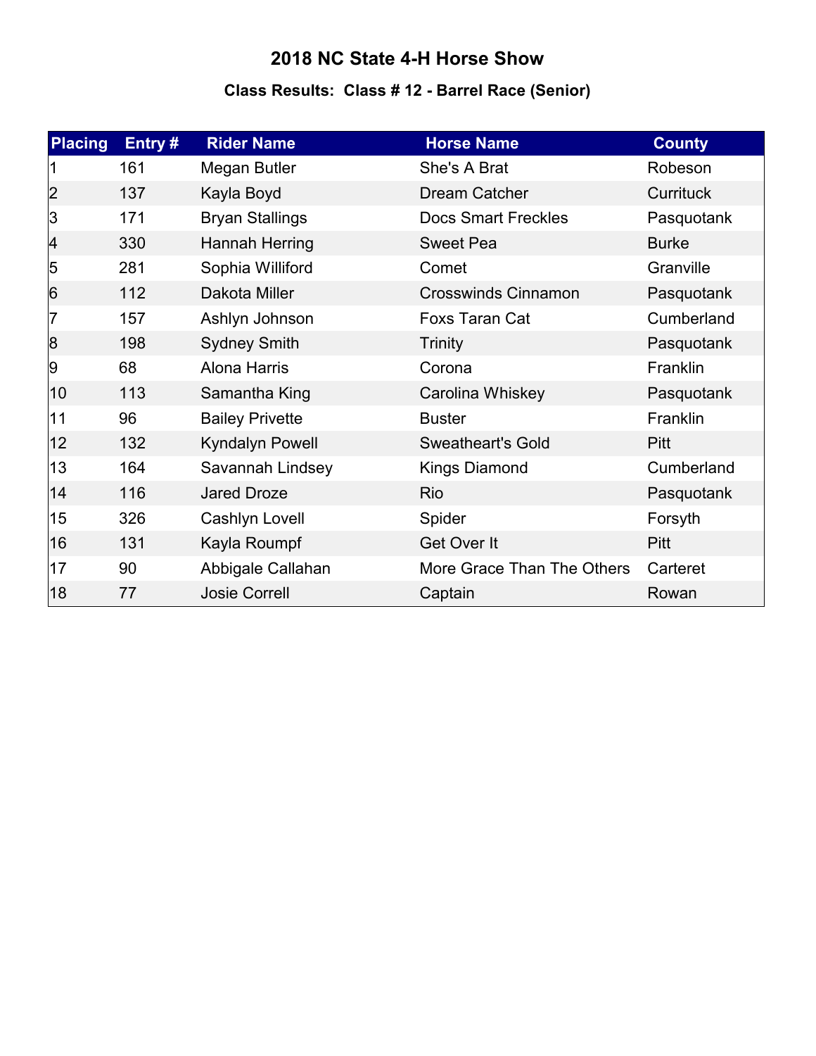# 2018 NC State 4-H Horse Show

## Class Results: Class # 12 - Barrel Race (Senior)

| Placing | Entry # | Rider Name | Horse Name | County |
|---|---|---|---|---|
| 1 | 161 | Megan Butler | She's A Brat | Robeson |
| 2 | 137 | Kayla Boyd | Dream Catcher | Currituck |
| 3 | 171 | Bryan Stallings | Docs Smart Freckles | Pasquotank |
| 4 | 330 | Hannah Herring | Sweet Pea | Burke |
| 5 | 281 | Sophia Williford | Comet | Granville |
| 6 | 112 | Dakota Miller | Crosswinds Cinnamon | Pasquotank |
| 7 | 157 | Ashlyn Johnson | Foxs Taran Cat | Cumberland |
| 8 | 198 | Sydney Smith | Trinity | Pasquotank |
| 9 | 68 | Alona Harris | Corona | Franklin |
| 10 | 113 | Samantha King | Carolina Whiskey | Pasquotank |
| 11 | 96 | Bailey Privette | Buster | Franklin |
| 12 | 132 | Kyndalyn Powell | Sweatheart's Gold | Pitt |
| 13 | 164 | Savannah Lindsey | Kings Diamond | Cumberland |
| 14 | 116 | Jared Droze | Rio | Pasquotank |
| 15 | 326 | Cashlyn Lovell | Spider | Forsyth |
| 16 | 131 | Kayla Roumpf | Get Over It | Pitt |
| 17 | 90 | Abbigale Callahan | More Grace Than The Others | Carteret |
| 18 | 77 | Josie Correll | Captain | Rowan |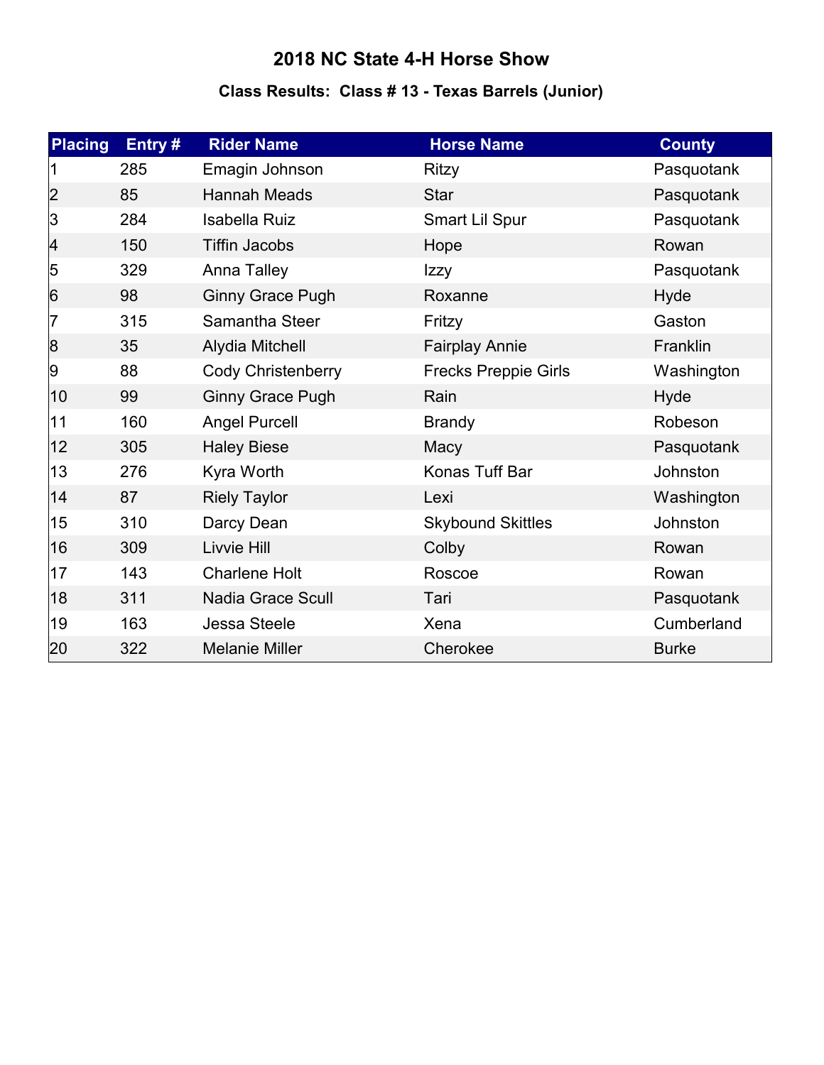# 2018 NC State 4-H Horse Show

### Class Results: Class # 13 - Texas Barrels (Junior)

| Placing | Entry # | Rider Name | Horse Name | County |
|---|---|---|---|---|
| 1 | 285 | Emagin Johnson | Ritzy | Pasquotank |
| 2 | 85 | Hannah Meads | Star | Pasquotank |
| 3 | 284 | Isabella Ruiz | Smart Lil Spur | Pasquotank |
| 4 | 150 | Tiffin Jacobs | Hope | Rowan |
| 5 | 329 | Anna Talley | Izzy | Pasquotank |
| 6 | 98 | Ginny Grace Pugh | Roxanne | Hyde |
| 7 | 315 | Samantha Steer | Fritzy | Gaston |
| 8 | 35 | Alydia Mitchell | Fairplay Annie | Franklin |
| 9 | 88 | Cody Christenberry | Frecks Preppie Girls | Washington |
| 10 | 99 | Ginny Grace Pugh | Rain | Hyde |
| 11 | 160 | Angel Purcell | Brandy | Robeson |
| 12 | 305 | Haley Biese | Macy | Pasquotank |
| 13 | 276 | Kyra Worth | Konas Tuff Bar | Johnston |
| 14 | 87 | Riely Taylor | Lexi | Washington |
| 15 | 310 | Darcy Dean | Skybound Skittles | Johnston |
| 16 | 309 | Livvie Hill | Colby | Rowan |
| 17 | 143 | Charlene Holt | Roscoe | Rowan |
| 18 | 311 | Nadia Grace Scull | Tari | Pasquotank |
| 19 | 163 | Jessa Steele | Xena | Cumberland |
| 20 | 322 | Melanie Miller | Cherokee | Burke |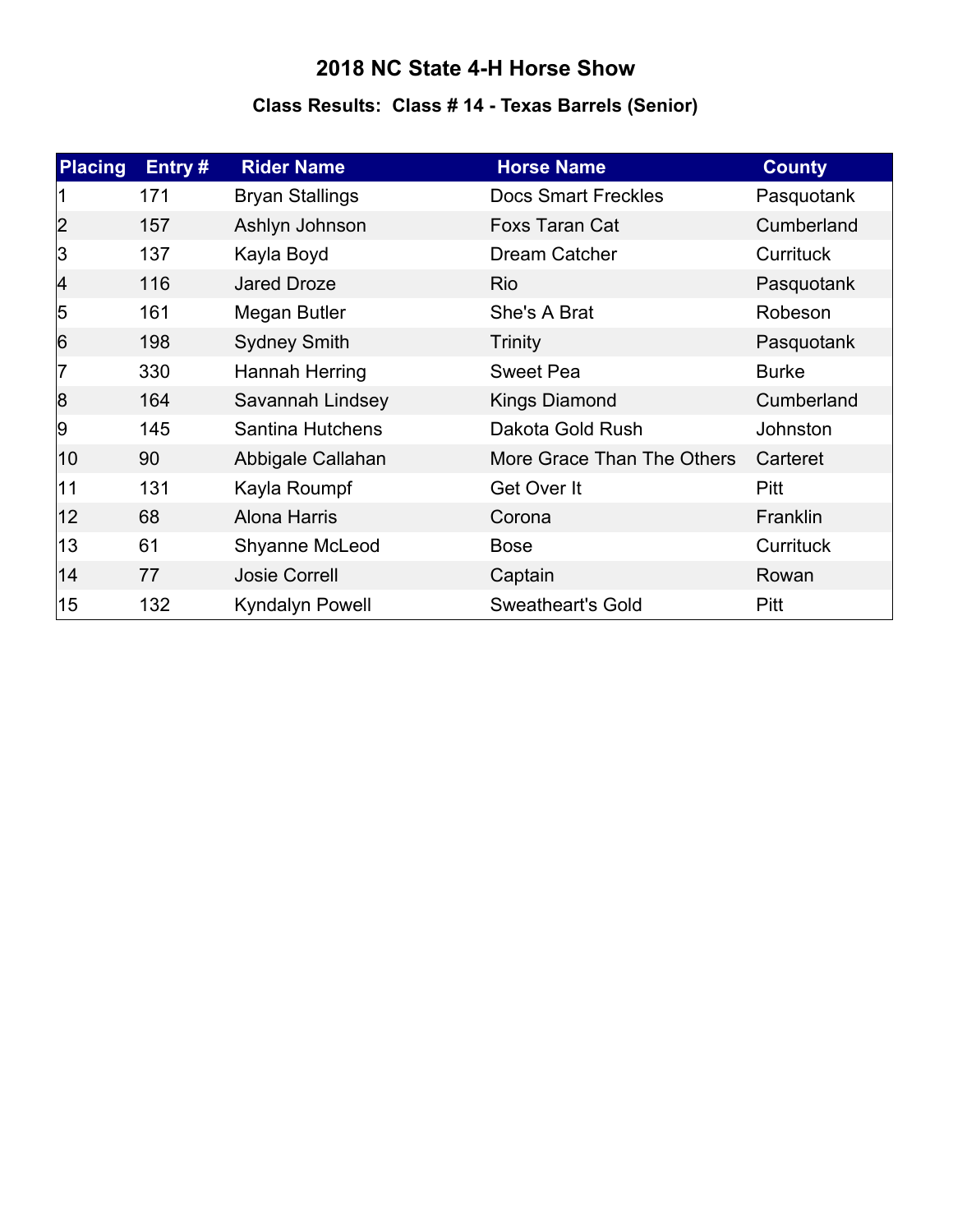# 2018 NC State 4-H Horse Show

## Class Results: Class # 14 - Texas Barrels (Senior)

| Placing | Entry # | Rider Name | Horse Name | County |
|---|---|---|---|---|
| 1 | 171 | Bryan Stallings | Docs Smart Freckles | Pasquotank |
| 2 | 157 | Ashlyn Johnson | Foxs Taran Cat | Cumberland |
| 3 | 137 | Kayla Boyd | Dream Catcher | Currituck |
| 4 | 116 | Jared Droze | Rio | Pasquotank |
| 5 | 161 | Megan Butler | She's A Brat | Robeson |
| 6 | 198 | Sydney Smith | Trinity | Pasquotank |
| 7 | 330 | Hannah Herring | Sweet Pea | Burke |
| 8 | 164 | Savannah Lindsey | Kings Diamond | Cumberland |
| 9 | 145 | Santina Hutchens | Dakota Gold Rush | Johnston |
| 10 | 90 | Abbigale Callahan | More Grace Than The Others | Carteret |
| 11 | 131 | Kayla Roumpf | Get Over It | Pitt |
| 12 | 68 | Alona Harris | Corona | Franklin |
| 13 | 61 | Shyanne McLeod | Bose | Currituck |
| 14 | 77 | Josie Correll | Captain | Rowan |
| 15 | 132 | Kyndalyn Powell | Sweatheart's Gold | Pitt |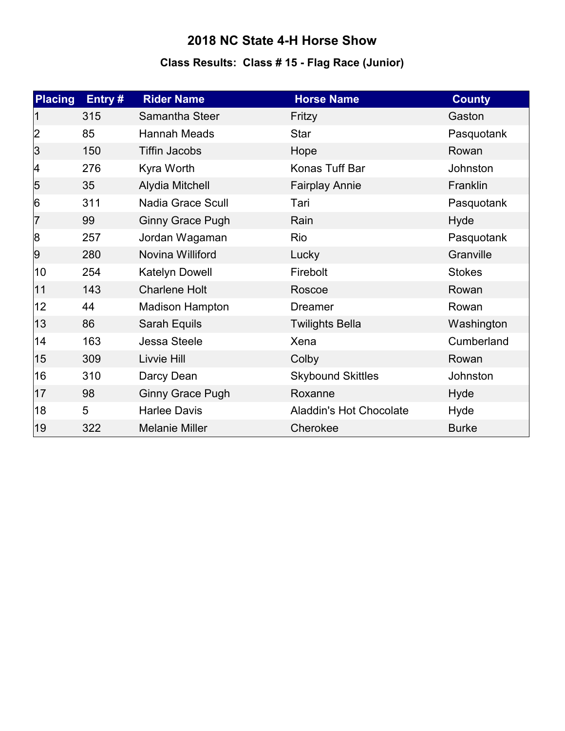# 2018 NC State 4-H Horse Show

## Class Results: Class # 15 - Flag Race (Junior)

| Placing | Entry # | Rider Name | Horse Name | County |
|---|---|---|---|---|
| 1 | 315 | Samantha Steer | Fritzy | Gaston |
| 2 | 85 | Hannah Meads | Star | Pasquotank |
| 3 | 150 | Tiffin Jacobs | Hope | Rowan |
| 4 | 276 | Kyra Worth | Konas Tuff Bar | Johnston |
| 5 | 35 | Alydia Mitchell | Fairplay Annie | Franklin |
| 6 | 311 | Nadia Grace Scull | Tari | Pasquotank |
| 7 | 99 | Ginny Grace Pugh | Rain | Hyde |
| 8 | 257 | Jordan Wagaman | Rio | Pasquotank |
| 9 | 280 | Novina Williford | Lucky | Granville |
| 10 | 254 | Katelyn Dowell | Firebolt | Stokes |
| 11 | 143 | Charlene Holt | Roscoe | Rowan |
| 12 | 44 | Madison Hampton | Dreamer | Rowan |
| 13 | 86 | Sarah Equils | Twilights Bella | Washington |
| 14 | 163 | Jessa Steele | Xena | Cumberland |
| 15 | 309 | Livvie Hill | Colby | Rowan |
| 16 | 310 | Darcy Dean | Skybound Skittles | Johnston |
| 17 | 98 | Ginny Grace Pugh | Roxanne | Hyde |
| 18 | 5 | Harlee Davis | Aladdin's Hot Chocolate | Hyde |
| 19 | 322 | Melanie Miller | Cherokee | Burke |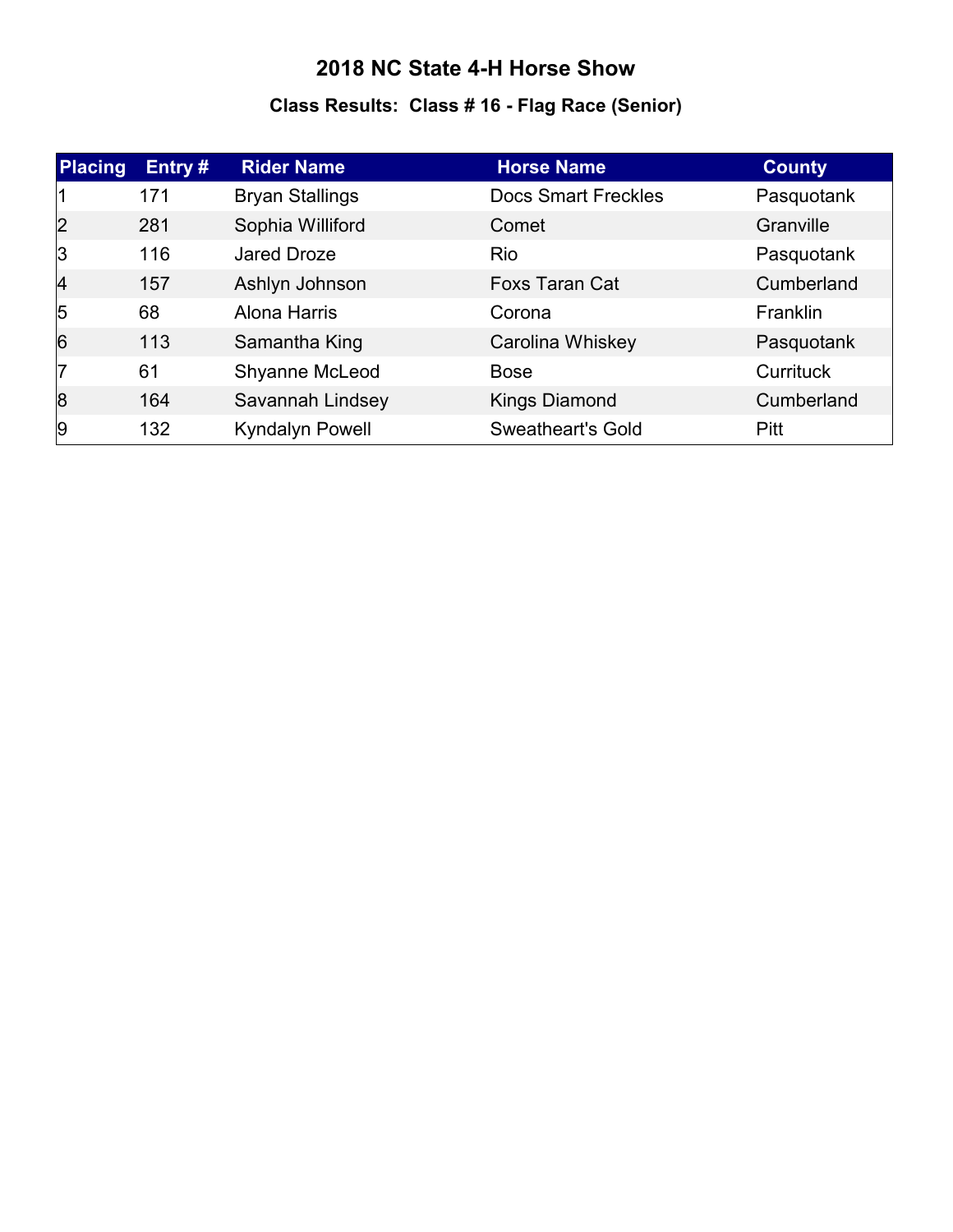# 2018 NC State 4-H Horse Show

## Class Results: Class # 16 - Flag Race (Senior)

| Placing | Entry # | Rider Name | Horse Name | County |
|---|---|---|---|---|
| 1 | 171 | Bryan Stallings | Docs Smart Freckles | Pasquotank |
| 2 | 281 | Sophia Williford | Comet | Granville |
| 3 | 116 | Jared Droze | Rio | Pasquotank |
| 4 | 157 | Ashlyn Johnson | Foxs Taran Cat | Cumberland |
| 5 | 68 | Alona Harris | Corona | Franklin |
| 6 | 113 | Samantha King | Carolina Whiskey | Pasquotank |
| 7 | 61 | Shyanne McLeod | Bose | Currituck |
| 8 | 164 | Savannah Lindsey | Kings Diamond | Cumberland |
| 9 | 132 | Kyndalyn Powell | Sweatheart's Gold | Pitt |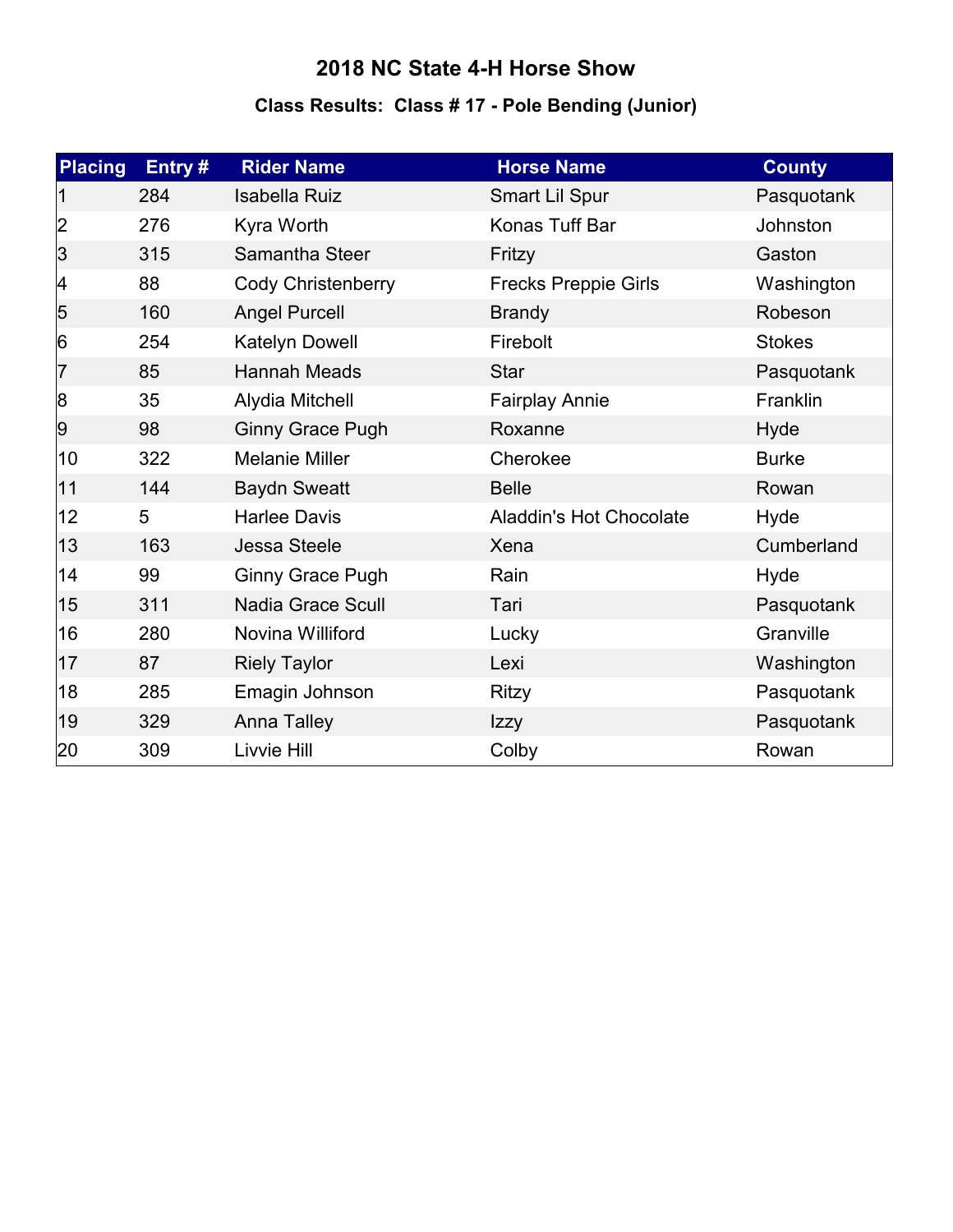# 2018 NC State 4-H Horse Show

## Class Results: Class # 17 - Pole Bending (Junior)

| Placing | Entry # | Rider Name | Horse Name | County |
|---|---|---|---|---|
| 1 | 284 | Isabella Ruiz | Smart Lil Spur | Pasquotank |
| 2 | 276 | Kyra Worth | Konas Tuff Bar | Johnston |
| 3 | 315 | Samantha Steer | Fritzy | Gaston |
| 4 | 88 | Cody Christenberry | Frecks Preppie Girls | Washington |
| 5 | 160 | Angel Purcell | Brandy | Robeson |
| 6 | 254 | Katelyn Dowell | Firebolt | Stokes |
| 7 | 85 | Hannah Meads | Star | Pasquotank |
| 8 | 35 | Alydia Mitchell | Fairplay Annie | Franklin |
| 9 | 98 | Ginny Grace Pugh | Roxanne | Hyde |
| 10 | 322 | Melanie Miller | Cherokee | Burke |
| 11 | 144 | Baydn Sweatt | Belle | Rowan |
| 12 | 5 | Harlee Davis | Aladdin's Hot Chocolate | Hyde |
| 13 | 163 | Jessa Steele | Xena | Cumberland |
| 14 | 99 | Ginny Grace Pugh | Rain | Hyde |
| 15 | 311 | Nadia Grace Scull | Tari | Pasquotank |
| 16 | 280 | Novina Williford | Lucky | Granville |
| 17 | 87 | Riely Taylor | Lexi | Washington |
| 18 | 285 | Emagin Johnson | Ritzy | Pasquotank |
| 19 | 329 | Anna Talley | Izzy | Pasquotank |
| 20 | 309 | Livvie Hill | Colby | Rowan |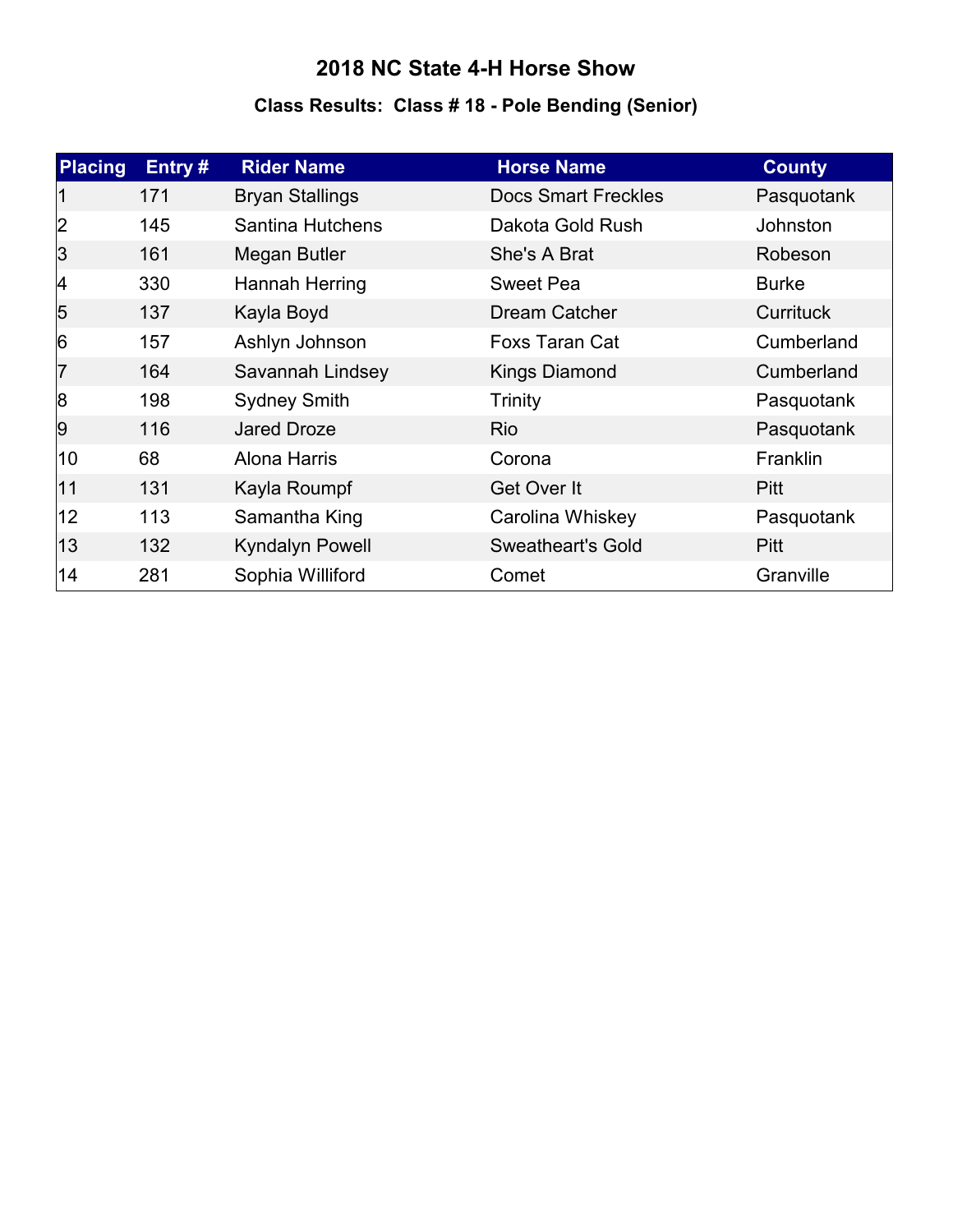# 2018 NC State 4-H Horse Show

## Class Results: Class # 18 - Pole Bending (Senior)

| Placing | Entry # | Rider Name | Horse Name | County |
|---|---|---|---|---|
| 1 | 171 | Bryan Stallings | Docs Smart Freckles | Pasquotank |
| 2 | 145 | Santina Hutchens | Dakota Gold Rush | Johnston |
| 3 | 161 | Megan Butler | She's A Brat | Robeson |
| 4 | 330 | Hannah Herring | Sweet Pea | Burke |
| 5 | 137 | Kayla Boyd | Dream Catcher | Currituck |
| 6 | 157 | Ashlyn Johnson | Foxs Taran Cat | Cumberland |
| 7 | 164 | Savannah Lindsey | Kings Diamond | Cumberland |
| 8 | 198 | Sydney Smith | Trinity | Pasquotank |
| 9 | 116 | Jared Droze | Rio | Pasquotank |
| 10 | 68 | Alona Harris | Corona | Franklin |
| 11 | 131 | Kayla Roumpf | Get Over It | Pitt |
| 12 | 113 | Samantha King | Carolina Whiskey | Pasquotank |
| 13 | 132 | Kyndalyn Powell | Sweatheart's Gold | Pitt |
| 14 | 281 | Sophia Williford | Comet | Granville |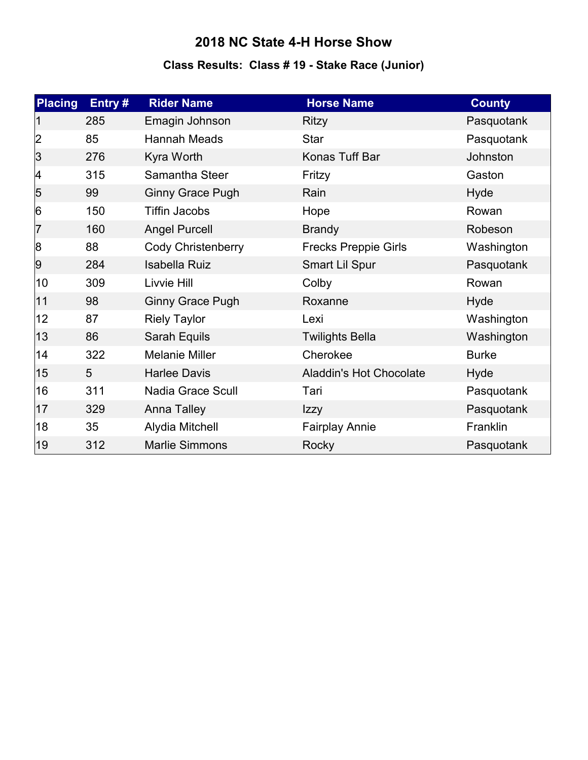# 2018 NC State 4-H Horse Show

## Class Results: Class # 19 - Stake Race (Junior)

| Placing | Entry # | Rider Name | Horse Name | County |
|---|---|---|---|---|
| 1 | 285 | Emagin Johnson | Ritzy | Pasquotank |
| 2 | 85 | Hannah Meads | Star | Pasquotank |
| 3 | 276 | Kyra Worth | Konas Tuff Bar | Johnston |
| 4 | 315 | Samantha Steer | Fritzy | Gaston |
| 5 | 99 | Ginny Grace Pugh | Rain | Hyde |
| 6 | 150 | Tiffin Jacobs | Hope | Rowan |
| 7 | 160 | Angel Purcell | Brandy | Robeson |
| 8 | 88 | Cody Christenberry | Frecks Preppie Girls | Washington |
| 9 | 284 | Isabella Ruiz | Smart Lil Spur | Pasquotank |
| 10 | 309 | Livvie Hill | Colby | Rowan |
| 11 | 98 | Ginny Grace Pugh | Roxanne | Hyde |
| 12 | 87 | Riely Taylor | Lexi | Washington |
| 13 | 86 | Sarah Equils | Twilights Bella | Washington |
| 14 | 322 | Melanie Miller | Cherokee | Burke |
| 15 | 5 | Harlee Davis | Aladdin's Hot Chocolate | Hyde |
| 16 | 311 | Nadia Grace Scull | Tari | Pasquotank |
| 17 | 329 | Anna Talley | Izzy | Pasquotank |
| 18 | 35 | Alydia Mitchell | Fairplay Annie | Franklin |
| 19 | 312 | Marlie Simmons | Rocky | Pasquotank |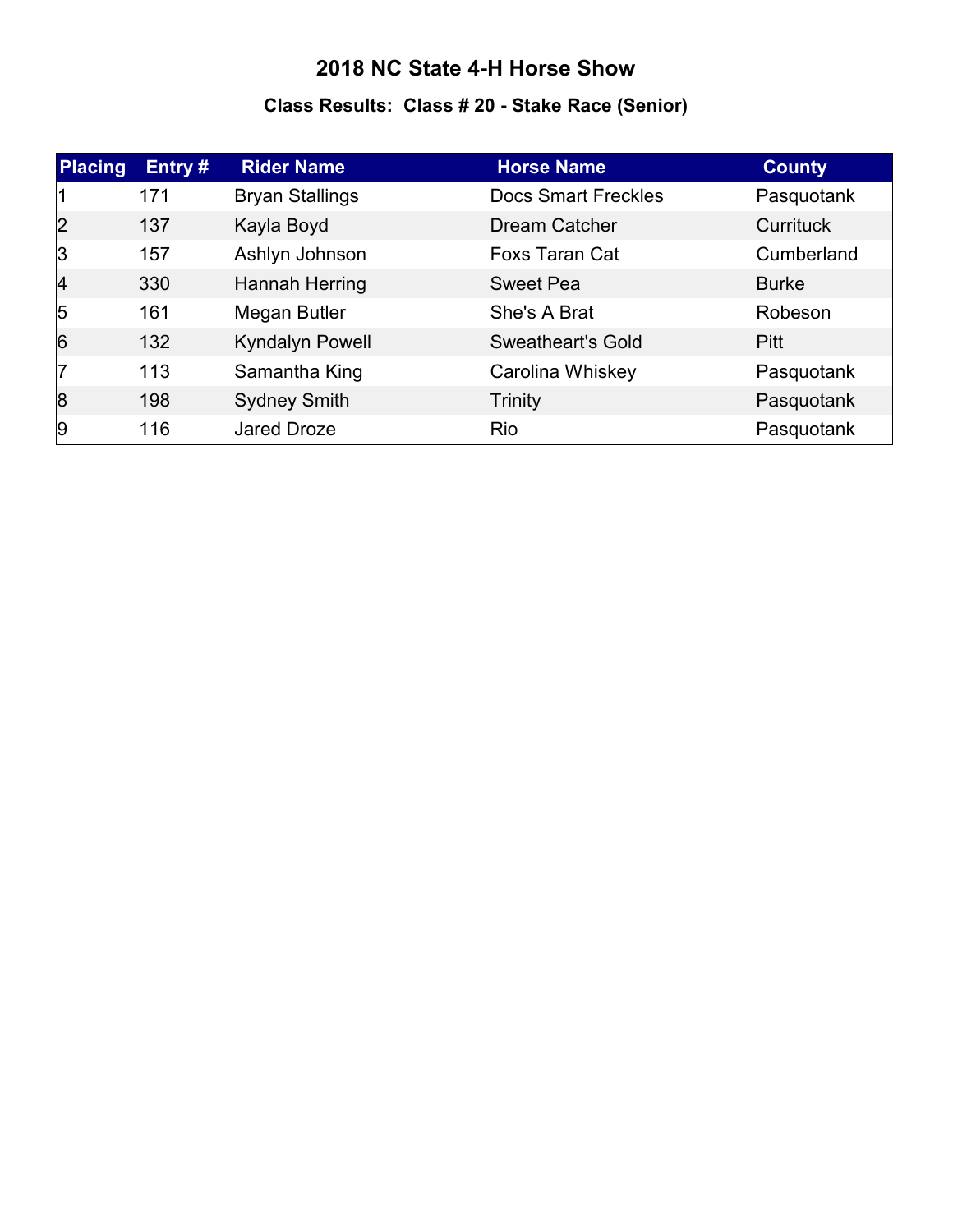# 2018 NC State 4-H Horse Show

## Class Results: Class # 20 - Stake Race (Senior)

| Placing | Entry # | Rider Name | Horse Name | County |
|---|---|---|---|---|
| 1 | 171 | Bryan Stallings | Docs Smart Freckles | Pasquotank |
| 2 | 137 | Kayla Boyd | Dream Catcher | Currituck |
| 3 | 157 | Ashlyn Johnson | Foxs Taran Cat | Cumberland |
| 4 | 330 | Hannah Herring | Sweet Pea | Burke |
| 5 | 161 | Megan Butler | She's A Brat | Robeson |
| 6 | 132 | Kyndalyn Powell | Sweatheart's Gold | Pitt |
| 7 | 113 | Samantha King | Carolina Whiskey | Pasquotank |
| 8 | 198 | Sydney Smith | Trinity | Pasquotank |
| 9 | 116 | Jared Droze | Rio | Pasquotank |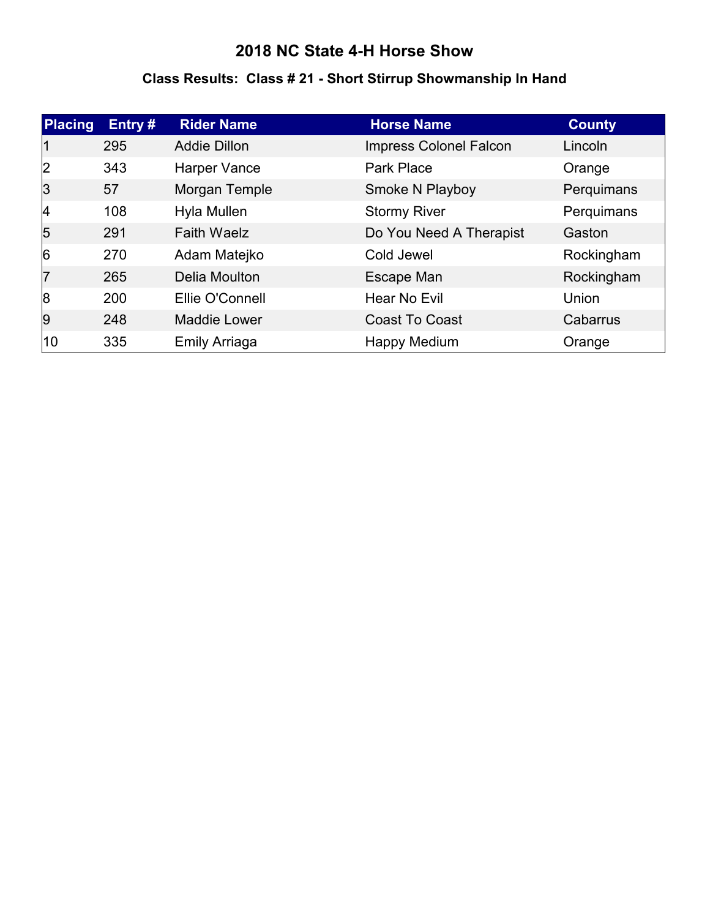# 2018 NC State 4-H Horse Show

## Class Results: Class # 21 - Short Stirrup Showmanship In Hand

| Placing | Entry # | Rider Name | Horse Name | County |
|---|---|---|---|---|
| 1 | 295 | Addie Dillon | Impress Colonel Falcon | Lincoln |
| 2 | 343 | Harper Vance | Park Place | Orange |
| 3 | 57 | Morgan Temple | Smoke N Playboy | Perquimans |
| 4 | 108 | Hyla Mullen | Stormy River | Perquimans |
| 5 | 291 | Faith Waelz | Do You Need A Therapist | Gaston |
| 6 | 270 | Adam Matejko | Cold Jewel | Rockingham |
| 7 | 265 | Delia Moulton | Escape Man | Rockingham |
| 8 | 200 | Ellie O'Connell | Hear No Evil | Union |
| 9 | 248 | Maddie Lower | Coast To Coast | Cabarrus |
| 10 | 335 | Emily Arriaga | Happy Medium | Orange |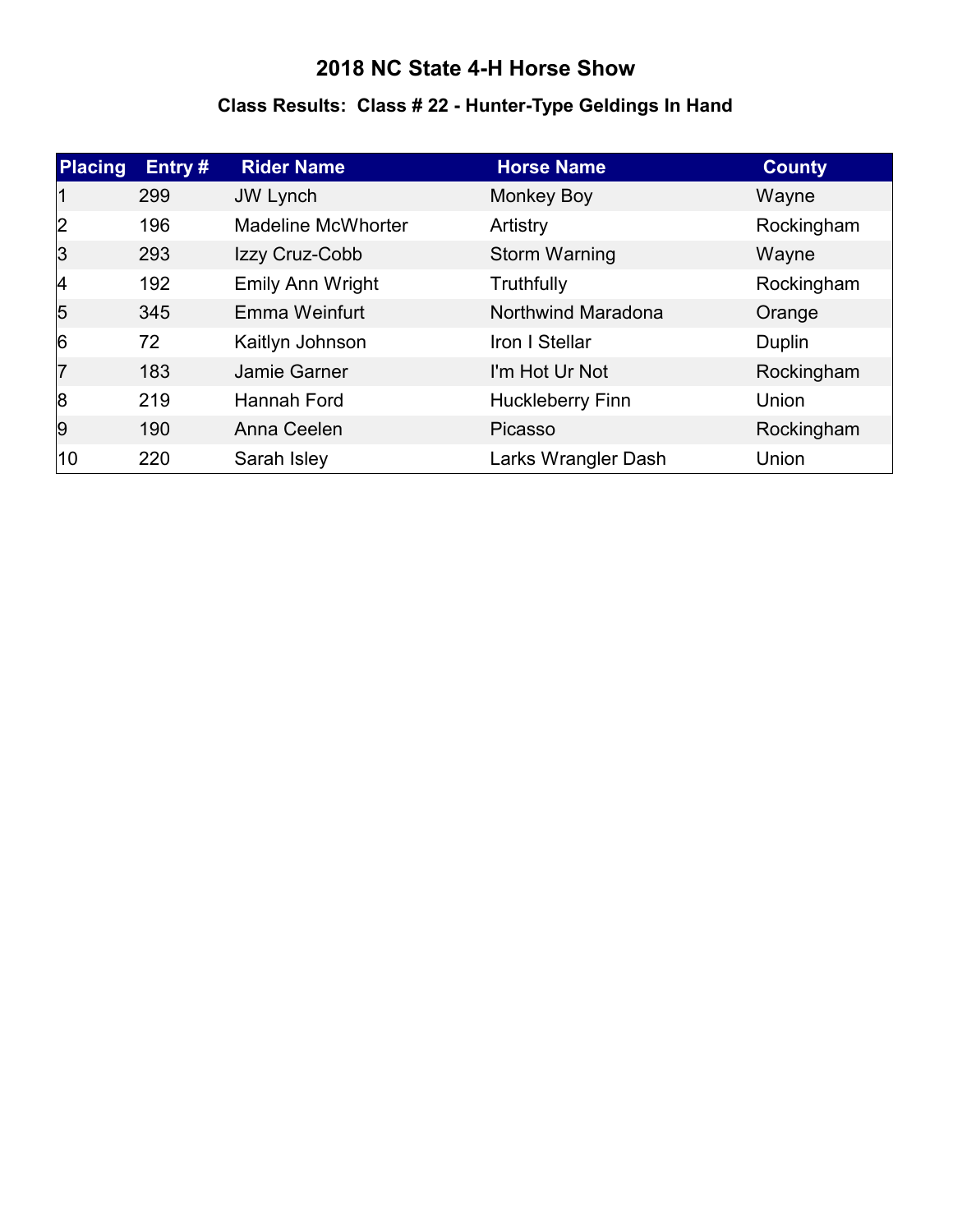# 2018 NC State 4-H Horse Show

## Class Results:  Class # 22 - Hunter-Type Geldings In Hand

| Placing | Entry # | Rider Name | Horse Name | County |
|---|---|---|---|---|
| 1 | 299 | JW Lynch | Monkey Boy | Wayne |
| 2 | 196 | Madeline McWhorter | Artistry | Rockingham |
| 3 | 293 | Izzy Cruz-Cobb | Storm Warning | Wayne |
| 4 | 192 | Emily Ann Wright | Truthfully | Rockingham |
| 5 | 345 | Emma Weinfurt | Northwind Maradona | Orange |
| 6 | 72 | Kaitlyn Johnson | Iron I Stellar | Duplin |
| 7 | 183 | Jamie Garner | I'm Hot Ur Not | Rockingham |
| 8 | 219 | Hannah Ford | Huckleberry Finn | Union |
| 9 | 190 | Anna Ceelen | Picasso | Rockingham |
| 10 | 220 | Sarah Isley | Larks Wrangler Dash | Union |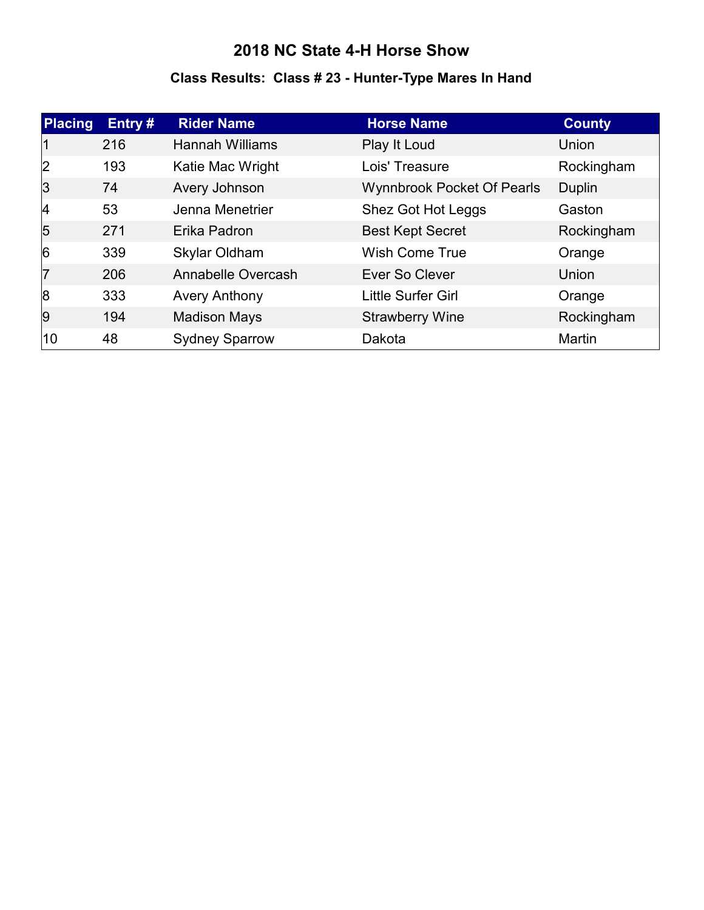# 2018 NC State 4-H Horse Show

## Class Results: Class # 23 - Hunter-Type Mares In Hand

| Placing | Entry # | Rider Name | Horse Name | County |
|---|---|---|---|---|
| 1 | 216 | Hannah Williams | Play It Loud | Union |
| 2 | 193 | Katie Mac Wright | Lois' Treasure | Rockingham |
| 3 | 74 | Avery Johnson | Wynnbrook Pocket Of Pearls | Duplin |
| 4 | 53 | Jenna Menetrier | Shez Got Hot Leggs | Gaston |
| 5 | 271 | Erika Padron | Best Kept Secret | Rockingham |
| 6 | 339 | Skylar Oldham | Wish Come True | Orange |
| 7 | 206 | Annabelle Overcash | Ever So Clever | Union |
| 8 | 333 | Avery Anthony | Little Surfer Girl | Orange |
| 9 | 194 | Madison Mays | Strawberry Wine | Rockingham |
| 10 | 48 | Sydney Sparrow | Dakota | Martin |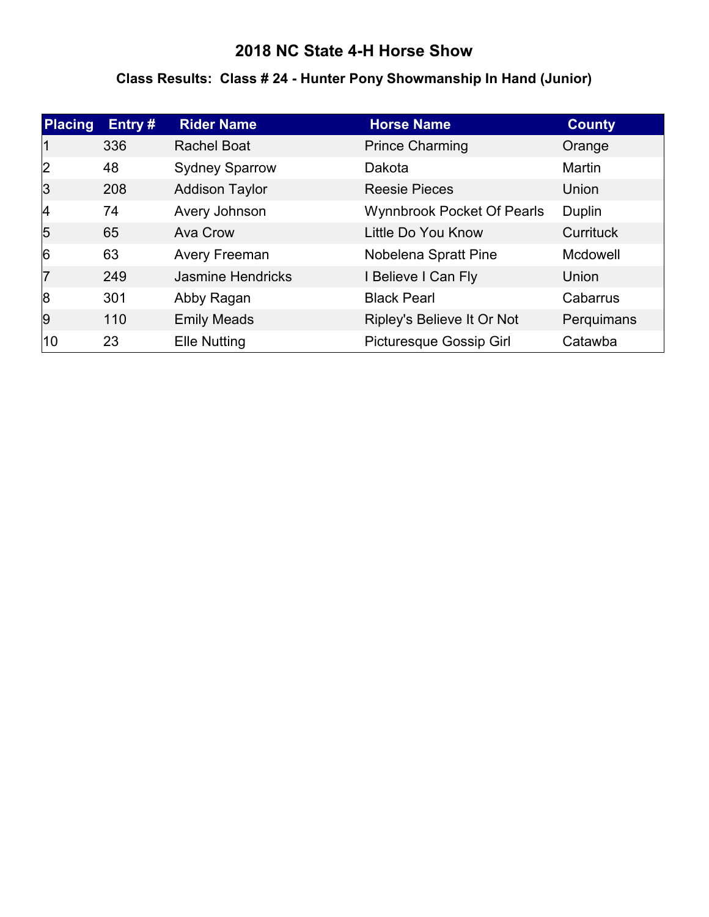# 2018 NC State 4-H Horse Show

## Class Results: Class # 24 - Hunter Pony Showmanship In Hand (Junior)

| Placing | Entry # | Rider Name | Horse Name | County |
|---|---|---|---|---|
| 1 | 336 | Rachel Boat | Prince Charming | Orange |
| 2 | 48 | Sydney Sparrow | Dakota | Martin |
| 3 | 208 | Addison Taylor | Reesie Pieces | Union |
| 4 | 74 | Avery Johnson | Wynnbrook Pocket Of Pearls | Duplin |
| 5 | 65 | Ava Crow | Little Do You Know | Currituck |
| 6 | 63 | Avery Freeman | Nobelena Spratt Pine | Mcdowell |
| 7 | 249 | Jasmine Hendricks | I Believe I Can Fly | Union |
| 8 | 301 | Abby Ragan | Black Pearl | Cabarrus |
| 9 | 110 | Emily Meads | Ripley's Believe It Or Not | Perquimans |
| 10 | 23 | Elle Nutting | Picturesque Gossip Girl | Catawba |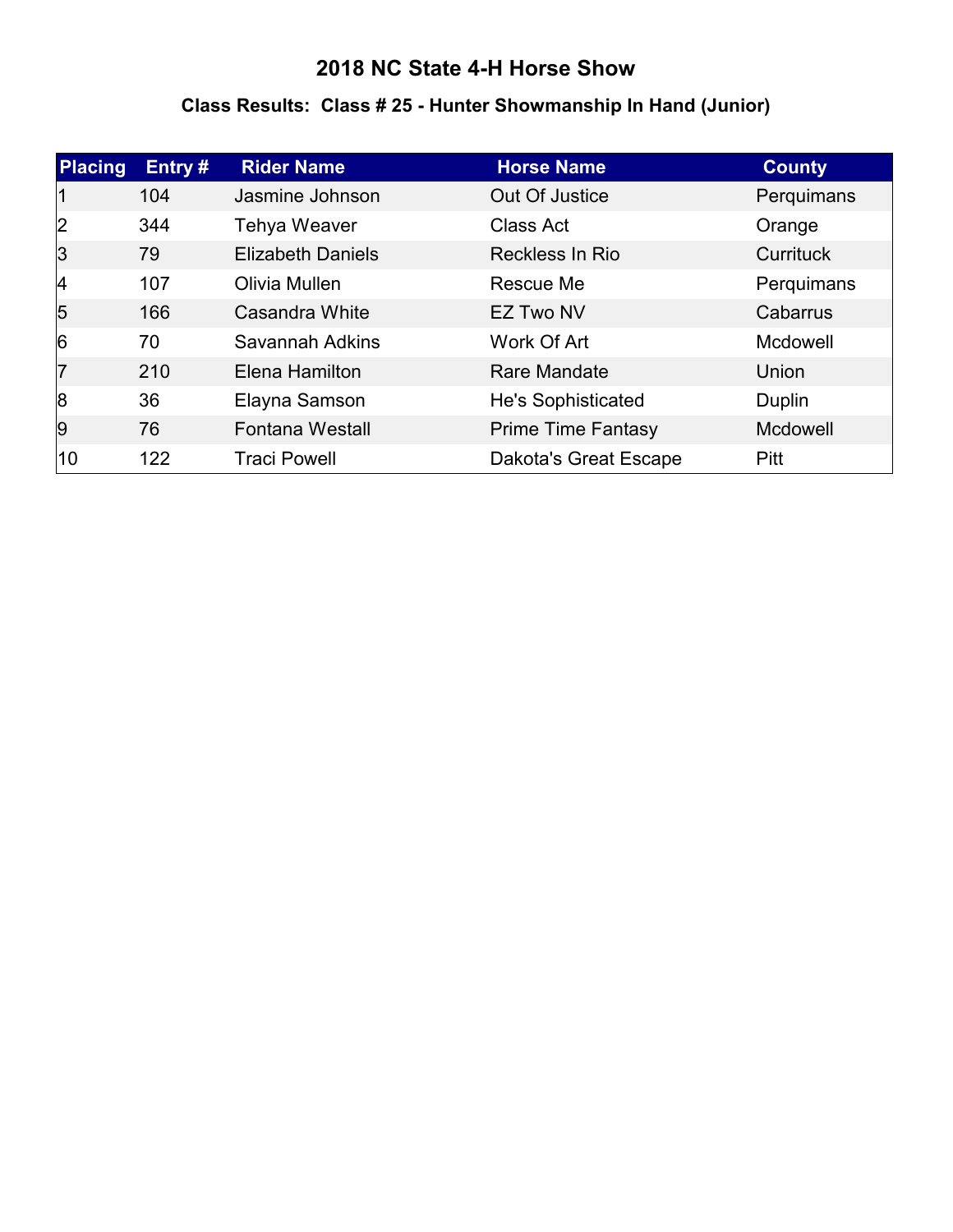# 2018 NC State 4-H Horse Show

## Class Results: Class # 25 - Hunter Showmanship In Hand (Junior)

| Placing | Entry # | Rider Name | Horse Name | County |
|---|---|---|---|---|
| 1 | 104 | Jasmine Johnson | Out Of Justice | Perquimans |
| 2 | 344 | Tehya Weaver | Class Act | Orange |
| 3 | 79 | Elizabeth Daniels | Reckless In Rio | Currituck |
| 4 | 107 | Olivia Mullen | Rescue Me | Perquimans |
| 5 | 166 | Casandra White | EZ Two NV | Cabarrus |
| 6 | 70 | Savannah Adkins | Work Of Art | Mcdowell |
| 7 | 210 | Elena Hamilton | Rare Mandate | Union |
| 8 | 36 | Elayna Samson | He's Sophisticated | Duplin |
| 9 | 76 | Fontana Westall | Prime Time Fantasy | Mcdowell |
| 10 | 122 | Traci Powell | Dakota's Great Escape | Pitt |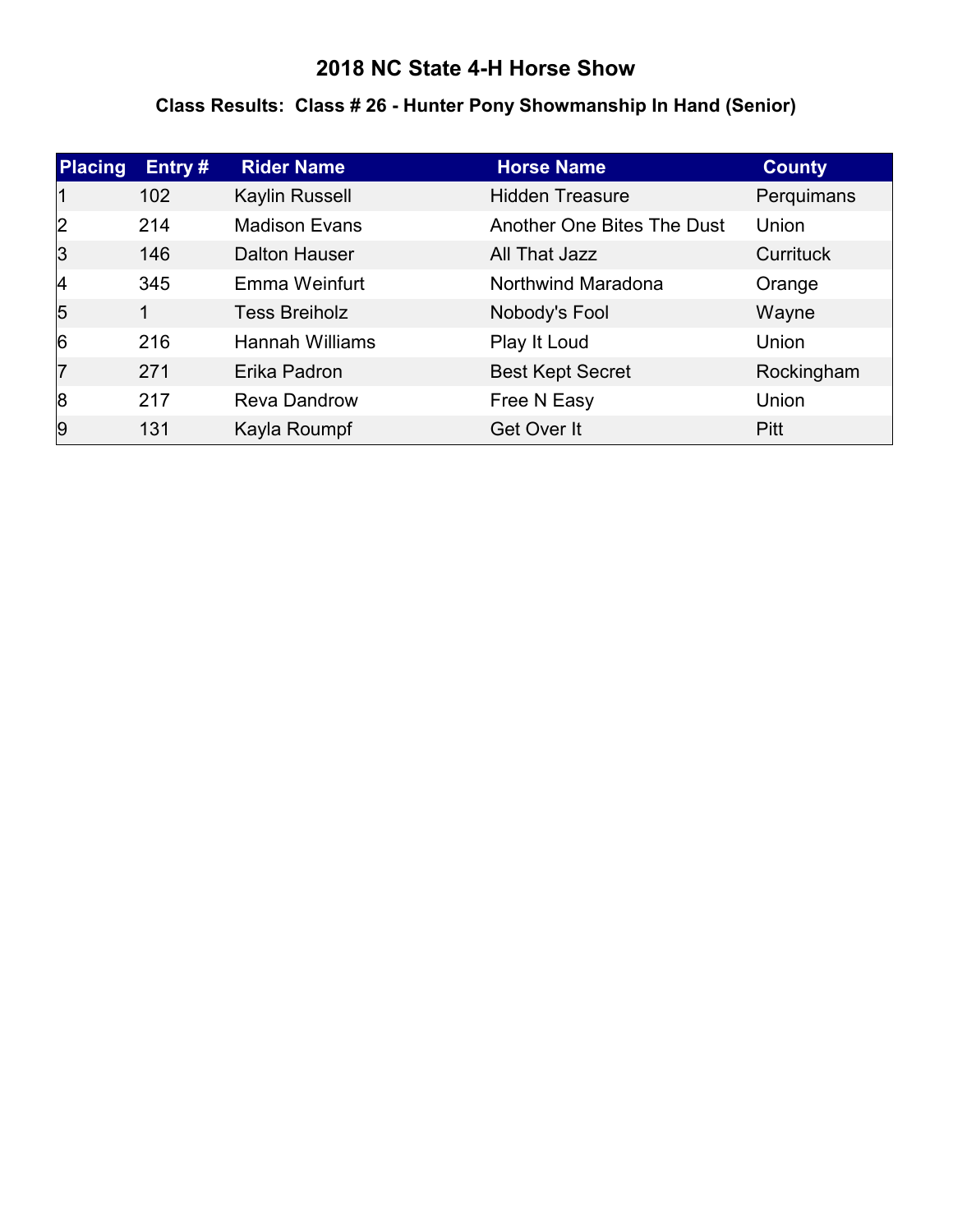# 2018 NC State 4-H Horse Show

## Class Results: Class # 26 - Hunter Pony Showmanship In Hand (Senior)

| Placing | Entry # | Rider Name | Horse Name | County |
|---|---|---|---|---|
| 1 | 102 | Kaylin Russell | Hidden Treasure | Perquimans |
| 2 | 214 | Madison Evans | Another One Bites The Dust | Union |
| 3 | 146 | Dalton Hauser | All That Jazz | Currituck |
| 4 | 345 | Emma Weinfurt | Northwind Maradona | Orange |
| 5 | 1 | Tess Breiholz | Nobody's Fool | Wayne |
| 6 | 216 | Hannah Williams | Play It Loud | Union |
| 7 | 271 | Erika Padron | Best Kept Secret | Rockingham |
| 8 | 217 | Reva Dandrow | Free N Easy | Union |
| 9 | 131 | Kayla Roumpf | Get Over It | Pitt |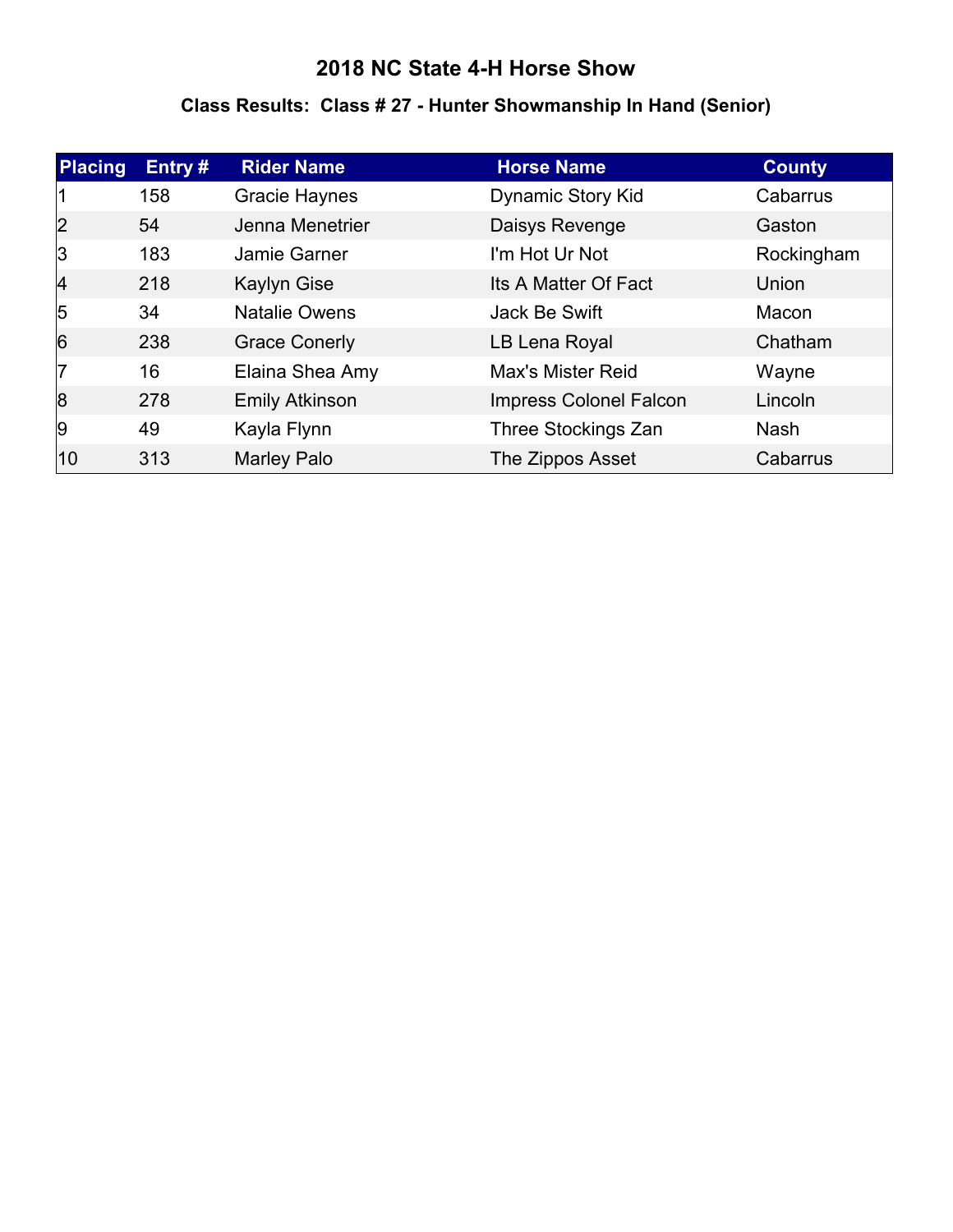# 2018 NC State 4-H Horse Show

## Class Results: Class # 27 - Hunter Showmanship In Hand (Senior)

| Placing | Entry # | Rider Name | Horse Name | County |
|---|---|---|---|---|
| 1 | 158 | Gracie Haynes | Dynamic Story Kid | Cabarrus |
| 2 | 54 | Jenna Menetrier | Daisys Revenge | Gaston |
| 3 | 183 | Jamie Garner | I'm Hot Ur Not | Rockingham |
| 4 | 218 | Kaylyn Gise | Its A Matter Of Fact | Union |
| 5 | 34 | Natalie Owens | Jack Be Swift | Macon |
| 6 | 238 | Grace Conerly | LB Lena Royal | Chatham |
| 7 | 16 | Elaina Shea Amy | Max's Mister Reid | Wayne |
| 8 | 278 | Emily Atkinson | Impress Colonel Falcon | Lincoln |
| 9 | 49 | Kayla Flynn | Three Stockings Zan | Nash |
| 10 | 313 | Marley Palo | The Zippos Asset | Cabarrus |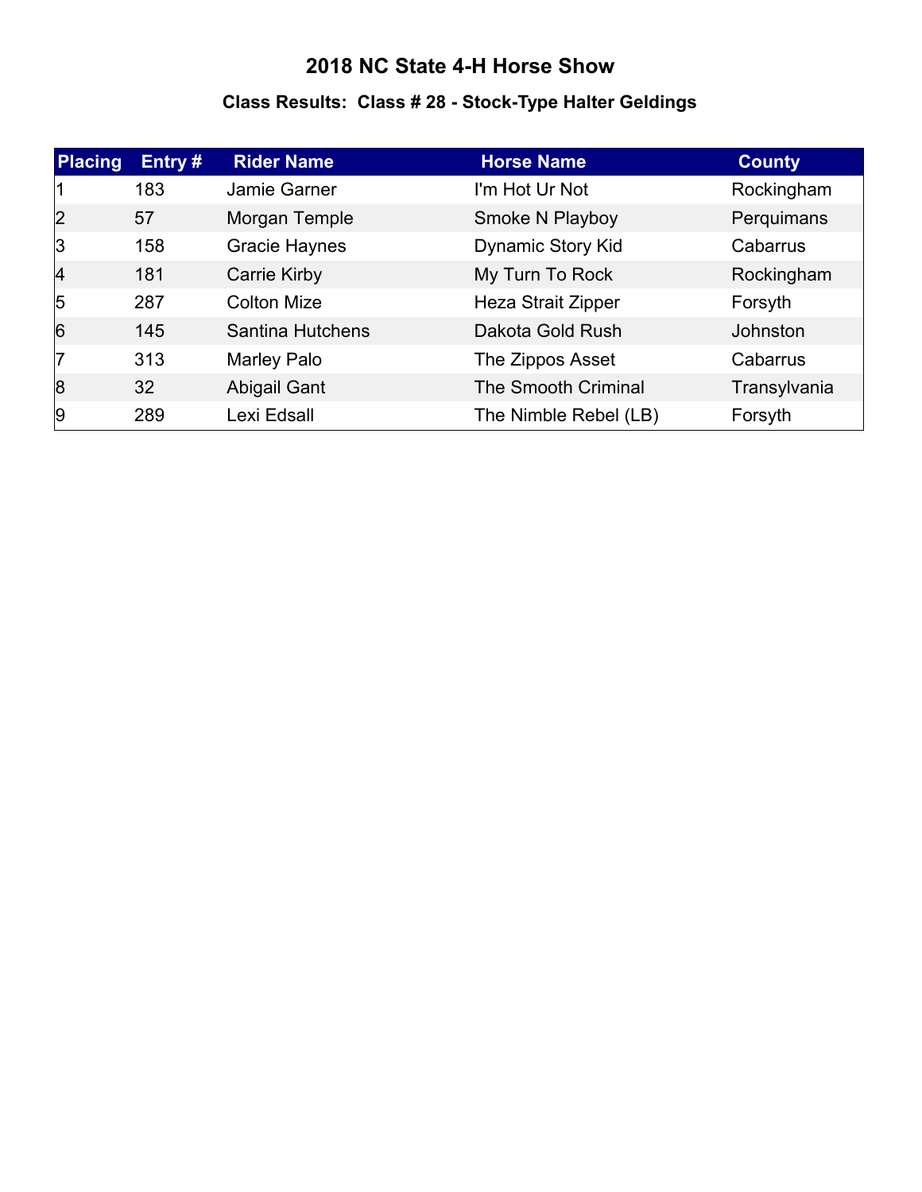# 2018 NC State 4-H Horse Show

## Class Results: Class # 28 - Stock-Type Halter Geldings

| Placing | Entry # | Rider Name | Horse Name | County |
|---|---|---|---|---|
| 1 | 183 | Jamie Garner | I'm Hot Ur Not | Rockingham |
| 2 | 57 | Morgan Temple | Smoke N Playboy | Perquimans |
| 3 | 158 | Gracie Haynes | Dynamic Story Kid | Cabarrus |
| 4 | 181 | Carrie Kirby | My Turn To Rock | Rockingham |
| 5 | 287 | Colton Mize | Heza Strait Zipper | Forsyth |
| 6 | 145 | Santina Hutchens | Dakota Gold Rush | Johnston |
| 7 | 313 | Marley Palo | The Zippos Asset | Cabarrus |
| 8 | 32 | Abigail Gant | The Smooth Criminal | Transylvania |
| 9 | 289 | Lexi Edsall | The Nimble Rebel (LB) | Forsyth |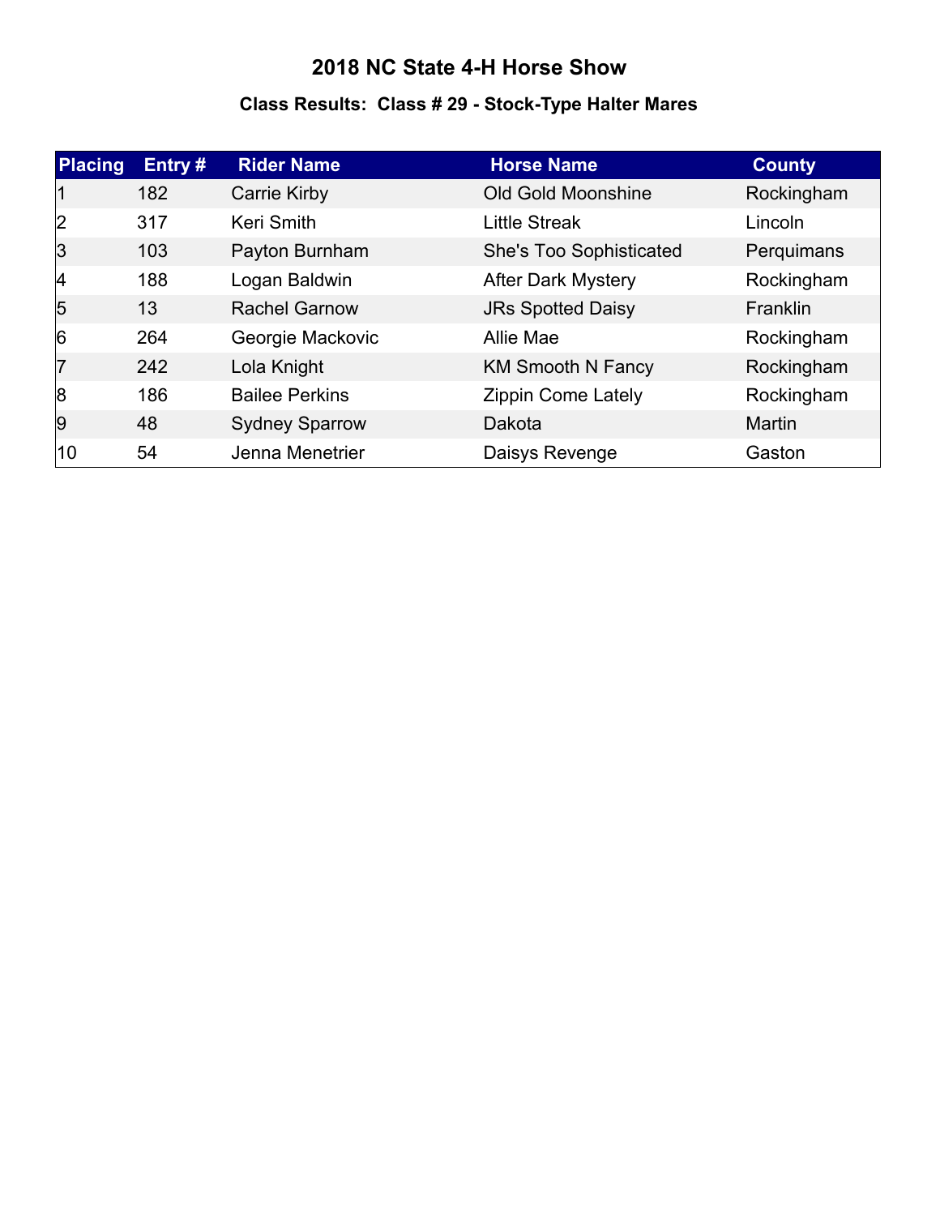# 2018 NC State 4-H Horse Show

## Class Results: Class # 29 - Stock-Type Halter Mares

| Placing | Entry # | Rider Name | Horse Name | County |
|---|---|---|---|---|
| 1 | 182 | Carrie Kirby | Old Gold Moonshine | Rockingham |
| 2 | 317 | Keri Smith | Little Streak | Lincoln |
| 3 | 103 | Payton Burnham | She's Too Sophisticated | Perquimans |
| 4 | 188 | Logan Baldwin | After Dark Mystery | Rockingham |
| 5 | 13 | Rachel Garnow | JRs Spotted Daisy | Franklin |
| 6 | 264 | Georgie Mackovic | Allie Mae | Rockingham |
| 7 | 242 | Lola Knight | KM Smooth N Fancy | Rockingham |
| 8 | 186 | Bailee Perkins | Zippin Come Lately | Rockingham |
| 9 | 48 | Sydney Sparrow | Dakota | Martin |
| 10 | 54 | Jenna Menetrier | Daisys Revenge | Gaston |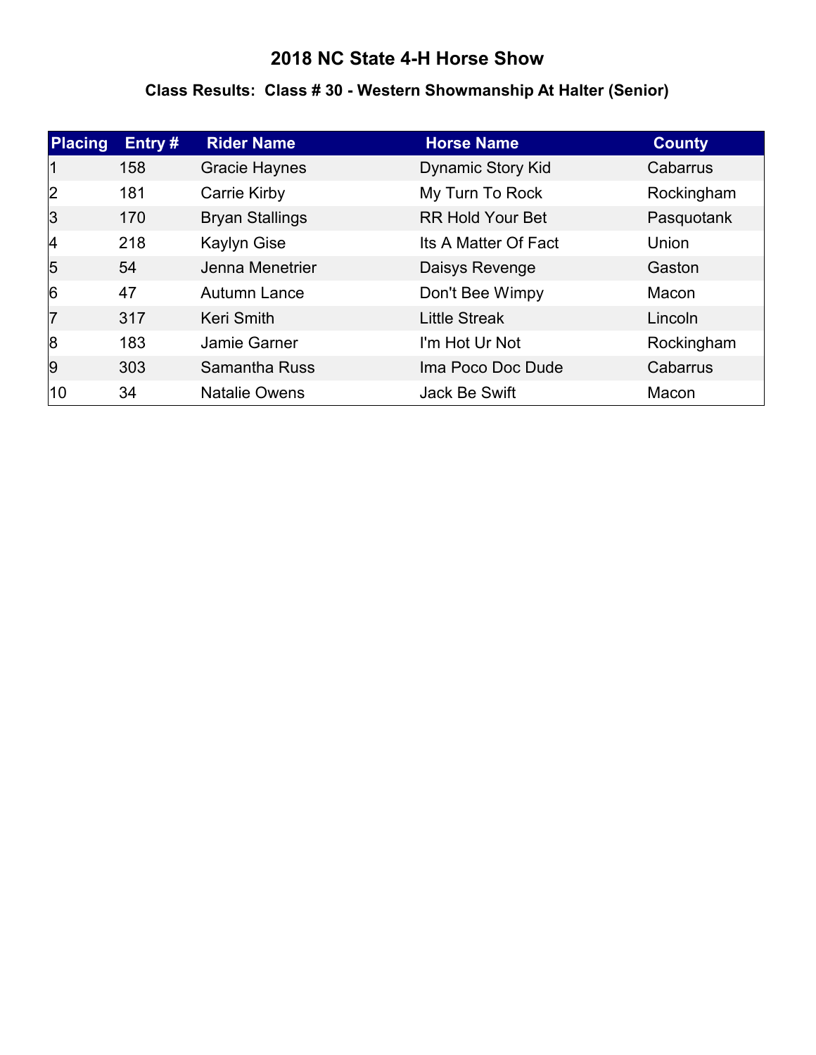# 2018 NC State 4-H Horse Show

## Class Results: Class # 30 - Western Showmanship At Halter (Senior)

| Placing | Entry # | Rider Name | Horse Name | County |
|---|---|---|---|---|
| 1 | 158 | Gracie Haynes | Dynamic Story Kid | Cabarrus |
| 2 | 181 | Carrie Kirby | My Turn To Rock | Rockingham |
| 3 | 170 | Bryan Stallings | RR Hold Your Bet | Pasquotank |
| 4 | 218 | Kaylyn Gise | Its A Matter Of Fact | Union |
| 5 | 54 | Jenna Menetrier | Daisys Revenge | Gaston |
| 6 | 47 | Autumn Lance | Don't Bee Wimpy | Macon |
| 7 | 317 | Keri Smith | Little Streak | Lincoln |
| 8 | 183 | Jamie Garner | I'm Hot Ur Not | Rockingham |
| 9 | 303 | Samantha Russ | Ima Poco Doc Dude | Cabarrus |
| 10 | 34 | Natalie Owens | Jack Be Swift | Macon |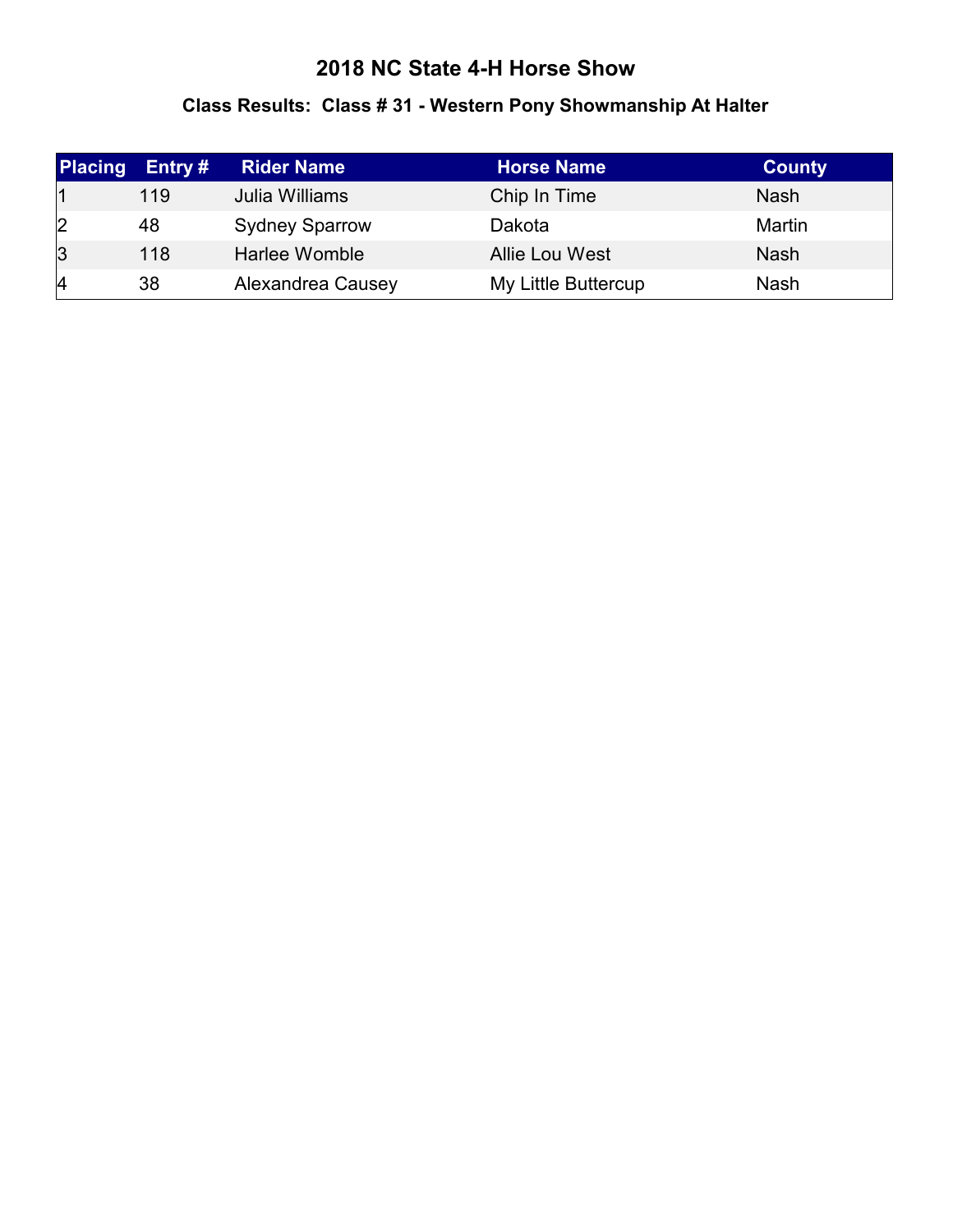# 2018 NC State 4-H Horse Show

### Class Results: Class # 31 - Western Pony Showmanship At Halter

| Placing | Entry # | Rider Name | Horse Name | County |
|---|---|---|---|---|
| 1 | 119 | Julia Williams | Chip In Time | Nash |
| 2 | 48 | Sydney Sparrow | Dakota | Martin |
| 3 | 118 | Harlee Womble | Allie Lou West | Nash |
| 4 | 38 | Alexandrea Causey | My Little Buttercup | Nash |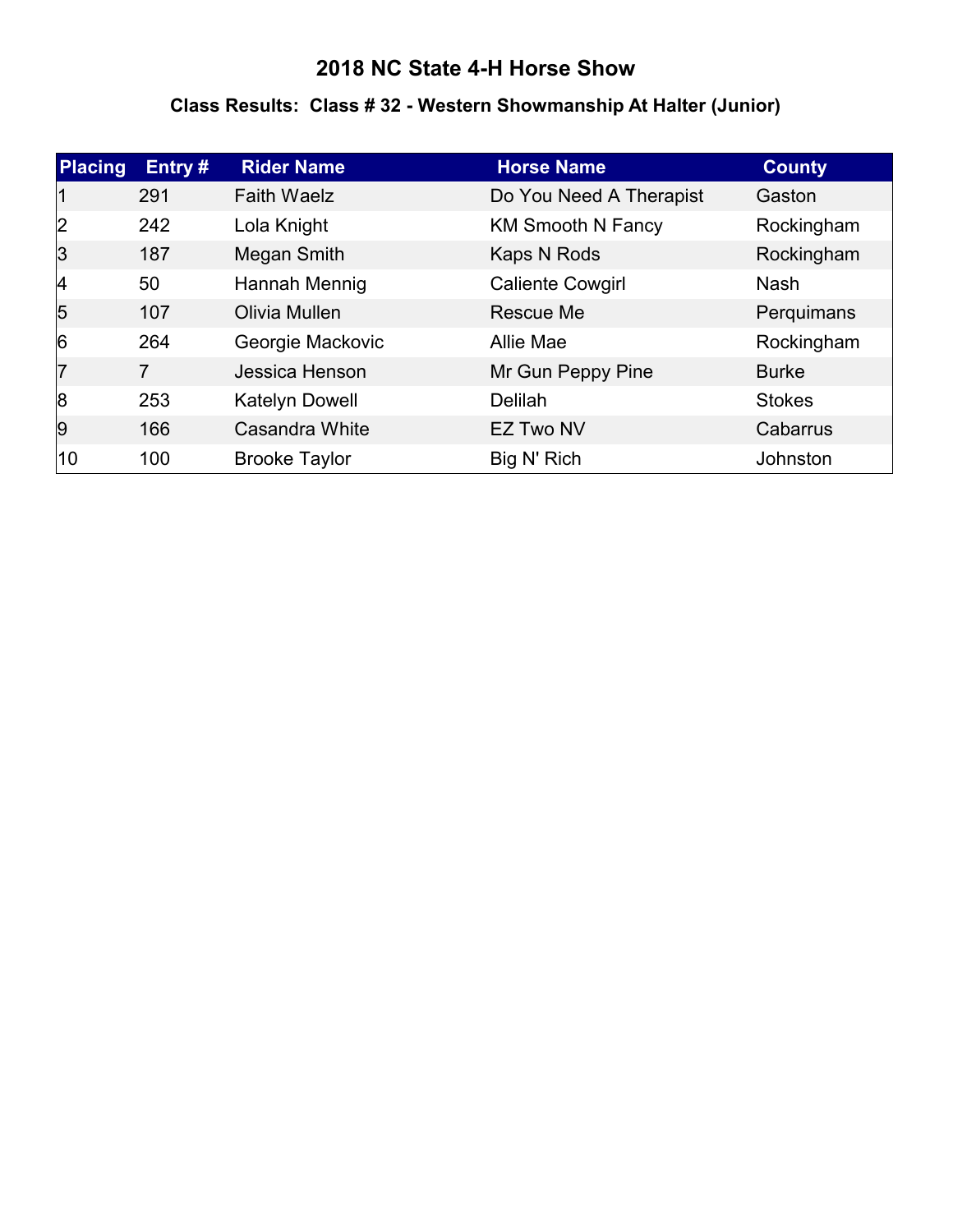# 2018 NC State 4-H Horse Show

## Class Results: Class # 32 - Western Showmanship At Halter (Junior)

| Placing | Entry # | Rider Name | Horse Name | County |
|---|---|---|---|---|
| 1 | 291 | Faith Waelz | Do You Need A Therapist | Gaston |
| 2 | 242 | Lola Knight | KM Smooth N Fancy | Rockingham |
| 3 | 187 | Megan Smith | Kaps N Rods | Rockingham |
| 4 | 50 | Hannah Mennig | Caliente Cowgirl | Nash |
| 5 | 107 | Olivia Mullen | Rescue Me | Perquimans |
| 6 | 264 | Georgie Mackovic | Allie Mae | Rockingham |
| 7 | 7 | Jessica Henson | Mr Gun Peppy Pine | Burke |
| 8 | 253 | Katelyn Dowell | Delilah | Stokes |
| 9 | 166 | Casandra White | EZ Two NV | Cabarrus |
| 10 | 100 | Brooke Taylor | Big N' Rich | Johnston |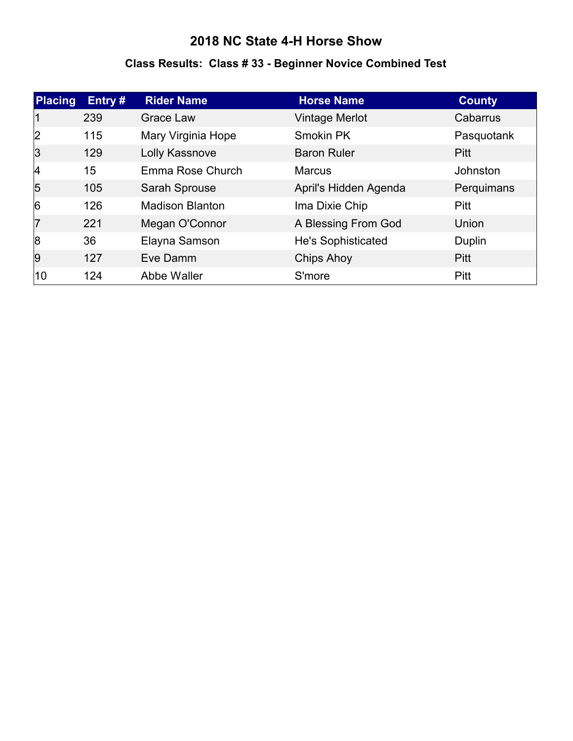# 2018 NC State 4-H Horse Show

## Class Results: Class # 33 - Beginner Novice Combined Test

| Placing | Entry # | Rider Name | Horse Name | County |
|---|---|---|---|---|
| 1 | 239 | Grace Law | Vintage Merlot | Cabarrus |
| 2 | 115 | Mary Virginia Hope | Smokin PK | Pasquotank |
| 3 | 129 | Lolly Kassnove | Baron Ruler | Pitt |
| 4 | 15 | Emma Rose Church | Marcus | Johnston |
| 5 | 105 | Sarah Sprouse | April's Hidden Agenda | Perquimans |
| 6 | 126 | Madison Blanton | Ima Dixie Chip | Pitt |
| 7 | 221 | Megan O'Connor | A Blessing From God | Union |
| 8 | 36 | Elayna Samson | He's Sophisticated | Duplin |
| 9 | 127 | Eve Damm | Chips Ahoy | Pitt |
| 10 | 124 | Abbe Waller | S'more | Pitt |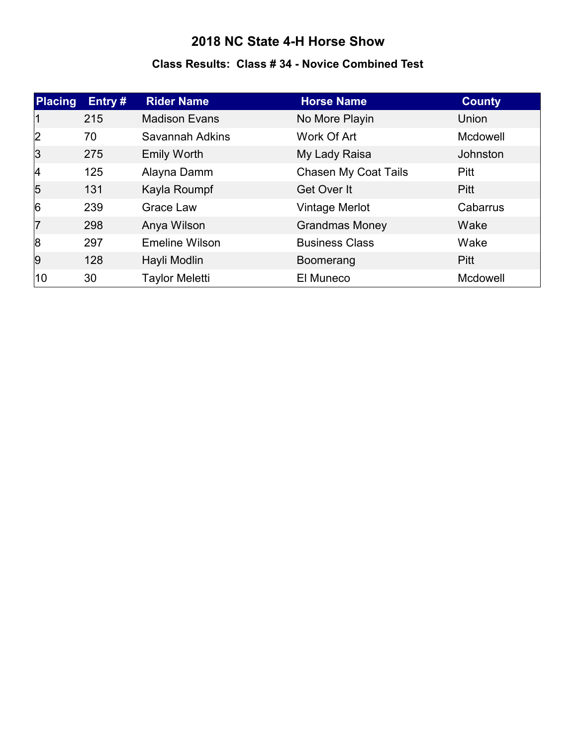# 2018 NC State 4-H Horse Show

### Class Results: Class # 34 - Novice Combined Test

| Placing | Entry # | Rider Name | Horse Name | County |
|---|---|---|---|---|
| 1 | 215 | Madison Evans | No More Playin | Union |
| 2 | 70 | Savannah Adkins | Work Of Art | Mcdowell |
| 3 | 275 | Emily Worth | My Lady Raisa | Johnston |
| 4 | 125 | Alayna Damm | Chasen My Coat Tails | Pitt |
| 5 | 131 | Kayla Roumpf | Get Over It | Pitt |
| 6 | 239 | Grace Law | Vintage Merlot | Cabarrus |
| 7 | 298 | Anya Wilson | Grandmas Money | Wake |
| 8 | 297 | Emeline Wilson | Business Class | Wake |
| 9 | 128 | Hayli Modlin | Boomerang | Pitt |
| 10 | 30 | Taylor Meletti | El Muneco | Mcdowell |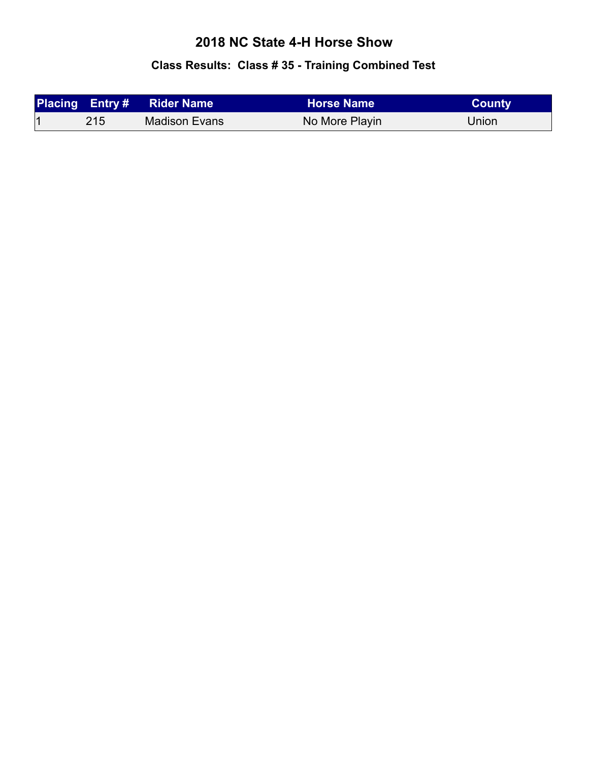# 2018 NC State 4-H Horse Show

## Class Results: Class # 35 - Training Combined Test

| Placing | Entry # | Rider Name | Horse Name | County |
|---|---|---|---|---|
| 1 | 215 | Madison Evans | No More Playin | Union |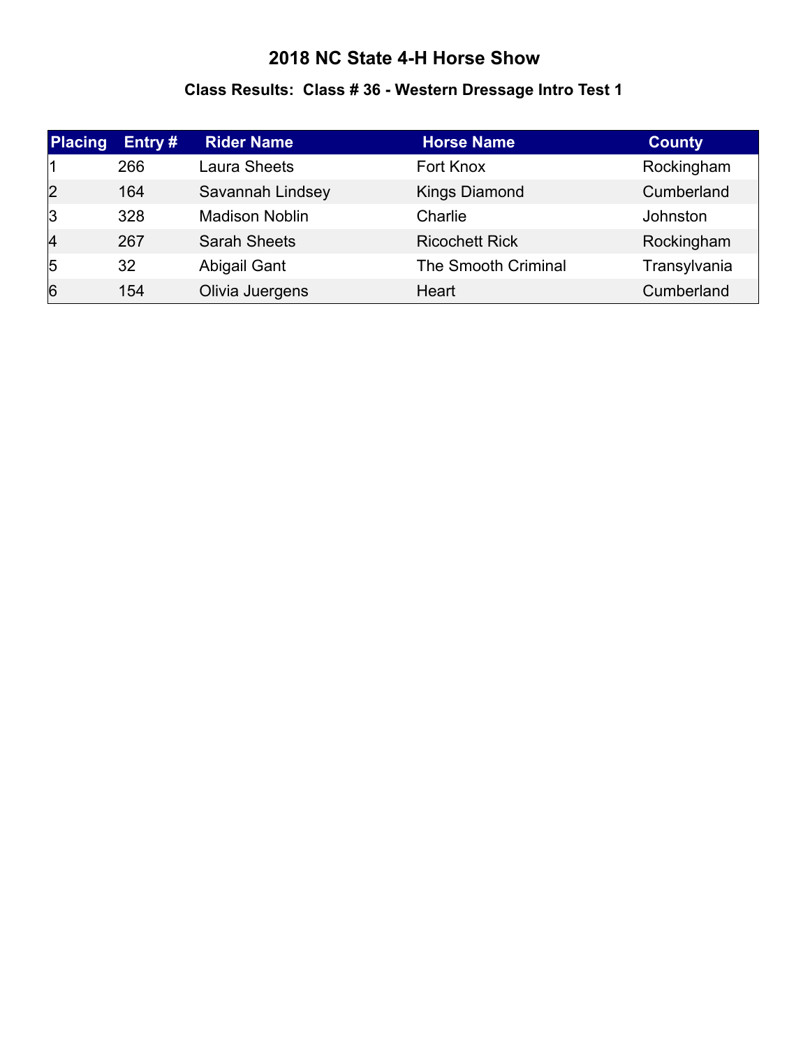# 2018 NC State 4-H Horse Show

## Class Results: Class # 36 - Western Dressage Intro Test 1

| Placing | Entry # | Rider Name | Horse Name | County |
|---|---|---|---|---|
| 1 | 266 | Laura Sheets | Fort Knox | Rockingham |
| 2 | 164 | Savannah Lindsey | Kings Diamond | Cumberland |
| 3 | 328 | Madison Noblin | Charlie | Johnston |
| 4 | 267 | Sarah Sheets | Ricochett Rick | Rockingham |
| 5 | 32 | Abigail Gant | The Smooth Criminal | Transylvania |
| 6 | 154 | Olivia Juergens | Heart | Cumberland |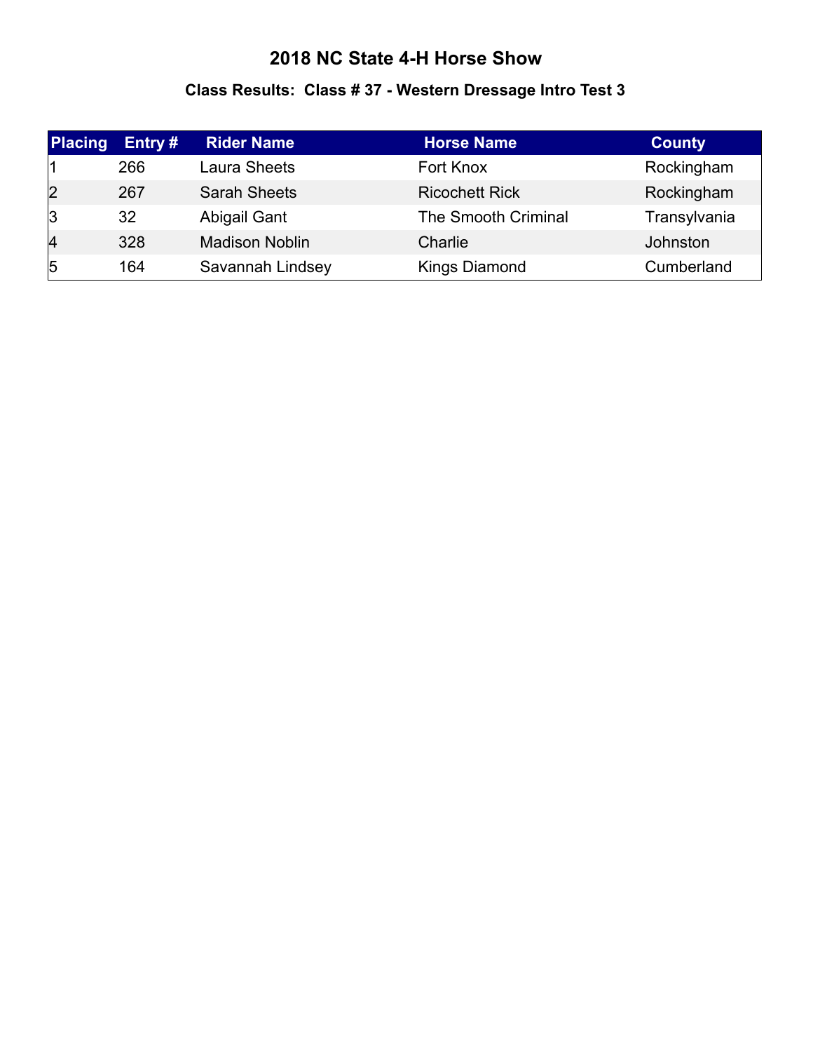# 2018 NC State 4-H Horse Show

## Class Results: Class # 37 - Western Dressage Intro Test 3

| Placing | Entry # | Rider Name | Horse Name | County |
|---|---|---|---|---|
| 1 | 266 | Laura Sheets | Fort Knox | Rockingham |
| 2 | 267 | Sarah Sheets | Ricochett Rick | Rockingham |
| 3 | 32 | Abigail Gant | The Smooth Criminal | Transylvania |
| 4 | 328 | Madison Noblin | Charlie | Johnston |
| 5 | 164 | Savannah Lindsey | Kings Diamond | Cumberland |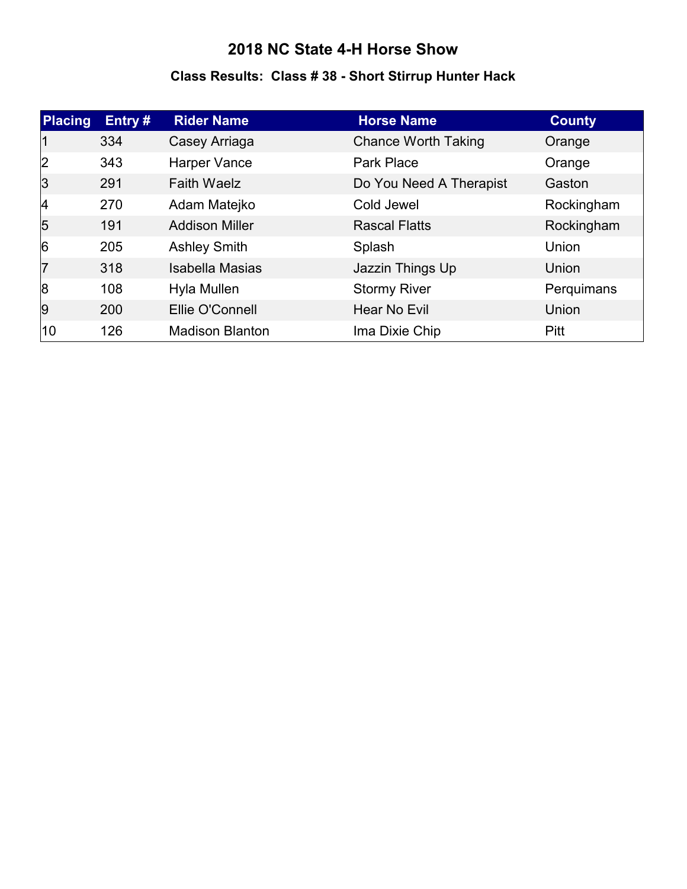# 2018 NC State 4-H Horse Show

## Class Results: Class # 38 - Short Stirrup Hunter Hack

| Placing | Entry # | Rider Name | Horse Name | County |
| --- | --- | --- | --- | --- |
| 1 | 334 | Casey Arriaga | Chance Worth Taking | Orange |
| 2 | 343 | Harper Vance | Park Place | Orange |
| 3 | 291 | Faith Waelz | Do You Need A Therapist | Gaston |
| 4 | 270 | Adam Matejko | Cold Jewel | Rockingham |
| 5 | 191 | Addison Miller | Rascal Flatts | Rockingham |
| 6 | 205 | Ashley Smith | Splash | Union |
| 7 | 318 | Isabella Masias | Jazzin Things Up | Union |
| 8 | 108 | Hyla Mullen | Stormy River | Perquimans |
| 9 | 200 | Ellie O'Connell | Hear No Evil | Union |
| 10 | 126 | Madison Blanton | Ima Dixie Chip | Pitt |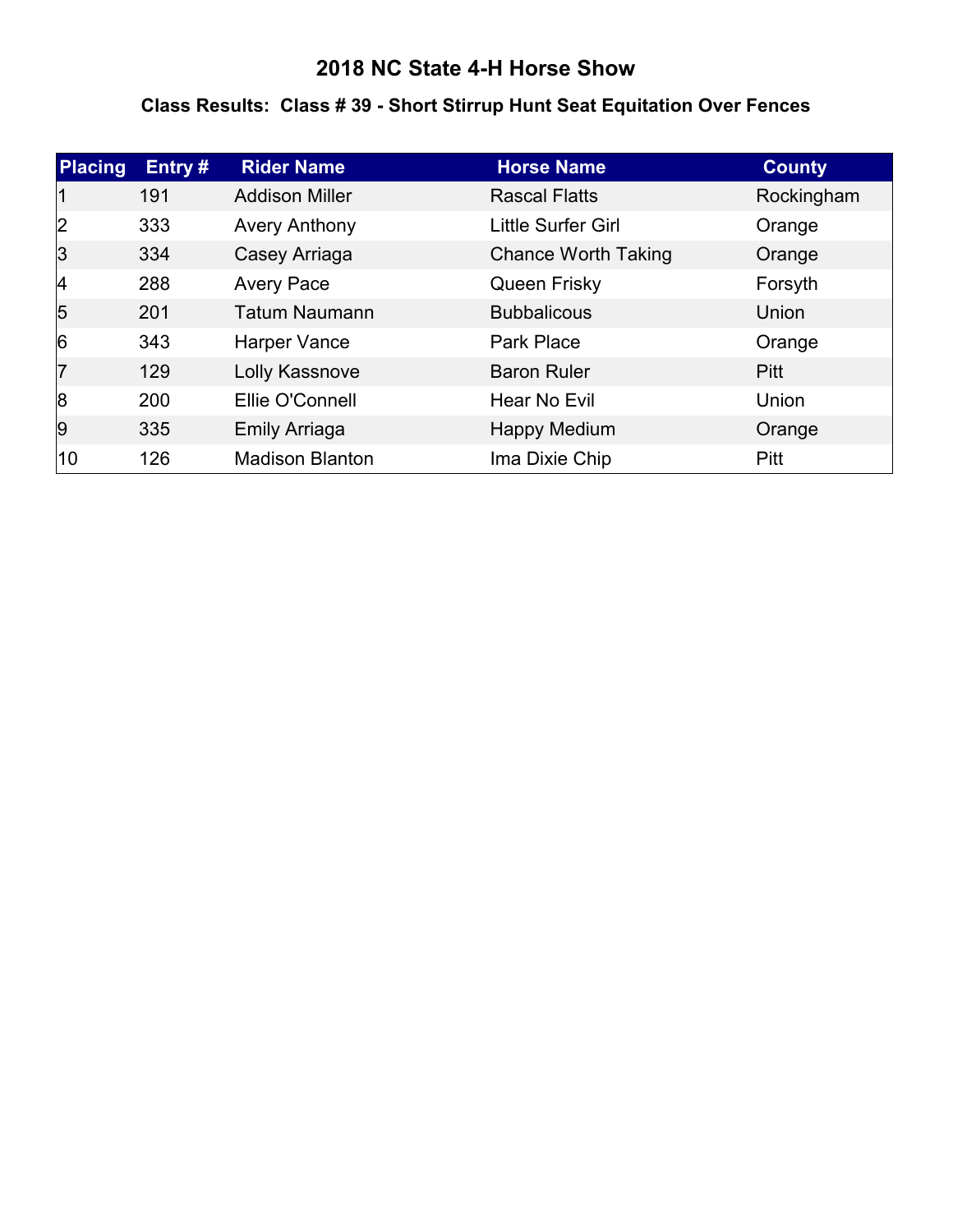# 2018 NC State 4-H Horse Show

## Class Results:  Class # 39 - Short Stirrup Hunt Seat Equitation Over Fences

| Placing | Entry # | Rider Name | Horse Name | County |
|---|---|---|---|---|
| 1 | 191 | Addison Miller | Rascal Flatts | Rockingham |
| 2 | 333 | Avery Anthony | Little Surfer Girl | Orange |
| 3 | 334 | Casey Arriaga | Chance Worth Taking | Orange |
| 4 | 288 | Avery Pace | Queen Frisky | Forsyth |
| 5 | 201 | Tatum Naumann | Bubbalicous | Union |
| 6 | 343 | Harper Vance | Park Place | Orange |
| 7 | 129 | Lolly Kassnove | Baron Ruler | Pitt |
| 8 | 200 | Ellie O'Connell | Hear No Evil | Union |
| 9 | 335 | Emily Arriaga | Happy Medium | Orange |
| 10 | 126 | Madison Blanton | Ima Dixie Chip | Pitt |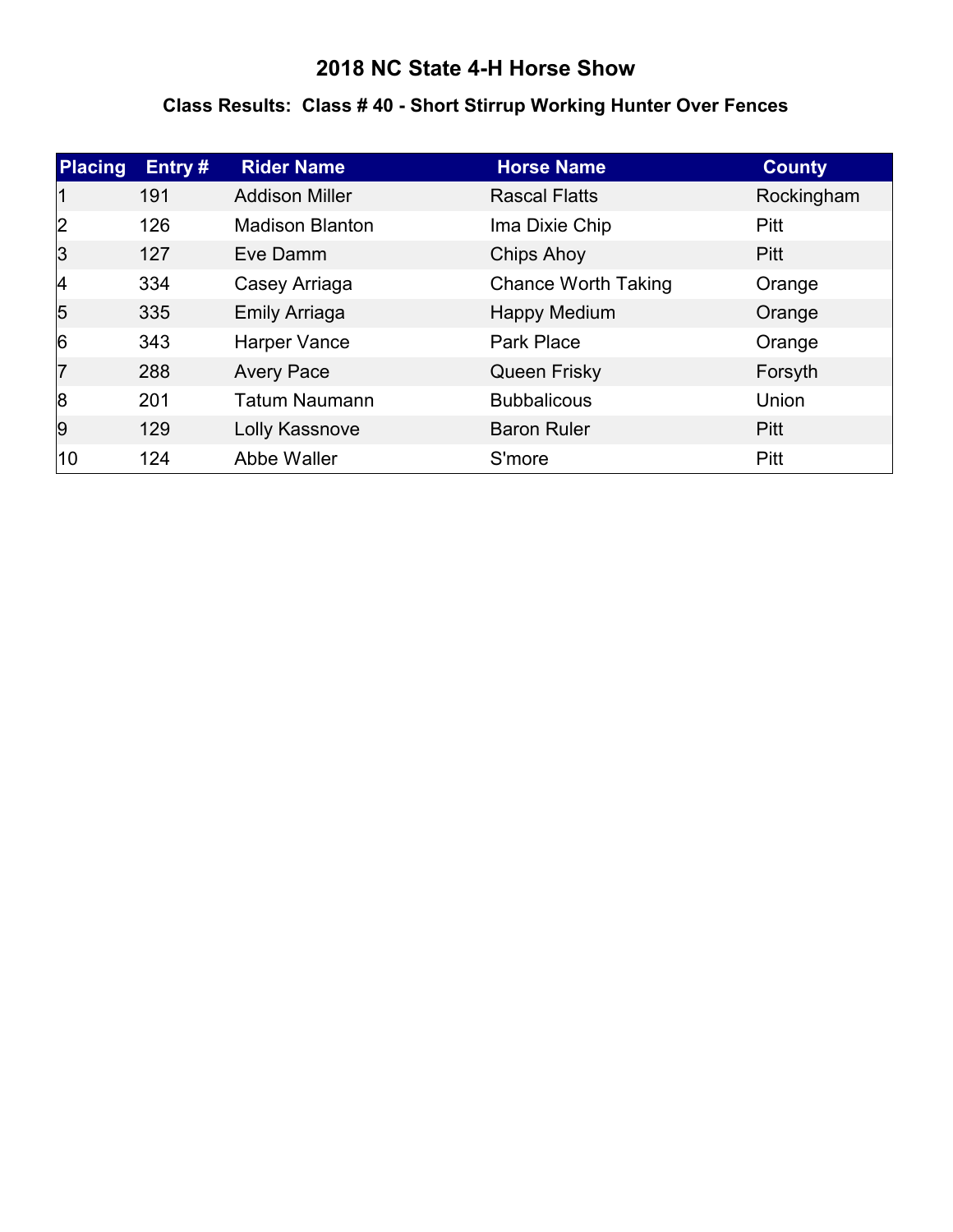# 2018 NC State 4-H Horse Show

## Class Results: Class # 40 - Short Stirrup Working Hunter Over Fences

| Placing | Entry # | Rider Name | Horse Name | County |
|---|---|---|---|---|
| 1 | 191 | Addison Miller | Rascal Flatts | Rockingham |
| 2 | 126 | Madison Blanton | Ima Dixie Chip | Pitt |
| 3 | 127 | Eve Damm | Chips Ahoy | Pitt |
| 4 | 334 | Casey Arriaga | Chance Worth Taking | Orange |
| 5 | 335 | Emily Arriaga | Happy Medium | Orange |
| 6 | 343 | Harper Vance | Park Place | Orange |
| 7 | 288 | Avery Pace | Queen Frisky | Forsyth |
| 8 | 201 | Tatum Naumann | Bubbalicous | Union |
| 9 | 129 | Lolly Kassnove | Baron Ruler | Pitt |
| 10 | 124 | Abbe Waller | S'more | Pitt |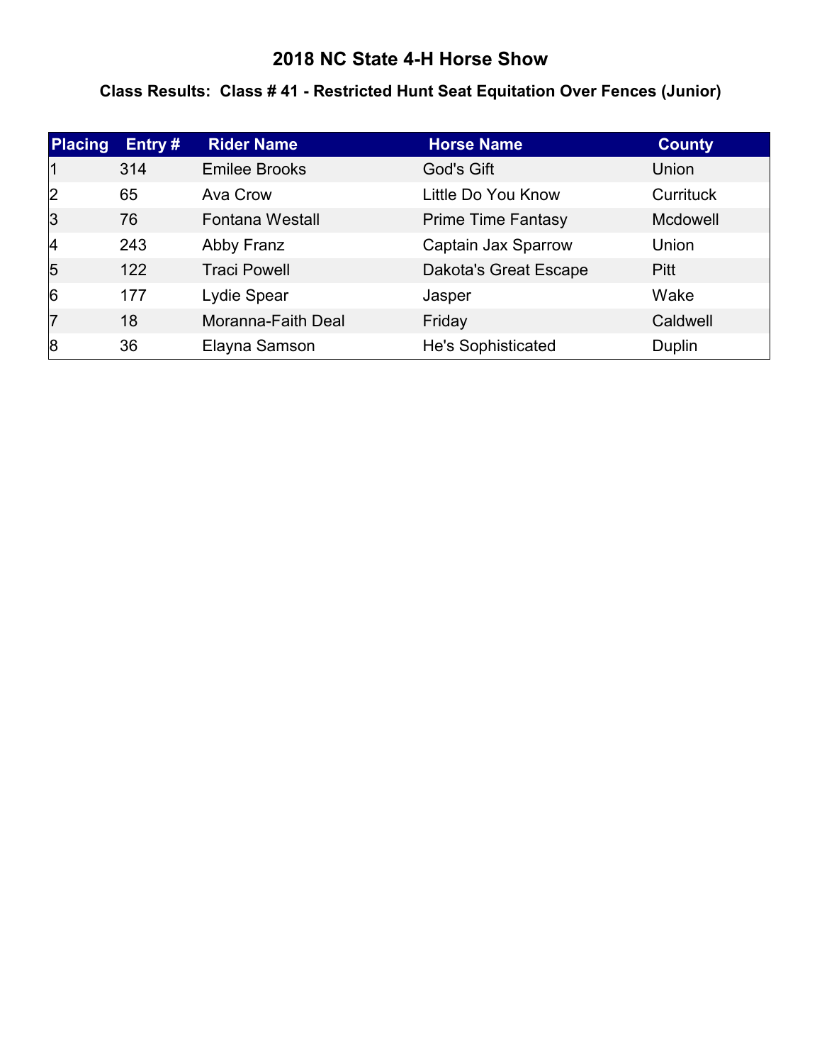# 2018 NC State 4-H Horse Show

## Class Results: Class # 41 - Restricted Hunt Seat Equitation Over Fences (Junior)

| Placing | Entry # | Rider Name | Horse Name | County |
|---|---|---|---|---|
| 1 | 314 | Emilee Brooks | God's Gift | Union |
| 2 | 65 | Ava Crow | Little Do You Know | Currituck |
| 3 | 76 | Fontana Westall | Prime Time Fantasy | Mcdowell |
| 4 | 243 | Abby Franz | Captain Jax Sparrow | Union |
| 5 | 122 | Traci Powell | Dakota's Great Escape | Pitt |
| 6 | 177 | Lydie Spear | Jasper | Wake |
| 7 | 18 | Moranna-Faith Deal | Friday | Caldwell |
| 8 | 36 | Elayna Samson | He's Sophisticated | Duplin |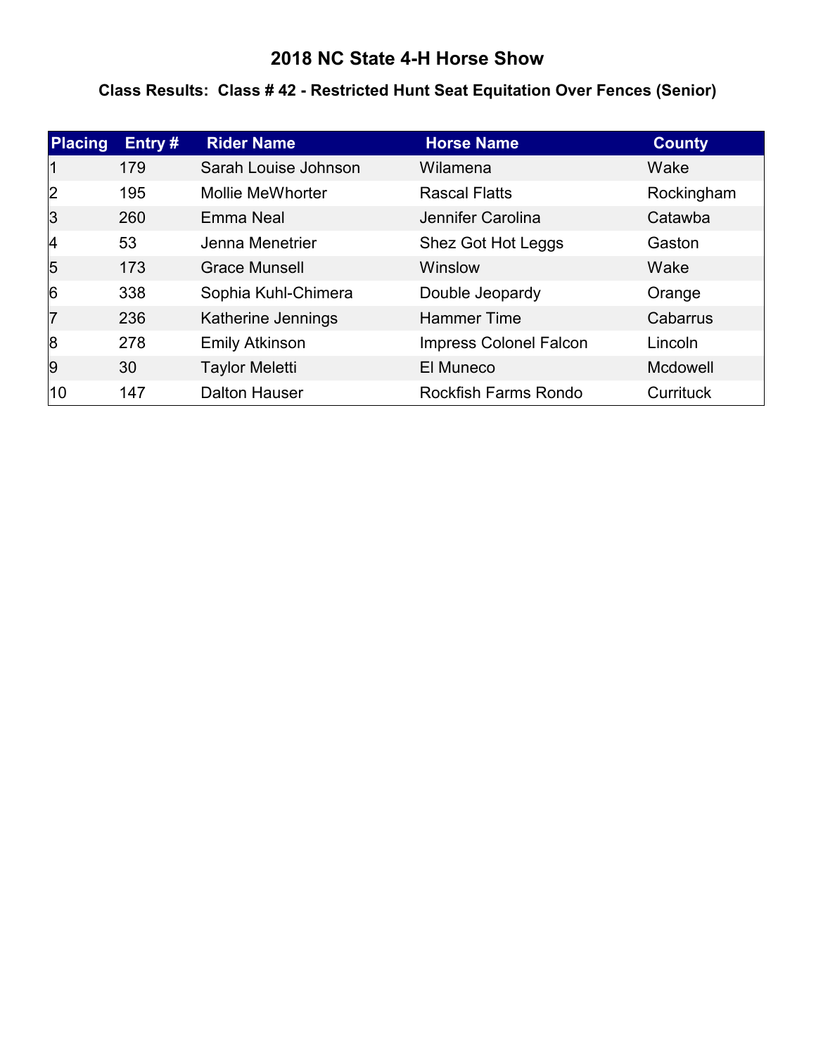# 2018 NC State 4-H Horse Show

## Class Results: Class # 42 - Restricted Hunt Seat Equitation Over Fences (Senior)

| Placing | Entry # | Rider Name | Horse Name | County |
|---|---|---|---|---|
| 1 | 179 | Sarah Louise Johnson | Wilamena | Wake |
| 2 | 195 | Mollie MeWhorter | Rascal Flatts | Rockingham |
| 3 | 260 | Emma Neal | Jennifer Carolina | Catawba |
| 4 | 53 | Jenna Menetrier | Shez Got Hot Leggs | Gaston |
| 5 | 173 | Grace Munsell | Winslow | Wake |
| 6 | 338 | Sophia Kuhl-Chimera | Double Jeopardy | Orange |
| 7 | 236 | Katherine Jennings | Hammer Time | Cabarrus |
| 8 | 278 | Emily Atkinson | Impress Colonel Falcon | Lincoln |
| 9 | 30 | Taylor Meletti | El Muneco | Mcdowell |
| 10 | 147 | Dalton Hauser | Rockfish Farms Rondo | Currituck |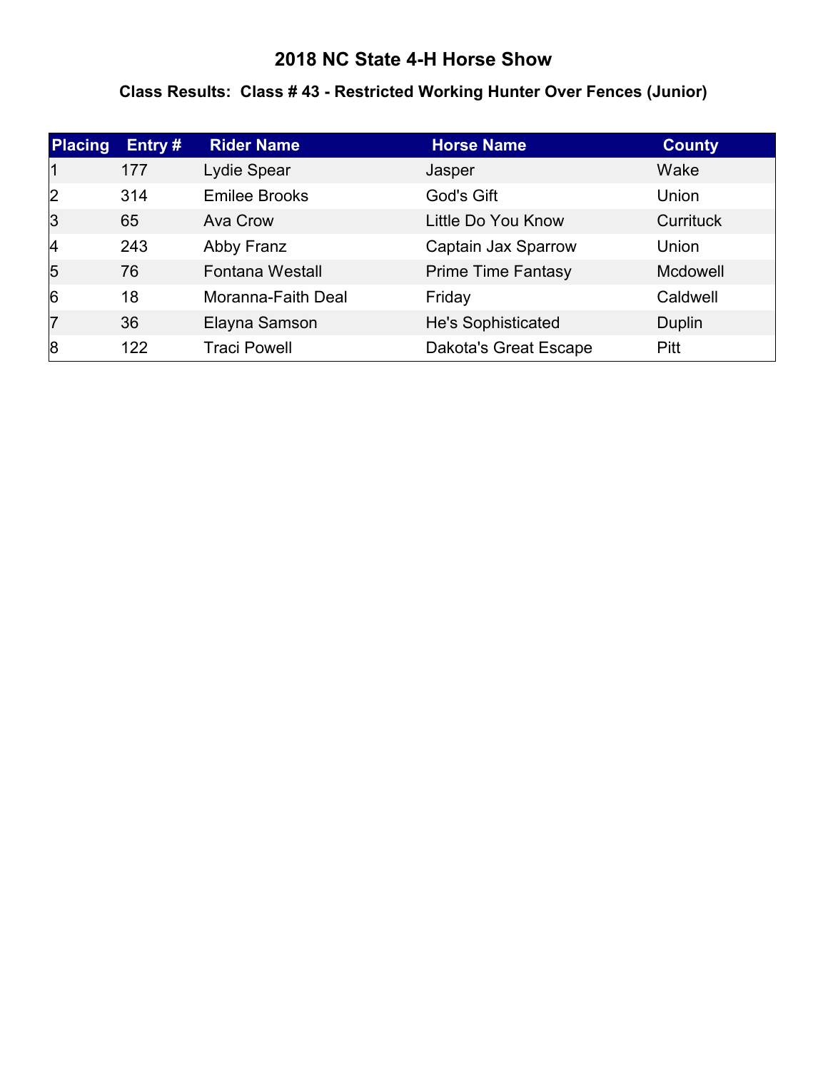# 2018 NC State 4-H Horse Show

## Class Results: Class # 43 - Restricted Working Hunter Over Fences (Junior)

| Placing | Entry # | Rider Name | Horse Name | County |
|---|---|---|---|---|
| 1 | 177 | Lydie Spear | Jasper | Wake |
| 2 | 314 | Emilee Brooks | God's Gift | Union |
| 3 | 65 | Ava Crow | Little Do You Know | Currituck |
| 4 | 243 | Abby Franz | Captain Jax Sparrow | Union |
| 5 | 76 | Fontana Westall | Prime Time Fantasy | Mcdowell |
| 6 | 18 | Moranna-Faith Deal | Friday | Caldwell |
| 7 | 36 | Elayna Samson | He's Sophisticated | Duplin |
| 8 | 122 | Traci Powell | Dakota's Great Escape | Pitt |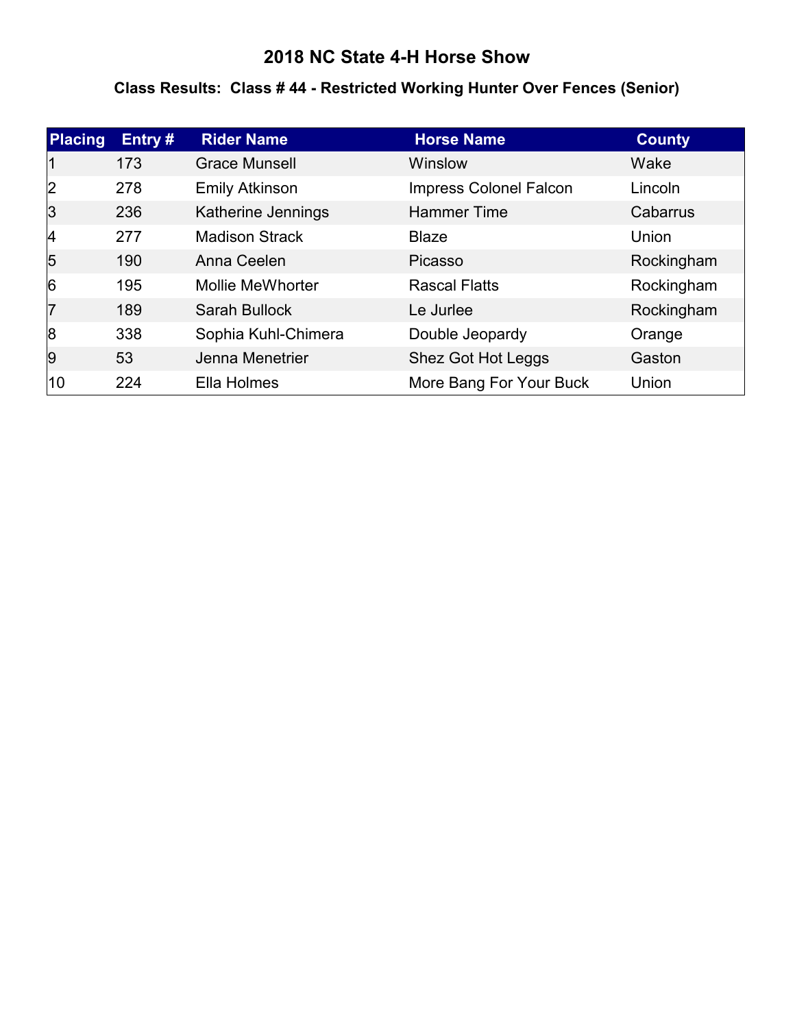# 2018 NC State 4-H Horse Show

### Class Results:  Class # 44 - Restricted Working Hunter Over Fences (Senior)

| Placing | Entry # | Rider Name | Horse Name | County |
|---|---|---|---|---|
| 1 | 173 | Grace Munsell | Winslow | Wake |
| 2 | 278 | Emily Atkinson | Impress Colonel Falcon | Lincoln |
| 3 | 236 | Katherine Jennings | Hammer Time | Cabarrus |
| 4 | 277 | Madison Strack | Blaze | Union |
| 5 | 190 | Anna Ceelen | Picasso | Rockingham |
| 6 | 195 | Mollie MeWhorter | Rascal Flatts | Rockingham |
| 7 | 189 | Sarah Bullock | Le Jurlee | Rockingham |
| 8 | 338 | Sophia Kuhl-Chimera | Double Jeopardy | Orange |
| 9 | 53 | Jenna Menetrier | Shez Got Hot Leggs | Gaston |
| 10 | 224 | Ella Holmes | More Bang For Your Buck | Union |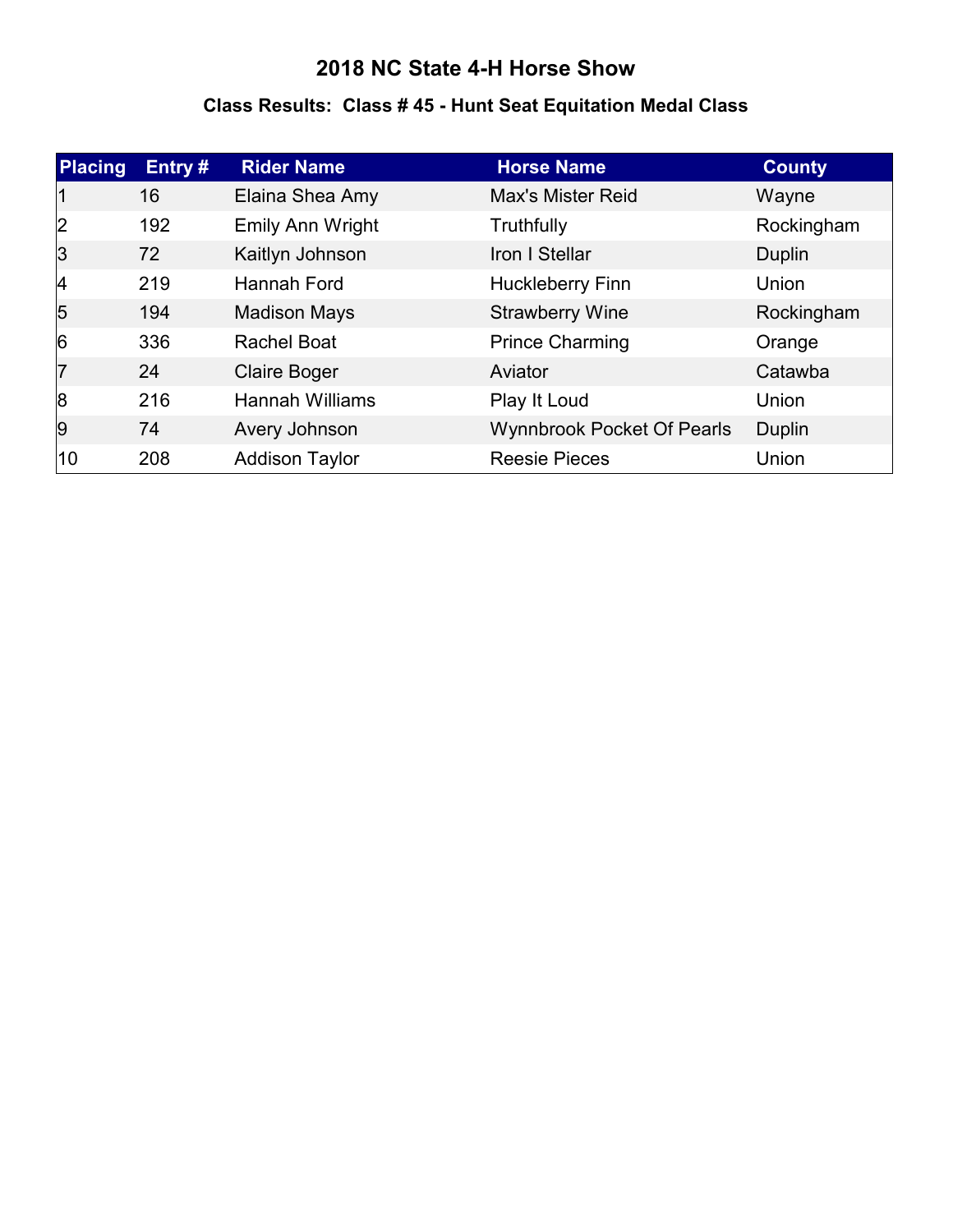# 2018 NC State 4-H Horse Show

## Class Results: Class # 45 - Hunt Seat Equitation Medal Class

| Placing | Entry # | Rider Name | Horse Name | County |
|---|---|---|---|---|
| 1 | 16 | Elaina Shea Amy | Max's Mister Reid | Wayne |
| 2 | 192 | Emily Ann Wright | Truthfully | Rockingham |
| 3 | 72 | Kaitlyn Johnson | Iron I Stellar | Duplin |
| 4 | 219 | Hannah Ford | Huckleberry Finn | Union |
| 5 | 194 | Madison Mays | Strawberry Wine | Rockingham |
| 6 | 336 | Rachel Boat | Prince Charming | Orange |
| 7 | 24 | Claire Boger | Aviator | Catawba |
| 8 | 216 | Hannah Williams | Play It Loud | Union |
| 9 | 74 | Avery Johnson | Wynnbrook Pocket Of Pearls | Duplin |
| 10 | 208 | Addison Taylor | Reesie Pieces | Union |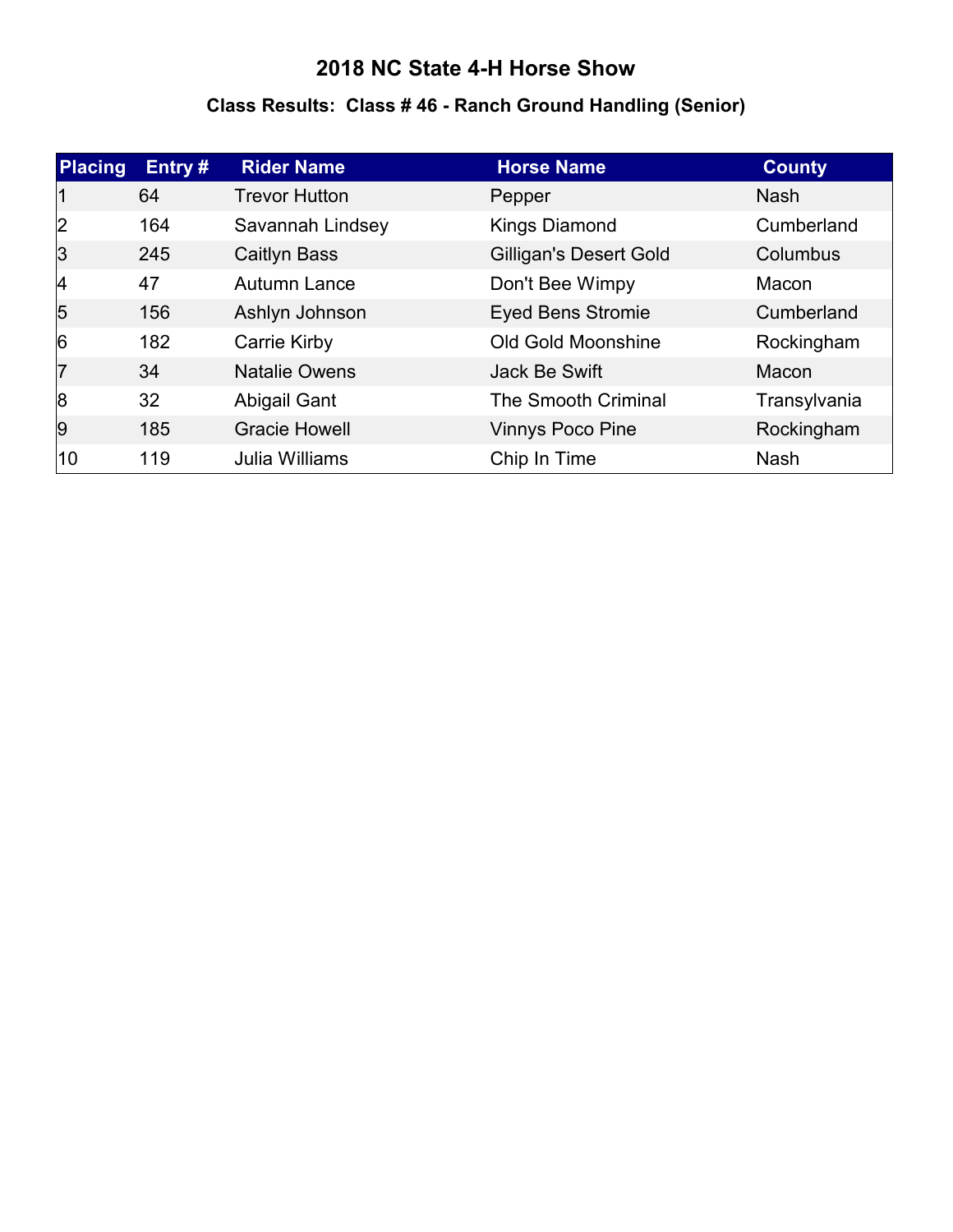# 2018 NC State 4-H Horse Show

## Class Results: Class # 46 - Ranch Ground Handling (Senior)

| Placing | Entry # | Rider Name | Horse Name | County |
|---|---|---|---|---|
| 1 | 64 | Trevor Hutton | Pepper | Nash |
| 2 | 164 | Savannah Lindsey | Kings Diamond | Cumberland |
| 3 | 245 | Caitlyn Bass | Gilligan's Desert Gold | Columbus |
| 4 | 47 | Autumn Lance | Don't Bee Wimpy | Macon |
| 5 | 156 | Ashlyn Johnson | Eyed Bens Stromie | Cumberland |
| 6 | 182 | Carrie Kirby | Old Gold Moonshine | Rockingham |
| 7 | 34 | Natalie Owens | Jack Be Swift | Macon |
| 8 | 32 | Abigail Gant | The Smooth Criminal | Transylvania |
| 9 | 185 | Gracie Howell | Vinnys Poco Pine | Rockingham |
| 10 | 119 | Julia Williams | Chip In Time | Nash |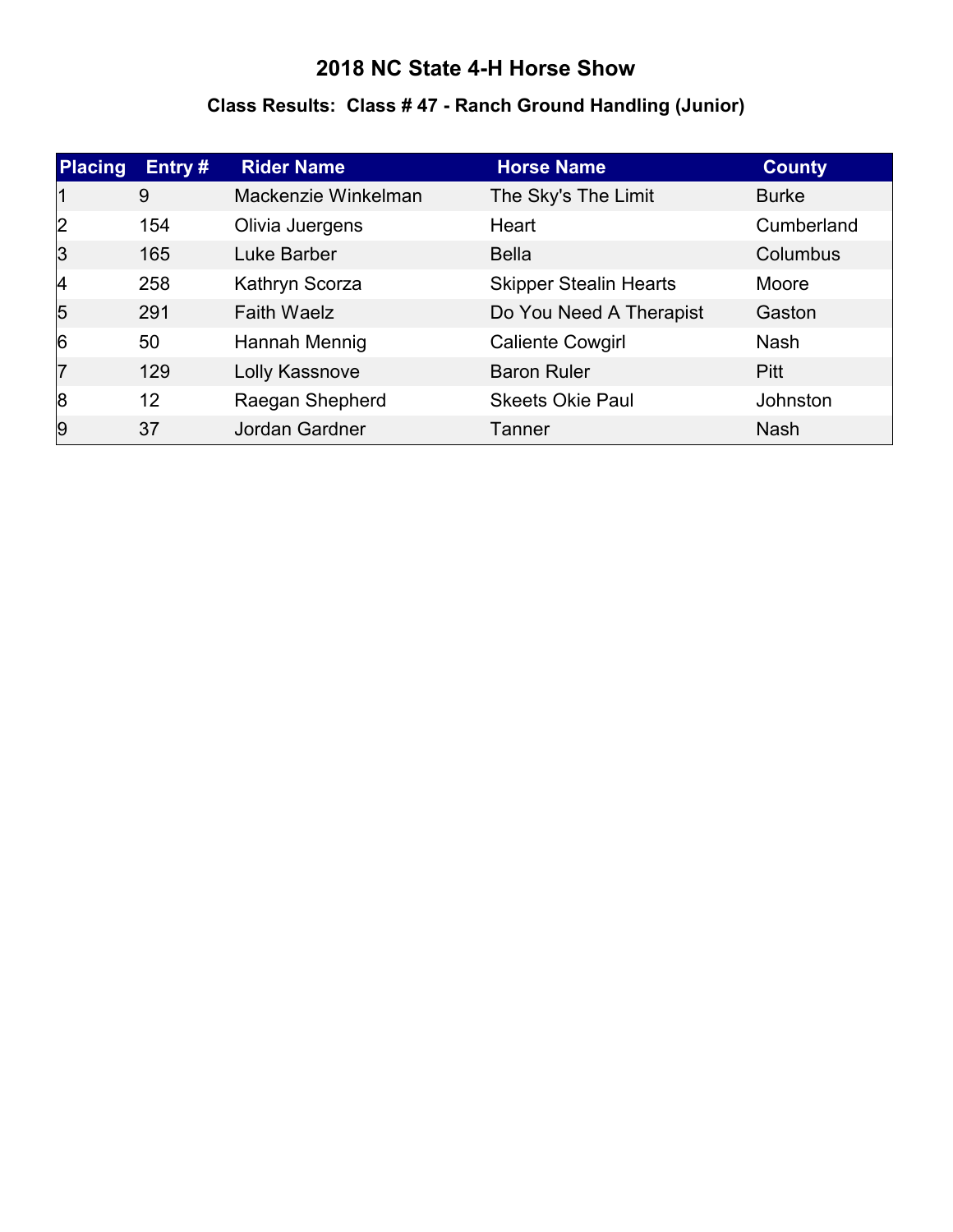# 2018 NC State 4-H Horse Show

## Class Results: Class # 47 - Ranch Ground Handling (Junior)

| Placing | Entry # | Rider Name | Horse Name | County |
|---|---|---|---|---|
| 1 | 9 | Mackenzie Winkelman | The Sky's The Limit | Burke |
| 2 | 154 | Olivia Juergens | Heart | Cumberland |
| 3 | 165 | Luke Barber | Bella | Columbus |
| 4 | 258 | Kathryn Scorza | Skipper Stealin Hearts | Moore |
| 5 | 291 | Faith Waelz | Do You Need A Therapist | Gaston |
| 6 | 50 | Hannah Mennig | Caliente Cowgirl | Nash |
| 7 | 129 | Lolly Kassnove | Baron Ruler | Pitt |
| 8 | 12 | Raegan Shepherd | Skeets Okie Paul | Johnston |
| 9 | 37 | Jordan Gardner | Tanner | Nash |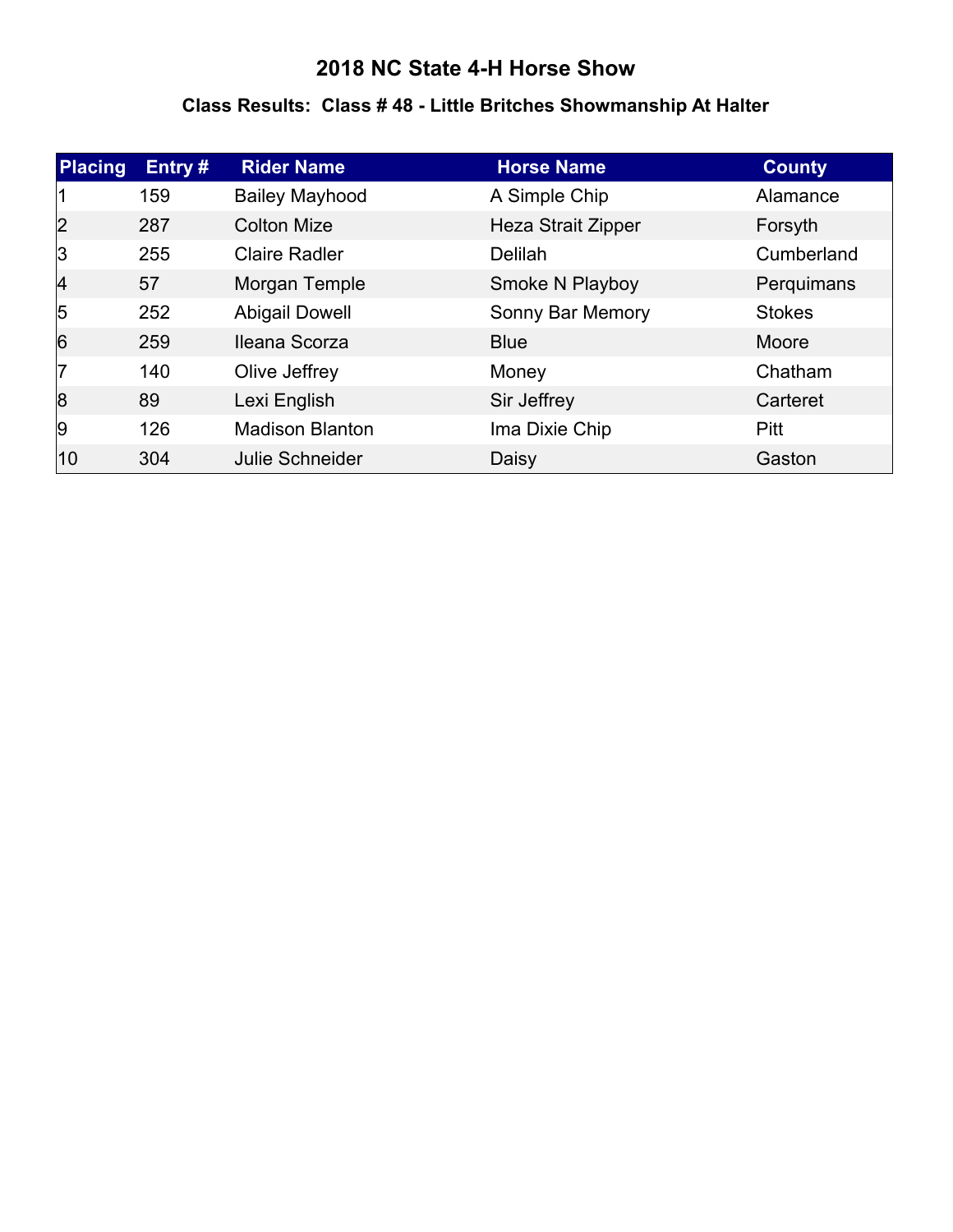# 2018 NC State 4-H Horse Show

## Class Results: Class # 48 - Little Britches Showmanship At Halter

| Placing | Entry # | Rider Name | Horse Name | County |
|---|---|---|---|---|
| 1 | 159 | Bailey Mayhood | A Simple Chip | Alamance |
| 2 | 287 | Colton Mize | Heza Strait Zipper | Forsyth |
| 3 | 255 | Claire Radler | Delilah | Cumberland |
| 4 | 57 | Morgan Temple | Smoke N Playboy | Perquimans |
| 5 | 252 | Abigail Dowell | Sonny Bar Memory | Stokes |
| 6 | 259 | Ileana Scorza | Blue | Moore |
| 7 | 140 | Olive Jeffrey | Money | Chatham |
| 8 | 89 | Lexi English | Sir Jeffrey | Carteret |
| 9 | 126 | Madison Blanton | Ima Dixie Chip | Pitt |
| 10 | 304 | Julie Schneider | Daisy | Gaston |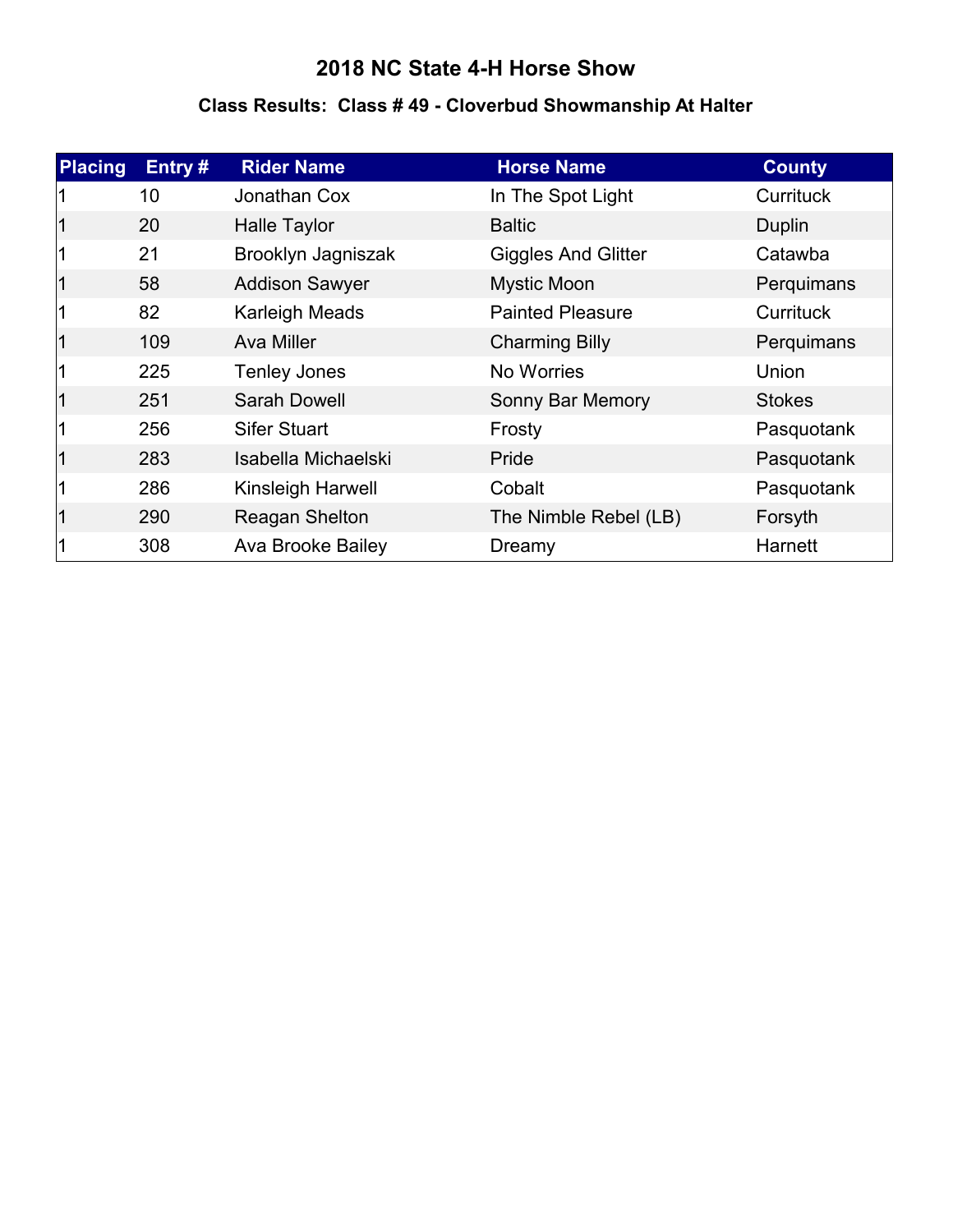# 2018 NC State 4-H Horse Show

## Class Results: Class # 49 - Cloverbud Showmanship At Halter

| Placing | Entry # | Rider Name | Horse Name | County |
|---|---|---|---|---|
| 1 | 10 | Jonathan Cox | In The Spot Light | Currituck |
| 1 | 20 | Halle Taylor | Baltic | Duplin |
| 1 | 21 | Brooklyn Jagniszak | Giggles And Glitter | Catawba |
| 1 | 58 | Addison Sawyer | Mystic Moon | Perquimans |
| 1 | 82 | Karleigh Meads | Painted Pleasure | Currituck |
| 1 | 109 | Ava Miller | Charming Billy | Perquimans |
| 1 | 225 | Tenley Jones | No Worries | Union |
| 1 | 251 | Sarah Dowell | Sonny Bar Memory | Stokes |
| 1 | 256 | Sifer Stuart | Frosty | Pasquotank |
| 1 | 283 | Isabella Michaelski | Pride | Pasquotank |
| 1 | 286 | Kinsleigh Harwell | Cobalt | Pasquotank |
| 1 | 290 | Reagan Shelton | The Nimble Rebel (LB) | Forsyth |
| 1 | 308 | Ava Brooke Bailey | Dreamy | Harnett |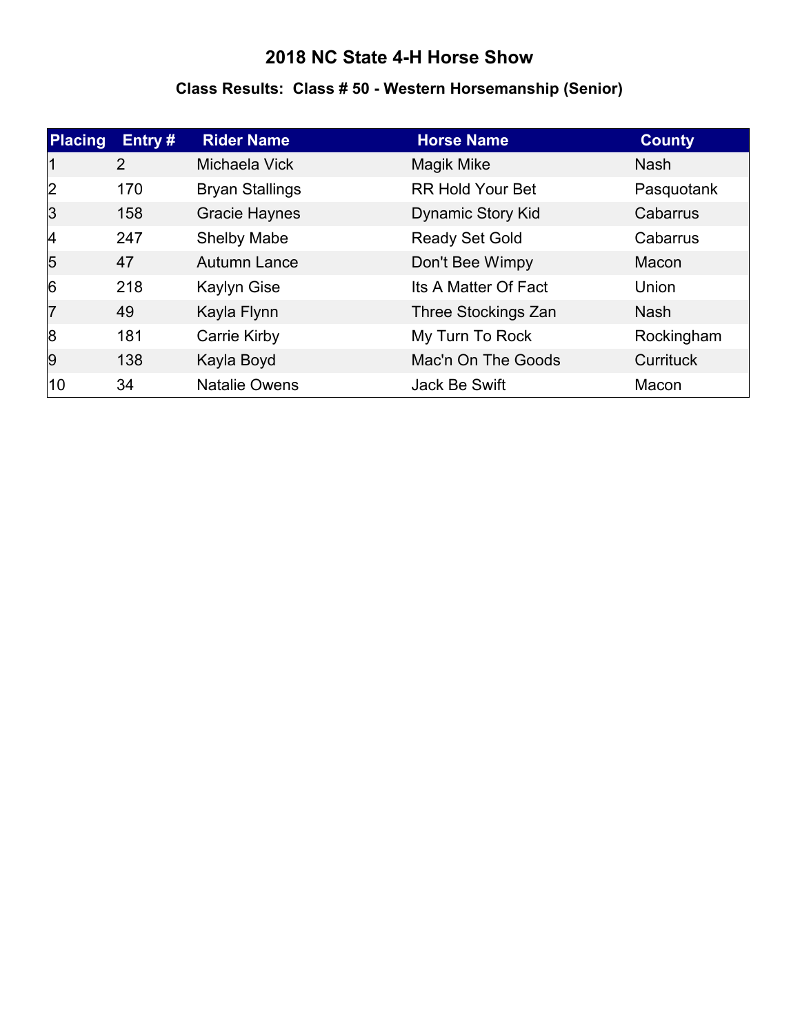# 2018 NC State 4-H Horse Show

## Class Results: Class # 50 - Western Horsemanship (Senior)

| Placing | Entry # | Rider Name | Horse Name | County |
| --- | --- | --- | --- | --- |
| 1 | 2 | Michaela Vick | Magik Mike | Nash |
| 2 | 170 | Bryan Stallings | RR Hold Your Bet | Pasquotank |
| 3 | 158 | Gracie Haynes | Dynamic Story Kid | Cabarrus |
| 4 | 247 | Shelby Mabe | Ready Set Gold | Cabarrus |
| 5 | 47 | Autumn Lance | Don't Bee Wimpy | Macon |
| 6 | 218 | Kaylyn Gise | Its A Matter Of Fact | Union |
| 7 | 49 | Kayla Flynn | Three Stockings Zan | Nash |
| 8 | 181 | Carrie Kirby | My Turn To Rock | Rockingham |
| 9 | 138 | Kayla Boyd | Mac'n On The Goods | Currituck |
| 10 | 34 | Natalie Owens | Jack Be Swift | Macon |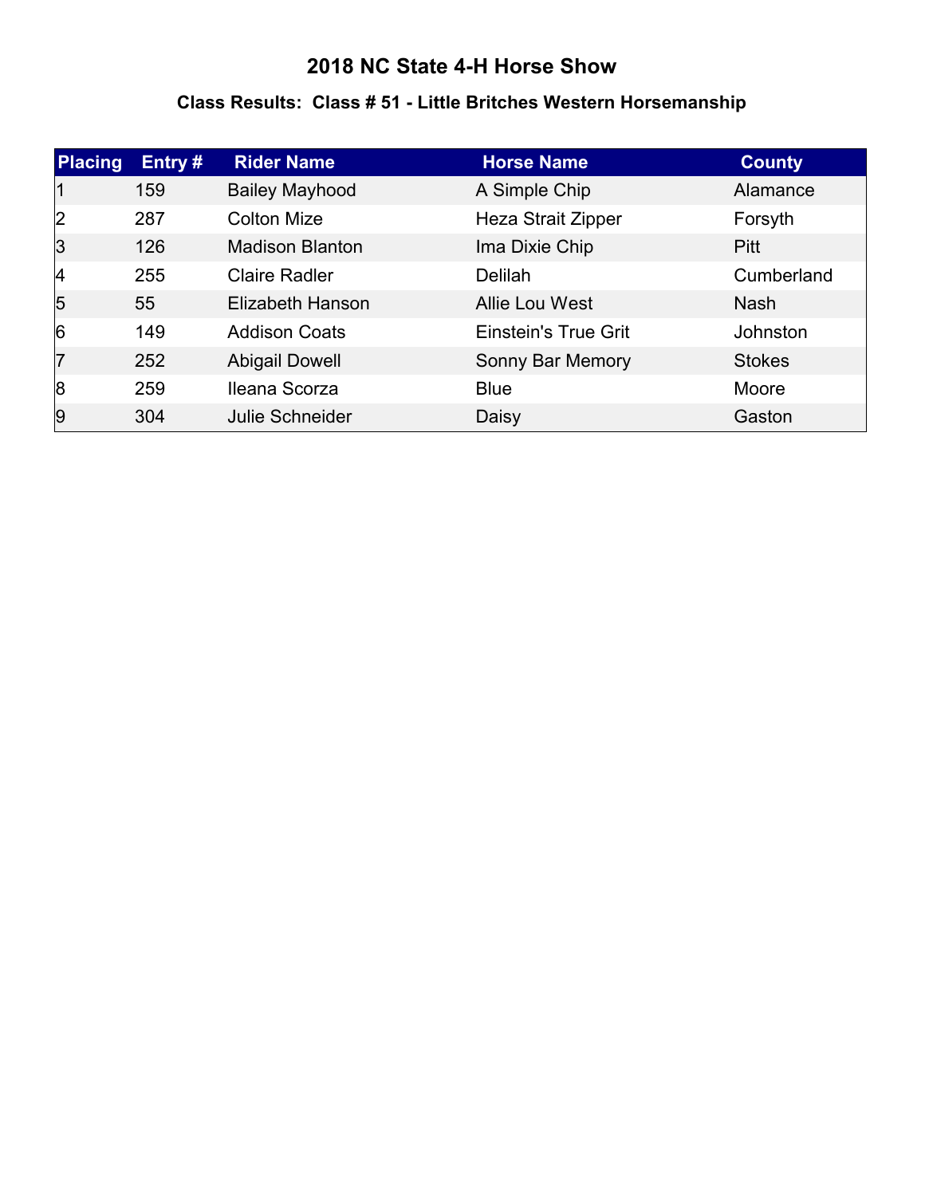# 2018 NC State 4-H Horse Show

## Class Results: Class # 51 - Little Britches Western Horsemanship

| Placing | Entry # | Rider Name | Horse Name | County |
|---|---|---|---|---|
| 1 | 159 | Bailey Mayhood | A Simple Chip | Alamance |
| 2 | 287 | Colton Mize | Heza Strait Zipper | Forsyth |
| 3 | 126 | Madison Blanton | Ima Dixie Chip | Pitt |
| 4 | 255 | Claire Radler | Delilah | Cumberland |
| 5 | 55 | Elizabeth Hanson | Allie Lou West | Nash |
| 6 | 149 | Addison Coats | Einstein's True Grit | Johnston |
| 7 | 252 | Abigail Dowell | Sonny Bar Memory | Stokes |
| 8 | 259 | Ileana Scorza | Blue | Moore |
| 9 | 304 | Julie Schneider | Daisy | Gaston |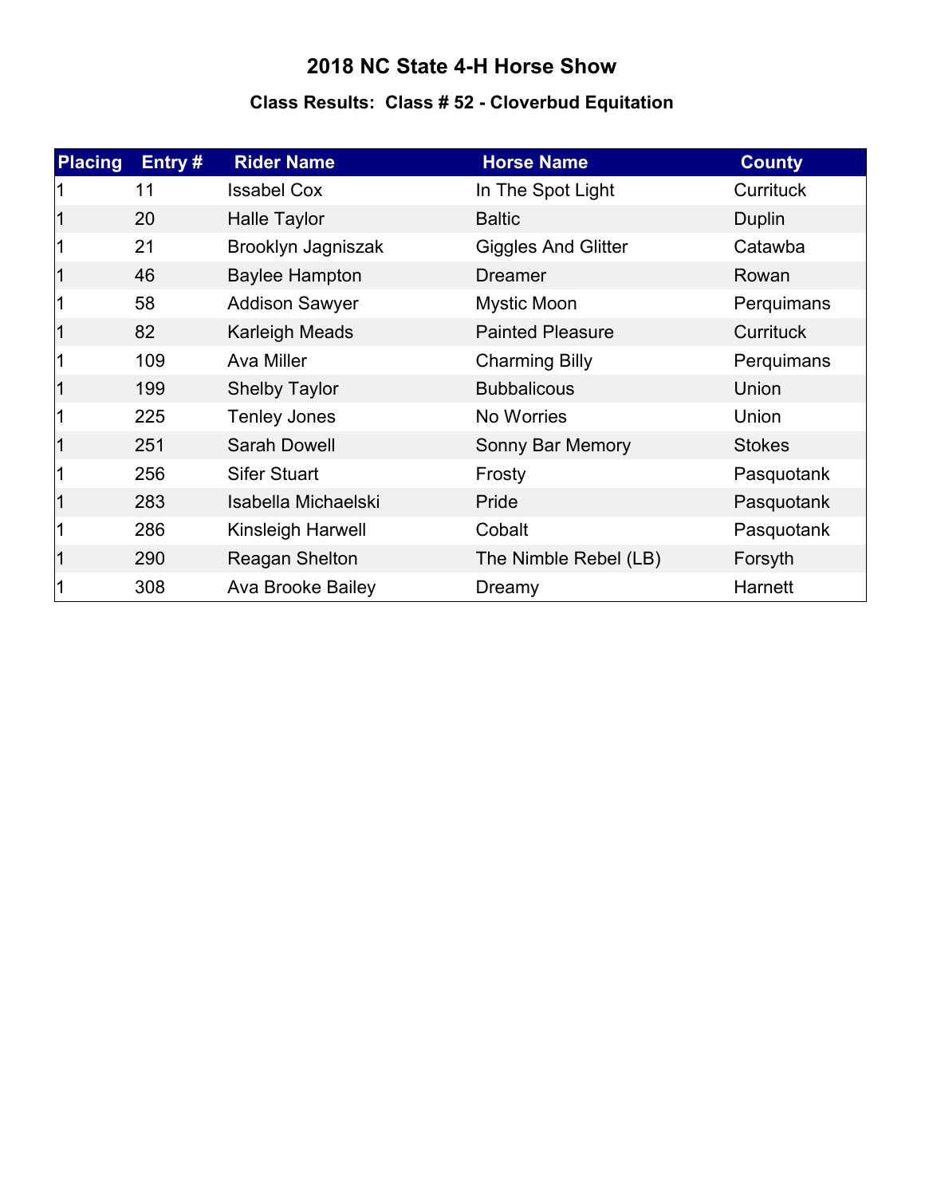# 2018 NC State 4-H Horse Show

## Class Results: Class # 52 - Cloverbud Equitation

| Placing | Entry # | Rider Name | Horse Name | County |
|---|---|---|---|---|
| 1 | 11 | Issabel Cox | In The Spot Light | Currituck |
| 1 | 20 | Halle Taylor | Baltic | Duplin |
| 1 | 21 | Brooklyn Jagniszak | Giggles And Glitter | Catawba |
| 1 | 46 | Baylee Hampton | Dreamer | Rowan |
| 1 | 58 | Addison Sawyer | Mystic Moon | Perquimans |
| 1 | 82 | Karleigh Meads | Painted Pleasure | Currituck |
| 1 | 109 | Ava Miller | Charming Billy | Perquimans |
| 1 | 199 | Shelby Taylor | Bubbalicous | Union |
| 1 | 225 | Tenley Jones | No Worries | Union |
| 1 | 251 | Sarah Dowell | Sonny Bar Memory | Stokes |
| 1 | 256 | Sifer Stuart | Frosty | Pasquotank |
| 1 | 283 | Isabella Michaelski | Pride | Pasquotank |
| 1 | 286 | Kinsleigh Harwell | Cobalt | Pasquotank |
| 1 | 290 | Reagan Shelton | The Nimble Rebel (LB) | Forsyth |
| 1 | 308 | Ava Brooke Bailey | Dreamy | Harnett |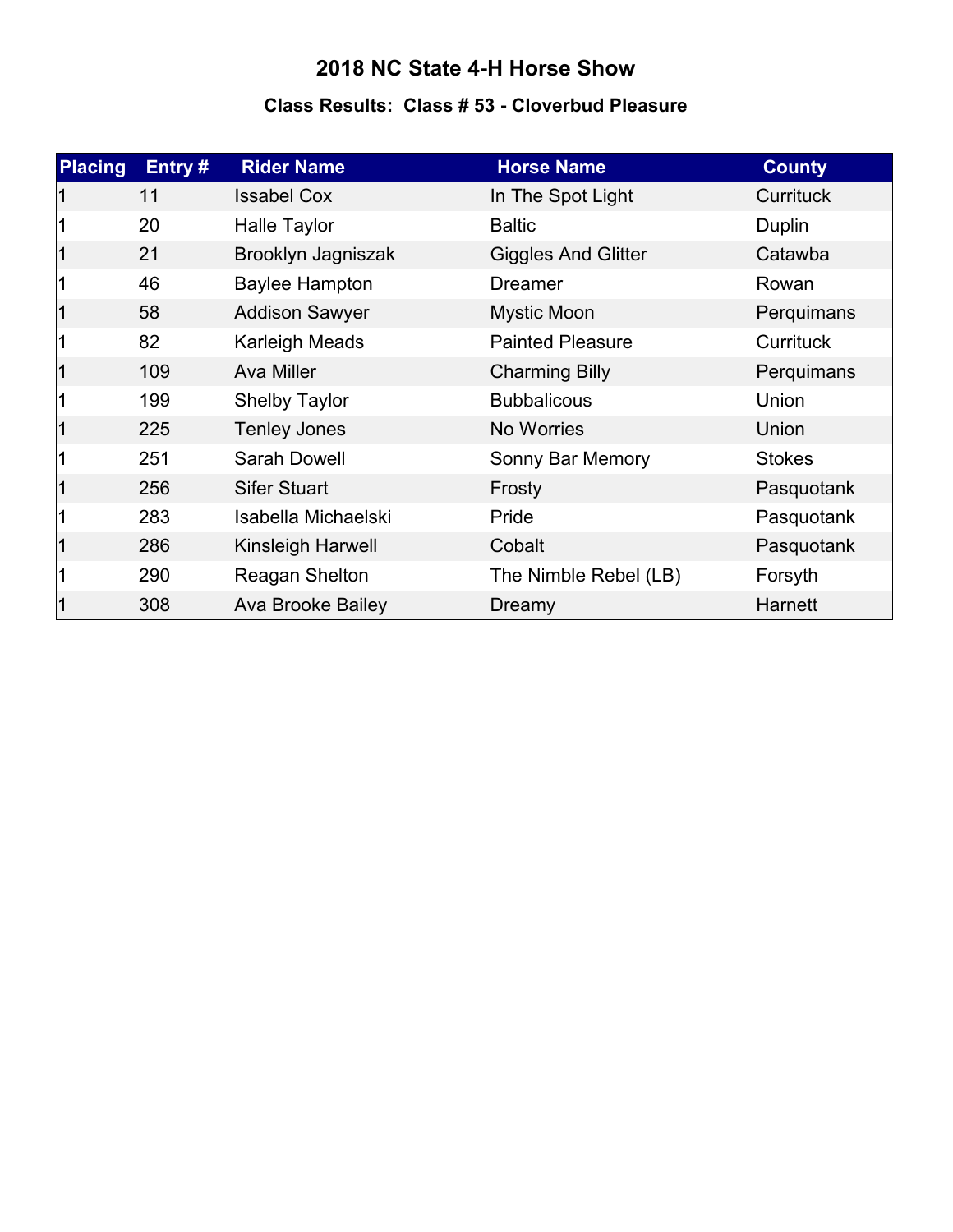# 2018 NC State 4-H Horse Show

## Class Results: Class # 53 - Cloverbud Pleasure

| Placing | Entry # | Rider Name | Horse Name | County |
|---|---|---|---|---|
| 1 | 11 | Issabel Cox | In The Spot Light | Currituck |
| 1 | 20 | Halle Taylor | Baltic | Duplin |
| 1 | 21 | Brooklyn Jagniszak | Giggles And Glitter | Catawba |
| 1 | 46 | Baylee Hampton | Dreamer | Rowan |
| 1 | 58 | Addison Sawyer | Mystic Moon | Perquimans |
| 1 | 82 | Karleigh Meads | Painted Pleasure | Currituck |
| 1 | 109 | Ava Miller | Charming Billy | Perquimans |
| 1 | 199 | Shelby Taylor | Bubbalicous | Union |
| 1 | 225 | Tenley Jones | No Worries | Union |
| 1 | 251 | Sarah Dowell | Sonny Bar Memory | Stokes |
| 1 | 256 | Sifer Stuart | Frosty | Pasquotank |
| 1 | 283 | Isabella Michaelski | Pride | Pasquotank |
| 1 | 286 | Kinsleigh Harwell | Cobalt | Pasquotank |
| 1 | 290 | Reagan Shelton | The Nimble Rebel (LB) | Forsyth |
| 1 | 308 | Ava Brooke Bailey | Dreamy | Harnett |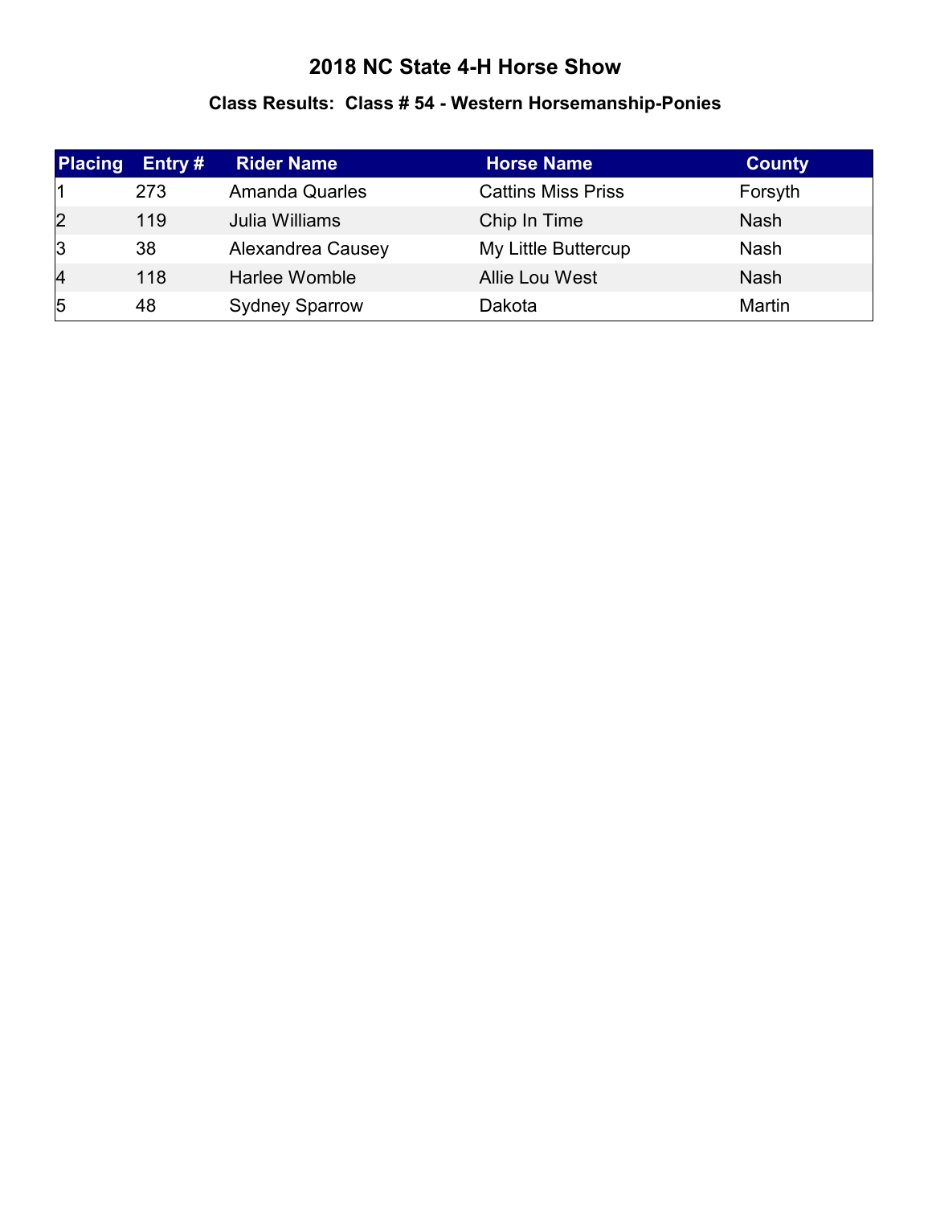# 2018 NC State 4-H Horse Show

## Class Results: Class # 54 - Western Horsemanship-Ponies

| Placing | Entry # | Rider Name | Horse Name | County |
|---|---|---|---|---|
| 1 | 273 | Amanda Quarles | Cattins Miss Priss | Forsyth |
| 2 | 119 | Julia Williams | Chip In Time | Nash |
| 3 | 38 | Alexandrea Causey | My Little Buttercup | Nash |
| 4 | 118 | Harlee Womble | Allie Lou West | Nash |
| 5 | 48 | Sydney Sparrow | Dakota | Martin |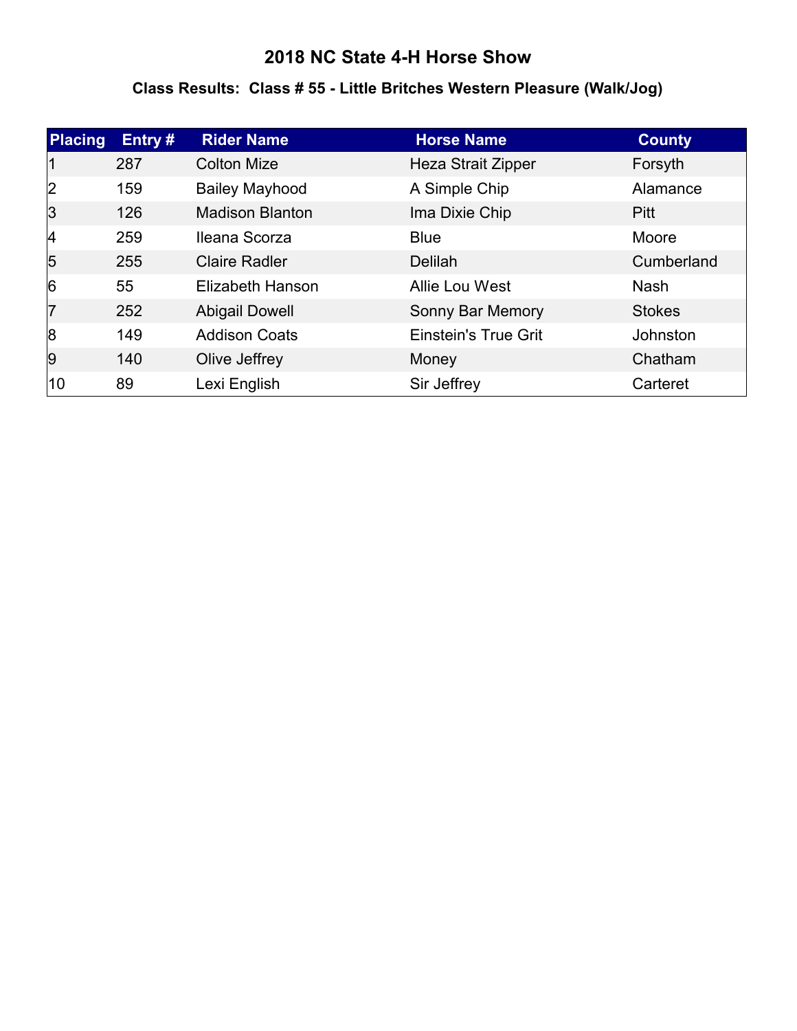# 2018 NC State 4-H Horse Show

## Class Results: Class # 55 - Little Britches Western Pleasure (Walk/Jog)

| Placing | Entry # | Rider Name | Horse Name | County |
|---|---|---|---|---|
| 1 | 287 | Colton Mize | Heza Strait Zipper | Forsyth |
| 2 | 159 | Bailey Mayhood | A Simple Chip | Alamance |
| 3 | 126 | Madison Blanton | Ima Dixie Chip | Pitt |
| 4 | 259 | Ileana Scorza | Blue | Moore |
| 5 | 255 | Claire Radler | Delilah | Cumberland |
| 6 | 55 | Elizabeth Hanson | Allie Lou West | Nash |
| 7 | 252 | Abigail Dowell | Sonny Bar Memory | Stokes |
| 8 | 149 | Addison Coats | Einstein's True Grit | Johnston |
| 9 | 140 | Olive Jeffrey | Money | Chatham |
| 10 | 89 | Lexi English | Sir Jeffrey | Carteret |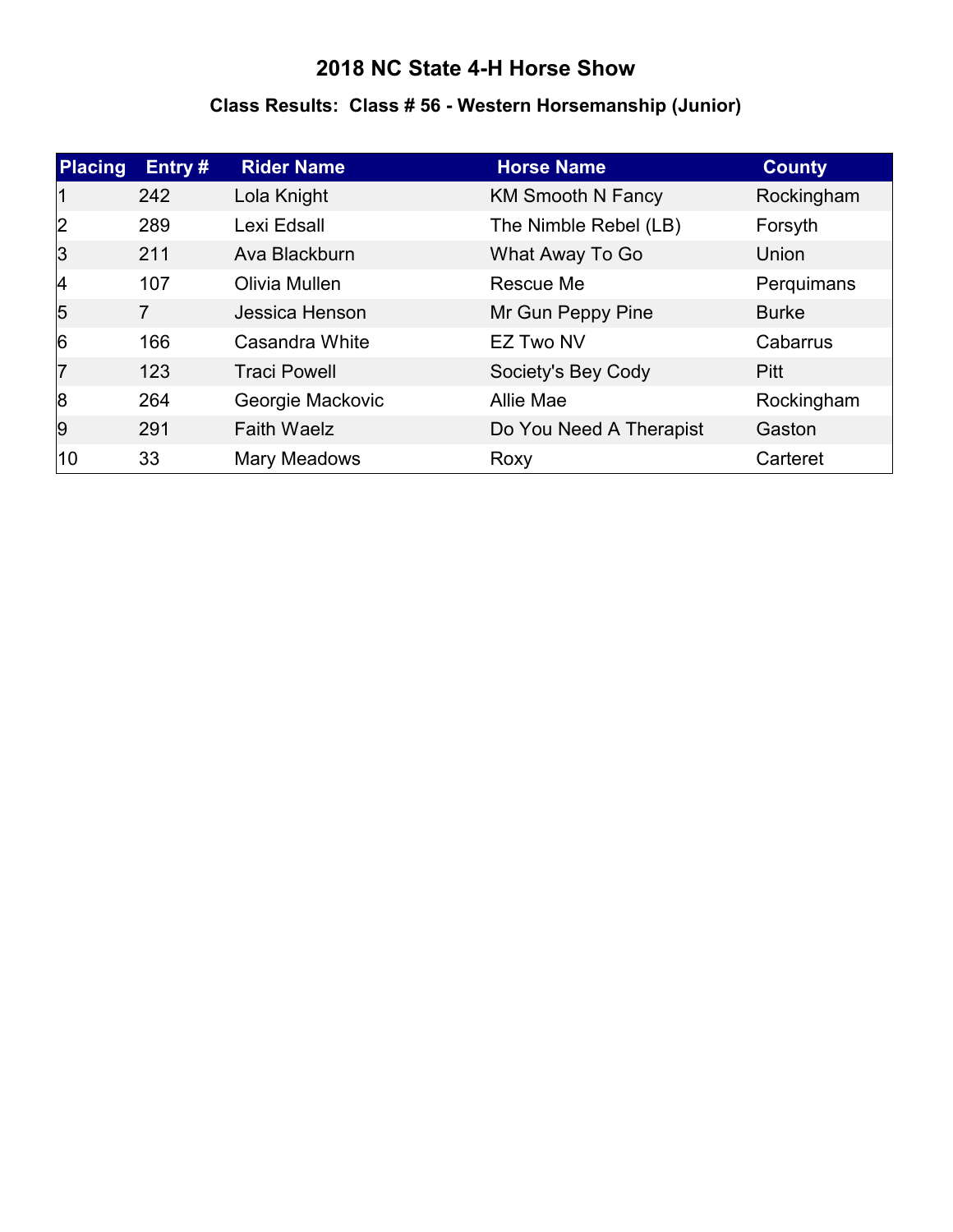# 2018 NC State 4-H Horse Show

## Class Results: Class # 56 - Western Horsemanship (Junior)

| Placing | Entry # | Rider Name | Horse Name | County |
|---|---|---|---|---|
| 1 | 242 | Lola Knight | KM Smooth N Fancy | Rockingham |
| 2 | 289 | Lexi Edsall | The Nimble Rebel (LB) | Forsyth |
| 3 | 211 | Ava Blackburn | What Away To Go | Union |
| 4 | 107 | Olivia Mullen | Rescue Me | Perquimans |
| 5 | 7 | Jessica Henson | Mr Gun Peppy Pine | Burke |
| 6 | 166 | Casandra White | EZ Two NV | Cabarrus |
| 7 | 123 | Traci Powell | Society's Bey Cody | Pitt |
| 8 | 264 | Georgie Mackovic | Allie Mae | Rockingham |
| 9 | 291 | Faith Waelz | Do You Need A Therapist | Gaston |
| 10 | 33 | Mary Meadows | Roxy | Carteret |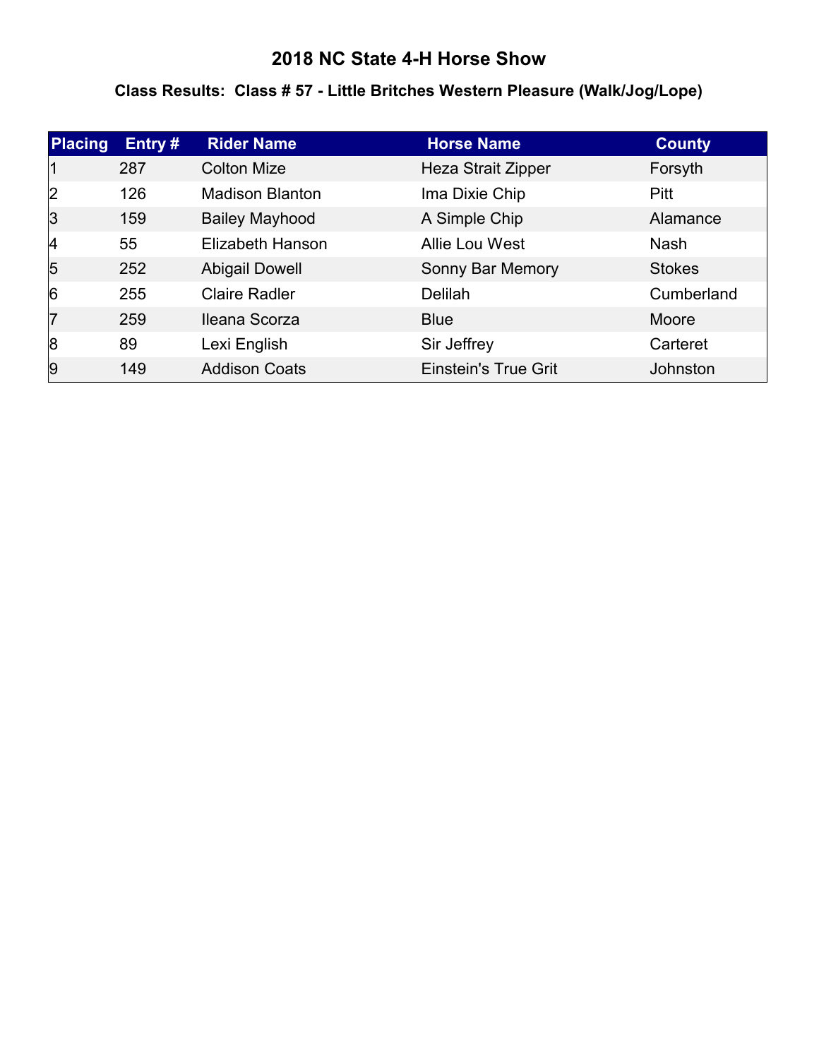# 2018 NC State 4-H Horse Show

## Class Results: Class # 57 - Little Britches Western Pleasure (Walk/Jog/Lope)

| Placing | Entry # | Rider Name | Horse Name | County |
|---|---|---|---|---|
| 1 | 287 | Colton Mize | Heza Strait Zipper | Forsyth |
| 2 | 126 | Madison Blanton | Ima Dixie Chip | Pitt |
| 3 | 159 | Bailey Mayhood | A Simple Chip | Alamance |
| 4 | 55 | Elizabeth Hanson | Allie Lou West | Nash |
| 5 | 252 | Abigail Dowell | Sonny Bar Memory | Stokes |
| 6 | 255 | Claire Radler | Delilah | Cumberland |
| 7 | 259 | Ileana Scorza | Blue | Moore |
| 8 | 89 | Lexi English | Sir Jeffrey | Carteret |
| 9 | 149 | Addison Coats | Einstein's True Grit | Johnston |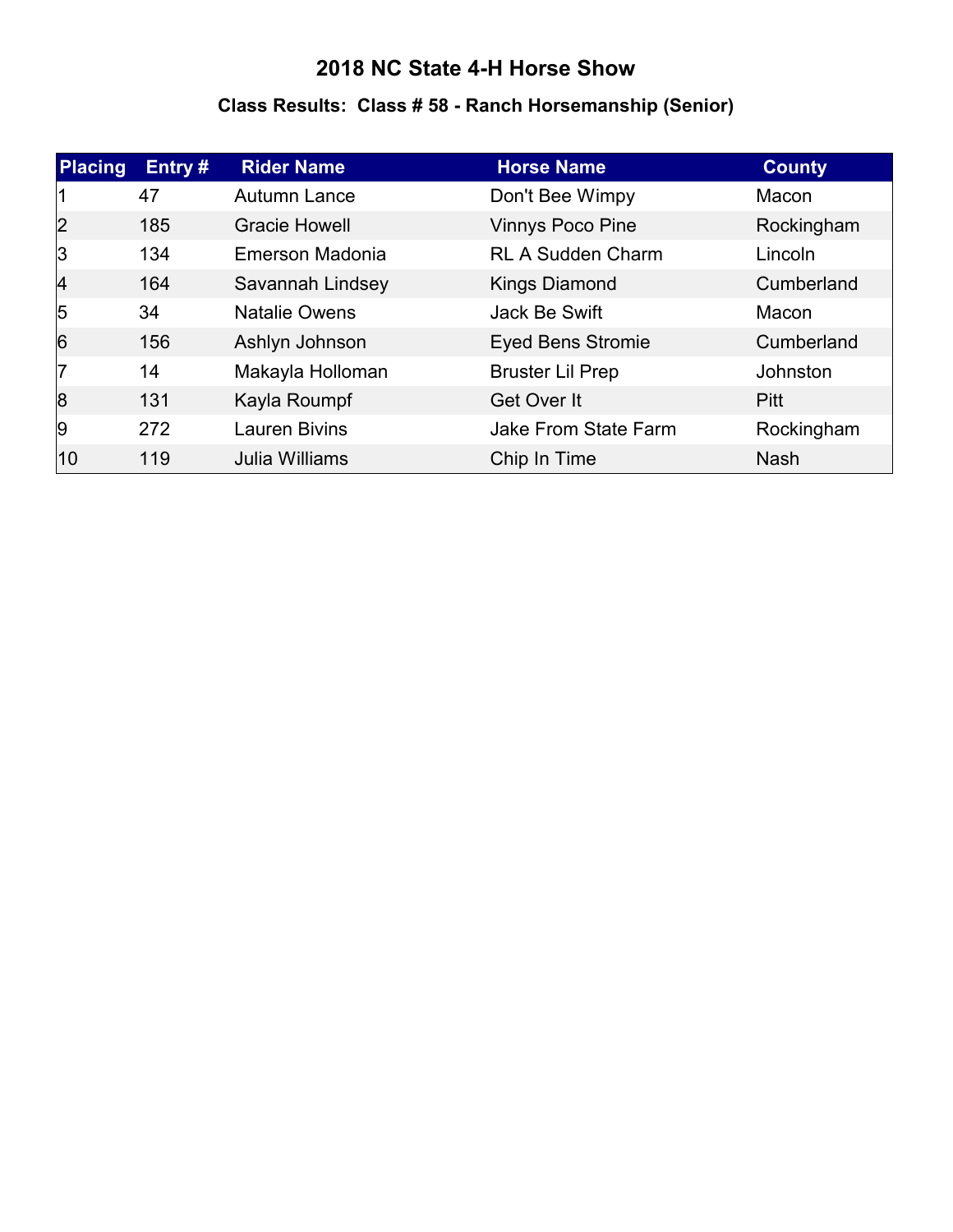# 2018 NC State 4-H Horse Show

## Class Results: Class # 58 - Ranch Horsemanship (Senior)

| Placing | Entry # | Rider Name | Horse Name | County |
|---|---|---|---|---|
| 1 | 47 | Autumn Lance | Don't Bee Wimpy | Macon |
| 2 | 185 | Gracie Howell | Vinnys Poco Pine | Rockingham |
| 3 | 134 | Emerson Madonia | RL A Sudden Charm | Lincoln |
| 4 | 164 | Savannah Lindsey | Kings Diamond | Cumberland |
| 5 | 34 | Natalie Owens | Jack Be Swift | Macon |
| 6 | 156 | Ashlyn Johnson | Eyed Bens Stromie | Cumberland |
| 7 | 14 | Makayla Holloman | Bruster Lil Prep | Johnston |
| 8 | 131 | Kayla Roumpf | Get Over It | Pitt |
| 9 | 272 | Lauren Bivins | Jake From State Farm | Rockingham |
| 10 | 119 | Julia Williams | Chip In Time | Nash |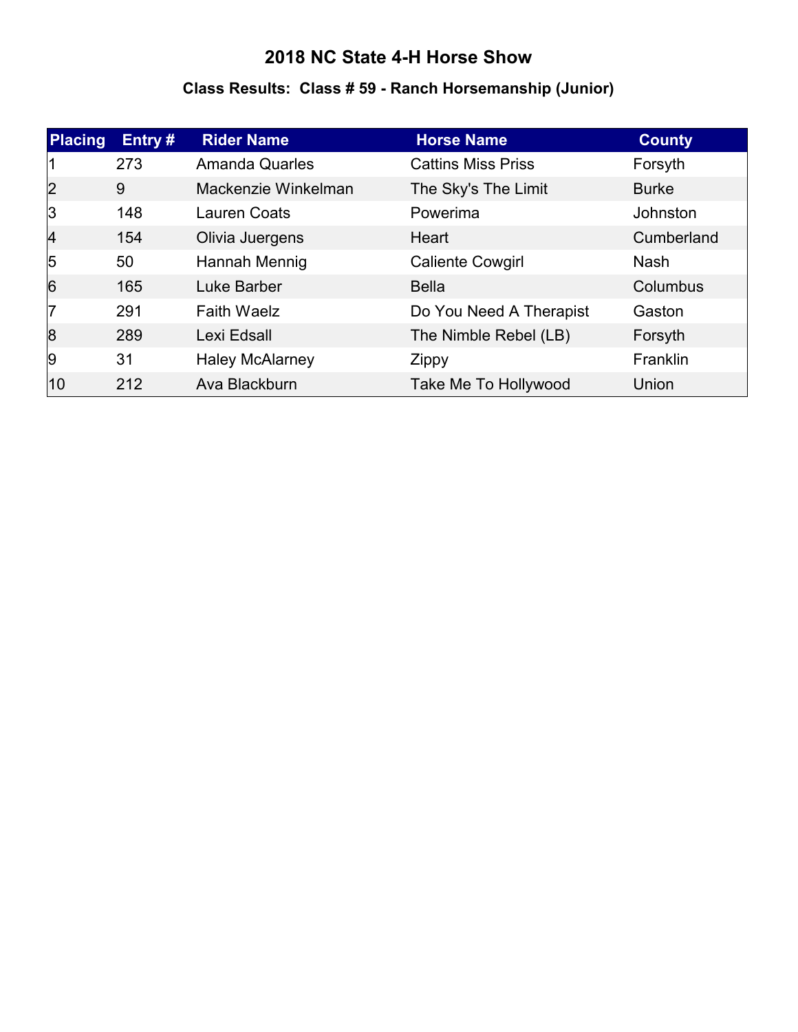# 2018 NC State 4-H Horse Show

## Class Results: Class # 59 - Ranch Horsemanship (Junior)

| Placing | Entry # | Rider Name | Horse Name | County |
|---|---|---|---|---|
| 1 | 273 | Amanda Quarles | Cattins Miss Priss | Forsyth |
| 2 | 9 | Mackenzie Winkelman | The Sky's The Limit | Burke |
| 3 | 148 | Lauren Coats | Powerima | Johnston |
| 4 | 154 | Olivia Juergens | Heart | Cumberland |
| 5 | 50 | Hannah Mennig | Caliente Cowgirl | Nash |
| 6 | 165 | Luke Barber | Bella | Columbus |
| 7 | 291 | Faith Waelz | Do You Need A Therapist | Gaston |
| 8 | 289 | Lexi Edsall | The Nimble Rebel (LB) | Forsyth |
| 9 | 31 | Haley McAlarney | Zippy | Franklin |
| 10 | 212 | Ava Blackburn | Take Me To Hollywood | Union |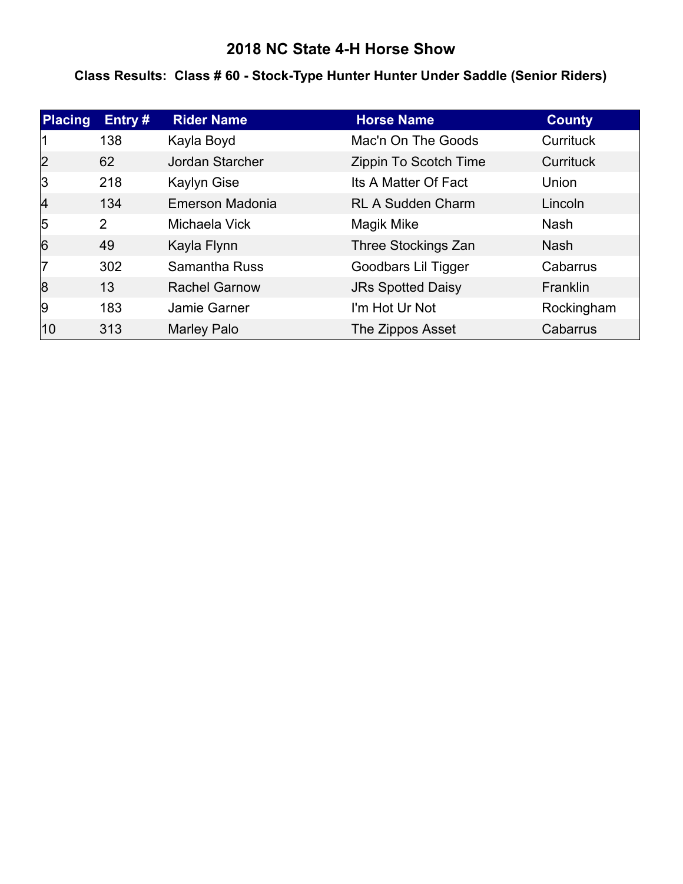# 2018 NC State 4-H Horse Show

### Class Results: Class # 60 - Stock-Type Hunter Hunter Under Saddle (Senior Riders)

| Placing | Entry # | Rider Name | Horse Name | County |
|---|---|---|---|---|
| 1 | 138 | Kayla Boyd | Mac'n On The Goods | Currituck |
| 2 | 62 | Jordan Starcher | Zippin To Scotch Time | Currituck |
| 3 | 218 | Kaylyn Gise | Its A Matter Of Fact | Union |
| 4 | 134 | Emerson Madonia | RL A Sudden Charm | Lincoln |
| 5 | 2 | Michaela Vick | Magik Mike | Nash |
| 6 | 49 | Kayla Flynn | Three Stockings Zan | Nash |
| 7 | 302 | Samantha Russ | Goodbars Lil Tigger | Cabarrus |
| 8 | 13 | Rachel Garnow | JRs Spotted Daisy | Franklin |
| 9 | 183 | Jamie Garner | I'm Hot Ur Not | Rockingham |
| 10 | 313 | Marley Palo | The Zippos Asset | Cabarrus |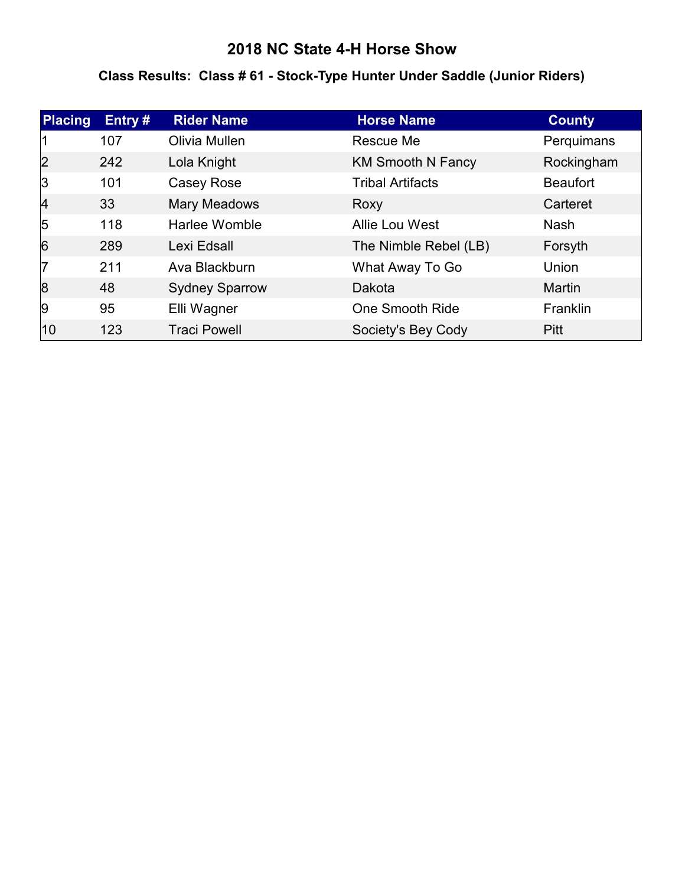# 2018 NC State 4-H Horse Show

## Class Results: Class # 61 - Stock-Type Hunter Under Saddle (Junior Riders)

| Placing | Entry # | Rider Name | Horse Name | County |
|---|---|---|---|---|
| 1 | 107 | Olivia Mullen | Rescue Me | Perquimans |
| 2 | 242 | Lola Knight | KM Smooth N Fancy | Rockingham |
| 3 | 101 | Casey Rose | Tribal Artifacts | Beaufort |
| 4 | 33 | Mary Meadows | Roxy | Carteret |
| 5 | 118 | Harlee Womble | Allie Lou West | Nash |
| 6 | 289 | Lexi Edsall | The Nimble Rebel (LB) | Forsyth |
| 7 | 211 | Ava Blackburn | What Away To Go | Union |
| 8 | 48 | Sydney Sparrow | Dakota | Martin |
| 9 | 95 | Elli Wagner | One Smooth Ride | Franklin |
| 10 | 123 | Traci Powell | Society's Bey Cody | Pitt |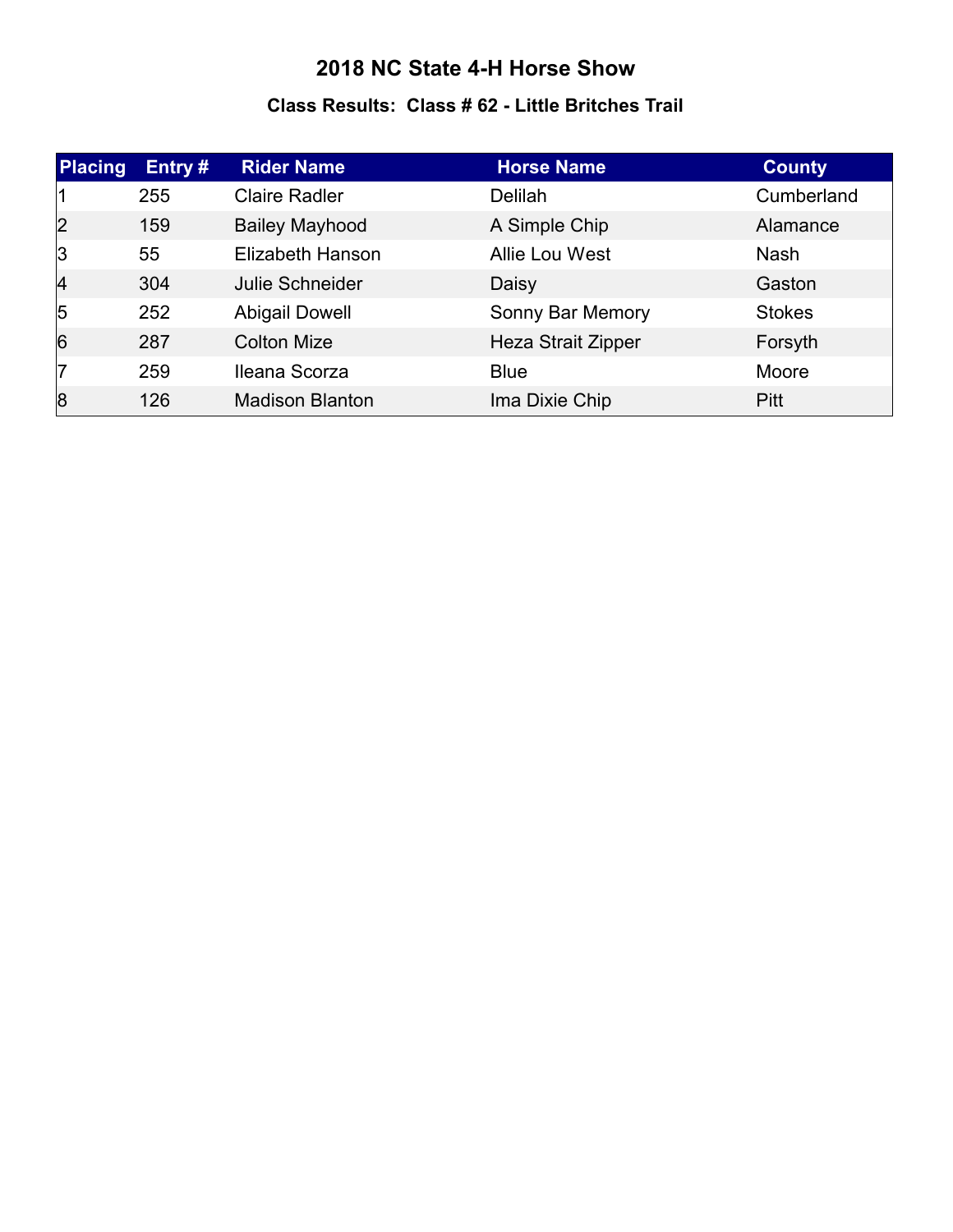# 2018 NC State 4-H Horse Show

### Class Results: Class # 62 - Little Britches Trail

| Placing | Entry # | Rider Name | Horse Name | County |
|---|---|---|---|---|
| 1 | 255 | Claire Radler | Delilah | Cumberland |
| 2 | 159 | Bailey Mayhood | A Simple Chip | Alamance |
| 3 | 55 | Elizabeth Hanson | Allie Lou West | Nash |
| 4 | 304 | Julie Schneider | Daisy | Gaston |
| 5 | 252 | Abigail Dowell | Sonny Bar Memory | Stokes |
| 6 | 287 | Colton Mize | Heza Strait Zipper | Forsyth |
| 7 | 259 | Ileana Scorza | Blue | Moore |
| 8 | 126 | Madison Blanton | Ima Dixie Chip | Pitt |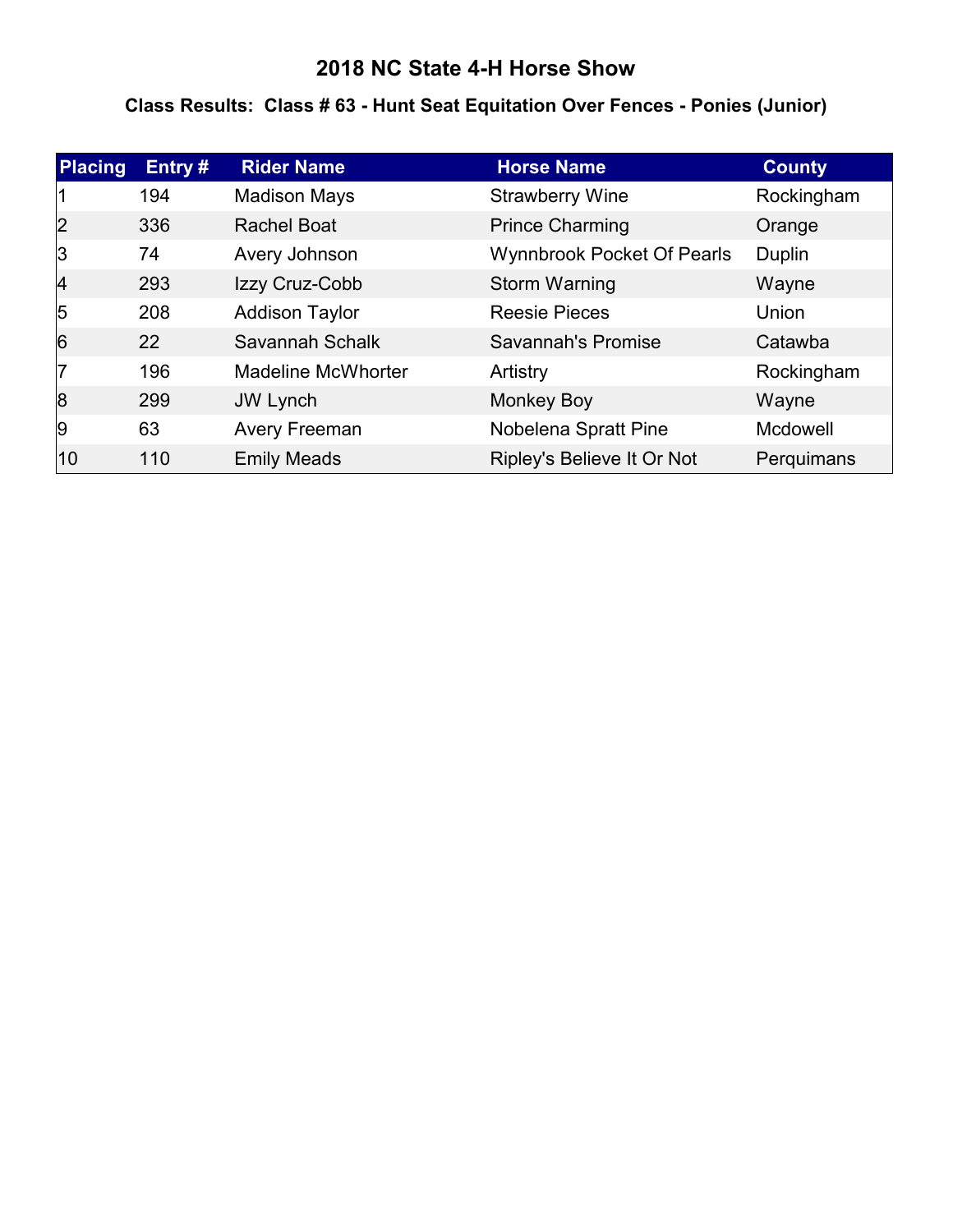# 2018 NC State 4-H Horse Show

## Class Results: Class # 63 - Hunt Seat Equitation Over Fences - Ponies (Junior)

| Placing | Entry # | Rider Name | Horse Name | County |
|---|---|---|---|---|
| 1 | 194 | Madison Mays | Strawberry Wine | Rockingham |
| 2 | 336 | Rachel Boat | Prince Charming | Orange |
| 3 | 74 | Avery Johnson | Wynnbrook Pocket Of Pearls | Duplin |
| 4 | 293 | Izzy Cruz-Cobb | Storm Warning | Wayne |
| 5 | 208 | Addison Taylor | Reesie Pieces | Union |
| 6 | 22 | Savannah Schalk | Savannah's Promise | Catawba |
| 7 | 196 | Madeline McWhorter | Artistry | Rockingham |
| 8 | 299 | JW Lynch | Monkey Boy | Wayne |
| 9 | 63 | Avery Freeman | Nobelena Spratt Pine | Mcdowell |
| 10 | 110 | Emily Meads | Ripley's Believe It Or Not | Perquimans |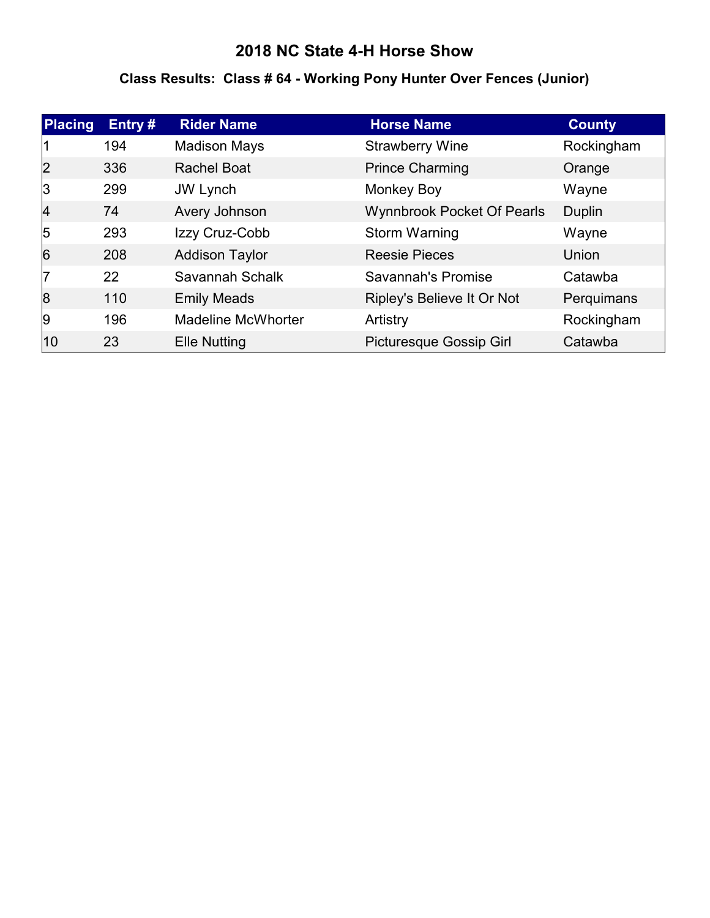# 2018 NC State 4-H Horse Show

## Class Results: Class # 64 - Working Pony Hunter Over Fences (Junior)

| Placing | Entry # | Rider Name | Horse Name | County |
|---|---|---|---|---|
| 1 | 194 | Madison Mays | Strawberry Wine | Rockingham |
| 2 | 336 | Rachel Boat | Prince Charming | Orange |
| 3 | 299 | JW Lynch | Monkey Boy | Wayne |
| 4 | 74 | Avery Johnson | Wynnbrook Pocket Of Pearls | Duplin |
| 5 | 293 | Izzy Cruz-Cobb | Storm Warning | Wayne |
| 6 | 208 | Addison Taylor | Reesie Pieces | Union |
| 7 | 22 | Savannah Schalk | Savannah's Promise | Catawba |
| 8 | 110 | Emily Meads | Ripley's Believe It Or Not | Perquimans |
| 9 | 196 | Madeline McWhorter | Artistry | Rockingham |
| 10 | 23 | Elle Nutting | Picturesque Gossip Girl | Catawba |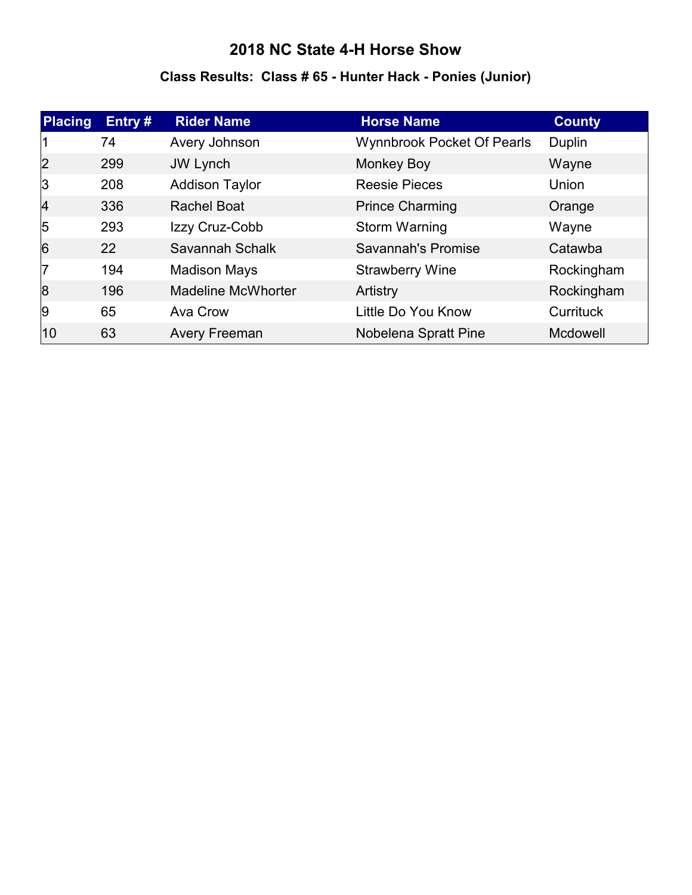# 2018 NC State 4-H Horse Show

## Class Results: Class # 65 - Hunter Hack - Ponies (Junior)

| Placing | Entry # | Rider Name | Horse Name | County |
|---|---|---|---|---|
| 1 | 74 | Avery Johnson | Wynnbrook Pocket Of Pearls | Duplin |
| 2 | 299 | JW Lynch | Monkey Boy | Wayne |
| 3 | 208 | Addison Taylor | Reesie Pieces | Union |
| 4 | 336 | Rachel Boat | Prince Charming | Orange |
| 5 | 293 | Izzy Cruz-Cobb | Storm Warning | Wayne |
| 6 | 22 | Savannah Schalk | Savannah's Promise | Catawba |
| 7 | 194 | Madison Mays | Strawberry Wine | Rockingham |
| 8 | 196 | Madeline McWhorter | Artistry | Rockingham |
| 9 | 65 | Ava Crow | Little Do You Know | Currituck |
| 10 | 63 | Avery Freeman | Nobelena Spratt Pine | Mcdowell |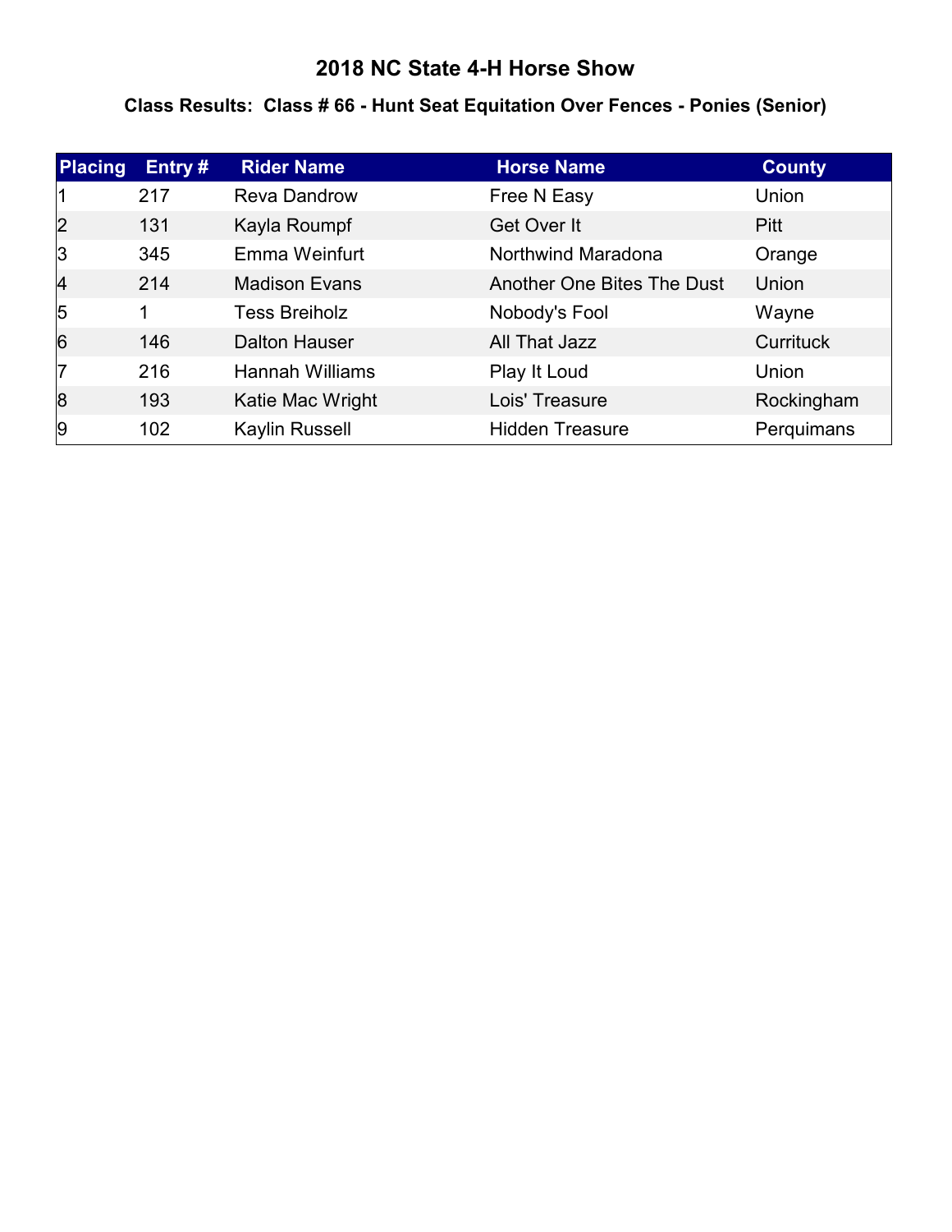# 2018 NC State 4-H Horse Show

## Class Results: Class # 66 - Hunt Seat Equitation Over Fences - Ponies (Senior)

| Placing | Entry # | Rider Name | Horse Name | County |
|---|---|---|---|---|
| 1 | 217 | Reva Dandrow | Free N Easy | Union |
| 2 | 131 | Kayla Roumpf | Get Over It | Pitt |
| 3 | 345 | Emma Weinfurt | Northwind Maradona | Orange |
| 4 | 214 | Madison Evans | Another One Bites The Dust | Union |
| 5 | 1 | Tess Breiholz | Nobody's Fool | Wayne |
| 6 | 146 | Dalton Hauser | All That Jazz | Currituck |
| 7 | 216 | Hannah Williams | Play It Loud | Union |
| 8 | 193 | Katie Mac Wright | Lois' Treasure | Rockingham |
| 9 | 102 | Kaylin Russell | Hidden Treasure | Perquimans |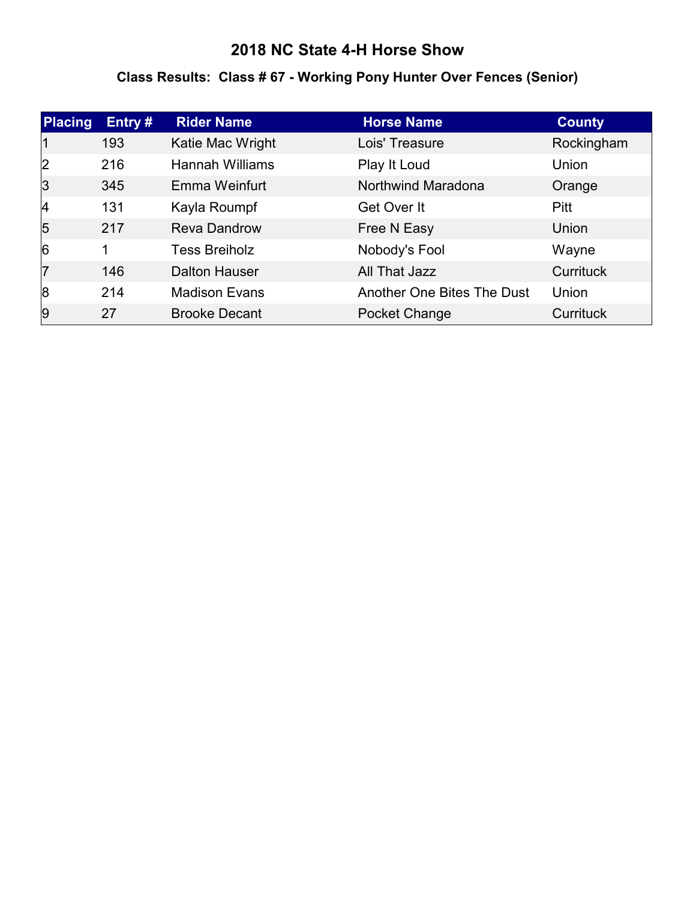# 2018 NC State 4-H Horse Show

## Class Results: Class # 67 - Working Pony Hunter Over Fences (Senior)

| Placing | Entry # | Rider Name | Horse Name | County |
|---|---|---|---|---|
| 1 | 193 | Katie Mac Wright | Lois' Treasure | Rockingham |
| 2 | 216 | Hannah Williams | Play It Loud | Union |
| 3 | 345 | Emma Weinfurt | Northwind Maradona | Orange |
| 4 | 131 | Kayla Roumpf | Get Over It | Pitt |
| 5 | 217 | Reva Dandrow | Free N Easy | Union |
| 6 | 1 | Tess Breiholz | Nobody's Fool | Wayne |
| 7 | 146 | Dalton Hauser | All That Jazz | Currituck |
| 8 | 214 | Madison Evans | Another One Bites The Dust | Union |
| 9 | 27 | Brooke Decant | Pocket Change | Currituck |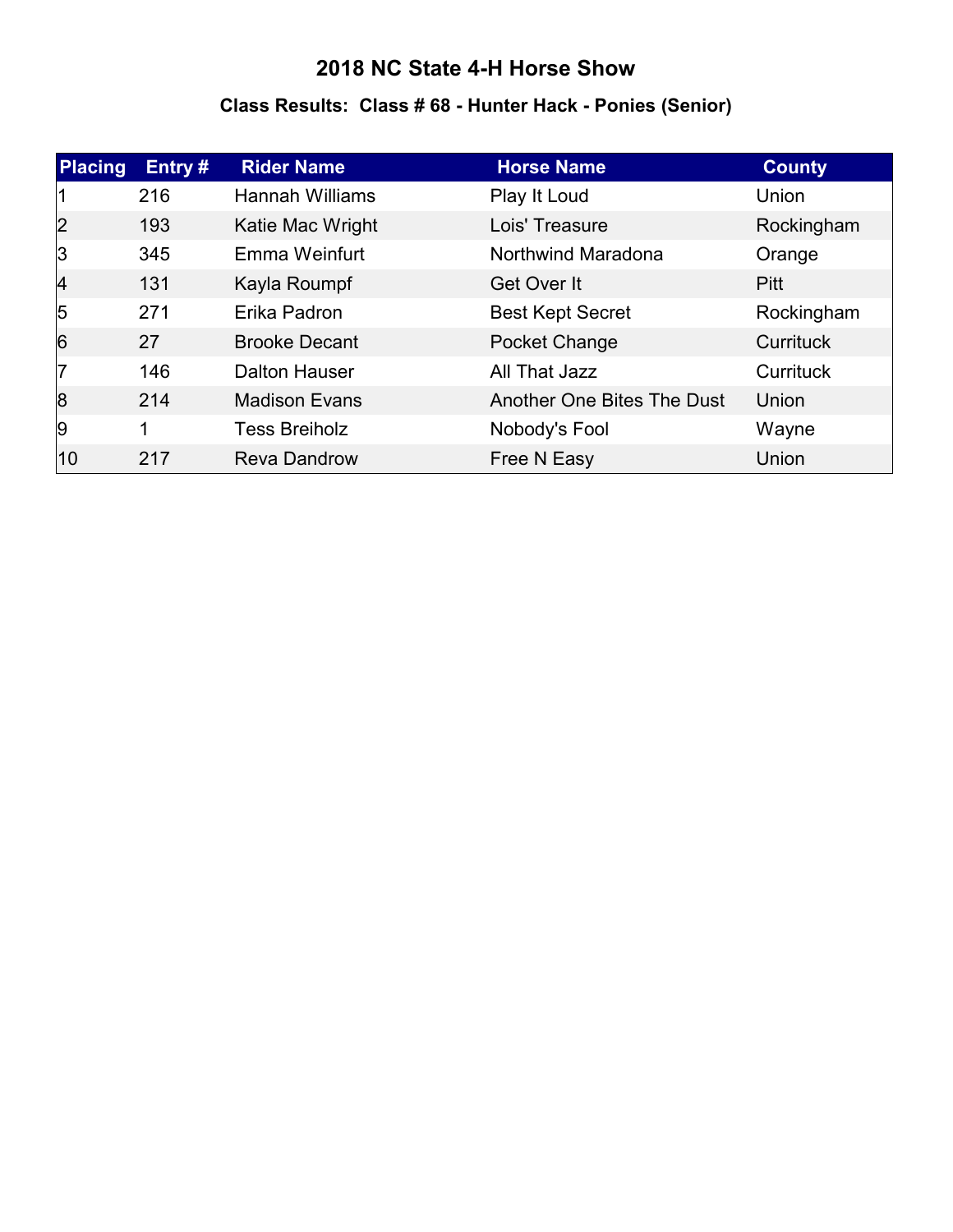# 2018 NC State 4-H Horse Show

## Class Results: Class # 68 - Hunter Hack - Ponies (Senior)

| Placing | Entry # | Rider Name | Horse Name | County |
|---|---|---|---|---|
| 1 | 216 | Hannah Williams | Play It Loud | Union |
| 2 | 193 | Katie Mac Wright | Lois' Treasure | Rockingham |
| 3 | 345 | Emma Weinfurt | Northwind Maradona | Orange |
| 4 | 131 | Kayla Roumpf | Get Over It | Pitt |
| 5 | 271 | Erika Padron | Best Kept Secret | Rockingham |
| 6 | 27 | Brooke Decant | Pocket Change | Currituck |
| 7 | 146 | Dalton Hauser | All That Jazz | Currituck |
| 8 | 214 | Madison Evans | Another One Bites The Dust | Union |
| 9 | 1 | Tess Breiholz | Nobody's Fool | Wayne |
| 10 | 217 | Reva Dandrow | Free N Easy | Union |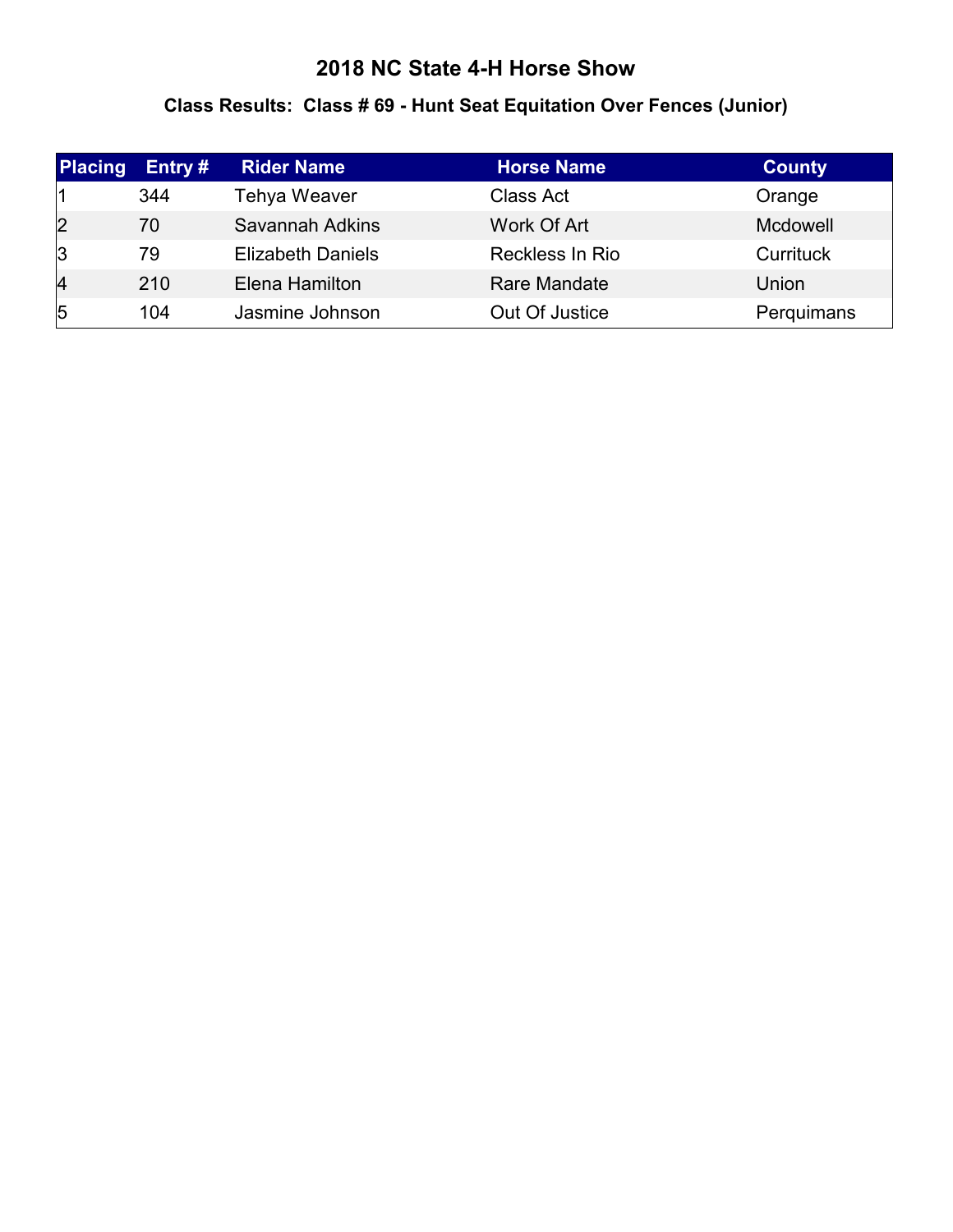# 2018 NC State 4-H Horse Show

## Class Results:  Class # 69 - Hunt Seat Equitation Over Fences (Junior)

| Placing | Entry # | Rider Name | Horse Name | County |
|---|---|---|---|---|
| 1 | 344 | Tehya Weaver | Class Act | Orange |
| 2 | 70 | Savannah Adkins | Work Of Art | Mcdowell |
| 3 | 79 | Elizabeth Daniels | Reckless In Rio | Currituck |
| 4 | 210 | Elena Hamilton | Rare Mandate | Union |
| 5 | 104 | Jasmine Johnson | Out Of Justice | Perquimans |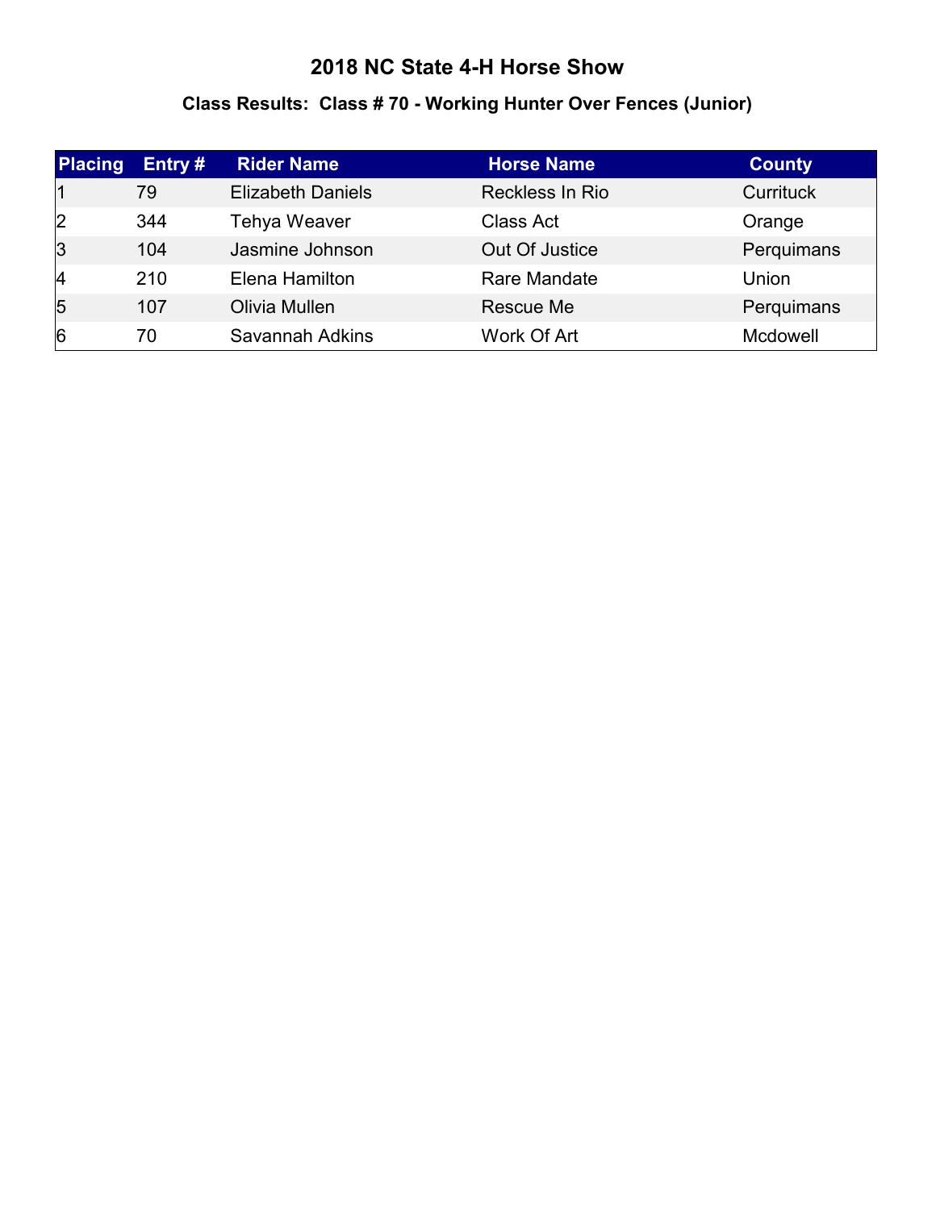# 2018 NC State 4-H Horse Show

## Class Results:  Class # 70 - Working Hunter Over Fences (Junior)

| Placing | Entry # | Rider Name | Horse Name | County |
|---|---|---|---|---|
| 1 | 79 | Elizabeth Daniels | Reckless In Rio | Currituck |
| 2 | 344 | Tehya Weaver | Class Act | Orange |
| 3 | 104 | Jasmine Johnson | Out Of Justice | Perquimans |
| 4 | 210 | Elena Hamilton | Rare Mandate | Union |
| 5 | 107 | Olivia Mullen | Rescue Me | Perquimans |
| 6 | 70 | Savannah Adkins | Work Of Art | Mcdowell |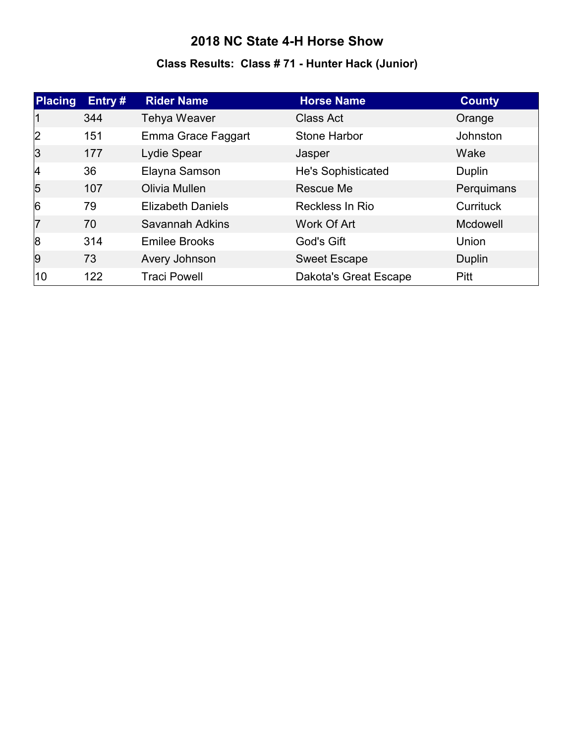# 2018 NC State 4-H Horse Show

## Class Results: Class # 71 - Hunter Hack (Junior)

| Placing | Entry # | Rider Name | Horse Name | County |
|---|---|---|---|---|
| 1 | 344 | Tehya Weaver | Class Act | Orange |
| 2 | 151 | Emma Grace Faggart | Stone Harbor | Johnston |
| 3 | 177 | Lydie Spear | Jasper | Wake |
| 4 | 36 | Elayna Samson | He's Sophisticated | Duplin |
| 5 | 107 | Olivia Mullen | Rescue Me | Perquimans |
| 6 | 79 | Elizabeth Daniels | Reckless In Rio | Currituck |
| 7 | 70 | Savannah Adkins | Work Of Art | Mcdowell |
| 8 | 314 | Emilee Brooks | God's Gift | Union |
| 9 | 73 | Avery Johnson | Sweet Escape | Duplin |
| 10 | 122 | Traci Powell | Dakota's Great Escape | Pitt |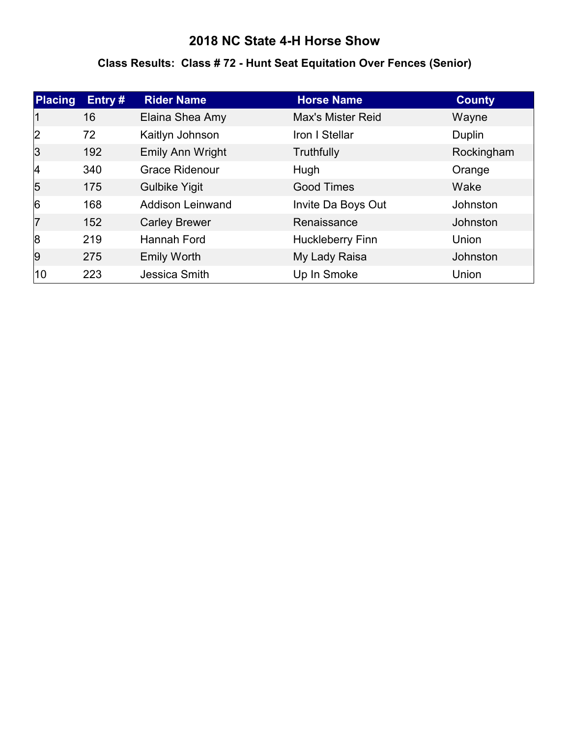# 2018 NC State 4-H Horse Show

## Class Results: Class # 72 - Hunt Seat Equitation Over Fences (Senior)

| Placing | Entry # | Rider Name | Horse Name | County |
|---|---|---|---|---|
| 1 | 16 | Elaina Shea Amy | Max's Mister Reid | Wayne |
| 2 | 72 | Kaitlyn Johnson | Iron I Stellar | Duplin |
| 3 | 192 | Emily Ann Wright | Truthfully | Rockingham |
| 4 | 340 | Grace Ridenour | Hugh | Orange |
| 5 | 175 | Gulbike Yigit | Good Times | Wake |
| 6 | 168 | Addison Leinwand | Invite Da Boys Out | Johnston |
| 7 | 152 | Carley Brewer | Renaissance | Johnston |
| 8 | 219 | Hannah Ford | Huckleberry Finn | Union |
| 9 | 275 | Emily Worth | My Lady Raisa | Johnston |
| 10 | 223 | Jessica Smith | Up In Smoke | Union |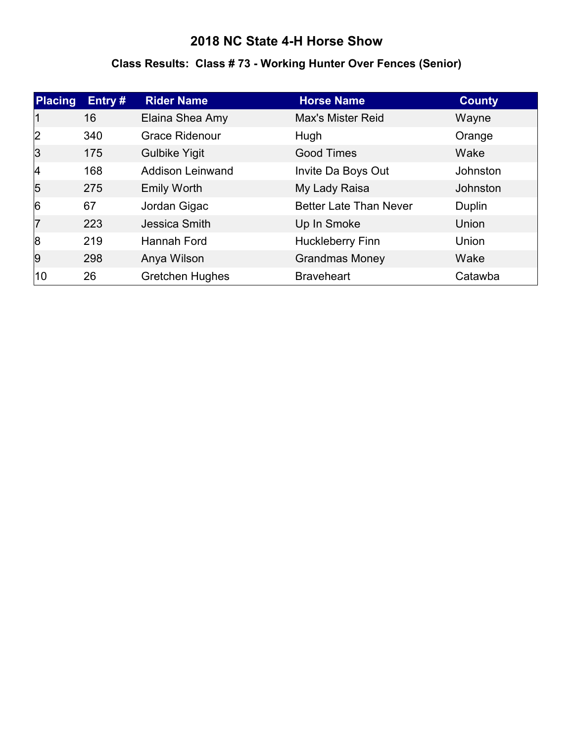# 2018 NC State 4-H Horse Show

## Class Results: Class # 73 - Working Hunter Over Fences (Senior)

| Placing | Entry # | Rider Name | Horse Name | County |
|---|---|---|---|---|
| 1 | 16 | Elaina Shea Amy | Max's Mister Reid | Wayne |
| 2 | 340 | Grace Ridenour | Hugh | Orange |
| 3 | 175 | Gulbike Yigit | Good Times | Wake |
| 4 | 168 | Addison Leinwand | Invite Da Boys Out | Johnston |
| 5 | 275 | Emily Worth | My Lady Raisa | Johnston |
| 6 | 67 | Jordan Gigac | Better Late Than Never | Duplin |
| 7 | 223 | Jessica Smith | Up In Smoke | Union |
| 8 | 219 | Hannah Ford | Huckleberry Finn | Union |
| 9 | 298 | Anya Wilson | Grandmas Money | Wake |
| 10 | 26 | Gretchen Hughes | Braveheart | Catawba |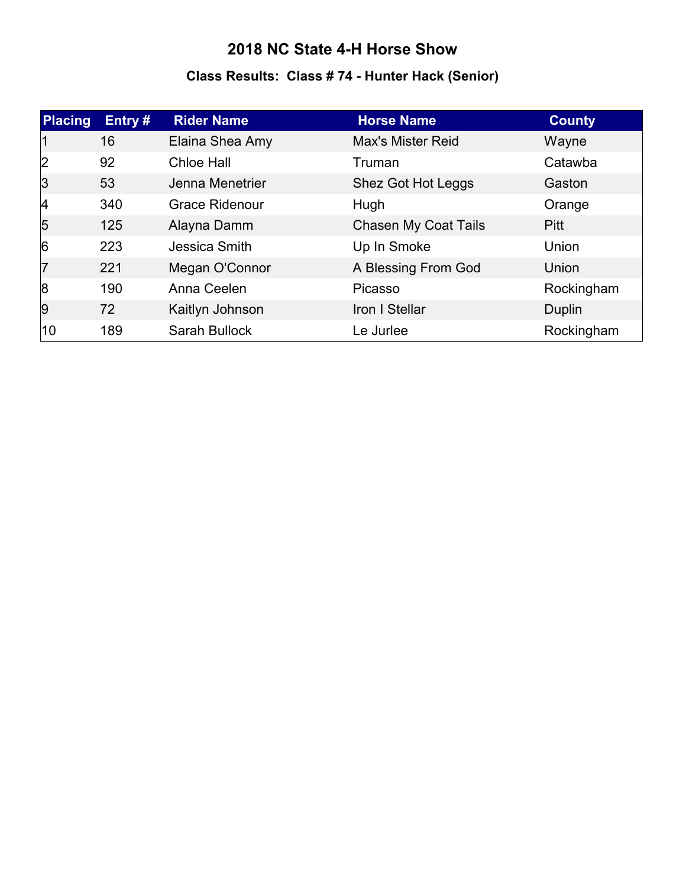# 2018 NC State 4-H Horse Show

## Class Results: Class # 74 - Hunter Hack (Senior)

| Placing | Entry # | Rider Name | Horse Name | County |
|---|---|---|---|---|
| 1 | 16 | Elaina Shea Amy | Max's Mister Reid | Wayne |
| 2 | 92 | Chloe Hall | Truman | Catawba |
| 3 | 53 | Jenna Menetrier | Shez Got Hot Leggs | Gaston |
| 4 | 340 | Grace Ridenour | Hugh | Orange |
| 5 | 125 | Alayna Damm | Chasen My Coat Tails | Pitt |
| 6 | 223 | Jessica Smith | Up In Smoke | Union |
| 7 | 221 | Megan O'Connor | A Blessing From God | Union |
| 8 | 190 | Anna Ceelen | Picasso | Rockingham |
| 9 | 72 | Kaitlyn Johnson | Iron I Stellar | Duplin |
| 10 | 189 | Sarah Bullock | Le Jurlee | Rockingham |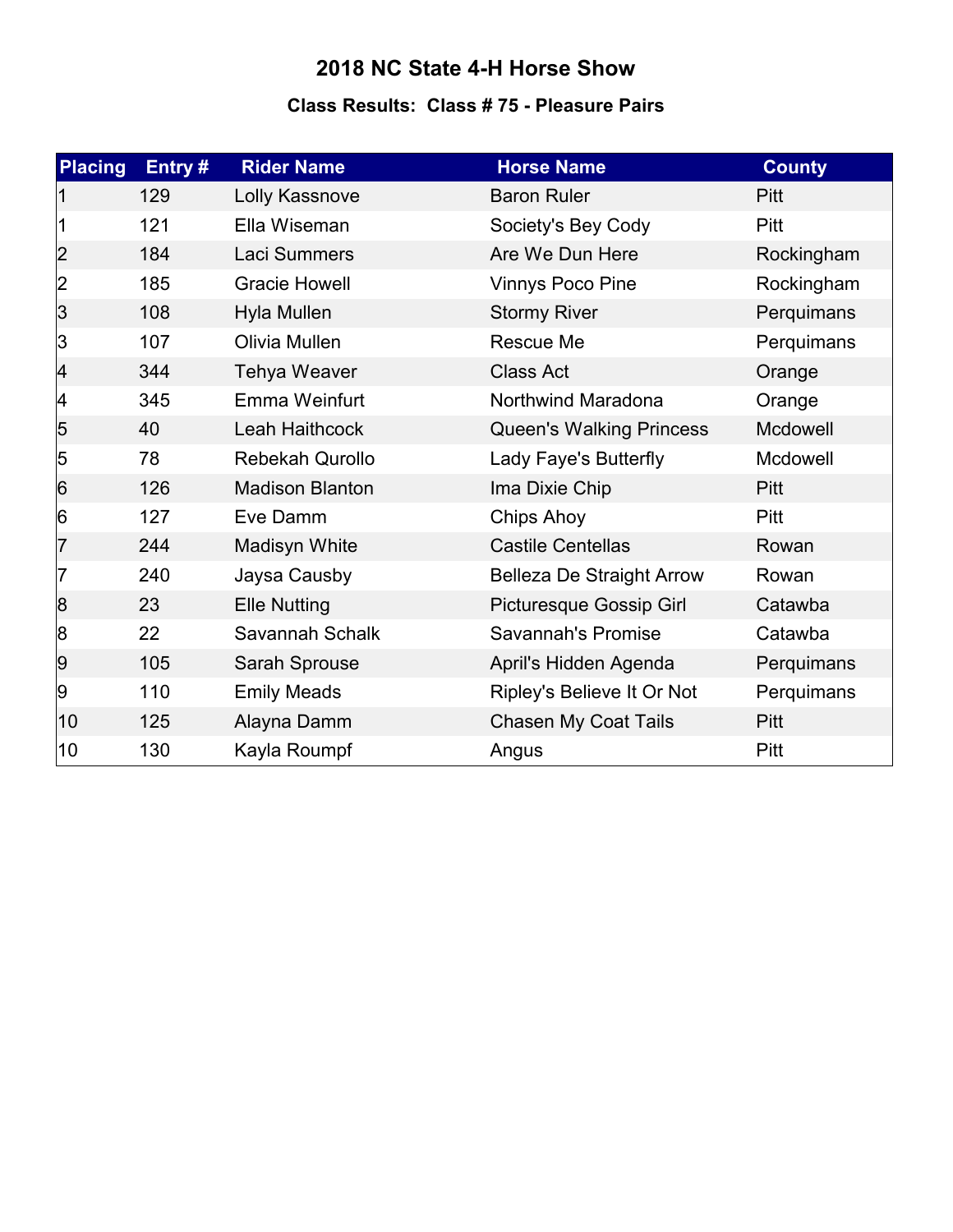# 2018 NC State 4-H Horse Show

### Class Results: Class # 75 - Pleasure Pairs

| Placing | Entry # | Rider Name | Horse Name | County |
|---|---|---|---|---|
| 1 | 129 | Lolly Kassnove | Baron Ruler | Pitt |
| 1 | 121 | Ella Wiseman | Society's Bey Cody | Pitt |
| 2 | 184 | Laci Summers | Are We Dun Here | Rockingham |
| 2 | 185 | Gracie Howell | Vinnys Poco Pine | Rockingham |
| 3 | 108 | Hyla Mullen | Stormy River | Perquimans |
| 3 | 107 | Olivia Mullen | Rescue Me | Perquimans |
| 4 | 344 | Tehya Weaver | Class Act | Orange |
| 4 | 345 | Emma Weinfurt | Northwind Maradona | Orange |
| 5 | 40 | Leah Haithcock | Queen's Walking Princess | Mcdowell |
| 5 | 78 | Rebekah Qurollo | Lady Faye's Butterfly | Mcdowell |
| 6 | 126 | Madison Blanton | Ima Dixie Chip | Pitt |
| 6 | 127 | Eve Damm | Chips Ahoy | Pitt |
| 7 | 244 | Madisyn White | Castile Centellas | Rowan |
| 7 | 240 | Jaysa Causby | Belleza De Straight Arrow | Rowan |
| 8 | 23 | Elle Nutting | Picturesque Gossip Girl | Catawba |
| 8 | 22 | Savannah Schalk | Savannah's Promise | Catawba |
| 9 | 105 | Sarah Sprouse | April's Hidden Agenda | Perquimans |
| 9 | 110 | Emily Meads | Ripley's Believe It Or Not | Perquimans |
| 10 | 125 | Alayna Damm | Chasen My Coat Tails | Pitt |
| 10 | 130 | Kayla Roumpf | Angus | Pitt |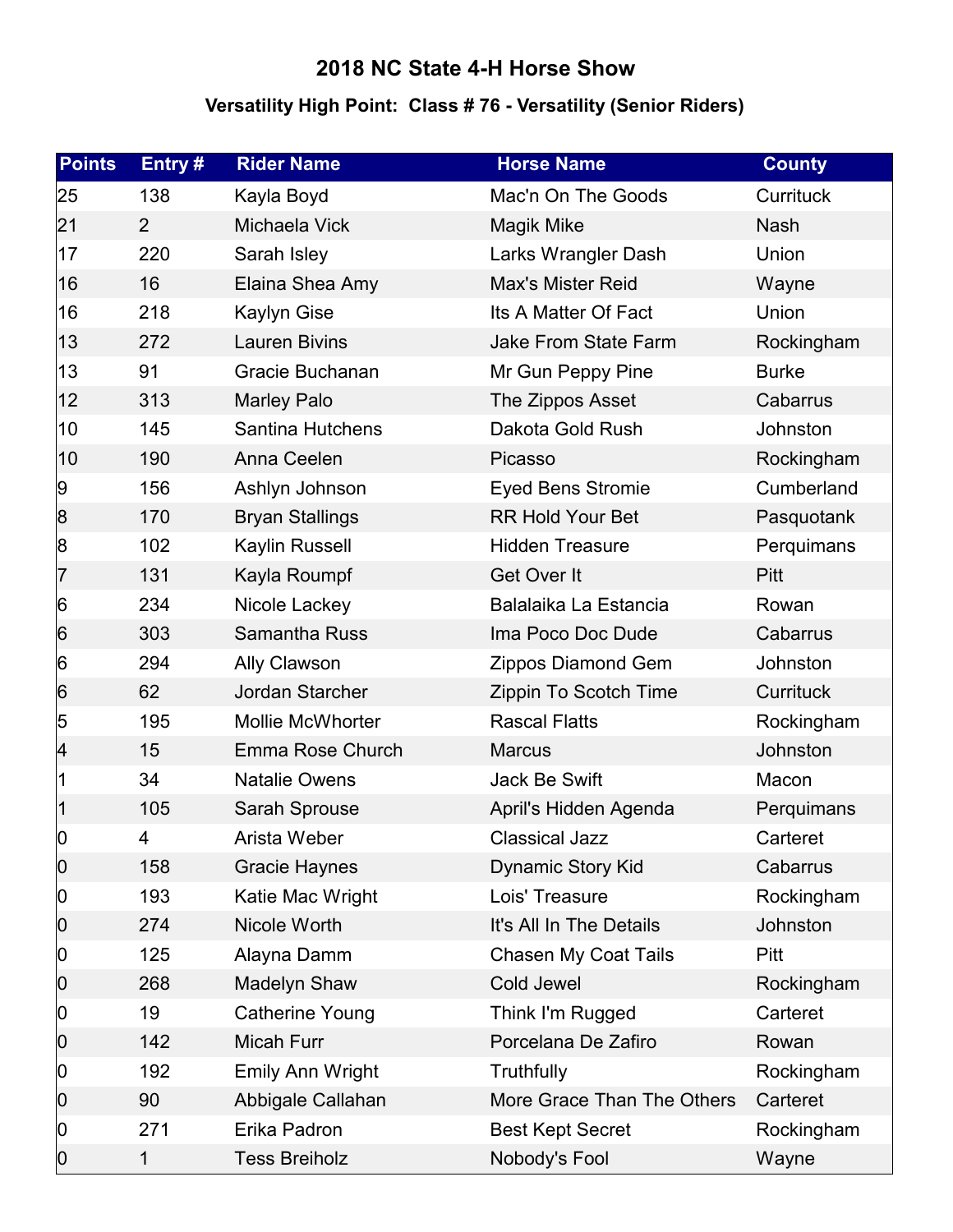# 2018 NC State 4-H Horse Show

## Versatility High Point: Class # 76 - Versatility (Senior Riders)

| Points | Entry # | Rider Name | Horse Name | County |
|---|---|---|---|---|
| 25 | 138 | Kayla Boyd | Mac'n On The Goods | Currituck |
| 21 | 2 | Michaela Vick | Magik Mike | Nash |
| 17 | 220 | Sarah Isley | Larks Wrangler Dash | Union |
| 16 | 16 | Elaina Shea Amy | Max's Mister Reid | Wayne |
| 16 | 218 | Kaylyn Gise | Its A Matter Of Fact | Union |
| 13 | 272 | Lauren Bivins | Jake From State Farm | Rockingham |
| 13 | 91 | Gracie Buchanan | Mr Gun Peppy Pine | Burke |
| 12 | 313 | Marley Palo | The Zippos Asset | Cabarrus |
| 10 | 145 | Santina Hutchens | Dakota Gold Rush | Johnston |
| 10 | 190 | Anna Ceelen | Picasso | Rockingham |
| 9 | 156 | Ashlyn Johnson | Eyed Bens Stromie | Cumberland |
| 8 | 170 | Bryan Stallings | RR Hold Your Bet | Pasquotank |
| 8 | 102 | Kaylin Russell | Hidden Treasure | Perquimans |
| 7 | 131 | Kayla Roumpf | Get Over It | Pitt |
| 6 | 234 | Nicole Lackey | Balalaika La Estancia | Rowan |
| 6 | 303 | Samantha Russ | Ima Poco Doc Dude | Cabarrus |
| 6 | 294 | Ally Clawson | Zippos Diamond Gem | Johnston |
| 6 | 62 | Jordan Starcher | Zippin To Scotch Time | Currituck |
| 5 | 195 | Mollie McWhorter | Rascal Flatts | Rockingham |
| 4 | 15 | Emma Rose Church | Marcus | Johnston |
| 1 | 34 | Natalie Owens | Jack Be Swift | Macon |
| 1 | 105 | Sarah Sprouse | April's Hidden Agenda | Perquimans |
| 0 | 4 | Arista Weber | Classical Jazz | Carteret |
| 0 | 158 | Gracie Haynes | Dynamic Story Kid | Cabarrus |
| 0 | 193 | Katie Mac Wright | Lois' Treasure | Rockingham |
| 0 | 274 | Nicole Worth | It's All In The Details | Johnston |
| 0 | 125 | Alayna Damm | Chasen My Coat Tails | Pitt |
| 0 | 268 | Madelyn Shaw | Cold Jewel | Rockingham |
| 0 | 19 | Catherine Young | Think I'm Rugged | Carteret |
| 0 | 142 | Micah Furr | Porcelana De Zafiro | Rowan |
| 0 | 192 | Emily Ann Wright | Truthfully | Rockingham |
| 0 | 90 | Abbigale Callahan | More Grace Than The Others | Carteret |
| 0 | 271 | Erika Padron | Best Kept Secret | Rockingham |
| 0 | 1 | Tess Breiholz | Nobody's Fool | Wayne |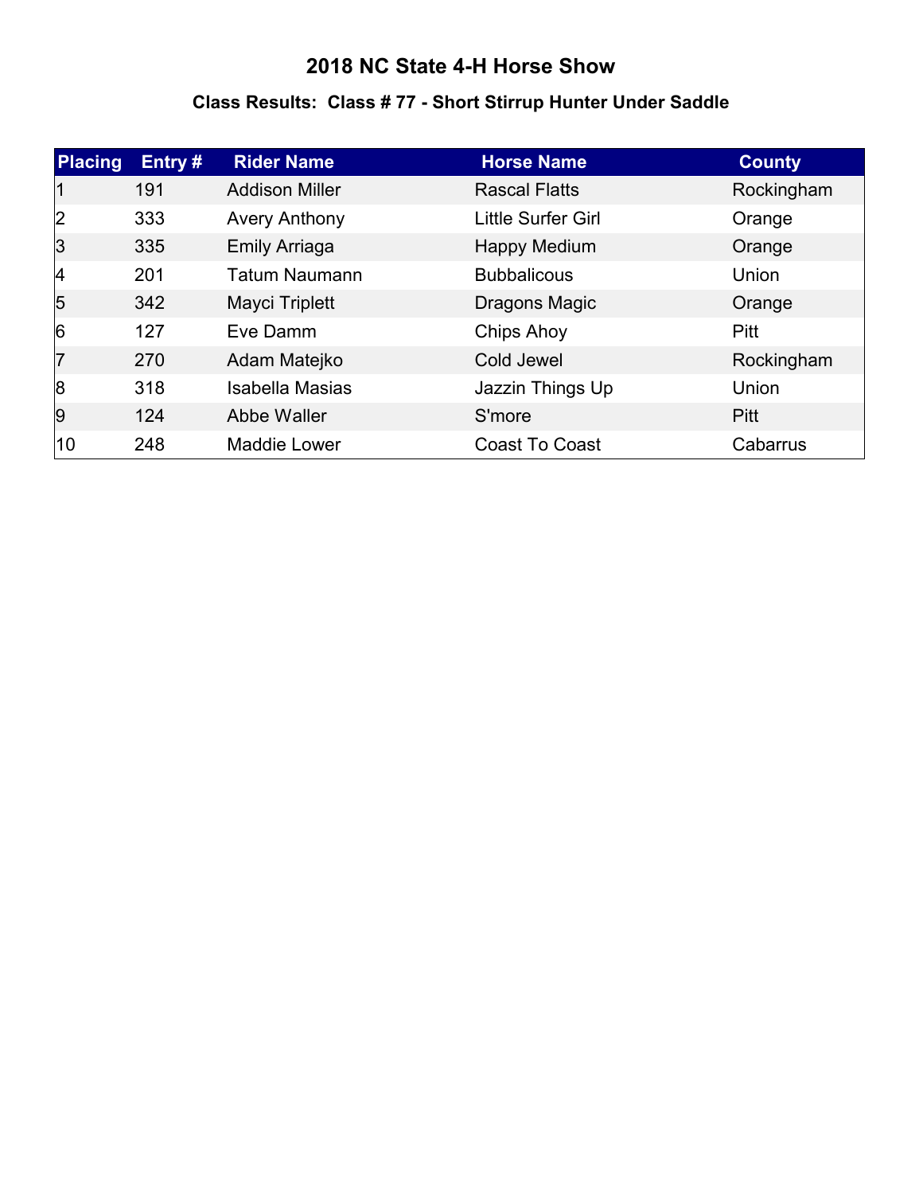# 2018 NC State 4-H Horse Show

## Class Results: Class # 77 - Short Stirrup Hunter Under Saddle

| Placing | Entry # | Rider Name | Horse Name | County |
|---|---|---|---|---|
| 1 | 191 | Addison Miller | Rascal Flatts | Rockingham |
| 2 | 333 | Avery Anthony | Little Surfer Girl | Orange |
| 3 | 335 | Emily Arriaga | Happy Medium | Orange |
| 4 | 201 | Tatum Naumann | Bubbalicous | Union |
| 5 | 342 | Mayci Triplett | Dragons Magic | Orange |
| 6 | 127 | Eve Damm | Chips Ahoy | Pitt |
| 7 | 270 | Adam Matejko | Cold Jewel | Rockingham |
| 8 | 318 | Isabella Masias | Jazzin Things Up | Union |
| 9 | 124 | Abbe Waller | S'more | Pitt |
| 10 | 248 | Maddie Lower | Coast To Coast | Cabarrus |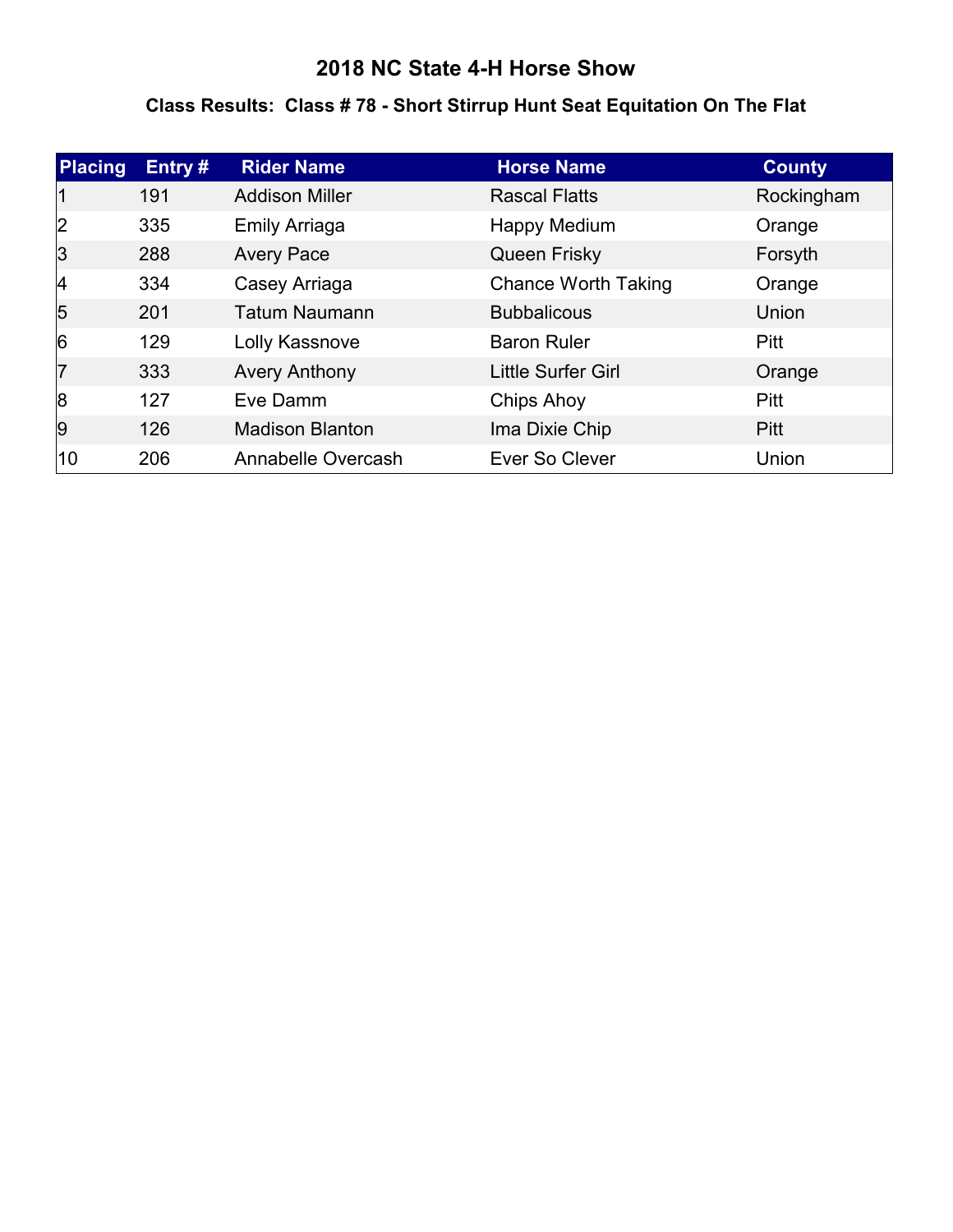# 2018 NC State 4-H Horse Show

## Class Results:  Class # 78 - Short Stirrup Hunt Seat Equitation On The Flat

| Placing | Entry # | Rider Name | Horse Name | County |
|---|---|---|---|---|
| 1 | 191 | Addison Miller | Rascal Flatts | Rockingham |
| 2 | 335 | Emily Arriaga | Happy Medium | Orange |
| 3 | 288 | Avery Pace | Queen Frisky | Forsyth |
| 4 | 334 | Casey Arriaga | Chance Worth Taking | Orange |
| 5 | 201 | Tatum Naumann | Bubbalicous | Union |
| 6 | 129 | Lolly Kassnove | Baron Ruler | Pitt |
| 7 | 333 | Avery Anthony | Little Surfer Girl | Orange |
| 8 | 127 | Eve Damm | Chips Ahoy | Pitt |
| 9 | 126 | Madison Blanton | Ima Dixie Chip | Pitt |
| 10 | 206 | Annabelle Overcash | Ever So Clever | Union |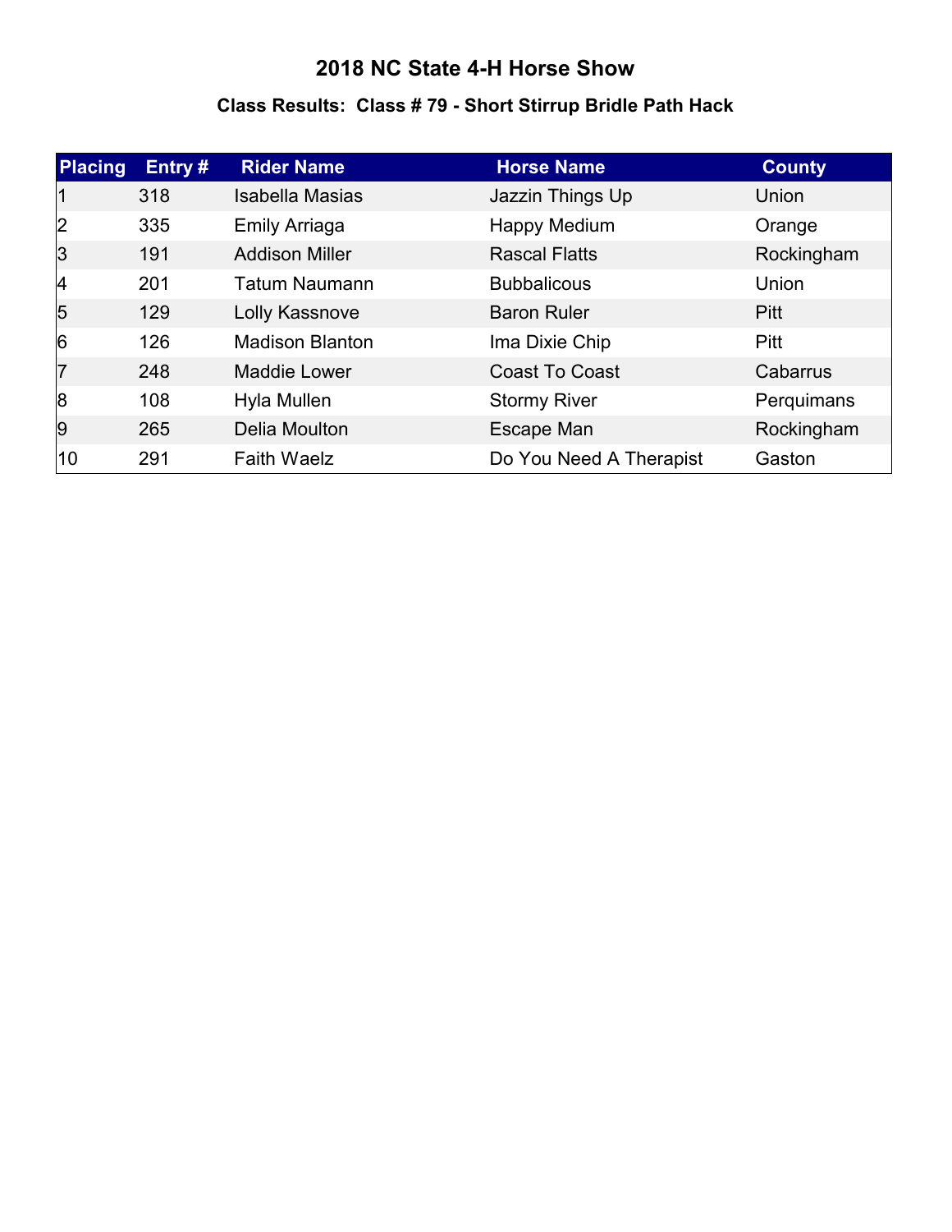# 2018 NC State 4-H Horse Show

## Class Results: Class # 79 - Short Stirrup Bridle Path Hack

| Placing | Entry # | Rider Name | Horse Name | County |
|---|---|---|---|---|
| 1 | 318 | Isabella Masias | Jazzin Things Up | Union |
| 2 | 335 | Emily Arriaga | Happy Medium | Orange |
| 3 | 191 | Addison Miller | Rascal Flatts | Rockingham |
| 4 | 201 | Tatum Naumann | Bubbalicous | Union |
| 5 | 129 | Lolly Kassnove | Baron Ruler | Pitt |
| 6 | 126 | Madison Blanton | Ima Dixie Chip | Pitt |
| 7 | 248 | Maddie Lower | Coast To Coast | Cabarrus |
| 8 | 108 | Hyla Mullen | Stormy River | Perquimans |
| 9 | 265 | Delia Moulton | Escape Man | Rockingham |
| 10 | 291 | Faith Waelz | Do You Need A Therapist | Gaston |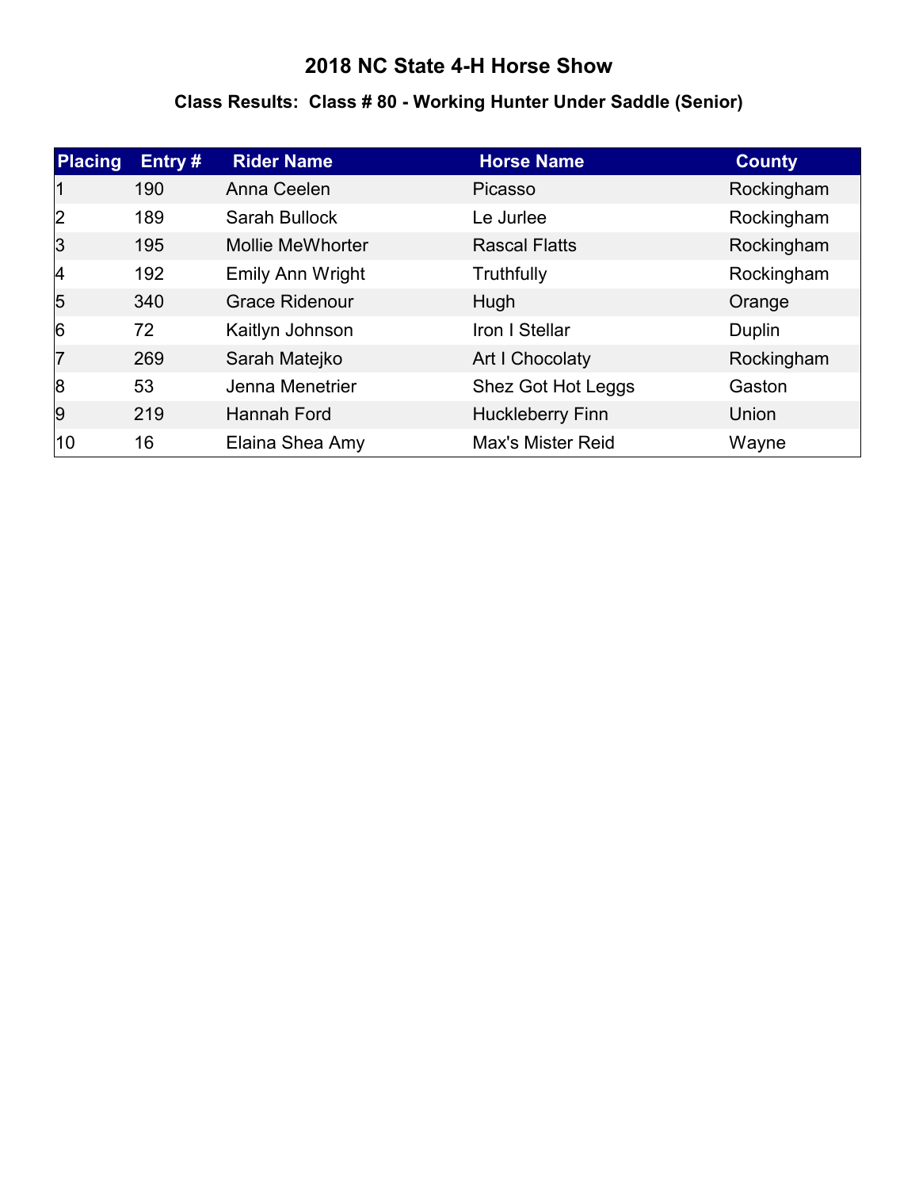# 2018 NC State 4-H Horse Show

## Class Results: Class # 80 - Working Hunter Under Saddle (Senior)

| Placing | Entry # | Rider Name | Horse Name | County |
|---|---|---|---|---|
| 1 | 190 | Anna Ceelen | Picasso | Rockingham |
| 2 | 189 | Sarah Bullock | Le Jurlee | Rockingham |
| 3 | 195 | Mollie MeWhorter | Rascal Flatts | Rockingham |
| 4 | 192 | Emily Ann Wright | Truthfully | Rockingham |
| 5 | 340 | Grace Ridenour | Hugh | Orange |
| 6 | 72 | Kaitlyn Johnson | Iron I Stellar | Duplin |
| 7 | 269 | Sarah Matejko | Art I Chocolaty | Rockingham |
| 8 | 53 | Jenna Menetrier | Shez Got Hot Leggs | Gaston |
| 9 | 219 | Hannah Ford | Huckleberry Finn | Union |
| 10 | 16 | Elaina Shea Amy | Max's Mister Reid | Wayne |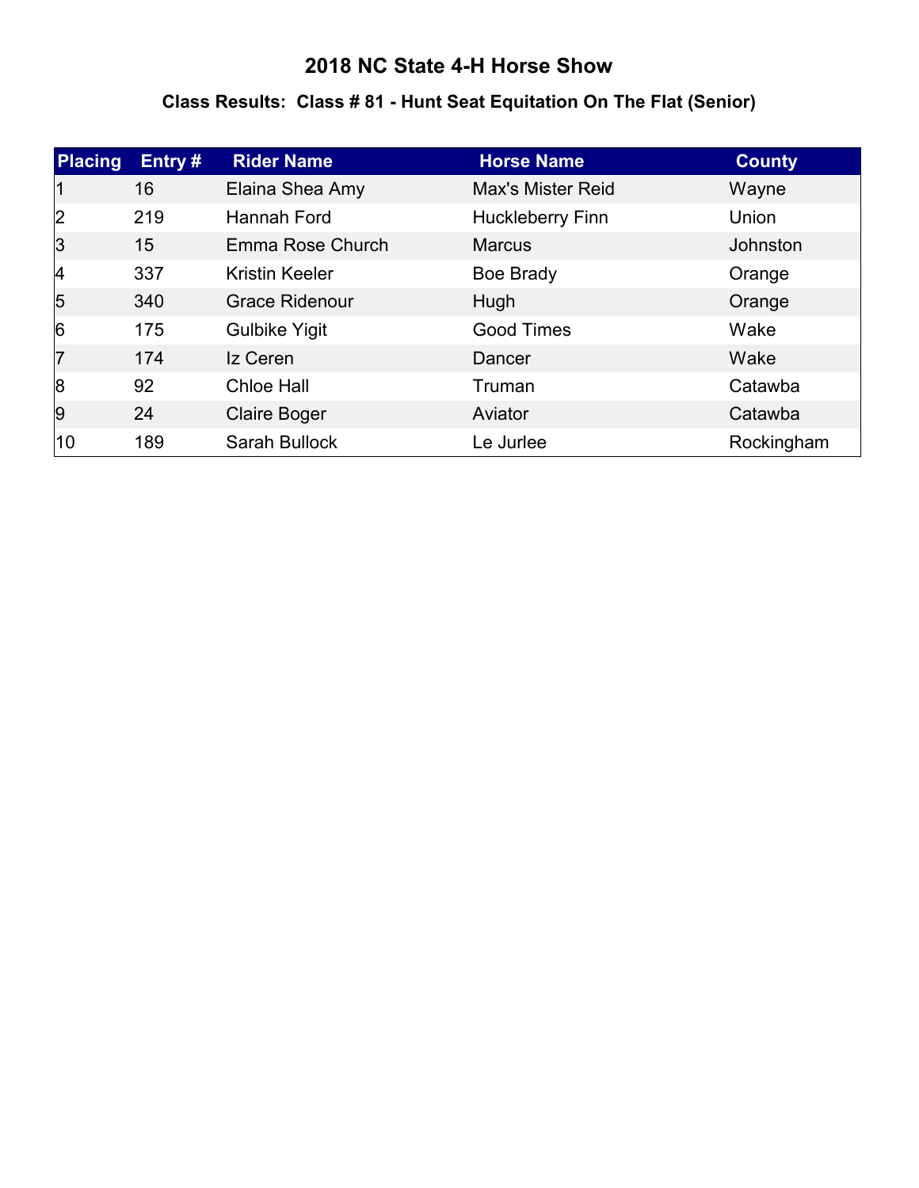# 2018 NC State 4-H Horse Show

## Class Results: Class # 81 - Hunt Seat Equitation On The Flat (Senior)

| Placing | Entry # | Rider Name | Horse Name | County |
|---|---|---|---|---|
| 1 | 16 | Elaina Shea Amy | Max's Mister Reid | Wayne |
| 2 | 219 | Hannah Ford | Huckleberry Finn | Union |
| 3 | 15 | Emma Rose Church | Marcus | Johnston |
| 4 | 337 | Kristin Keeler | Boe Brady | Orange |
| 5 | 340 | Grace Ridenour | Hugh | Orange |
| 6 | 175 | Gulbike Yigit | Good Times | Wake |
| 7 | 174 | Iz Ceren | Dancer | Wake |
| 8 | 92 | Chloe Hall | Truman | Catawba |
| 9 | 24 | Claire Boger | Aviator | Catawba |
| 10 | 189 | Sarah Bullock | Le Jurlee | Rockingham |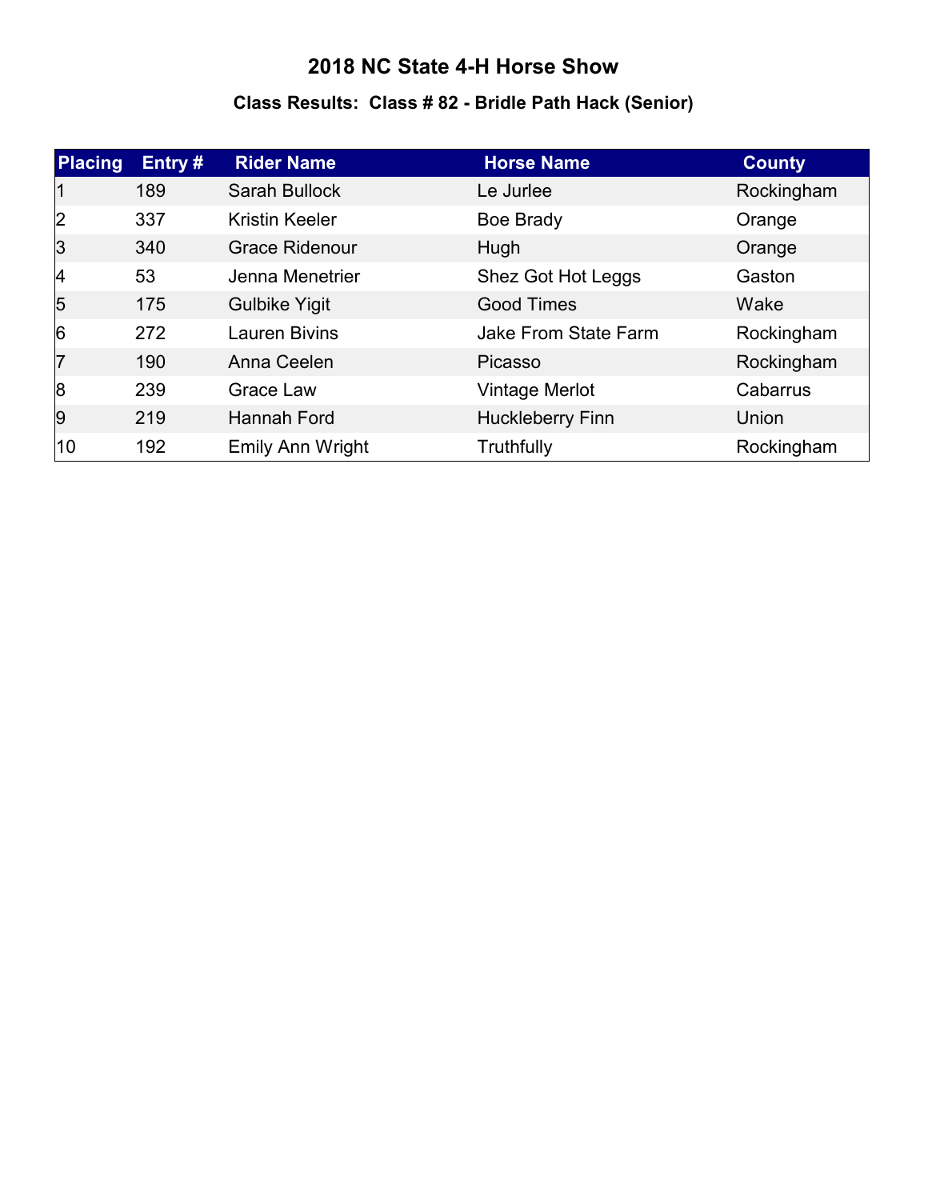# 2018 NC State 4-H Horse Show

## Class Results: Class # 82 - Bridle Path Hack (Senior)

| Placing | Entry # | Rider Name | Horse Name | County |
|---|---|---|---|---|
| 1 | 189 | Sarah Bullock | Le Jurlee | Rockingham |
| 2 | 337 | Kristin Keeler | Boe Brady | Orange |
| 3 | 340 | Grace Ridenour | Hugh | Orange |
| 4 | 53 | Jenna Menetrier | Shez Got Hot Leggs | Gaston |
| 5 | 175 | Gulbike Yigit | Good Times | Wake |
| 6 | 272 | Lauren Bivins | Jake From State Farm | Rockingham |
| 7 | 190 | Anna Ceelen | Picasso | Rockingham |
| 8 | 239 | Grace Law | Vintage Merlot | Cabarrus |
| 9 | 219 | Hannah Ford | Huckleberry Finn | Union |
| 10 | 192 | Emily Ann Wright | Truthfully | Rockingham |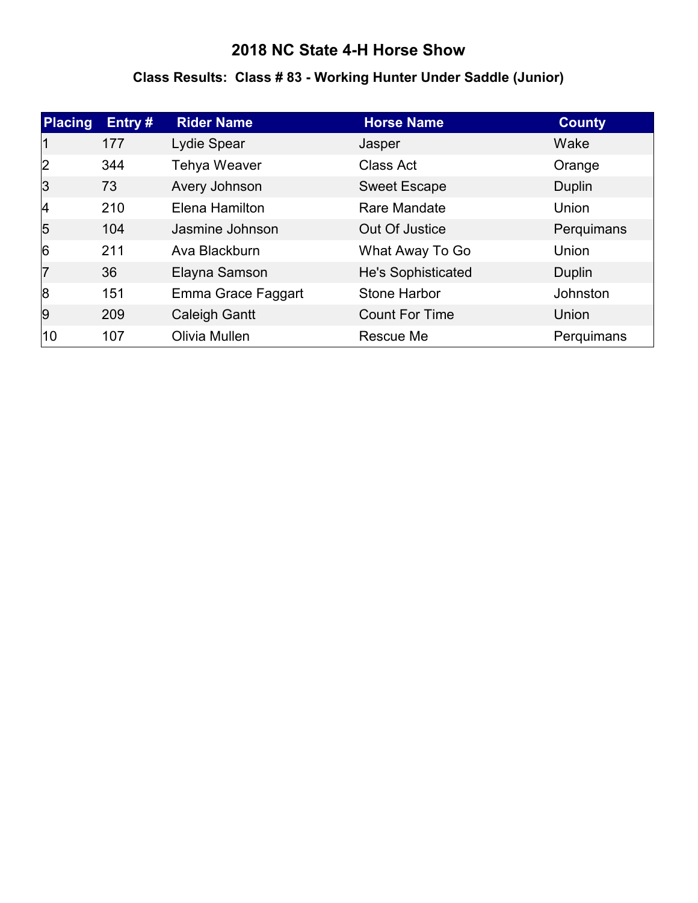# 2018 NC State 4-H Horse Show

## Class Results: Class # 83 - Working Hunter Under Saddle (Junior)

| Placing | Entry # | Rider Name | Horse Name | County |
|---|---|---|---|---|
| 1 | 177 | Lydie Spear | Jasper | Wake |
| 2 | 344 | Tehya Weaver | Class Act | Orange |
| 3 | 73 | Avery Johnson | Sweet Escape | Duplin |
| 4 | 210 | Elena Hamilton | Rare Mandate | Union |
| 5 | 104 | Jasmine Johnson | Out Of Justice | Perquimans |
| 6 | 211 | Ava Blackburn | What Away To Go | Union |
| 7 | 36 | Elayna Samson | He's Sophisticated | Duplin |
| 8 | 151 | Emma Grace Faggart | Stone Harbor | Johnston |
| 9 | 209 | Caleigh Gantt | Count For Time | Union |
| 10 | 107 | Olivia Mullen | Rescue Me | Perquimans |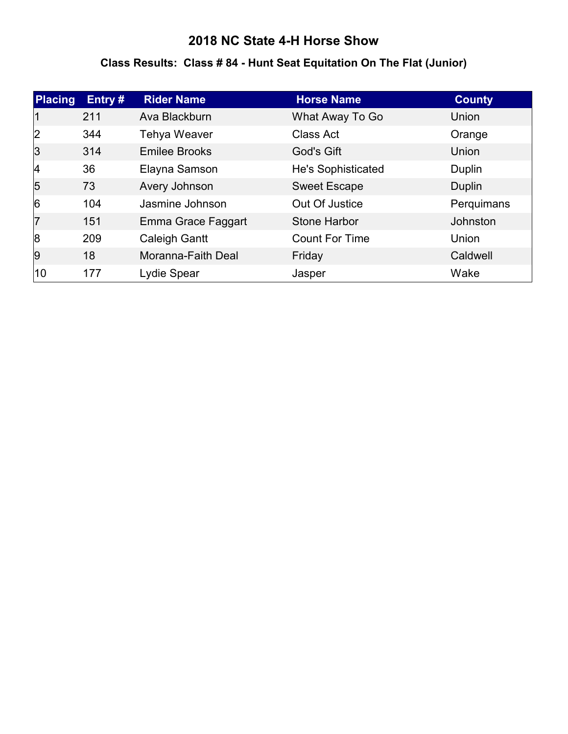# 2018 NC State 4-H Horse Show

## Class Results:  Class # 84 - Hunt Seat Equitation On The Flat (Junior)

| Placing | Entry # | Rider Name | Horse Name | County |
|---|---|---|---|---|
| 1 | 211 | Ava Blackburn | What Away To Go | Union |
| 2 | 344 | Tehya Weaver | Class Act | Orange |
| 3 | 314 | Emilee Brooks | God's Gift | Union |
| 4 | 36 | Elayna Samson | He's Sophisticated | Duplin |
| 5 | 73 | Avery Johnson | Sweet Escape | Duplin |
| 6 | 104 | Jasmine Johnson | Out Of Justice | Perquimans |
| 7 | 151 | Emma Grace Faggart | Stone Harbor | Johnston |
| 8 | 209 | Caleigh Gantt | Count For Time | Union |
| 9 | 18 | Moranna-Faith Deal | Friday | Caldwell |
| 10 | 177 | Lydie Spear | Jasper | Wake |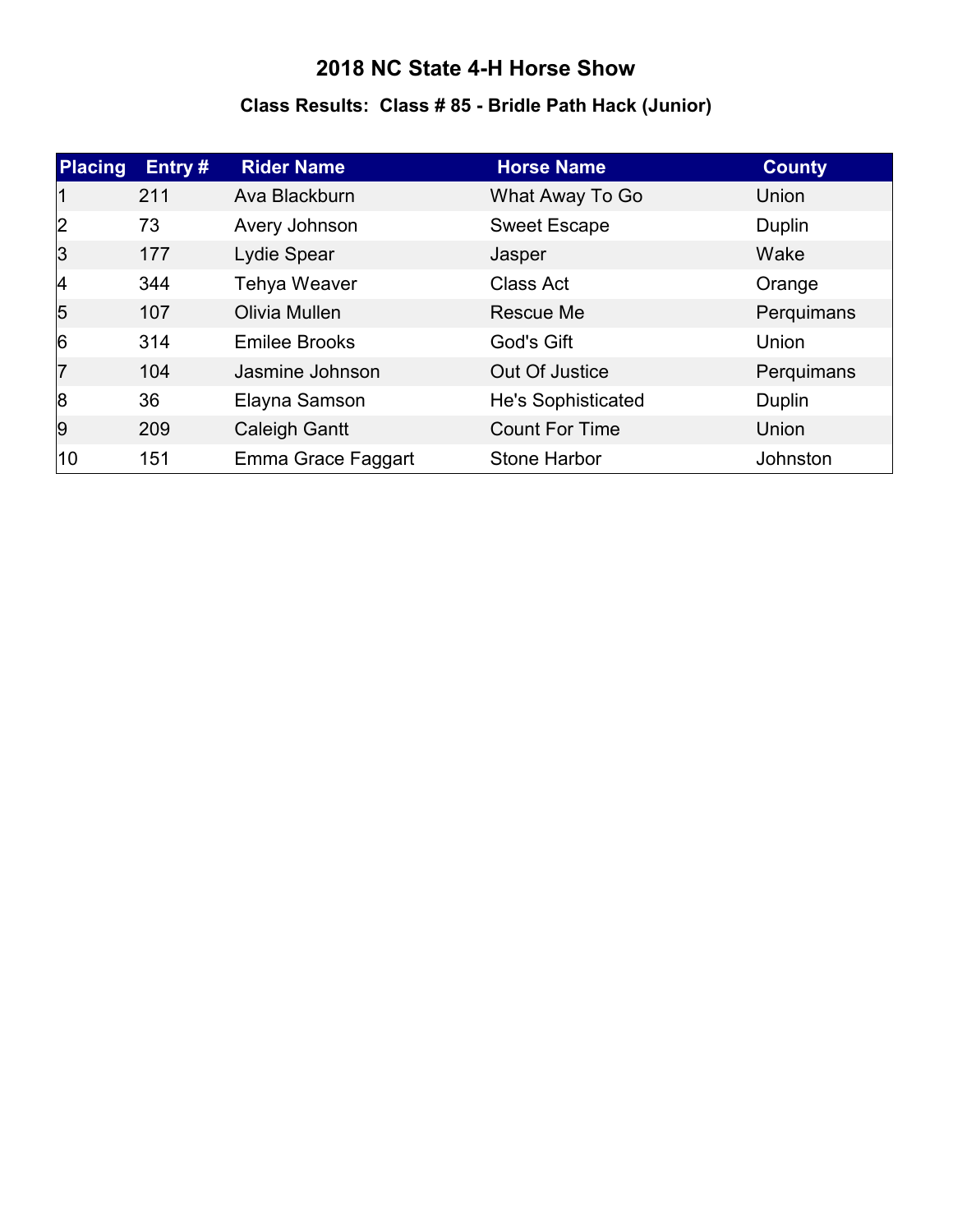# 2018 NC State 4-H Horse Show

## Class Results: Class # 85 - Bridle Path Hack (Junior)

| Placing | Entry # | Rider Name | Horse Name | County |
|---|---|---|---|---|
| 1 | 211 | Ava Blackburn | What Away To Go | Union |
| 2 | 73 | Avery Johnson | Sweet Escape | Duplin |
| 3 | 177 | Lydie Spear | Jasper | Wake |
| 4 | 344 | Tehya Weaver | Class Act | Orange |
| 5 | 107 | Olivia Mullen | Rescue Me | Perquimans |
| 6 | 314 | Emilee Brooks | God's Gift | Union |
| 7 | 104 | Jasmine Johnson | Out Of Justice | Perquimans |
| 8 | 36 | Elayna Samson | He's Sophisticated | Duplin |
| 9 | 209 | Caleigh Gantt | Count For Time | Union |
| 10 | 151 | Emma Grace Faggart | Stone Harbor | Johnston |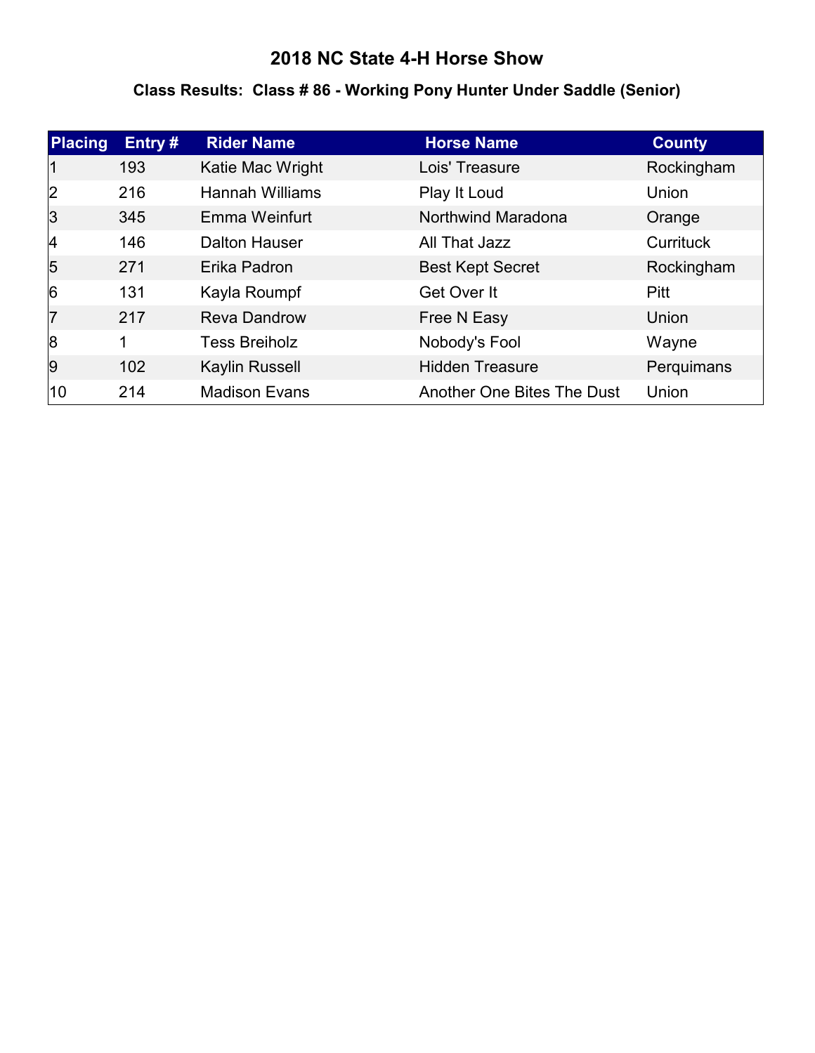# 2018 NC State 4-H Horse Show

## Class Results: Class # 86 - Working Pony Hunter Under Saddle (Senior)

| Placing | Entry # | Rider Name | Horse Name | County |
|---|---|---|---|---|
| 1 | 193 | Katie Mac Wright | Lois' Treasure | Rockingham |
| 2 | 216 | Hannah Williams | Play It Loud | Union |
| 3 | 345 | Emma Weinfurt | Northwind Maradona | Orange |
| 4 | 146 | Dalton Hauser | All That Jazz | Currituck |
| 5 | 271 | Erika Padron | Best Kept Secret | Rockingham |
| 6 | 131 | Kayla Roumpf | Get Over It | Pitt |
| 7 | 217 | Reva Dandrow | Free N Easy | Union |
| 8 | 1 | Tess Breiholz | Nobody's Fool | Wayne |
| 9 | 102 | Kaylin Russell | Hidden Treasure | Perquimans |
| 10 | 214 | Madison Evans | Another One Bites The Dust | Union |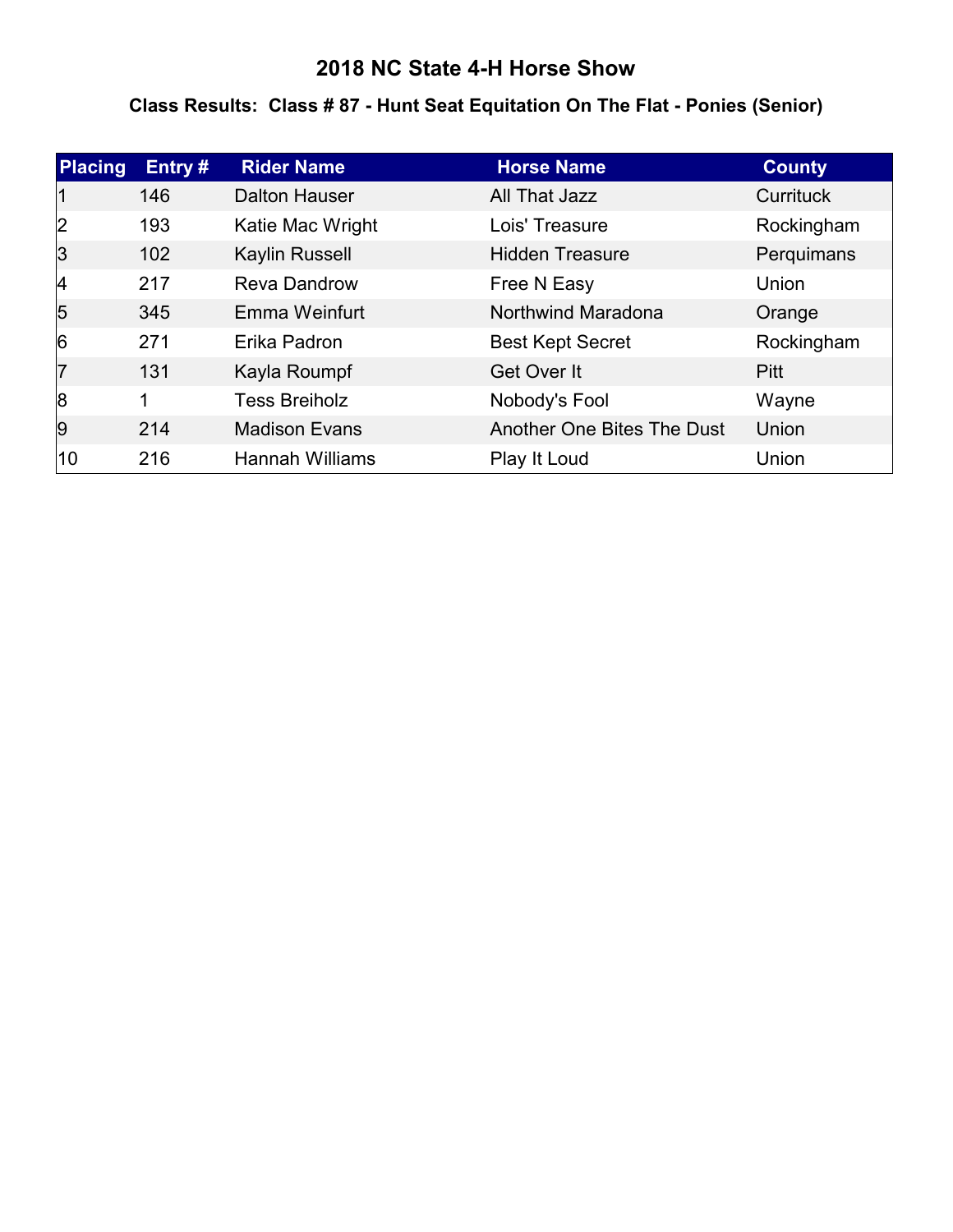# 2018 NC State 4-H Horse Show

## Class Results: Class # 87 - Hunt Seat Equitation On The Flat - Ponies (Senior)

| Placing | Entry # | Rider Name | Horse Name | County |
|---|---|---|---|---|
| 1 | 146 | Dalton Hauser | All That Jazz | Currituck |
| 2 | 193 | Katie Mac Wright | Lois' Treasure | Rockingham |
| 3 | 102 | Kaylin Russell | Hidden Treasure | Perquimans |
| 4 | 217 | Reva Dandrow | Free N Easy | Union |
| 5 | 345 | Emma Weinfurt | Northwind Maradona | Orange |
| 6 | 271 | Erika Padron | Best Kept Secret | Rockingham |
| 7 | 131 | Kayla Roumpf | Get Over It | Pitt |
| 8 | 1 | Tess Breiholz | Nobody's Fool | Wayne |
| 9 | 214 | Madison Evans | Another One Bites The Dust | Union |
| 10 | 216 | Hannah Williams | Play It Loud | Union |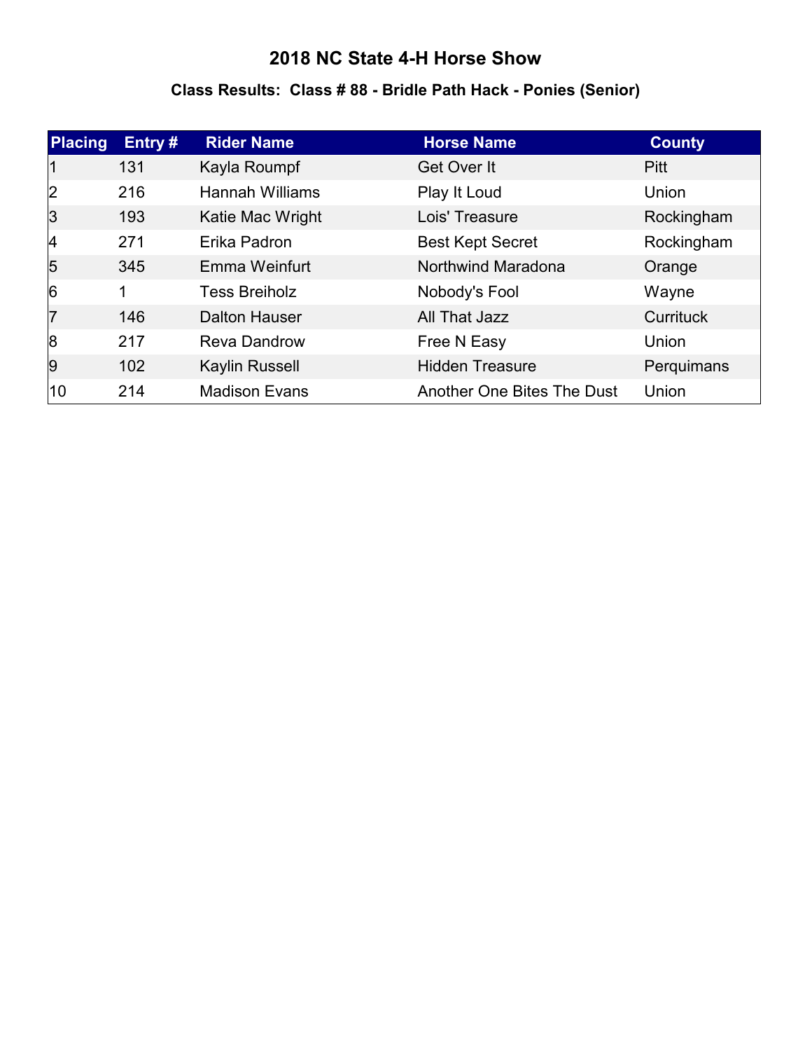# 2018 NC State 4-H Horse Show

## Class Results: Class # 88 - Bridle Path Hack - Ponies (Senior)

| Placing | Entry # | Rider Name | Horse Name | County |
|---|---|---|---|---|
| 1 | 131 | Kayla Roumpf | Get Over It | Pitt |
| 2 | 216 | Hannah Williams | Play It Loud | Union |
| 3 | 193 | Katie Mac Wright | Lois' Treasure | Rockingham |
| 4 | 271 | Erika Padron | Best Kept Secret | Rockingham |
| 5 | 345 | Emma Weinfurt | Northwind Maradona | Orange |
| 6 | 1 | Tess Breiholz | Nobody's Fool | Wayne |
| 7 | 146 | Dalton Hauser | All That Jazz | Currituck |
| 8 | 217 | Reva Dandrow | Free N Easy | Union |
| 9 | 102 | Kaylin Russell | Hidden Treasure | Perquimans |
| 10 | 214 | Madison Evans | Another One Bites The Dust | Union |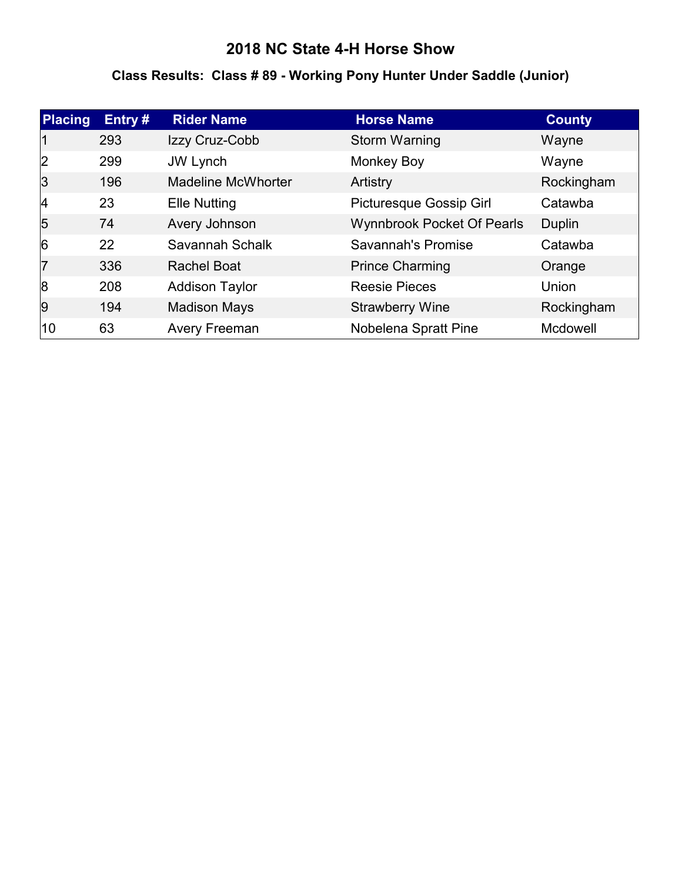# 2018 NC State 4-H Horse Show

## Class Results: Class # 89 - Working Pony Hunter Under Saddle (Junior)

| Placing | Entry # | Rider Name | Horse Name | County |
|---|---|---|---|---|
| 1 | 293 | Izzy Cruz-Cobb | Storm Warning | Wayne |
| 2 | 299 | JW Lynch | Monkey Boy | Wayne |
| 3 | 196 | Madeline McWhorter | Artistry | Rockingham |
| 4 | 23 | Elle Nutting | Picturesque Gossip Girl | Catawba |
| 5 | 74 | Avery Johnson | Wynnbrook Pocket Of Pearls | Duplin |
| 6 | 22 | Savannah Schalk | Savannah's Promise | Catawba |
| 7 | 336 | Rachel Boat | Prince Charming | Orange |
| 8 | 208 | Addison Taylor | Reesie Pieces | Union |
| 9 | 194 | Madison Mays | Strawberry Wine | Rockingham |
| 10 | 63 | Avery Freeman | Nobelena Spratt Pine | Mcdowell |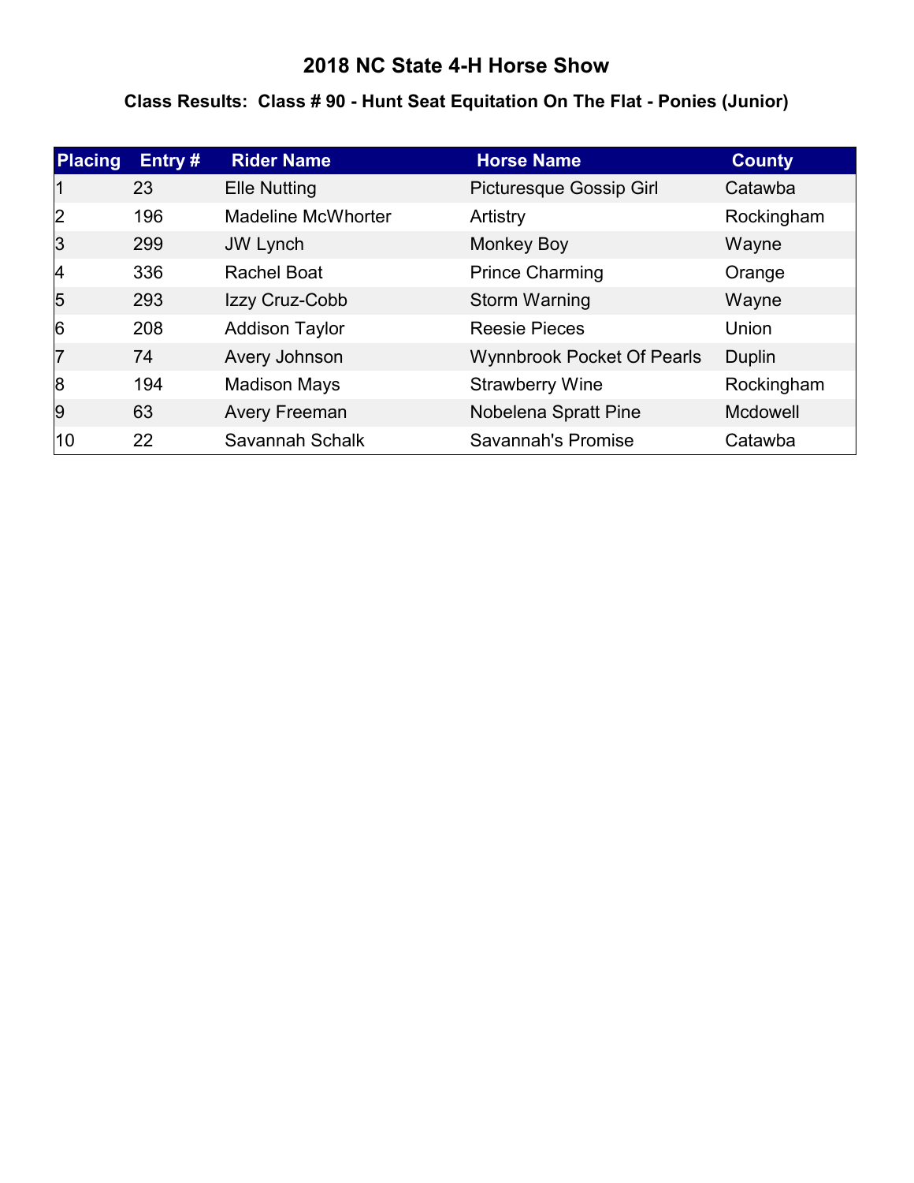# 2018 NC State 4-H Horse Show

## Class Results: Class # 90 - Hunt Seat Equitation On The Flat - Ponies (Junior)

| Placing | Entry # | Rider Name | Horse Name | County |
|---|---|---|---|---|
| 1 | 23 | Elle Nutting | Picturesque Gossip Girl | Catawba |
| 2 | 196 | Madeline McWhorter | Artistry | Rockingham |
| 3 | 299 | JW Lynch | Monkey Boy | Wayne |
| 4 | 336 | Rachel Boat | Prince Charming | Orange |
| 5 | 293 | Izzy Cruz-Cobb | Storm Warning | Wayne |
| 6 | 208 | Addison Taylor | Reesie Pieces | Union |
| 7 | 74 | Avery Johnson | Wynnbrook Pocket Of Pearls | Duplin |
| 8 | 194 | Madison Mays | Strawberry Wine | Rockingham |
| 9 | 63 | Avery Freeman | Nobelena Spratt Pine | Mcdowell |
| 10 | 22 | Savannah Schalk | Savannah's Promise | Catawba |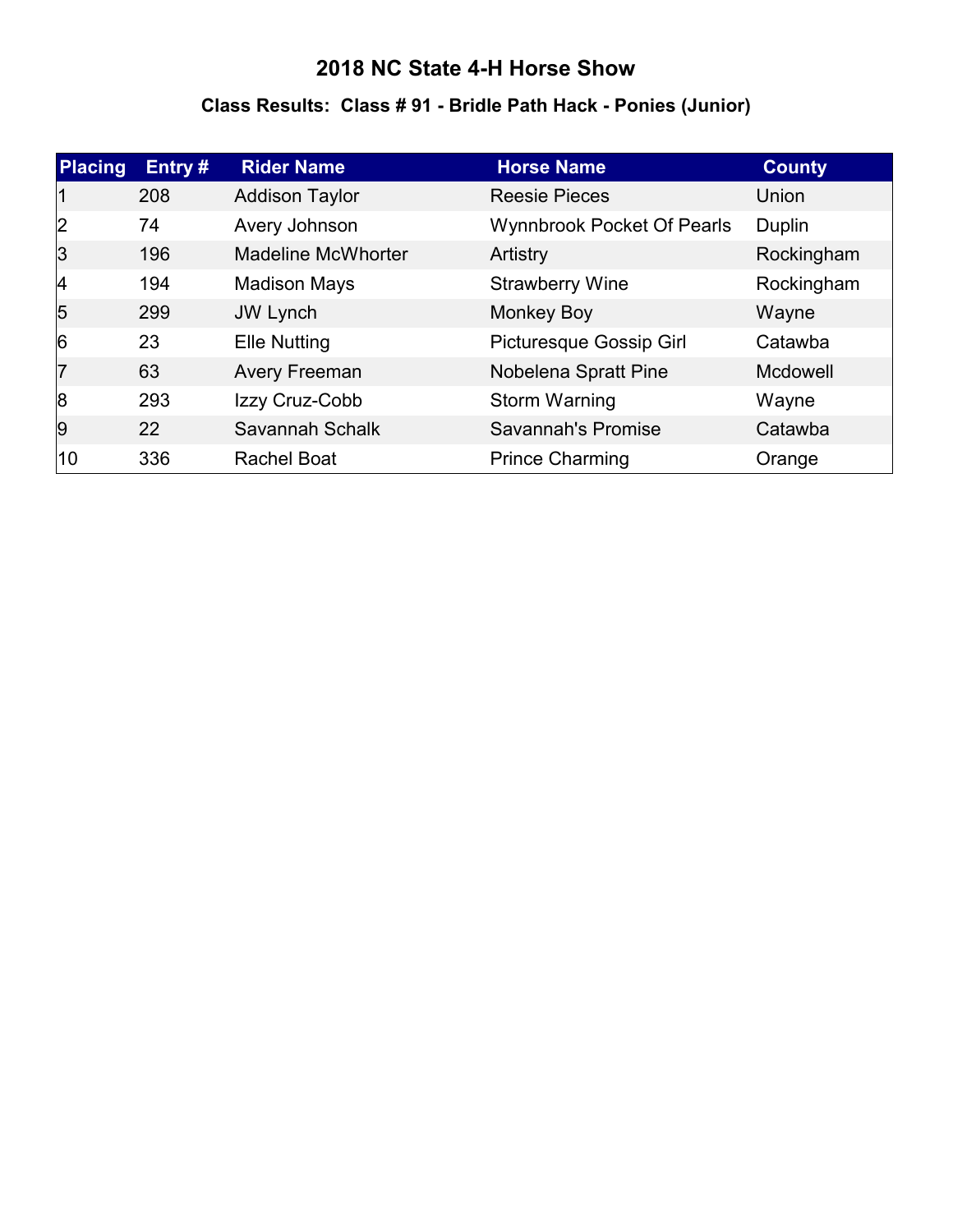# 2018 NC State 4-H Horse Show

## Class Results: Class # 91 - Bridle Path Hack - Ponies (Junior)

| Placing | Entry # | Rider Name | Horse Name | County |
|---|---|---|---|---|
| 1 | 208 | Addison Taylor | Reesie Pieces | Union |
| 2 | 74 | Avery Johnson | Wynnbrook Pocket Of Pearls | Duplin |
| 3 | 196 | Madeline McWhorter | Artistry | Rockingham |
| 4 | 194 | Madison Mays | Strawberry Wine | Rockingham |
| 5 | 299 | JW Lynch | Monkey Boy | Wayne |
| 6 | 23 | Elle Nutting | Picturesque Gossip Girl | Catawba |
| 7 | 63 | Avery Freeman | Nobelena Spratt Pine | Mcdowell |
| 8 | 293 | Izzy Cruz-Cobb | Storm Warning | Wayne |
| 9 | 22 | Savannah Schalk | Savannah's Promise | Catawba |
| 10 | 336 | Rachel Boat | Prince Charming | Orange |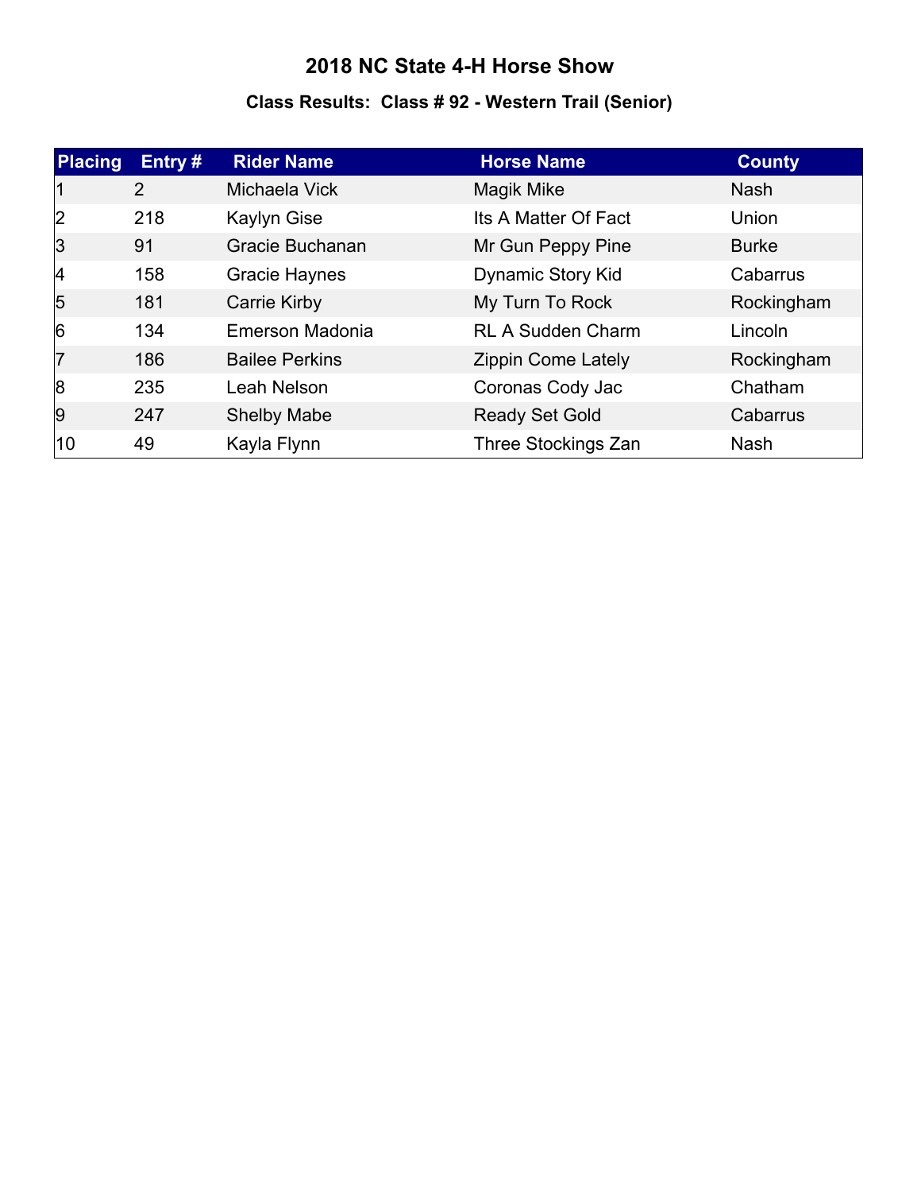# 2018 NC State 4-H Horse Show

## Class Results: Class # 92 - Western Trail (Senior)

| Placing | Entry # | Rider Name | Horse Name | County |
|---|---|---|---|---|
| 1 | 2 | Michaela Vick | Magik Mike | Nash |
| 2 | 218 | Kaylyn Gise | Its A Matter Of Fact | Union |
| 3 | 91 | Gracie Buchanan | Mr Gun Peppy Pine | Burke |
| 4 | 158 | Gracie Haynes | Dynamic Story Kid | Cabarrus |
| 5 | 181 | Carrie Kirby | My Turn To Rock | Rockingham |
| 6 | 134 | Emerson Madonia | RL A Sudden Charm | Lincoln |
| 7 | 186 | Bailee Perkins | Zippin Come Lately | Rockingham |
| 8 | 235 | Leah Nelson | Coronas Cody Jac | Chatham |
| 9 | 247 | Shelby Mabe | Ready Set Gold | Cabarrus |
| 10 | 49 | Kayla Flynn | Three Stockings Zan | Nash |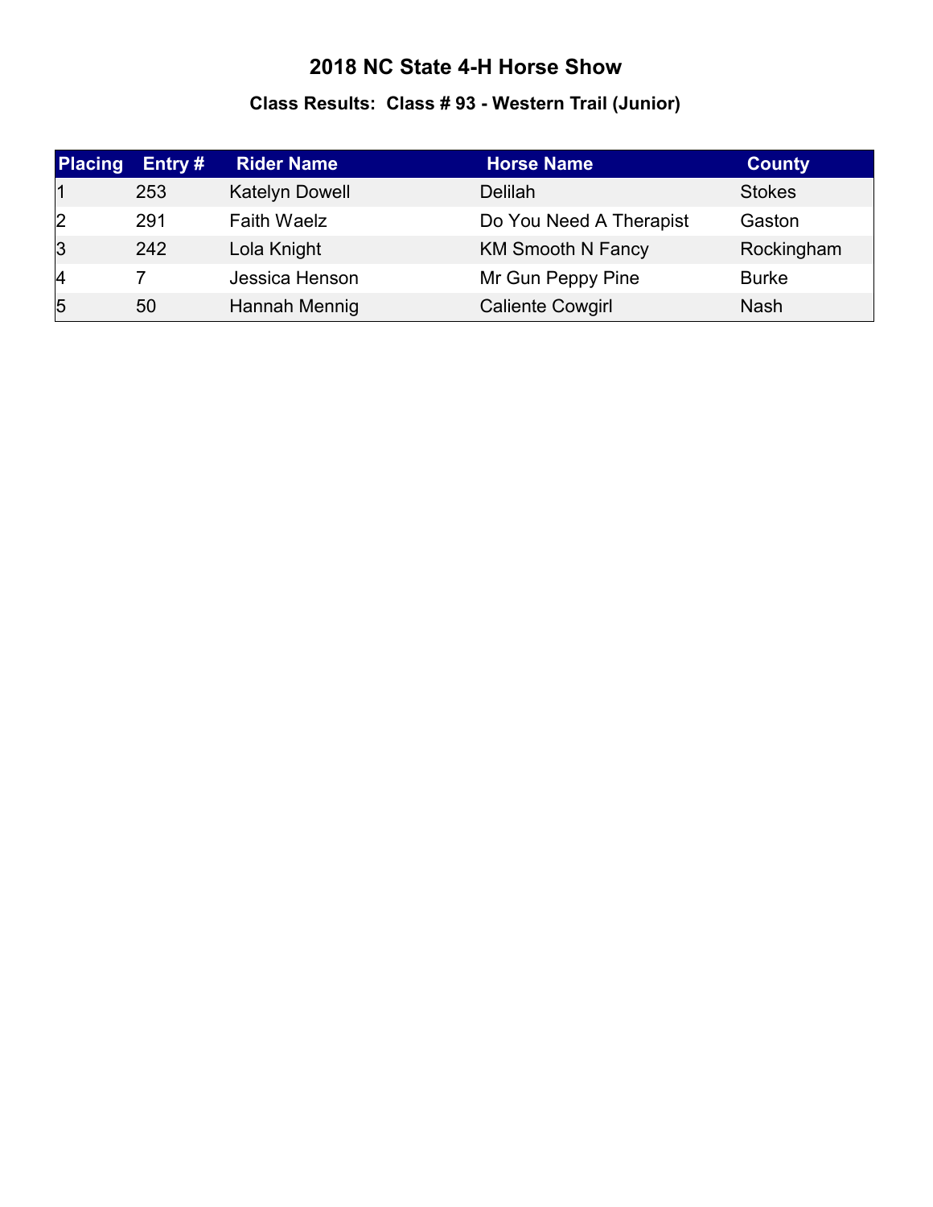# 2018 NC State 4-H Horse Show

## Class Results: Class # 93 - Western Trail (Junior)

| Placing | Entry # | Rider Name | Horse Name | County |
|---|---|---|---|---|
| 1 | 253 | Katelyn Dowell | Delilah | Stokes |
| 2 | 291 | Faith Waelz | Do You Need A Therapist | Gaston |
| 3 | 242 | Lola Knight | KM Smooth N Fancy | Rockingham |
| 4 | 7 | Jessica Henson | Mr Gun Peppy Pine | Burke |
| 5 | 50 | Hannah Mennig | Caliente Cowgirl | Nash |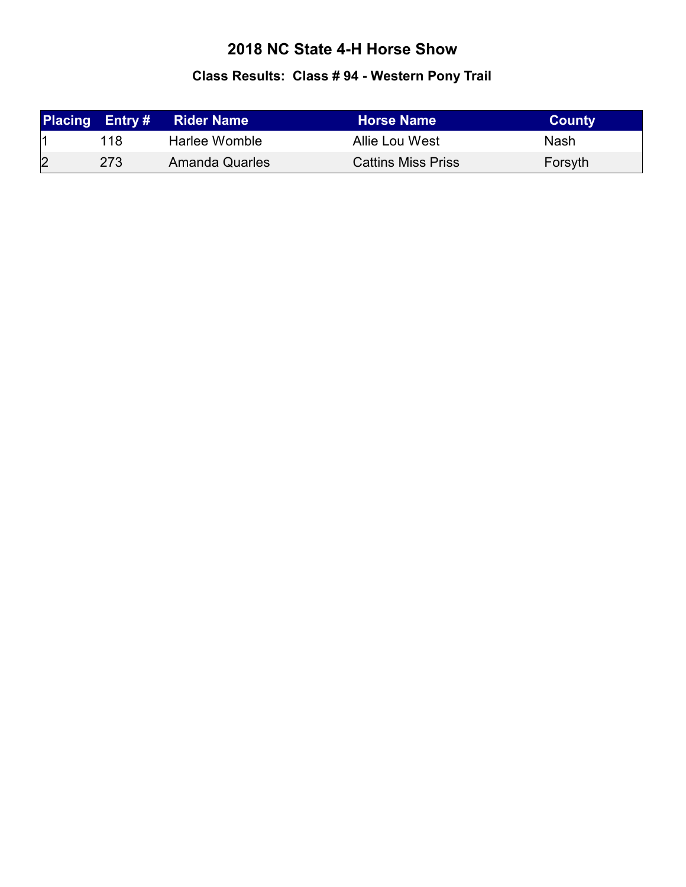# 2018 NC State 4-H Horse Show

## Class Results: Class # 94 - Western Pony Trail

| Placing | Entry # | Rider Name | Horse Name | County |
|---|---|---|---|---|
| 1 | 118 | Harlee Womble | Allie Lou West | Nash |
| 2 | 273 | Amanda Quarles | Cattins Miss Priss | Forsyth |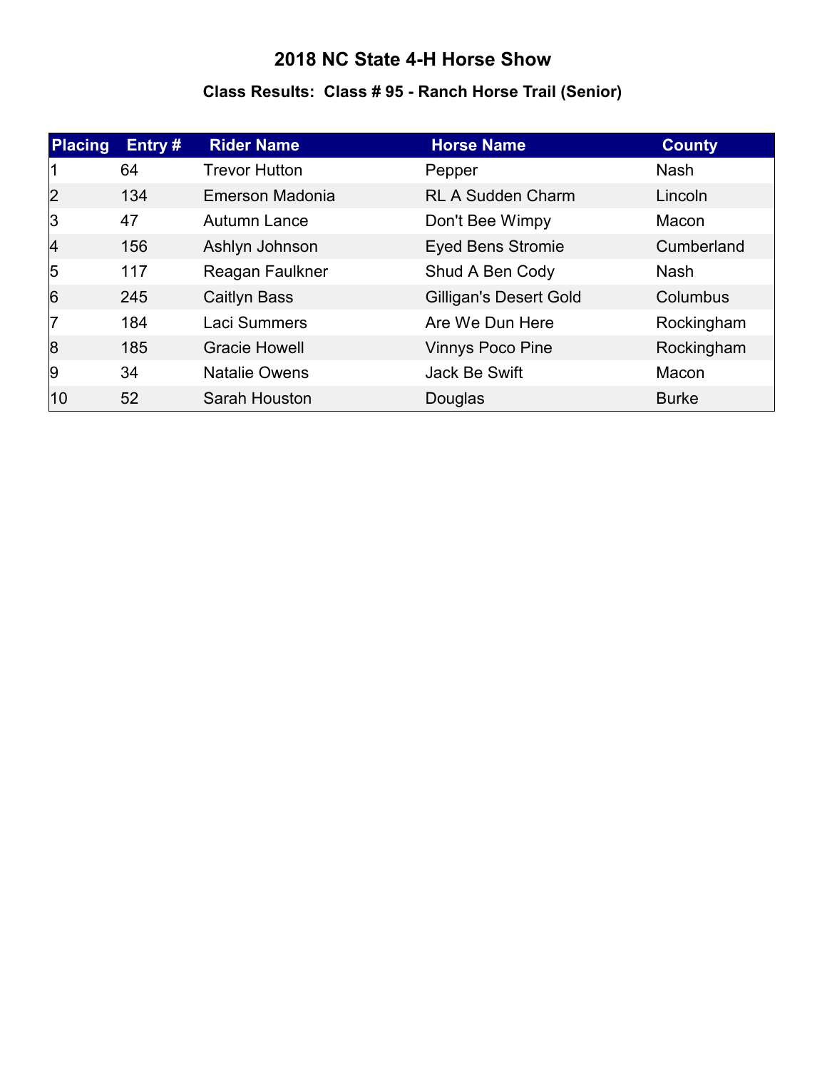# 2018 NC State 4-H Horse Show

## Class Results: Class # 95 - Ranch Horse Trail (Senior)

| Placing | Entry # | Rider Name | Horse Name | County |
|---|---|---|---|---|
| 1 | 64 | Trevor Hutton | Pepper | Nash |
| 2 | 134 | Emerson Madonia | RL A Sudden Charm | Lincoln |
| 3 | 47 | Autumn Lance | Don't Bee Wimpy | Macon |
| 4 | 156 | Ashlyn Johnson | Eyed Bens Stromie | Cumberland |
| 5 | 117 | Reagan Faulkner | Shud A Ben Cody | Nash |
| 6 | 245 | Caitlyn Bass | Gilligan's Desert Gold | Columbus |
| 7 | 184 | Laci Summers | Are We Dun Here | Rockingham |
| 8 | 185 | Gracie Howell | Vinnys Poco Pine | Rockingham |
| 9 | 34 | Natalie Owens | Jack Be Swift | Macon |
| 10 | 52 | Sarah Houston | Douglas | Burke |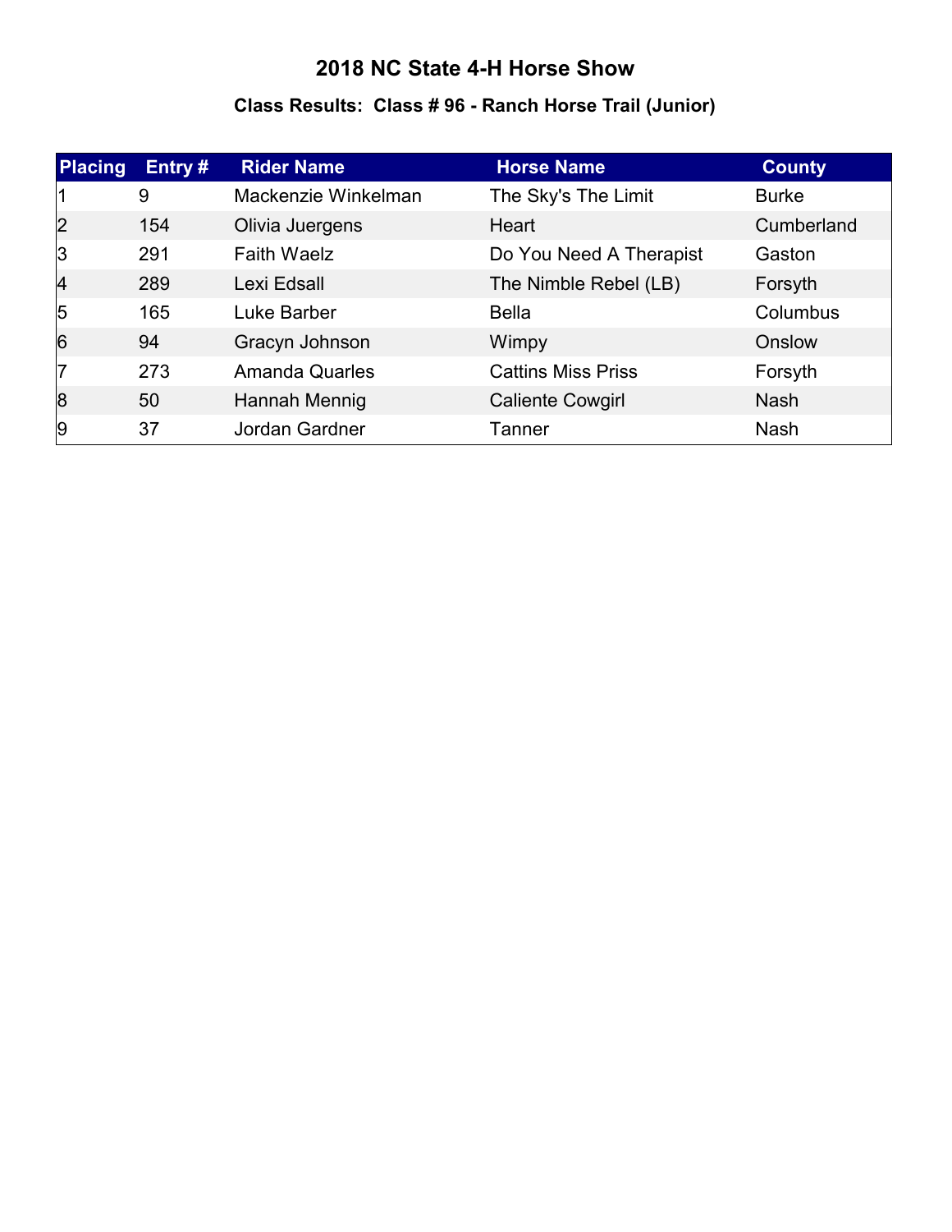# 2018 NC State 4-H Horse Show

## Class Results: Class # 96 - Ranch Horse Trail (Junior)

| Placing | Entry # | Rider Name | Horse Name | County |
|---|---|---|---|---|
| 1 | 9 | Mackenzie Winkelman | The Sky's The Limit | Burke |
| 2 | 154 | Olivia Juergens | Heart | Cumberland |
| 3 | 291 | Faith Waelz | Do You Need A Therapist | Gaston |
| 4 | 289 | Lexi Edsall | The Nimble Rebel (LB) | Forsyth |
| 5 | 165 | Luke Barber | Bella | Columbus |
| 6 | 94 | Gracyn Johnson | Wimpy | Onslow |
| 7 | 273 | Amanda Quarles | Cattins Miss Priss | Forsyth |
| 8 | 50 | Hannah Mennig | Caliente Cowgirl | Nash |
| 9 | 37 | Jordan Gardner | Tanner | Nash |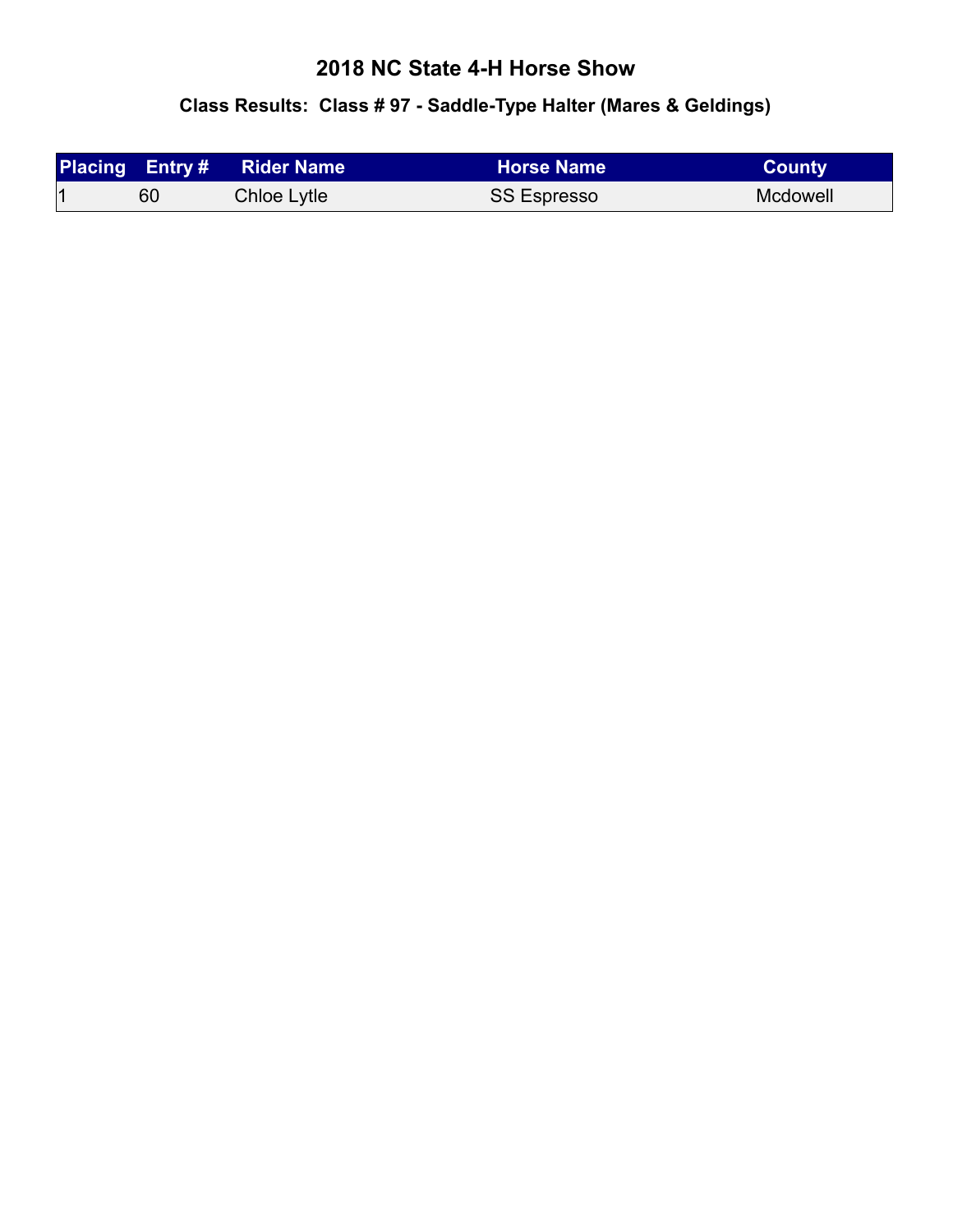# 2018 NC State 4-H Horse Show

## Class Results: Class # 97 - Saddle-Type Halter (Mares & Geldings)

| Placing | Entry # | Rider Name | Horse Name | County |
|---|---|---|---|---|
| 1 | 60 | Chloe Lytle | SS Espresso | Mcdowell |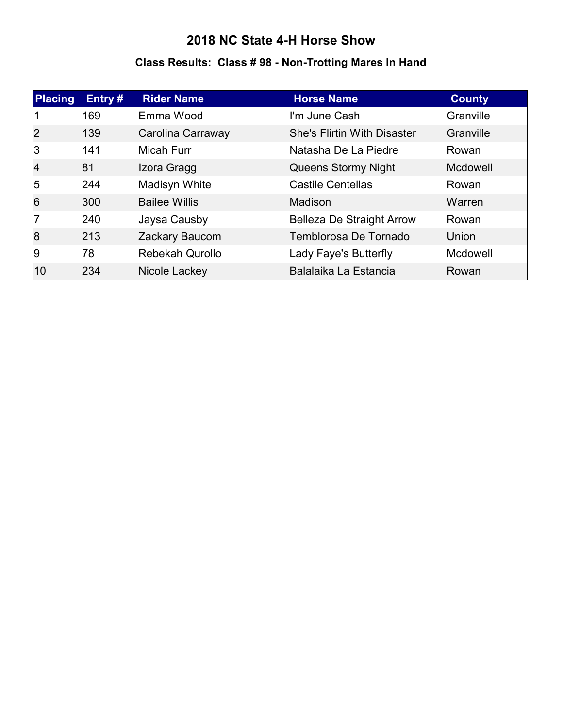# 2018 NC State 4-H Horse Show

## Class Results: Class # 98 - Non-Trotting Mares In Hand

| Placing | Entry # | Rider Name | Horse Name | County |
|---|---|---|---|---|
| 1 | 169 | Emma Wood | I'm June Cash | Granville |
| 2 | 139 | Carolina Carraway | She's Flirtin With Disaster | Granville |
| 3 | 141 | Micah Furr | Natasha De La Piedre | Rowan |
| 4 | 81 | Izora Gragg | Queens Stormy Night | Mcdowell |
| 5 | 244 | Madisyn White | Castile Centellas | Rowan |
| 6 | 300 | Bailee Willis | Madison | Warren |
| 7 | 240 | Jaysa Causby | Belleza De Straight Arrow | Rowan |
| 8 | 213 | Zackary Baucom | Temblorosa De Tornado | Union |
| 9 | 78 | Rebekah Qurollo | Lady Faye's Butterfly | Mcdowell |
| 10 | 234 | Nicole Lackey | Balalaika La Estancia | Rowan |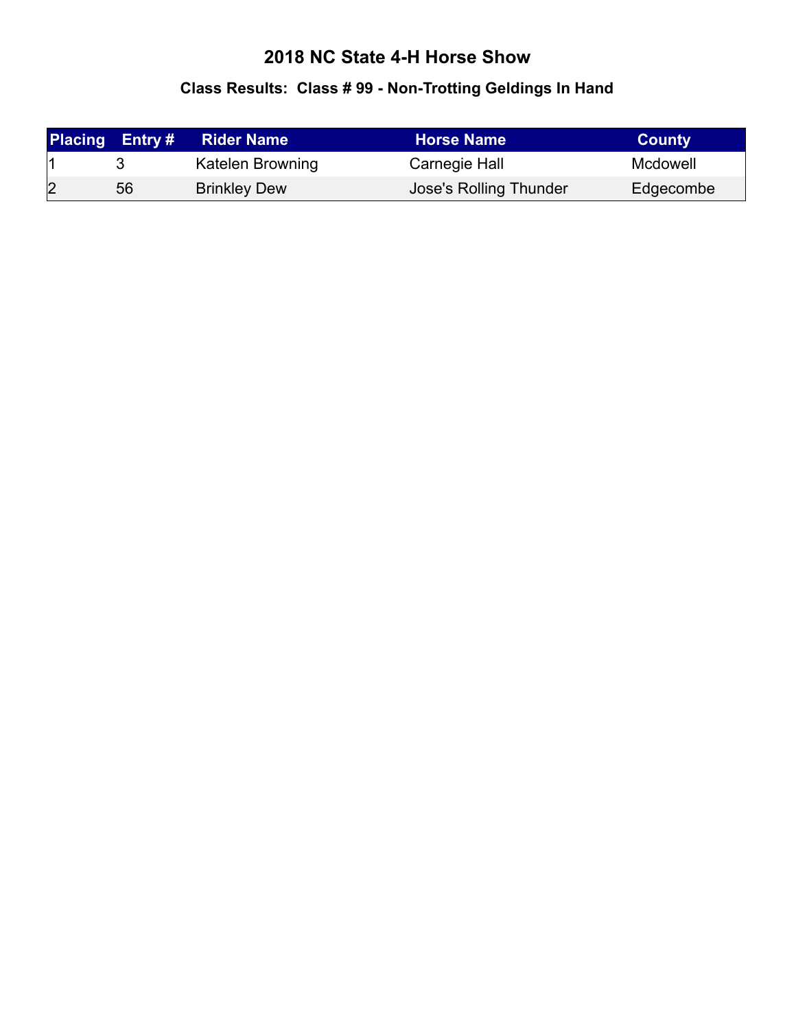# 2018 NC State 4-H Horse Show

## Class Results: Class # 99 - Non-Trotting Geldings In Hand

| Placing | Entry # | Rider Name | Horse Name | County |
|---|---|---|---|---|
| 1 | 3 | Katelen Browning | Carnegie Hall | Mcdowell |
| 2 | 56 | Brinkley Dew | Jose's Rolling Thunder | Edgecombe |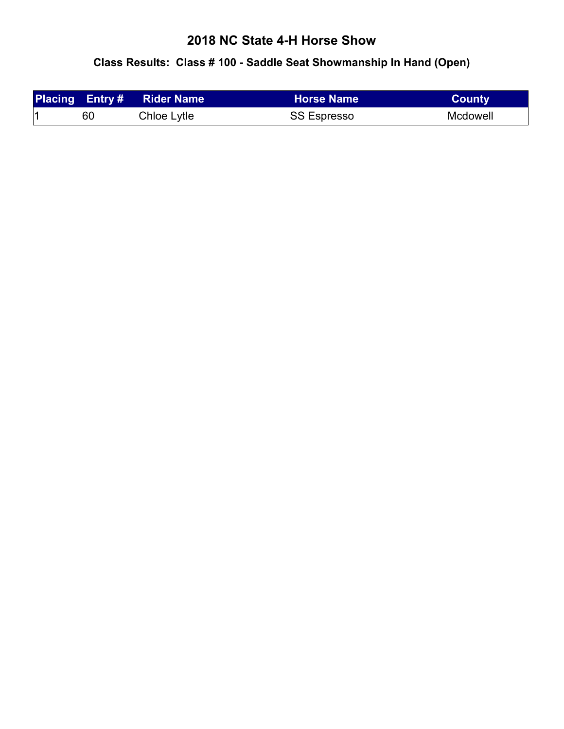# 2018 NC State 4-H Horse Show

## Class Results: Class # 100 - Saddle Seat Showmanship In Hand (Open)

| Placing | Entry # | Rider Name | Horse Name | County |
|---|---|---|---|---|
| 1 | 60 | Chloe Lytle | SS Espresso | Mcdowell |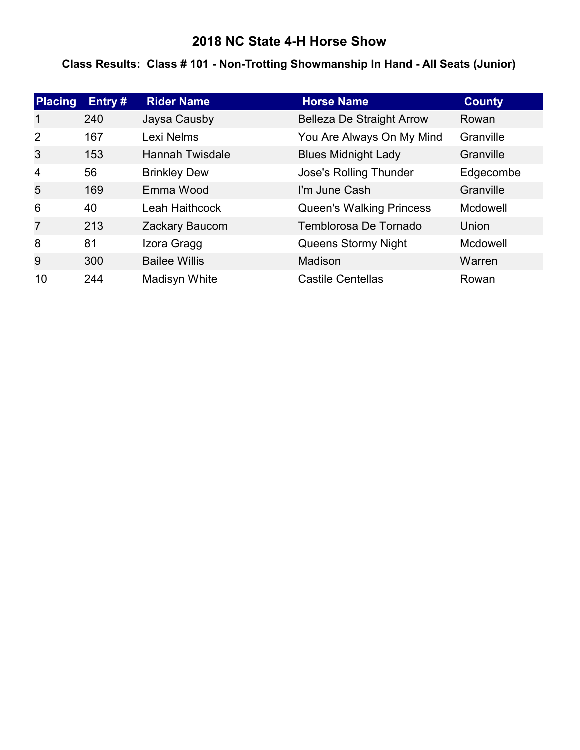# 2018 NC State 4-H Horse Show

## Class Results: Class # 101 - Non-Trotting Showmanship In Hand - All Seats (Junior)

| Placing | Entry # | Rider Name | Horse Name | County |
|---|---|---|---|---|
| 1 | 240 | Jaysa Causby | Belleza De Straight Arrow | Rowan |
| 2 | 167 | Lexi Nelms | You Are Always On My Mind | Granville |
| 3 | 153 | Hannah Twisdale | Blues Midnight Lady | Granville |
| 4 | 56 | Brinkley Dew | Jose's Rolling Thunder | Edgecombe |
| 5 | 169 | Emma Wood | I'm June Cash | Granville |
| 6 | 40 | Leah Haithcock | Queen's Walking Princess | Mcdowell |
| 7 | 213 | Zackary Baucom | Temblorosa De Tornado | Union |
| 8 | 81 | Izora Gragg | Queens Stormy Night | Mcdowell |
| 9 | 300 | Bailee Willis | Madison | Warren |
| 10 | 244 | Madisyn White | Castile Centellas | Rowan |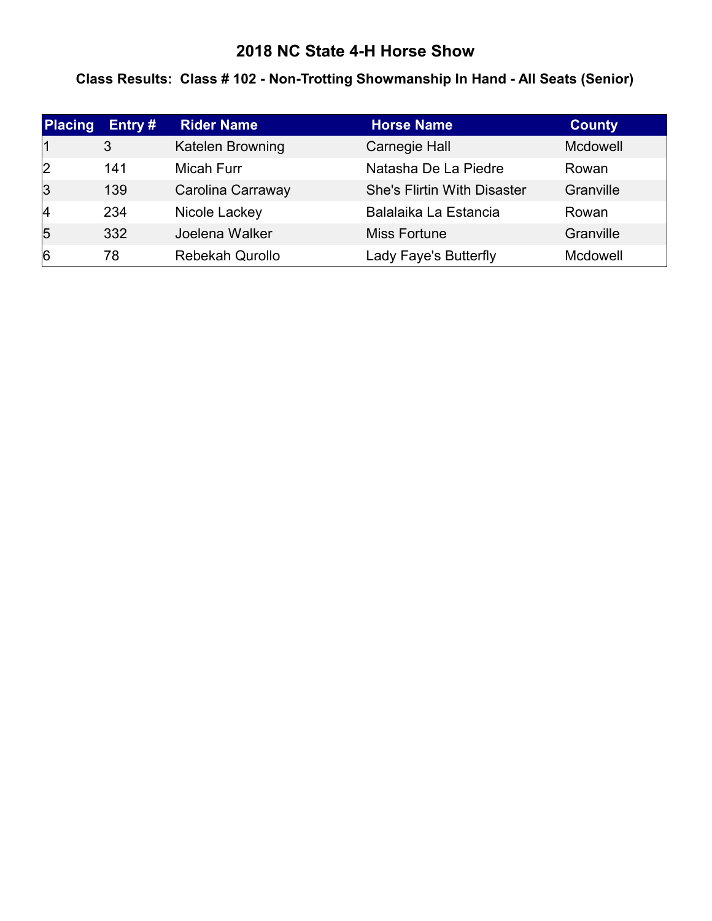# 2018 NC State 4-H Horse Show

## Class Results: Class # 102 - Non-Trotting Showmanship In Hand - All Seats (Senior)

| Placing | Entry # | Rider Name | Horse Name | County |
|---|---|---|---|---|
| 1 | 3 | Katelen Browning | Carnegie Hall | Mcdowell |
| 2 | 141 | Micah Furr | Natasha De La Piedre | Rowan |
| 3 | 139 | Carolina Carraway | She's Flirtin With Disaster | Granville |
| 4 | 234 | Nicole Lackey | Balalaika La Estancia | Rowan |
| 5 | 332 | Joelena Walker | Miss Fortune | Granville |
| 6 | 78 | Rebekah Qurollo | Lady Faye's Butterfly | Mcdowell |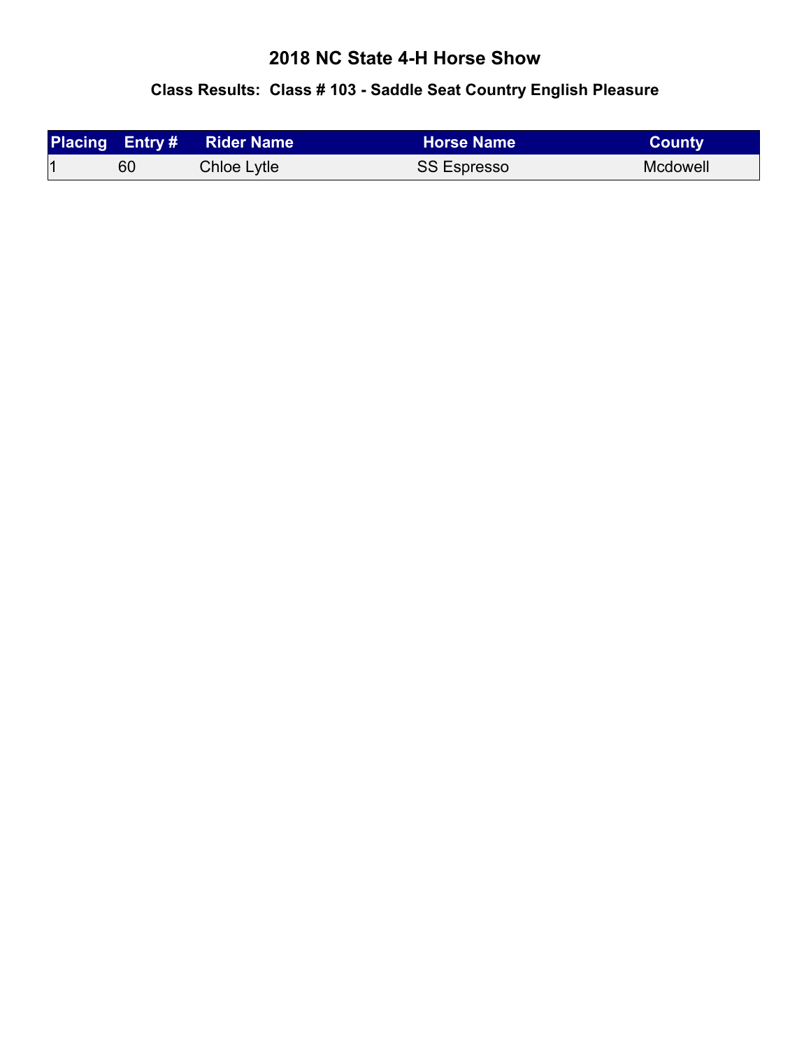# 2018 NC State 4-H Horse Show

## Class Results: Class # 103 - Saddle Seat Country English Pleasure

| Placing | Entry # | Rider Name | Horse Name | County |
|---|---|---|---|---|
| 1 | 60 | Chloe Lytle | SS Espresso | Mcdowell |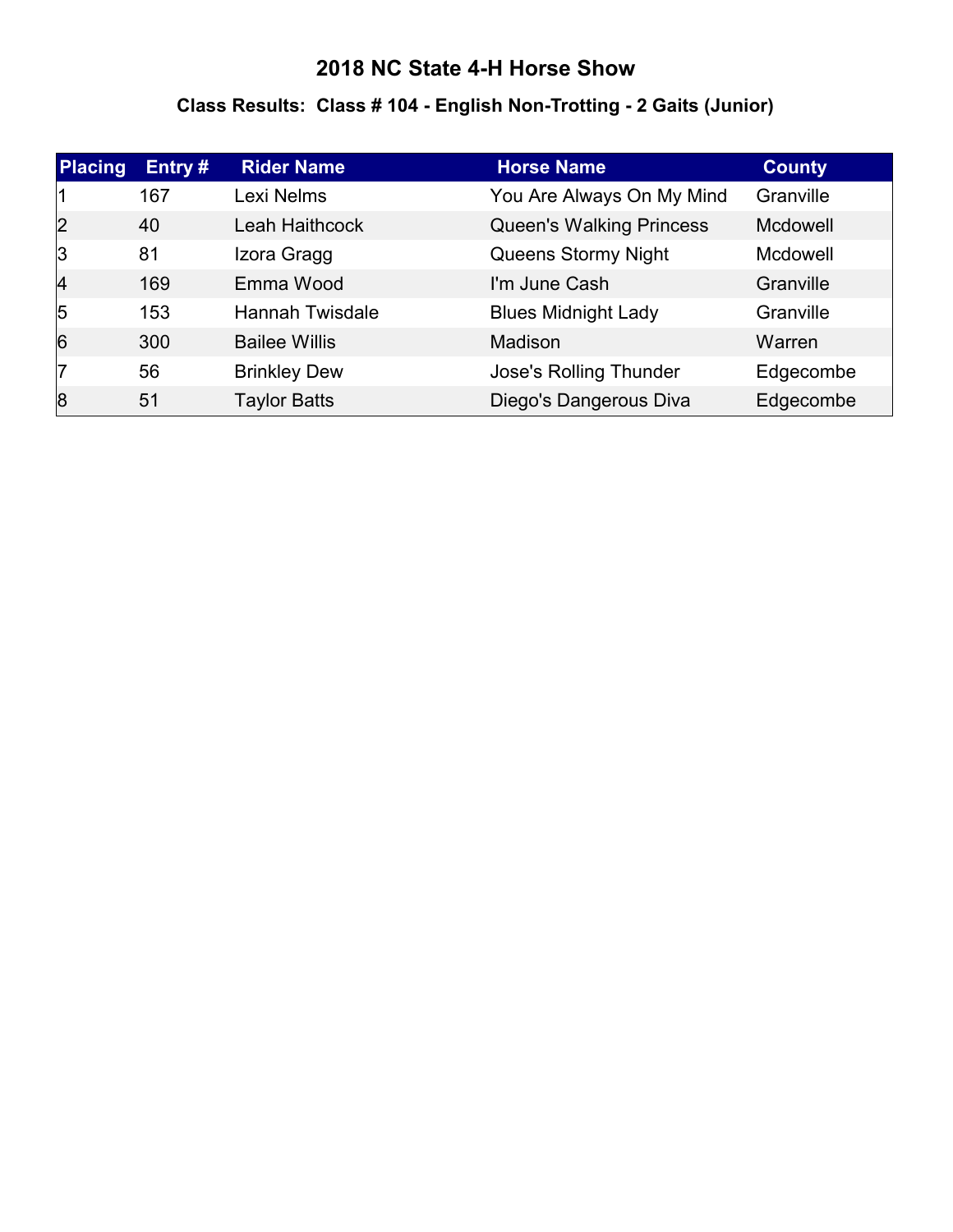# 2018 NC State 4-H Horse Show

## Class Results: Class # 104 - English Non-Trotting - 2 Gaits (Junior)

| Placing | Entry # | Rider Name | Horse Name | County |
|---|---|---|---|---|
| 1 | 167 | Lexi Nelms | You Are Always On My Mind | Granville |
| 2 | 40 | Leah Haithcock | Queen's Walking Princess | Mcdowell |
| 3 | 81 | Izora Gragg | Queens Stormy Night | Mcdowell |
| 4 | 169 | Emma Wood | I'm June Cash | Granville |
| 5 | 153 | Hannah Twisdale | Blues Midnight Lady | Granville |
| 6 | 300 | Bailee Willis | Madison | Warren |
| 7 | 56 | Brinkley Dew | Jose's Rolling Thunder | Edgecombe |
| 8 | 51 | Taylor Batts | Diego's Dangerous Diva | Edgecombe |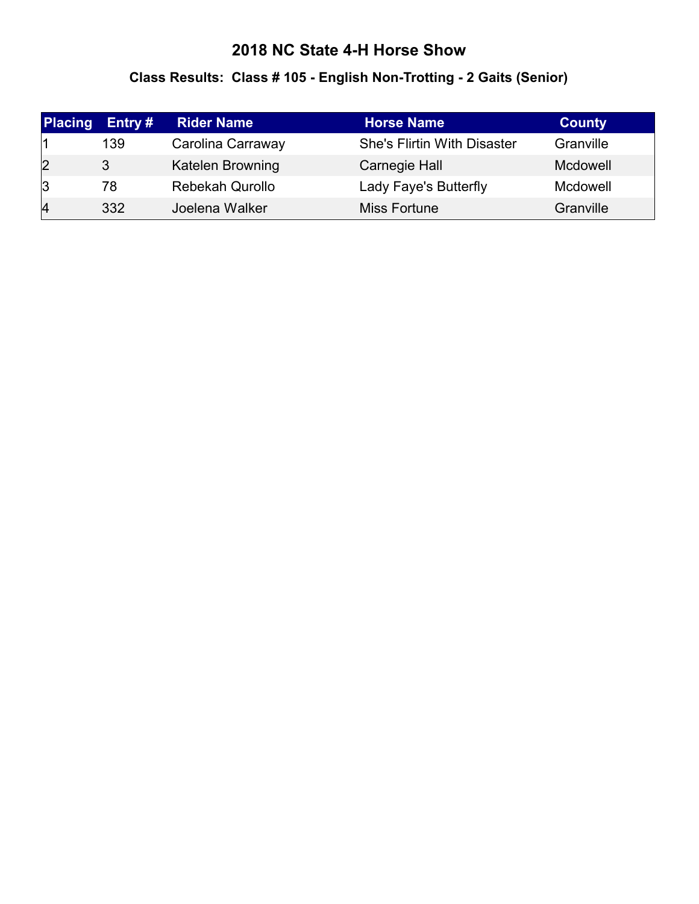# 2018 NC State 4-H Horse Show

## Class Results: Class # 105 - English Non-Trotting - 2 Gaits (Senior)

| Placing | Entry # | Rider Name | Horse Name | County |
|---|---|---|---|---|
| 1 | 139 | Carolina Carraway | She's Flirtin With Disaster | Granville |
| 2 | 3 | Katelen Browning | Carnegie Hall | Mcdowell |
| 3 | 78 | Rebekah Qurollo | Lady Faye's Butterfly | Mcdowell |
| 4 | 332 | Joelena Walker | Miss Fortune | Granville |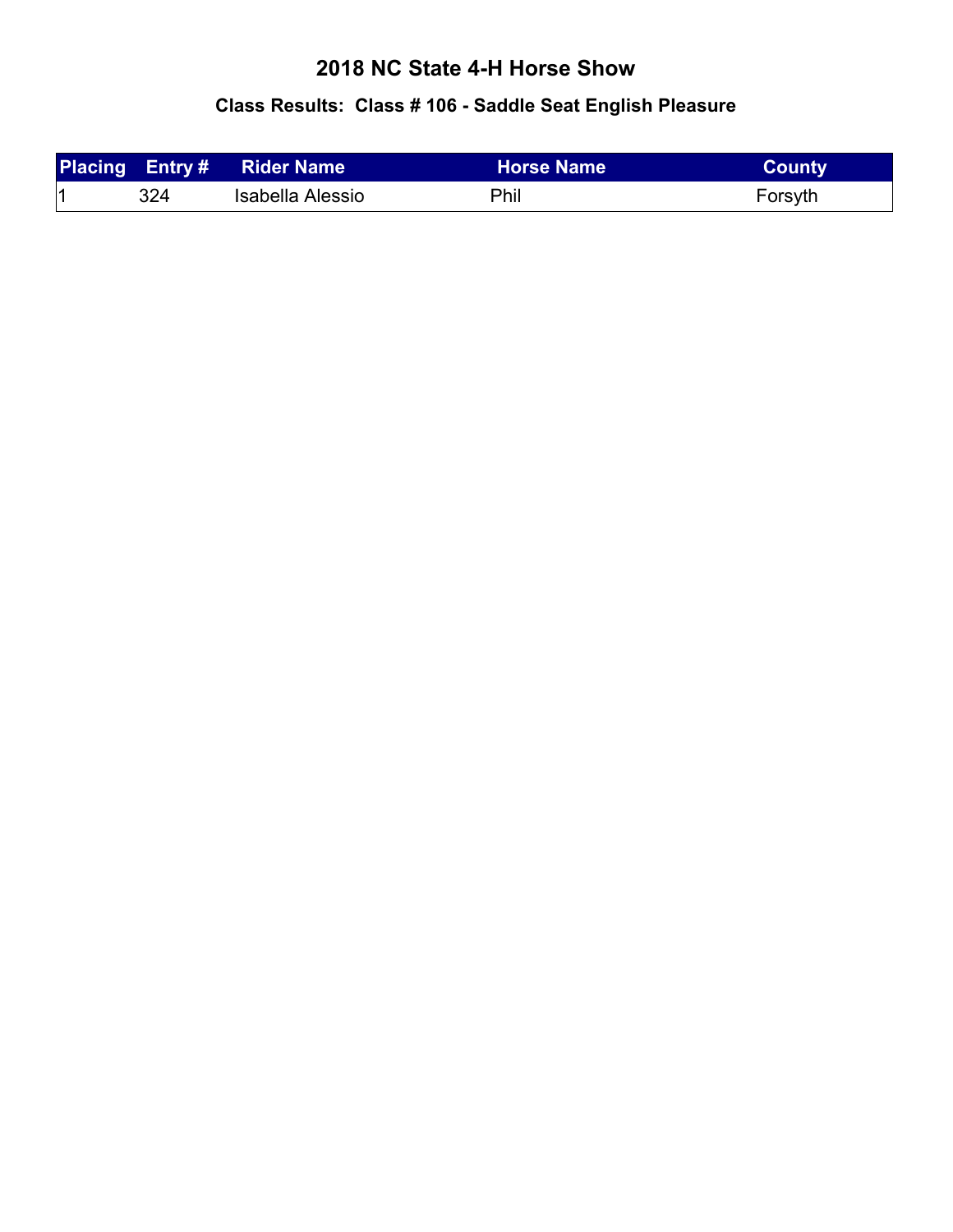# 2018 NC State 4-H Horse Show

## Class Results:  Class # 106 - Saddle Seat English Pleasure

| Placing | Entry # | Rider Name | Horse Name | County |
|---|---|---|---|---|
| 1 | 324 | Isabella Alessio | Phil | Forsyth |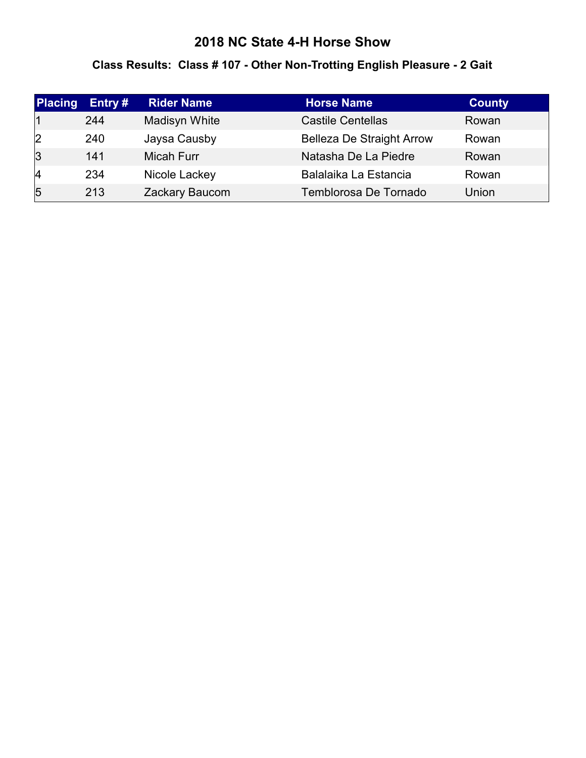# 2018 NC State 4-H Horse Show

## Class Results: Class # 107 - Other Non-Trotting English Pleasure - 2 Gait

| Placing | Entry # | Rider Name | Horse Name | County |
|---|---|---|---|---|
| 1 | 244 | Madisyn White | Castile Centellas | Rowan |
| 2 | 240 | Jaysa Causby | Belleza De Straight Arrow | Rowan |
| 3 | 141 | Micah Furr | Natasha De La Piedre | Rowan |
| 4 | 234 | Nicole Lackey | Balalaika La Estancia | Rowan |
| 5 | 213 | Zackary Baucom | Temblorosa De Tornado | Union |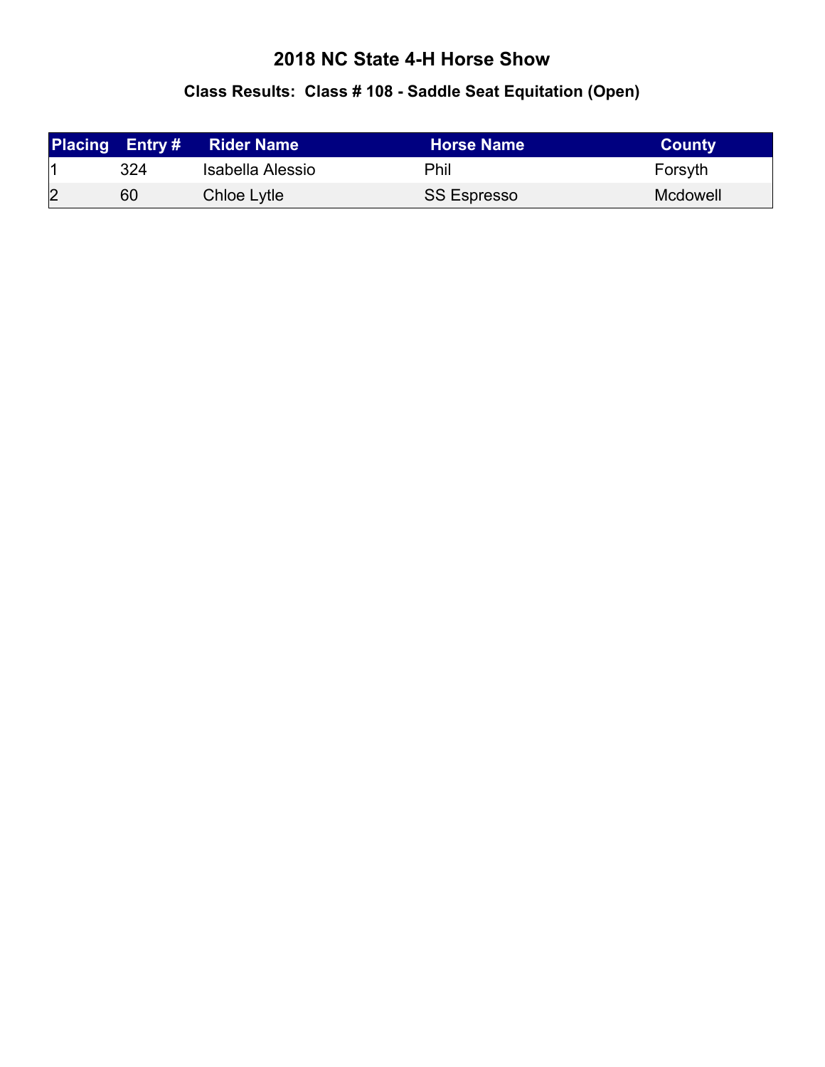# 2018 NC State 4-H Horse Show

## Class Results: Class # 108 - Saddle Seat Equitation (Open)

| Placing | Entry # | Rider Name | Horse Name | County |
|---|---|---|---|---|
| 1 | 324 | Isabella Alessio | Phil | Forsyth |
| 2 | 60 | Chloe Lytle | SS Espresso | Mcdowell |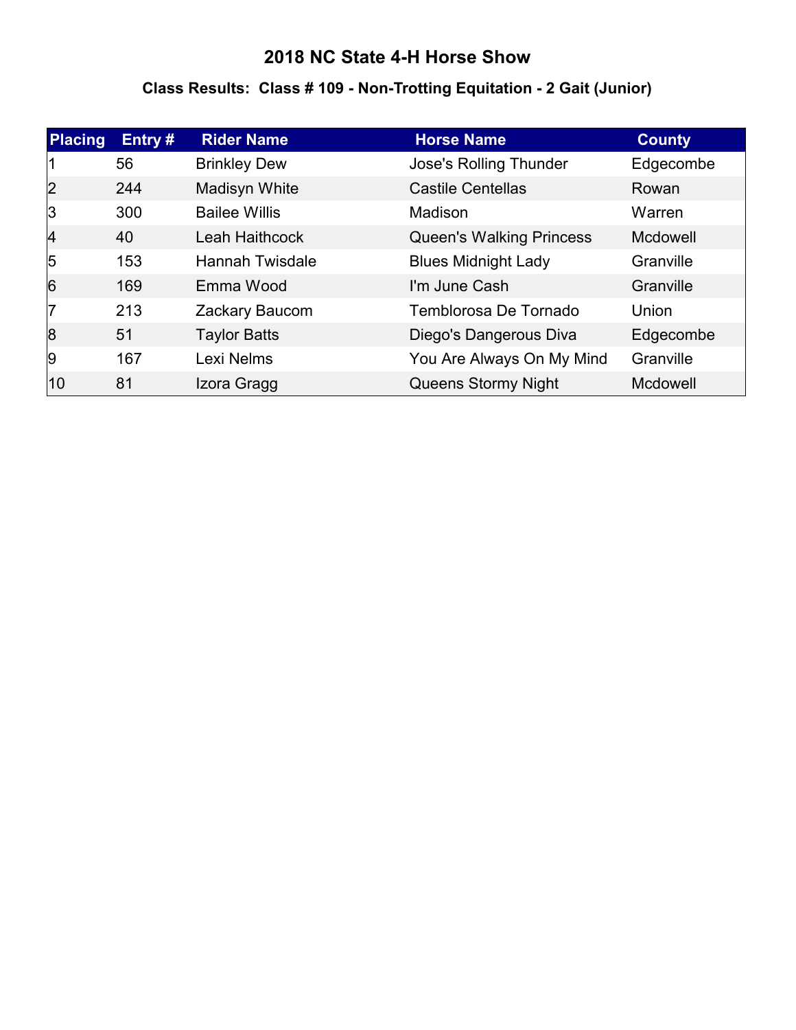# 2018 NC State 4-H Horse Show

## Class Results: Class # 109 - Non-Trotting Equitation - 2 Gait (Junior)

| Placing | Entry # | Rider Name | Horse Name | County |
|---|---|---|---|---|
| 1 | 56 | Brinkley Dew | Jose's Rolling Thunder | Edgecombe |
| 2 | 244 | Madisyn White | Castile Centellas | Rowan |
| 3 | 300 | Bailee Willis | Madison | Warren |
| 4 | 40 | Leah Haithcock | Queen's Walking Princess | Mcdowell |
| 5 | 153 | Hannah Twisdale | Blues Midnight Lady | Granville |
| 6 | 169 | Emma Wood | I'm June Cash | Granville |
| 7 | 213 | Zackary Baucom | Temblorosa De Tornado | Union |
| 8 | 51 | Taylor Batts | Diego's Dangerous Diva | Edgecombe |
| 9 | 167 | Lexi Nelms | You Are Always On My Mind | Granville |
| 10 | 81 | Izora Gragg | Queens Stormy Night | Mcdowell |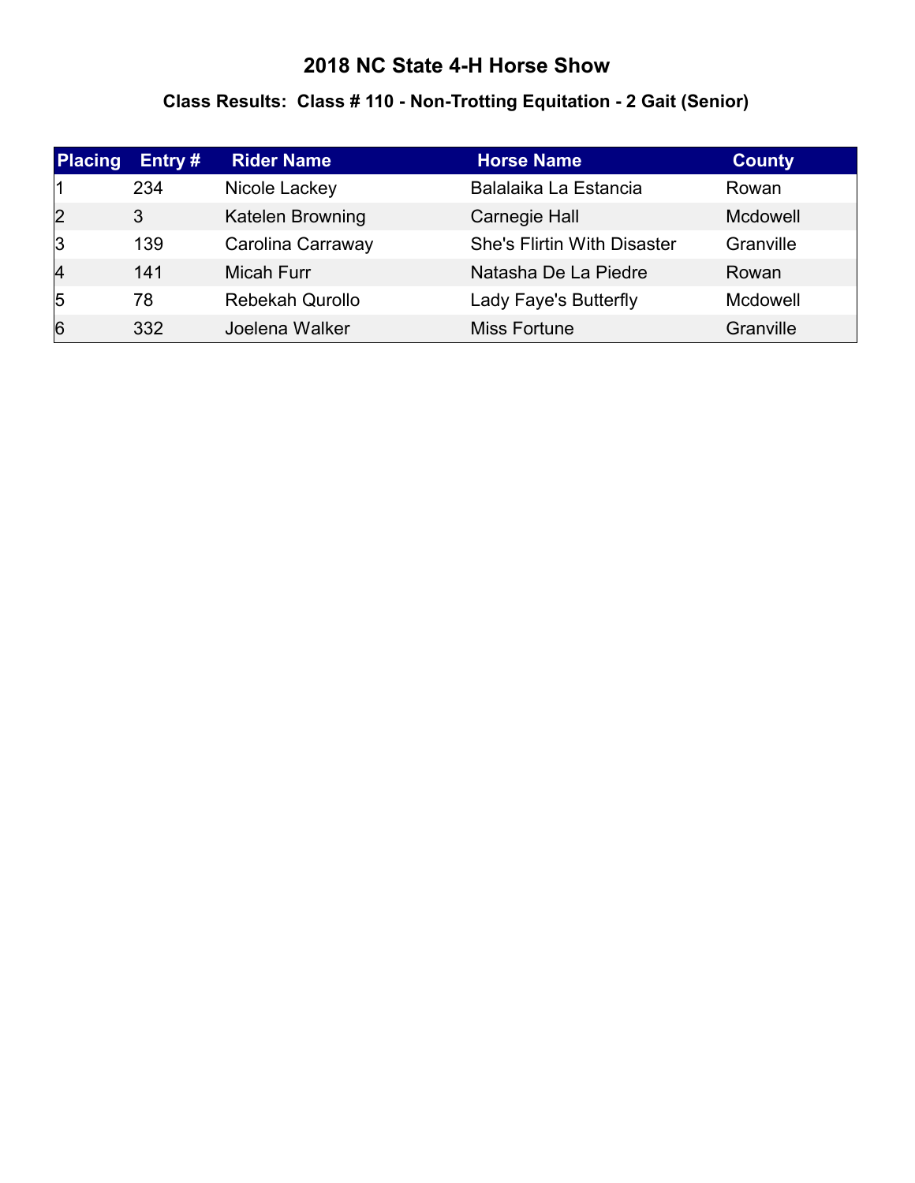# 2018 NC State 4-H Horse Show

## Class Results: Class # 110 - Non-Trotting Equitation - 2 Gait (Senior)

| Placing | Entry # | Rider Name | Horse Name | County |
|---|---|---|---|---|
| 1 | 234 | Nicole Lackey | Balalaika La Estancia | Rowan |
| 2 | 3 | Katelen Browning | Carnegie Hall | Mcdowell |
| 3 | 139 | Carolina Carraway | She's Flirtin With Disaster | Granville |
| 4 | 141 | Micah Furr | Natasha De La Piedre | Rowan |
| 5 | 78 | Rebekah Qurollo | Lady Faye's Butterfly | Mcdowell |
| 6 | 332 | Joelena Walker | Miss Fortune | Granville |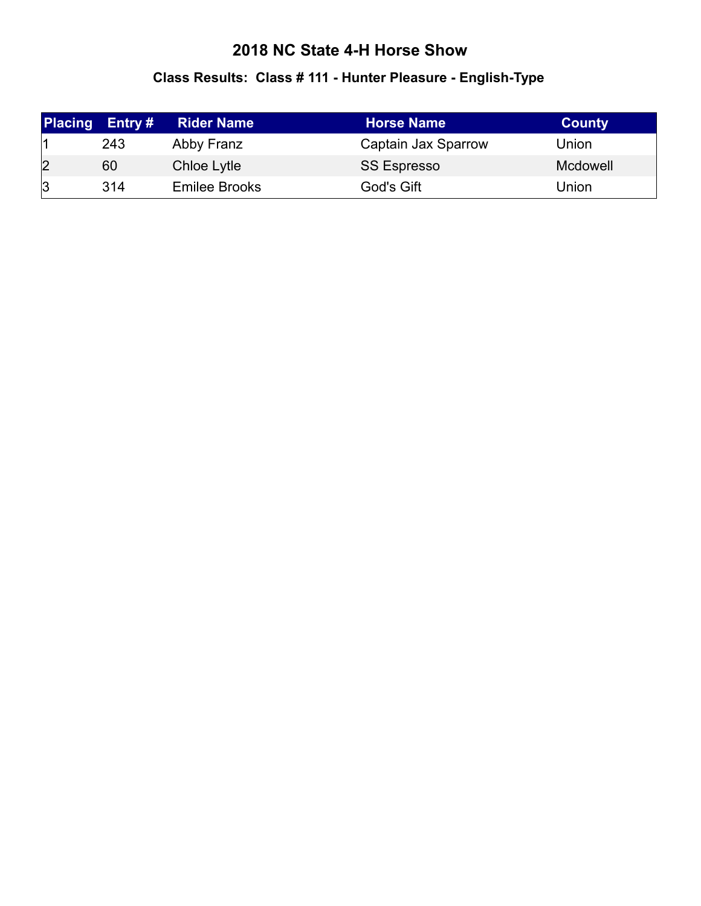# 2018 NC State 4-H Horse Show

## Class Results: Class # 111 - Hunter Pleasure - English-Type

| Placing | Entry # | Rider Name | Horse Name | County |
|---|---|---|---|---|
| 1 | 243 | Abby Franz | Captain Jax Sparrow | Union |
| 2 | 60 | Chloe Lytle | SS Espresso | Mcdowell |
| 3 | 314 | Emilee Brooks | God's Gift | Union |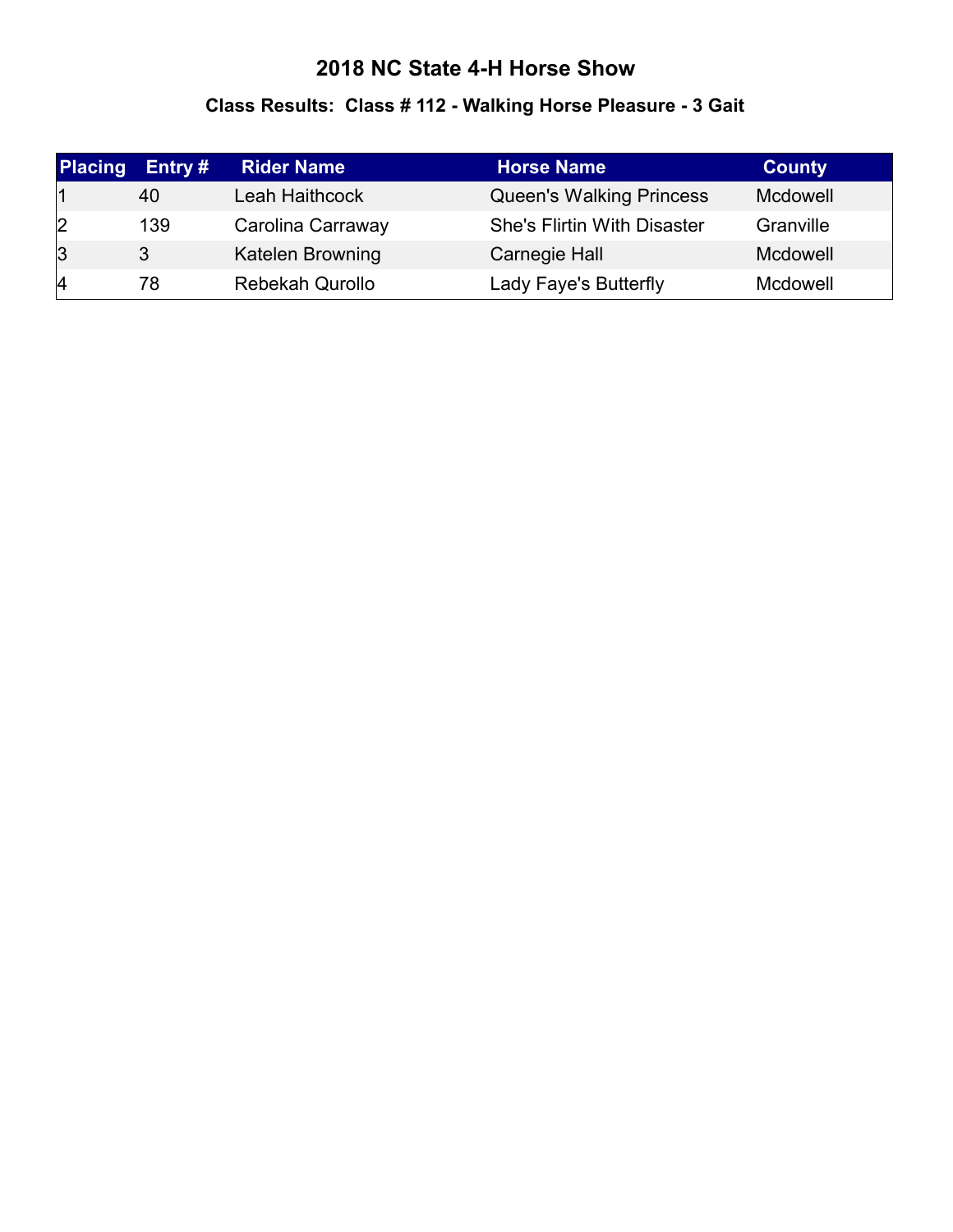# 2018 NC State 4-H Horse Show

### Class Results: Class # 112 - Walking Horse Pleasure - 3 Gait

| Placing | Entry # | Rider Name | Horse Name | County |
|---|---|---|---|---|
| 1 | 40 | Leah Haithcock | Queen's Walking Princess | Mcdowell |
| 2 | 139 | Carolina Carraway | She's Flirtin With Disaster | Granville |
| 3 | 3 | Katelen Browning | Carnegie Hall | Mcdowell |
| 4 | 78 | Rebekah Qurollo | Lady Faye's Butterfly | Mcdowell |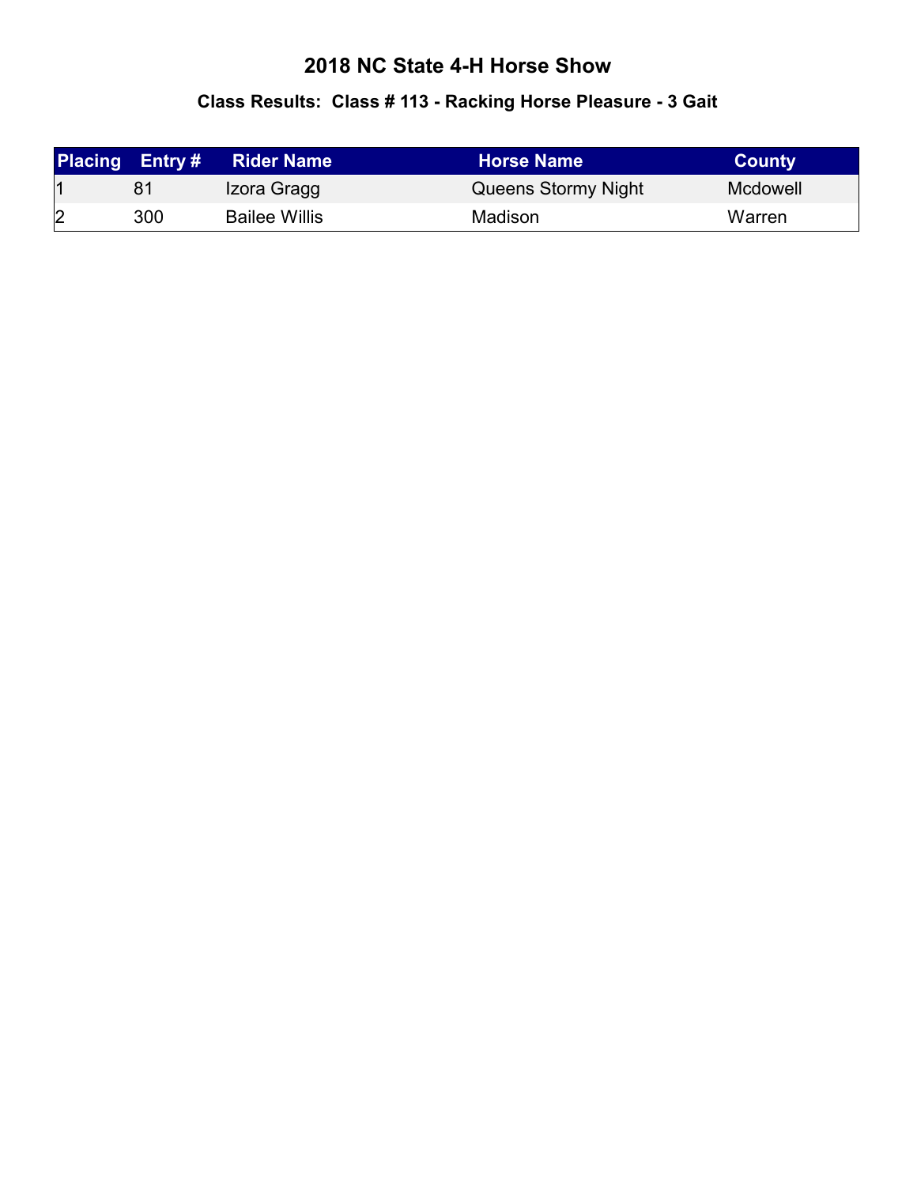# 2018 NC State 4-H Horse Show

## Class Results: Class # 113 - Racking Horse Pleasure - 3 Gait

| Placing | Entry # | Rider Name | Horse Name | County |
|---|---|---|---|---|
| 1 | 81 | Izora Gragg | Queens Stormy Night | Mcdowell |
| 2 | 300 | Bailee Willis | Madison | Warren |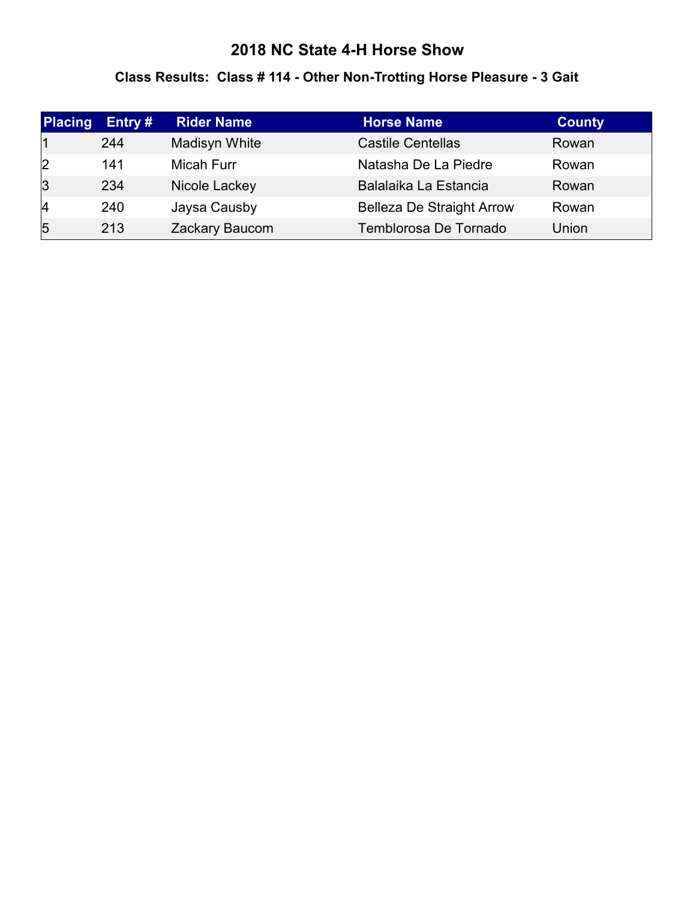# 2018 NC State 4-H Horse Show

## Class Results: Class # 114 - Other Non-Trotting Horse Pleasure - 3 Gait

| Placing | Entry # | Rider Name | Horse Name | County |
|---|---|---|---|---|
| 1 | 244 | Madisyn White | Castile Centellas | Rowan |
| 2 | 141 | Micah Furr | Natasha De La Piedre | Rowan |
| 3 | 234 | Nicole Lackey | Balalaika La Estancia | Rowan |
| 4 | 240 | Jaysa Causby | Belleza De Straight Arrow | Rowan |
| 5 | 213 | Zackary Baucom | Temblorosa De Tornado | Union |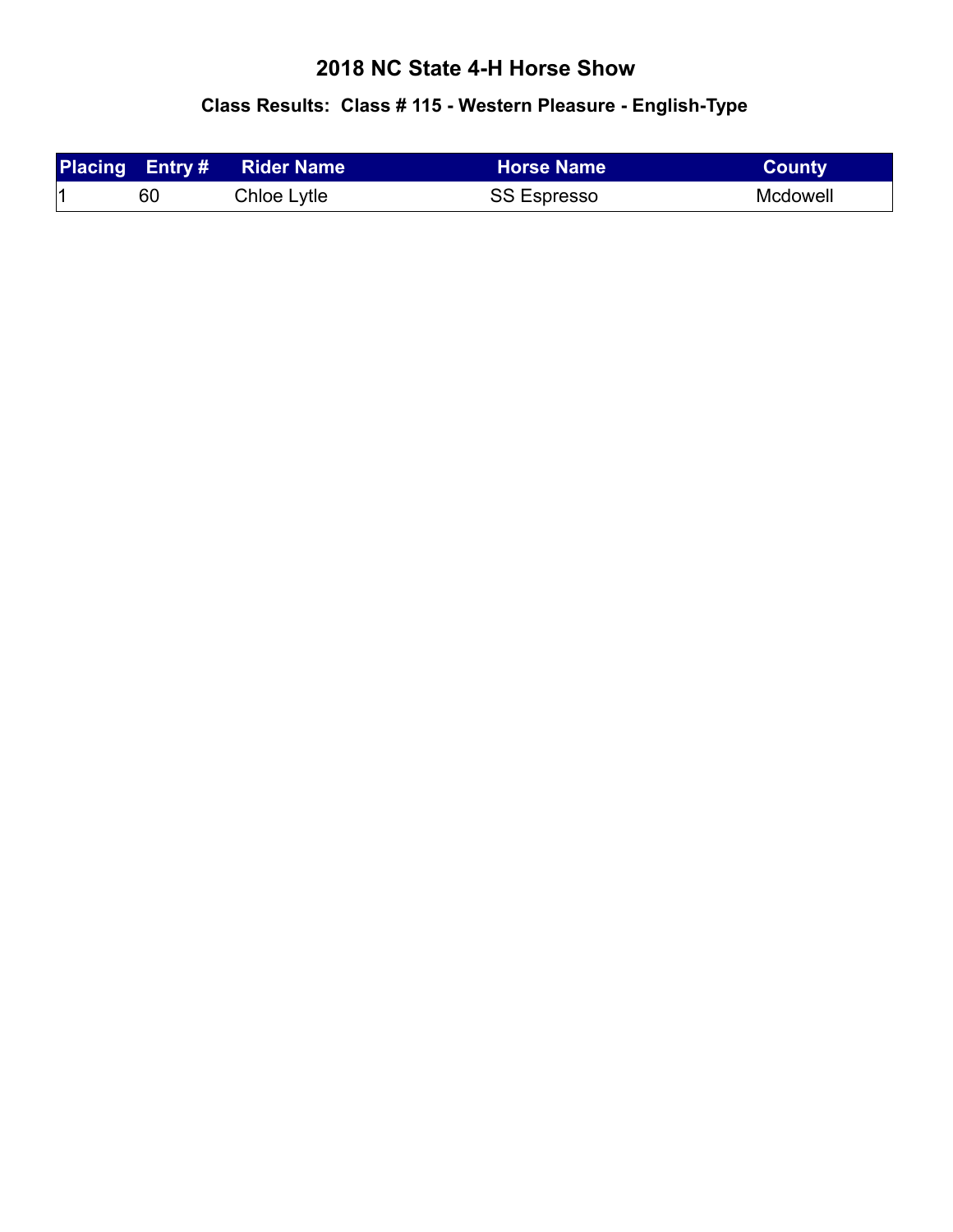# 2018 NC State 4-H Horse Show

## Class Results: Class # 115 - Western Pleasure - English-Type

| Placing | Entry # | Rider Name | Horse Name | County |
|---|---|---|---|---|
| 1 | 60 | Chloe Lytle | SS Espresso | Mcdowell |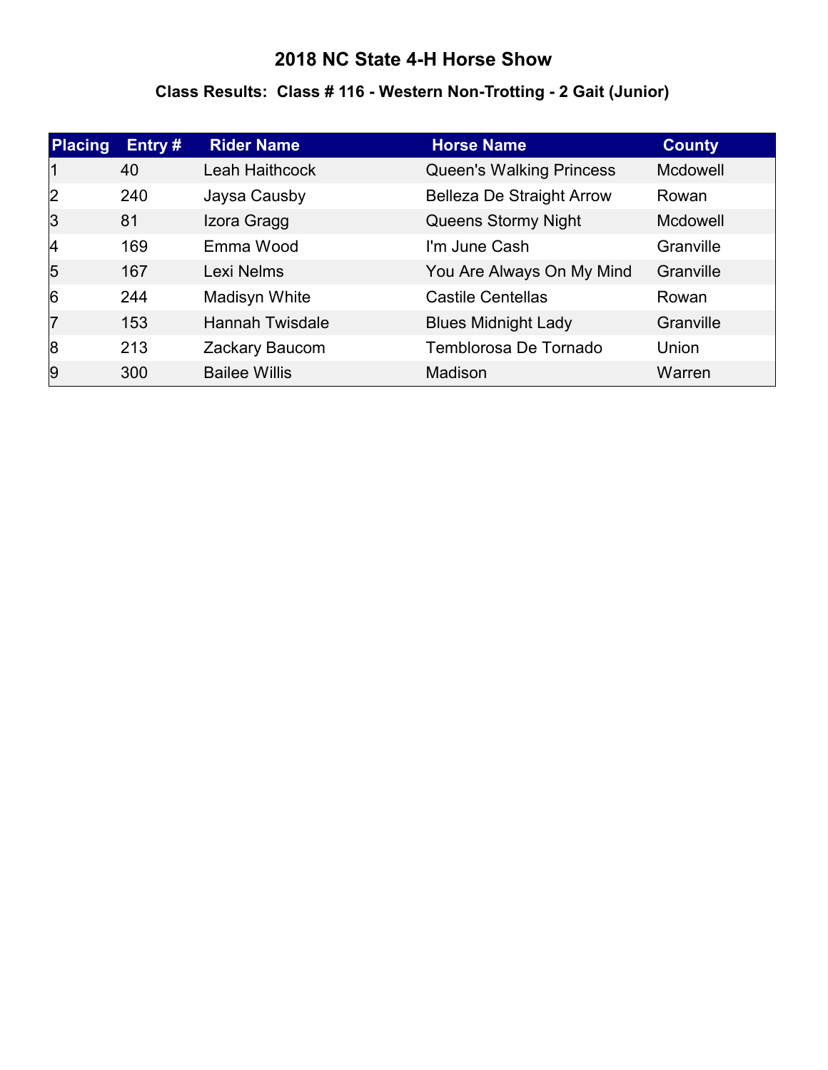# 2018 NC State 4-H Horse Show

## Class Results: Class # 116 - Western Non-Trotting - 2 Gait (Junior)

| Placing | Entry # | Rider Name | Horse Name | County |
|---|---|---|---|---|
| 1 | 40 | Leah Haithcock | Queen's Walking Princess | Mcdowell |
| 2 | 240 | Jaysa Causby | Belleza De Straight Arrow | Rowan |
| 3 | 81 | Izora Gragg | Queens Stormy Night | Mcdowell |
| 4 | 169 | Emma Wood | I'm June Cash | Granville |
| 5 | 167 | Lexi Nelms | You Are Always On My Mind | Granville |
| 6 | 244 | Madisyn White | Castile Centellas | Rowan |
| 7 | 153 | Hannah Twisdale | Blues Midnight Lady | Granville |
| 8 | 213 | Zackary Baucom | Temblorosa De Tornado | Union |
| 9 | 300 | Bailee Willis | Madison | Warren |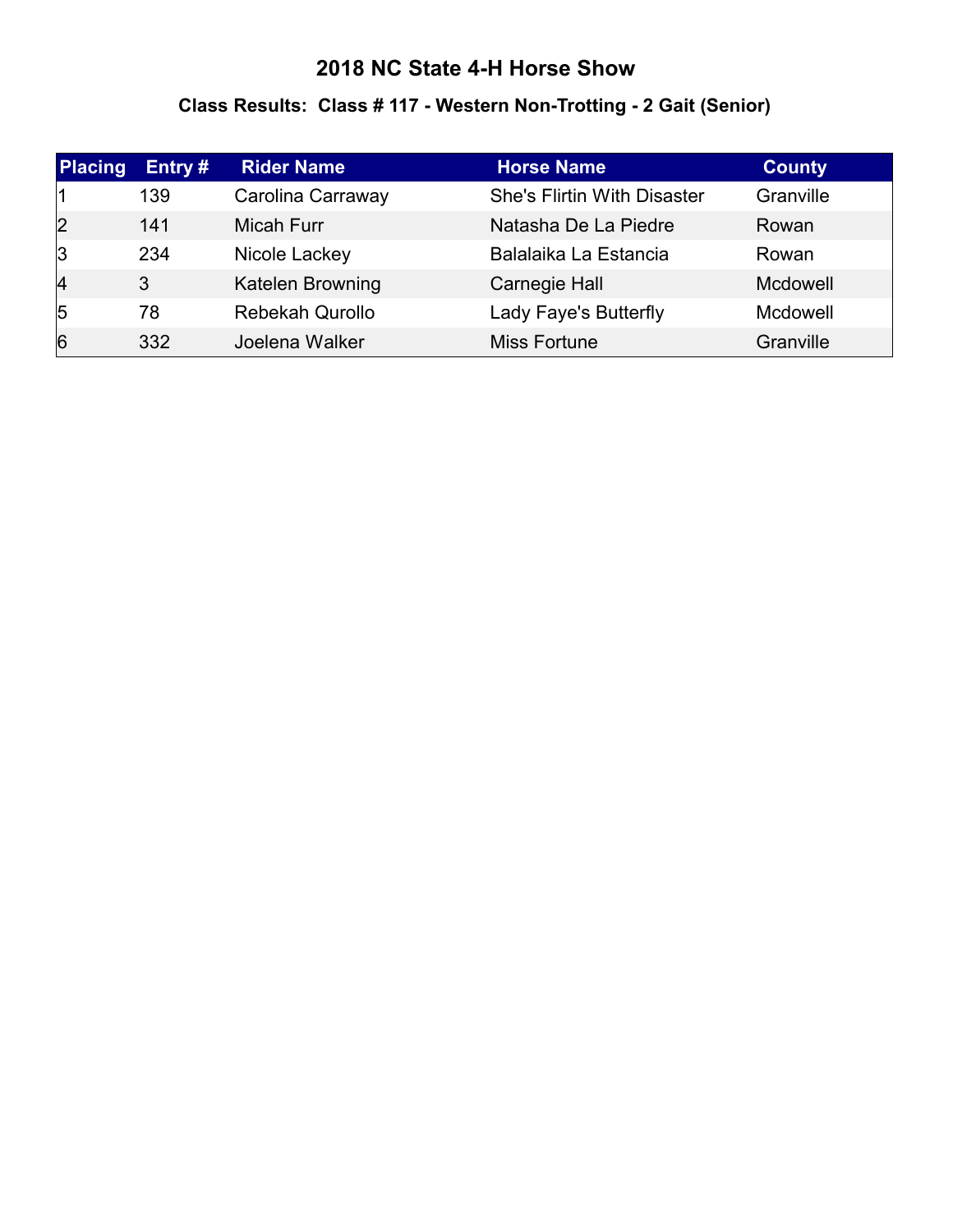# 2018 NC State 4-H Horse Show

## Class Results: Class # 117 - Western Non-Trotting - 2 Gait (Senior)

| Placing | Entry # | Rider Name | Horse Name | County |
|---|---|---|---|---|
| 1 | 139 | Carolina Carraway | She's Flirtin With Disaster | Granville |
| 2 | 141 | Micah Furr | Natasha De La Piedre | Rowan |
| 3 | 234 | Nicole Lackey | Balalaika La Estancia | Rowan |
| 4 | 3 | Katelen Browning | Carnegie Hall | Mcdowell |
| 5 | 78 | Rebekah Qurollo | Lady Faye's Butterfly | Mcdowell |
| 6 | 332 | Joelena Walker | Miss Fortune | Granville |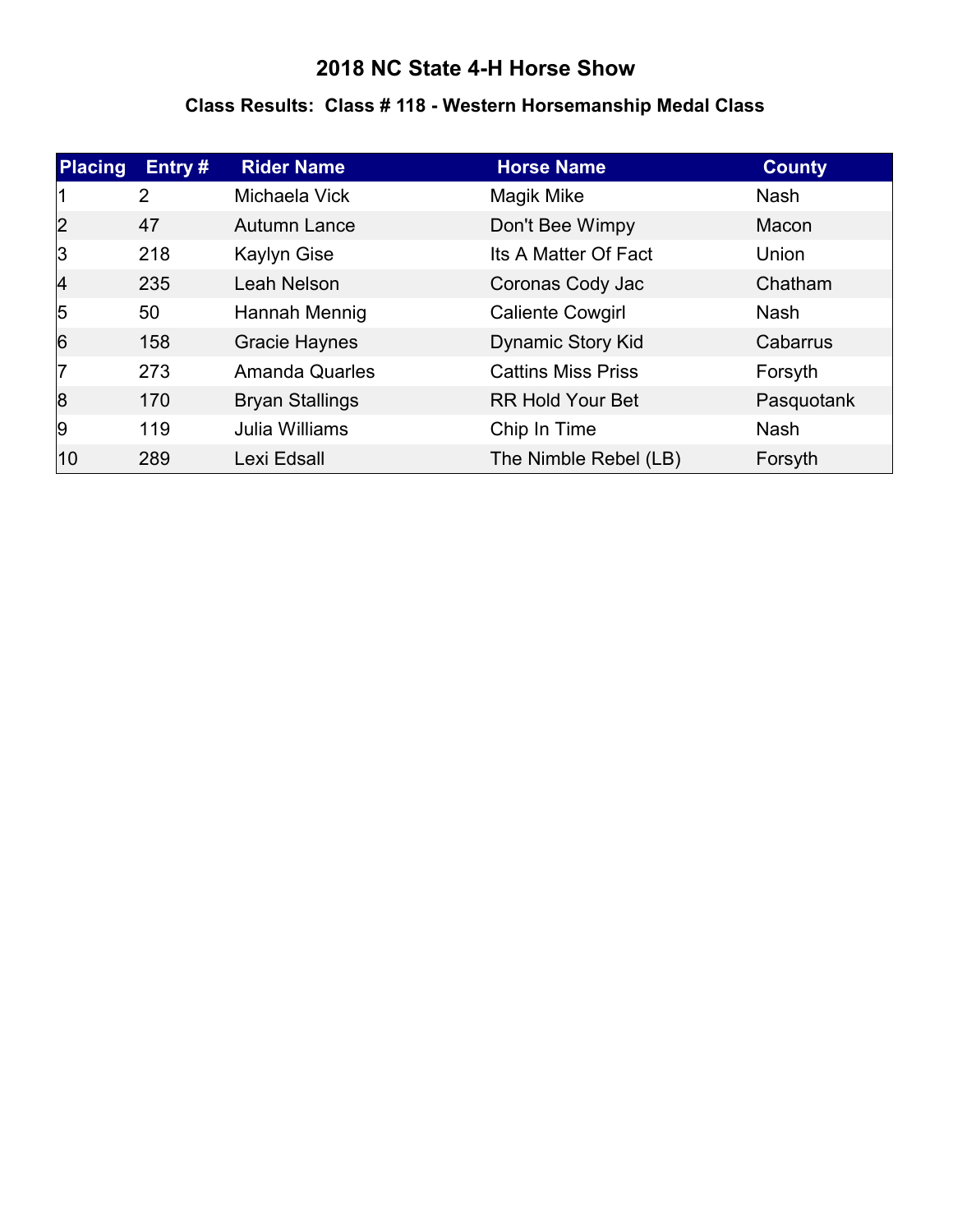# 2018 NC State 4-H Horse Show

## Class Results: Class # 118 - Western Horsemanship Medal Class

| Placing | Entry # | Rider Name | Horse Name | County |
|---|---|---|---|---|
| 1 | 2 | Michaela Vick | Magik Mike | Nash |
| 2 | 47 | Autumn Lance | Don't Bee Wimpy | Macon |
| 3 | 218 | Kaylyn Gise | Its A Matter Of Fact | Union |
| 4 | 235 | Leah Nelson | Coronas Cody Jac | Chatham |
| 5 | 50 | Hannah Mennig | Caliente Cowgirl | Nash |
| 6 | 158 | Gracie Haynes | Dynamic Story Kid | Cabarrus |
| 7 | 273 | Amanda Quarles | Cattins Miss Priss | Forsyth |
| 8 | 170 | Bryan Stallings | RR Hold Your Bet | Pasquotank |
| 9 | 119 | Julia Williams | Chip In Time | Nash |
| 10 | 289 | Lexi Edsall | The Nimble Rebel (LB) | Forsyth |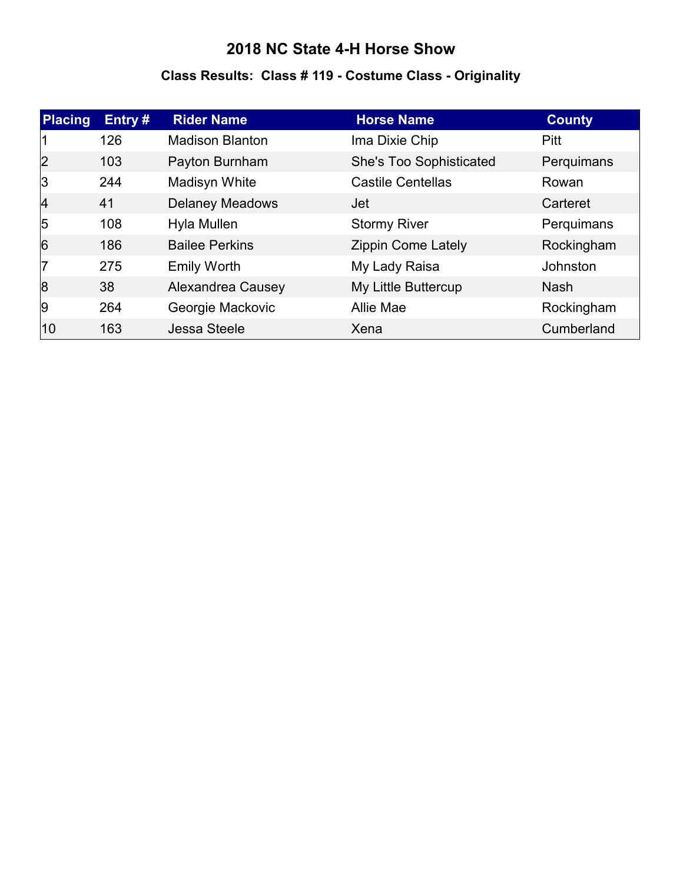# 2018 NC State 4-H Horse Show

## Class Results: Class # 119 - Costume Class - Originality

| Placing | Entry # | Rider Name | Horse Name | County |
|---|---|---|---|---|
| 1 | 126 | Madison Blanton | Ima Dixie Chip | Pitt |
| 2 | 103 | Payton Burnham | She's Too Sophisticated | Perquimans |
| 3 | 244 | Madisyn White | Castile Centellas | Rowan |
| 4 | 41 | Delaney Meadows | Jet | Carteret |
| 5 | 108 | Hyla Mullen | Stormy River | Perquimans |
| 6 | 186 | Bailee Perkins | Zippin Come Lately | Rockingham |
| 7 | 275 | Emily Worth | My Lady Raisa | Johnston |
| 8 | 38 | Alexandrea Causey | My Little Buttercup | Nash |
| 9 | 264 | Georgie Mackovic | Allie Mae | Rockingham |
| 10 | 163 | Jessa Steele | Xena | Cumberland |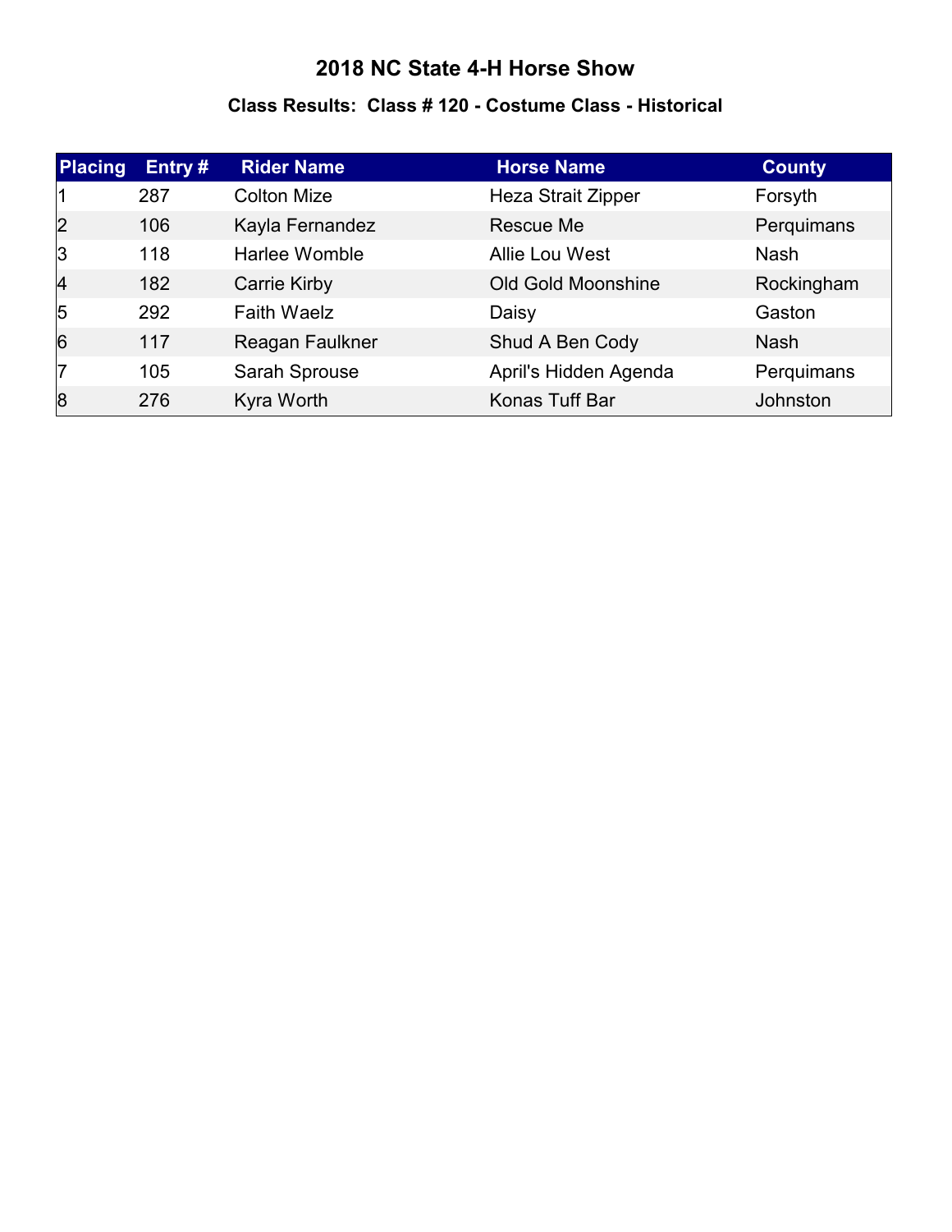# 2018 NC State 4-H Horse Show

### Class Results: Class # 120 - Costume Class - Historical

| Placing | Entry # | Rider Name | Horse Name | County |
|---|---|---|---|---|
| 1 | 287 | Colton Mize | Heza Strait Zipper | Forsyth |
| 2 | 106 | Kayla Fernandez | Rescue Me | Perquimans |
| 3 | 118 | Harlee Womble | Allie Lou West | Nash |
| 4 | 182 | Carrie Kirby | Old Gold Moonshine | Rockingham |
| 5 | 292 | Faith Waelz | Daisy | Gaston |
| 6 | 117 | Reagan Faulkner | Shud A Ben Cody | Nash |
| 7 | 105 | Sarah Sprouse | April's Hidden Agenda | Perquimans |
| 8 | 276 | Kyra Worth | Konas Tuff Bar | Johnston |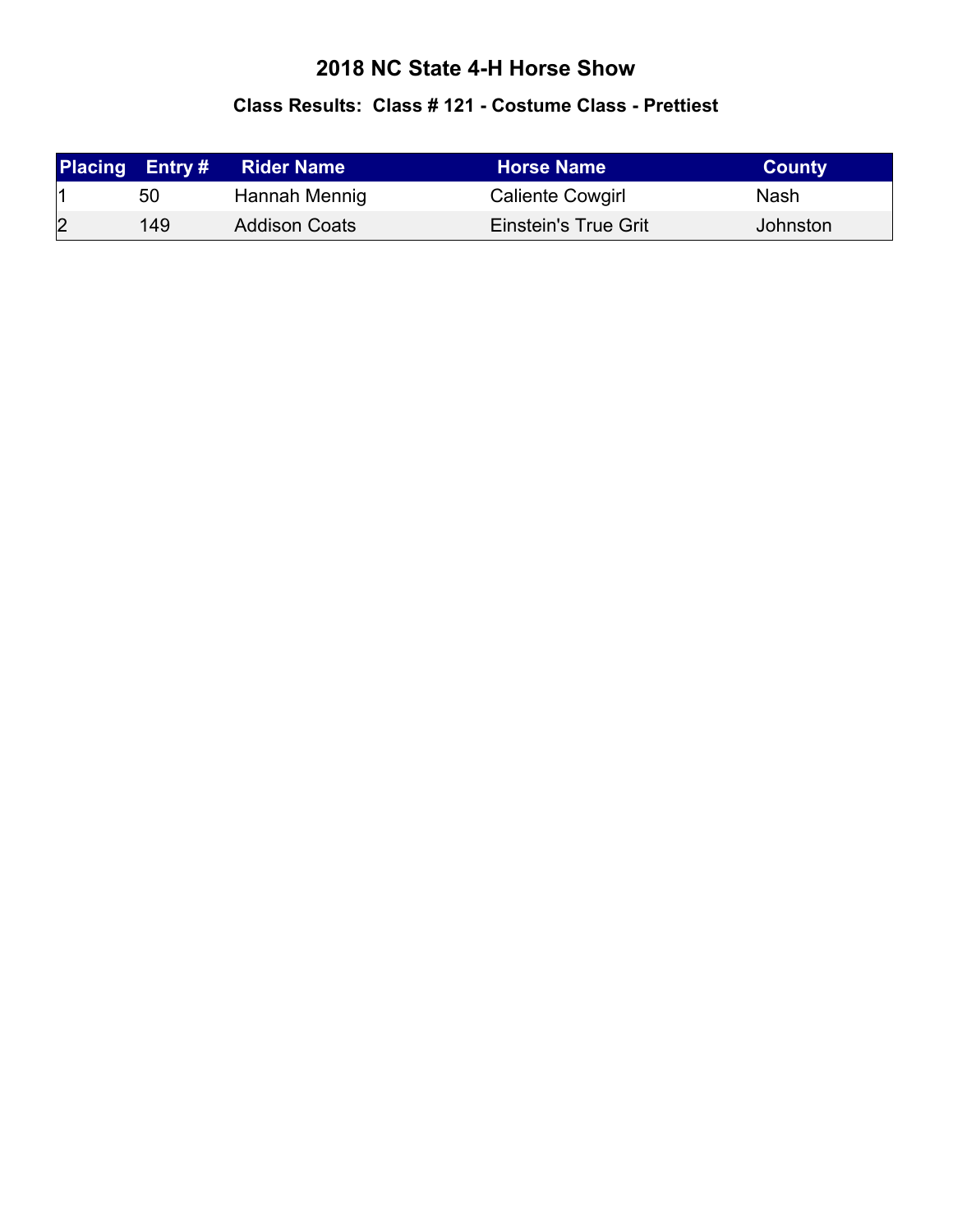# 2018 NC State 4-H Horse Show

## Class Results: Class # 121 - Costume Class - Prettiest

| Placing | Entry # | Rider Name | Horse Name | County |
|---|---|---|---|---|
| 1 | 50 | Hannah Mennig | Caliente Cowgirl | Nash |
| 2 | 149 | Addison Coats | Einstein's True Grit | Johnston |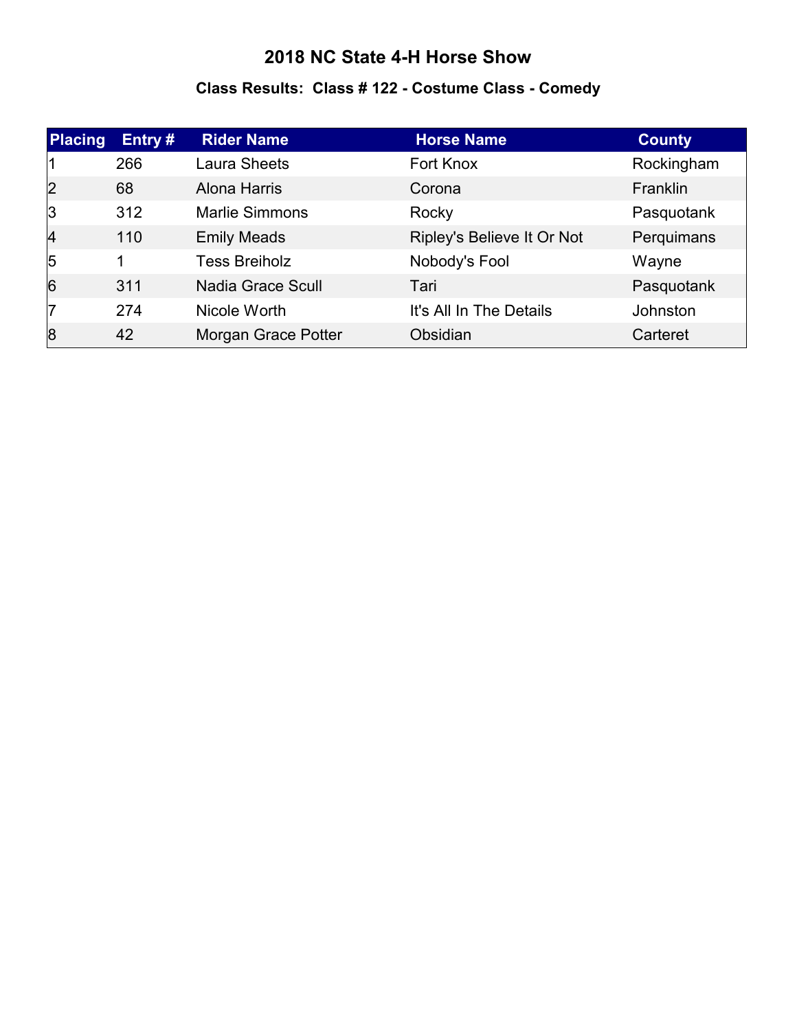# 2018 NC State 4-H Horse Show

## Class Results: Class # 122 - Costume Class - Comedy

| Placing | Entry # | Rider Name | Horse Name | County |
|---|---|---|---|---|
| 1 | 266 | Laura Sheets | Fort Knox | Rockingham |
| 2 | 68 | Alona Harris | Corona | Franklin |
| 3 | 312 | Marlie Simmons | Rocky | Pasquotank |
| 4 | 110 | Emily Meads | Ripley's Believe It Or Not | Perquimans |
| 5 | 1 | Tess Breiholz | Nobody's Fool | Wayne |
| 6 | 311 | Nadia Grace Scull | Tari | Pasquotank |
| 7 | 274 | Nicole Worth | It's All In The Details | Johnston |
| 8 | 42 | Morgan Grace Potter | Obsidian | Carteret |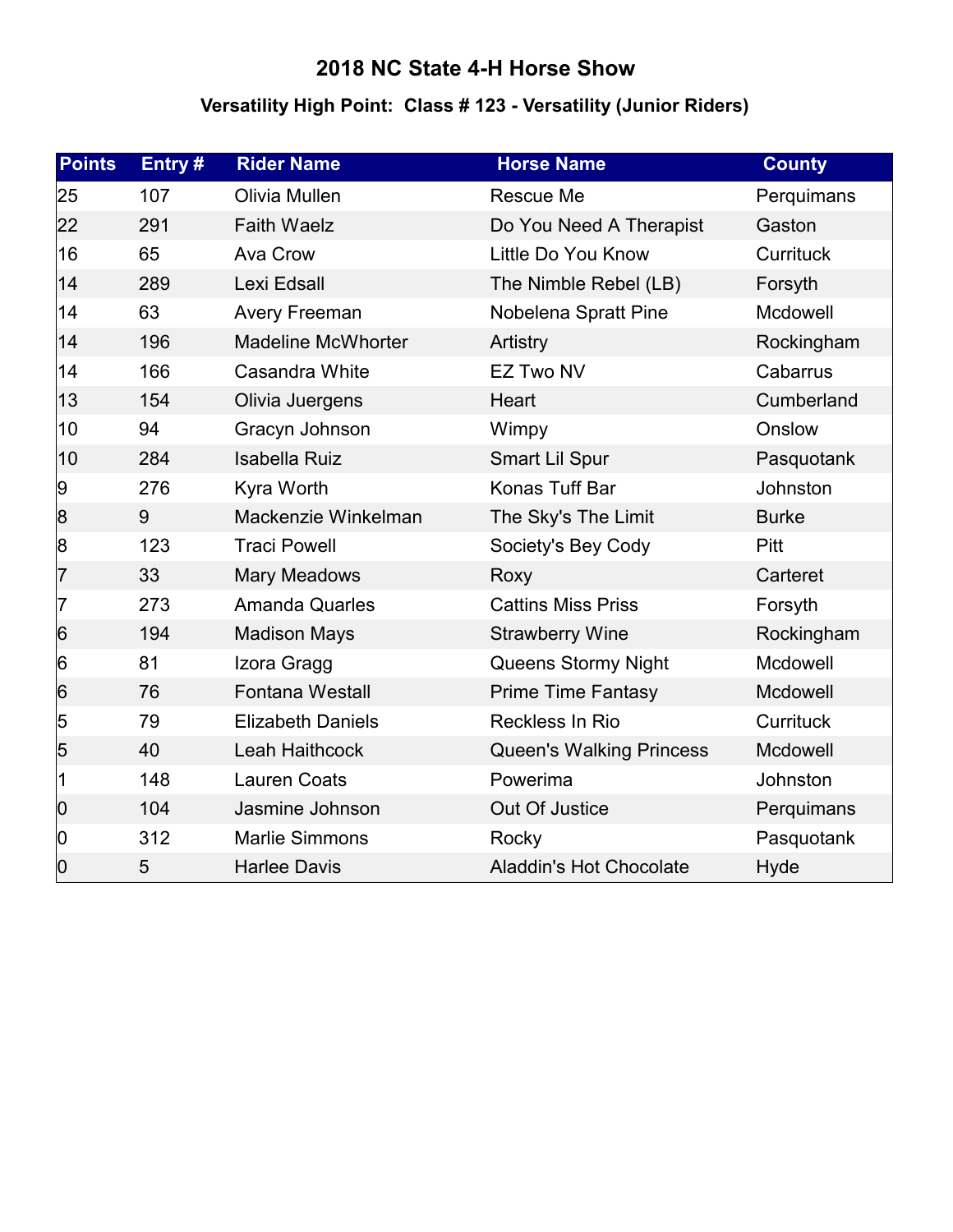# 2018 NC State 4-H Horse Show

## Versatility High Point: Class # 123 - Versatility (Junior Riders)

| Points | Entry # | Rider Name | Horse Name | County |
|---|---|---|---|---|
| 25 | 107 | Olivia Mullen | Rescue Me | Perquimans |
| 22 | 291 | Faith Waelz | Do You Need A Therapist | Gaston |
| 16 | 65 | Ava Crow | Little Do You Know | Currituck |
| 14 | 289 | Lexi Edsall | The Nimble Rebel (LB) | Forsyth |
| 14 | 63 | Avery Freeman | Nobelena Spratt Pine | Mcdowell |
| 14 | 196 | Madeline McWhorter | Artistry | Rockingham |
| 14 | 166 | Casandra White | EZ Two NV | Cabarrus |
| 13 | 154 | Olivia Juergens | Heart | Cumberland |
| 10 | 94 | Gracyn Johnson | Wimpy | Onslow |
| 10 | 284 | Isabella Ruiz | Smart Lil Spur | Pasquotank |
| 9 | 276 | Kyra Worth | Konas Tuff Bar | Johnston |
| 8 | 9 | Mackenzie Winkelman | The Sky's The Limit | Burke |
| 8 | 123 | Traci Powell | Society's Bey Cody | Pitt |
| 7 | 33 | Mary Meadows | Roxy | Carteret |
| 7 | 273 | Amanda Quarles | Cattins Miss Priss | Forsyth |
| 6 | 194 | Madison Mays | Strawberry Wine | Rockingham |
| 6 | 81 | Izora Gragg | Queens Stormy Night | Mcdowell |
| 6 | 76 | Fontana Westall | Prime Time Fantasy | Mcdowell |
| 5 | 79 | Elizabeth Daniels | Reckless In Rio | Currituck |
| 5 | 40 | Leah Haithcock | Queen's Walking Princess | Mcdowell |
| 1 | 148 | Lauren Coats | Powerima | Johnston |
| 0 | 104 | Jasmine Johnson | Out Of Justice | Perquimans |
| 0 | 312 | Marlie Simmons | Rocky | Pasquotank |
| 0 | 5 | Harlee Davis | Aladdin's Hot Chocolate | Hyde |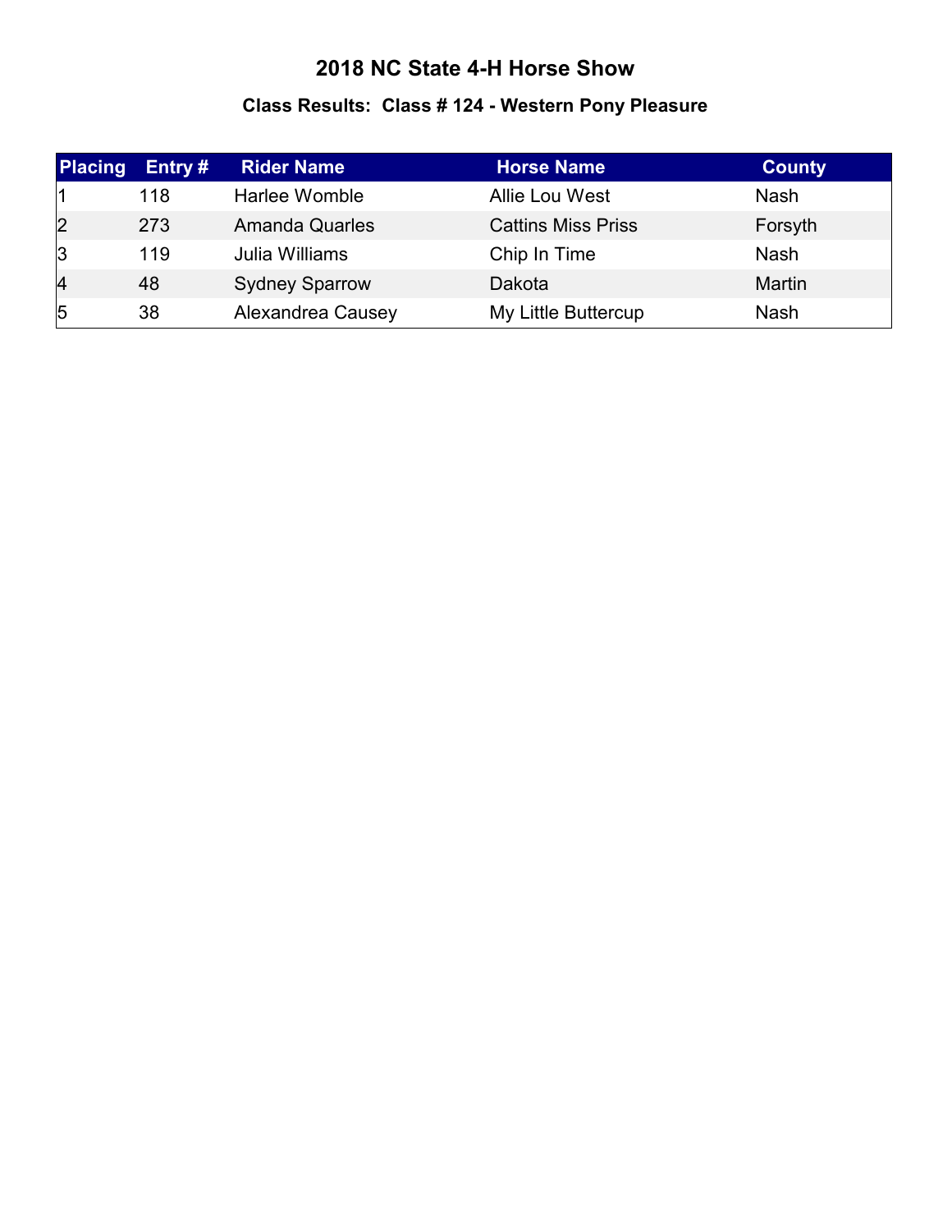# 2018 NC State 4-H Horse Show

## Class Results: Class # 124 - Western Pony Pleasure

| Placing | Entry # | Rider Name | Horse Name | County |
| --- | --- | --- | --- | --- |
| 1 | 118 | Harlee Womble | Allie Lou West | Nash |
| 2 | 273 | Amanda Quarles | Cattins Miss Priss | Forsyth |
| 3 | 119 | Julia Williams | Chip In Time | Nash |
| 4 | 48 | Sydney Sparrow | Dakota | Martin |
| 5 | 38 | Alexandrea Causey | My Little Buttercup | Nash |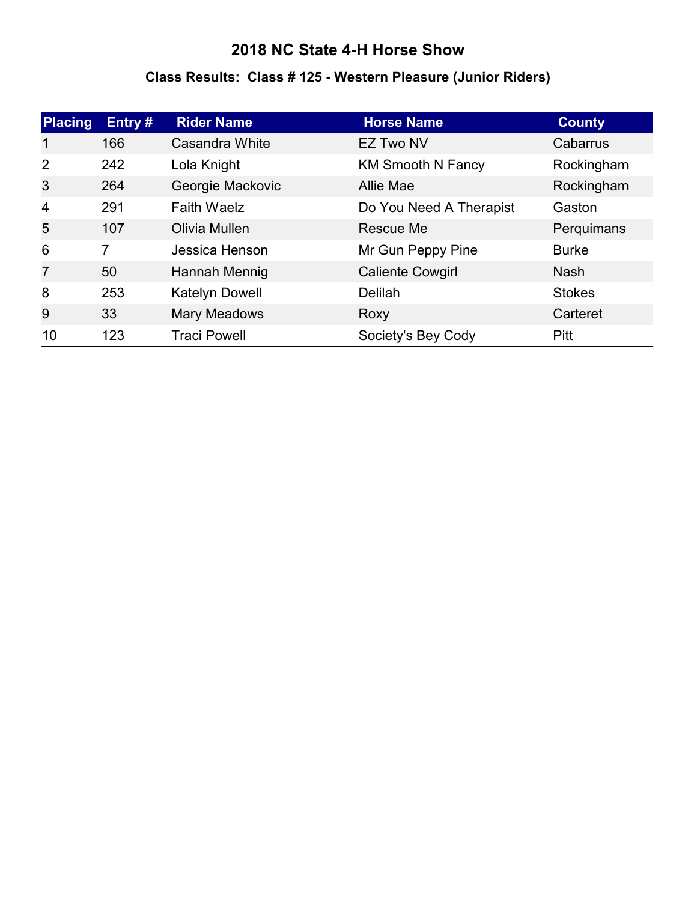# 2018 NC State 4-H Horse Show

## Class Results: Class # 125 - Western Pleasure (Junior Riders)

| Placing | Entry # | Rider Name | Horse Name | County |
|---|---|---|---|---|
| 1 | 166 | Casandra White | EZ Two NV | Cabarrus |
| 2 | 242 | Lola Knight | KM Smooth N Fancy | Rockingham |
| 3 | 264 | Georgie Mackovic | Allie Mae | Rockingham |
| 4 | 291 | Faith Waelz | Do You Need A Therapist | Gaston |
| 5 | 107 | Olivia Mullen | Rescue Me | Perquimans |
| 6 | 7 | Jessica Henson | Mr Gun Peppy Pine | Burke |
| 7 | 50 | Hannah Mennig | Caliente Cowgirl | Nash |
| 8 | 253 | Katelyn Dowell | Delilah | Stokes |
| 9 | 33 | Mary Meadows | Roxy | Carteret |
| 10 | 123 | Traci Powell | Society's Bey Cody | Pitt |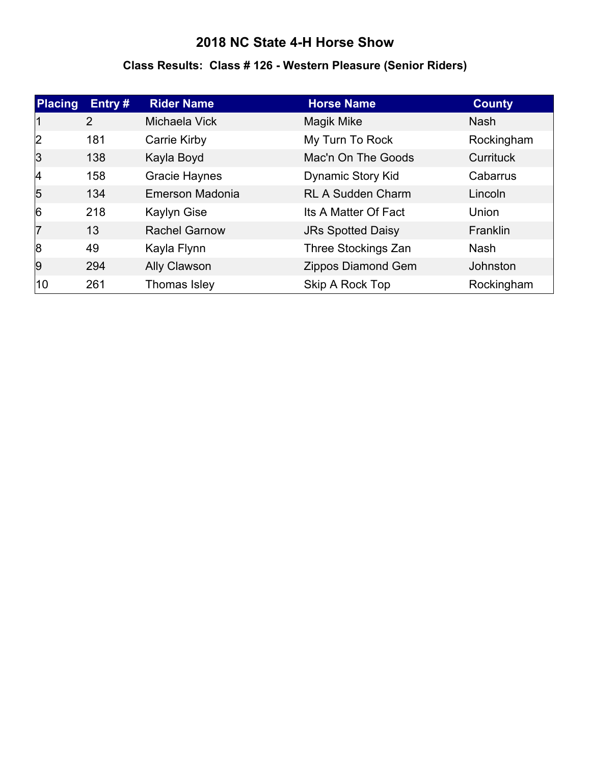# 2018 NC State 4-H Horse Show

## Class Results: Class # 126 - Western Pleasure (Senior Riders)

| Placing | Entry # | Rider Name | Horse Name | County |
|---|---|---|---|---|
| 1 | 2 | Michaela Vick | Magik Mike | Nash |
| 2 | 181 | Carrie Kirby | My Turn To Rock | Rockingham |
| 3 | 138 | Kayla Boyd | Mac'n On The Goods | Currituck |
| 4 | 158 | Gracie Haynes | Dynamic Story Kid | Cabarrus |
| 5 | 134 | Emerson Madonia | RL A Sudden Charm | Lincoln |
| 6 | 218 | Kaylyn Gise | Its A Matter Of Fact | Union |
| 7 | 13 | Rachel Garnow | JRs Spotted Daisy | Franklin |
| 8 | 49 | Kayla Flynn | Three Stockings Zan | Nash |
| 9 | 294 | Ally Clawson | Zippos Diamond Gem | Johnston |
| 10 | 261 | Thomas Isley | Skip A Rock Top | Rockingham |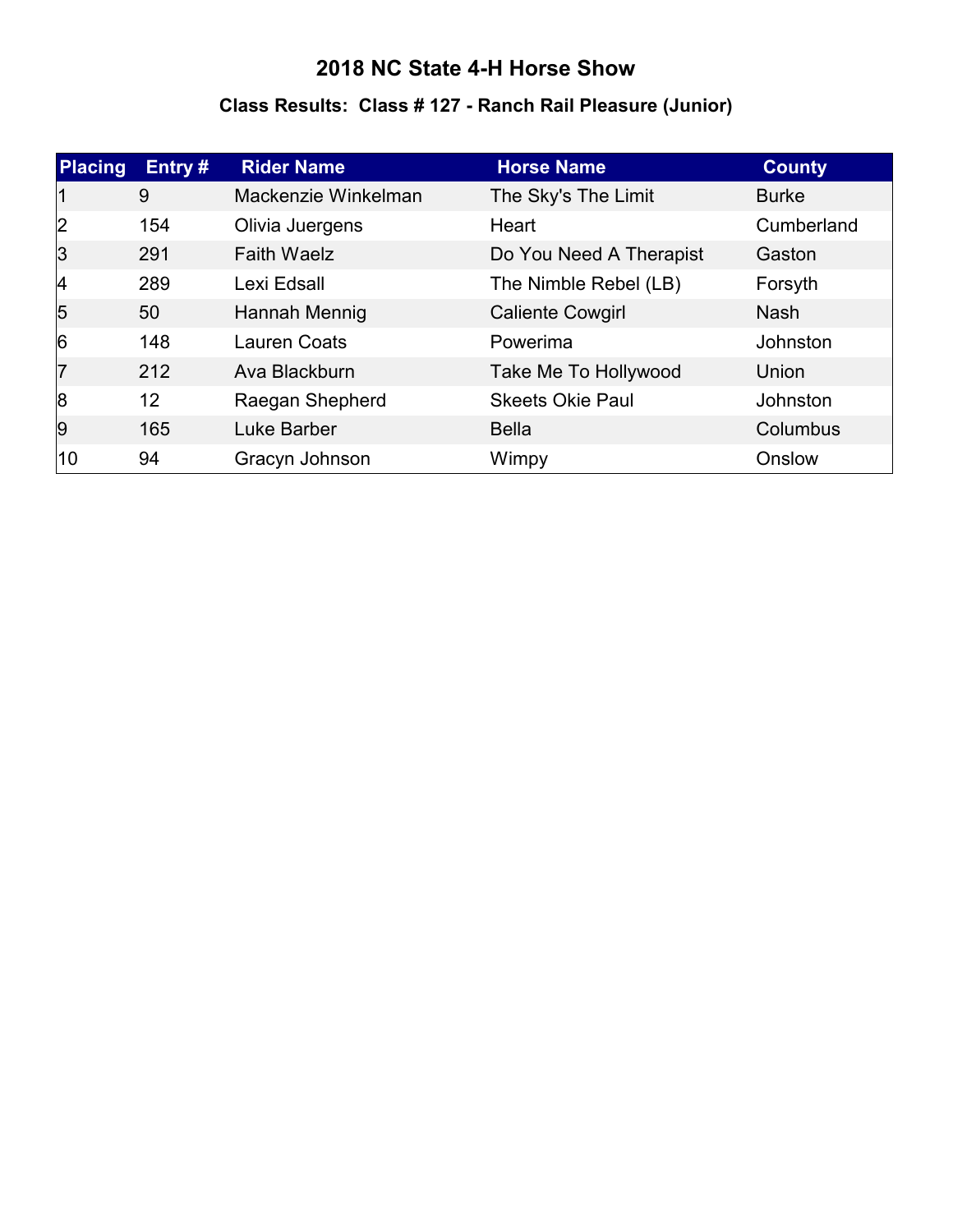# 2018 NC State 4-H Horse Show

## Class Results: Class # 127 - Ranch Rail Pleasure (Junior)

| Placing | Entry # | Rider Name | Horse Name | County |
|---|---|---|---|---|
| 1 | 9 | Mackenzie Winkelman | The Sky's The Limit | Burke |
| 2 | 154 | Olivia Juergens | Heart | Cumberland |
| 3 | 291 | Faith Waelz | Do You Need A Therapist | Gaston |
| 4 | 289 | Lexi Edsall | The Nimble Rebel (LB) | Forsyth |
| 5 | 50 | Hannah Mennig | Caliente Cowgirl | Nash |
| 6 | 148 | Lauren Coats | Powerima | Johnston |
| 7 | 212 | Ava Blackburn | Take Me To Hollywood | Union |
| 8 | 12 | Raegan Shepherd | Skeets Okie Paul | Johnston |
| 9 | 165 | Luke Barber | Bella | Columbus |
| 10 | 94 | Gracyn Johnson | Wimpy | Onslow |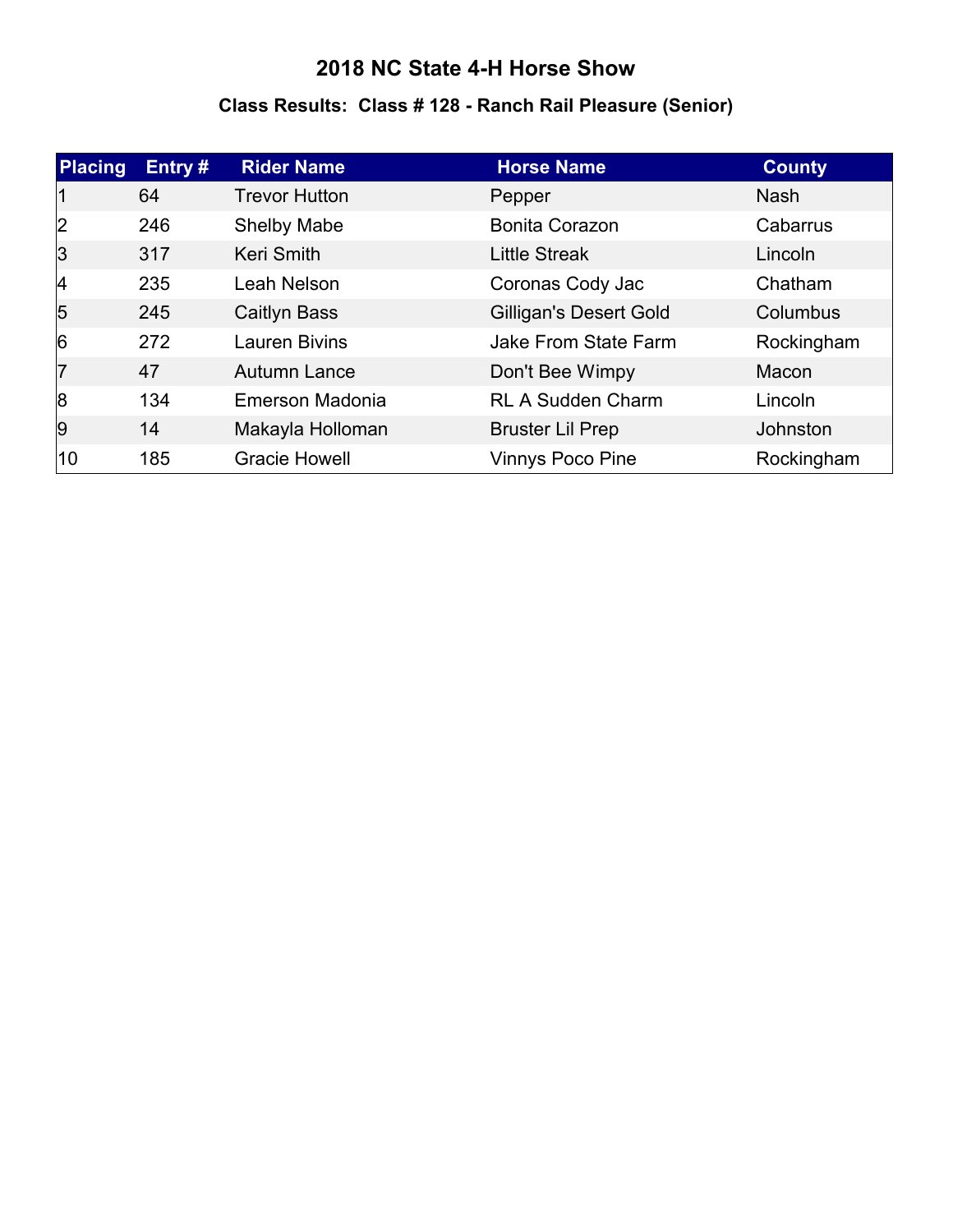# 2018 NC State 4-H Horse Show

## Class Results: Class # 128 - Ranch Rail Pleasure (Senior)

| Placing | Entry # | Rider Name | Horse Name | County |
|---|---|---|---|---|
| 1 | 64 | Trevor Hutton | Pepper | Nash |
| 2 | 246 | Shelby Mabe | Bonita Corazon | Cabarrus |
| 3 | 317 | Keri Smith | Little Streak | Lincoln |
| 4 | 235 | Leah Nelson | Coronas Cody Jac | Chatham |
| 5 | 245 | Caitlyn Bass | Gilligan's Desert Gold | Columbus |
| 6 | 272 | Lauren Bivins | Jake From State Farm | Rockingham |
| 7 | 47 | Autumn Lance | Don't Bee Wimpy | Macon |
| 8 | 134 | Emerson Madonia | RL A Sudden Charm | Lincoln |
| 9 | 14 | Makayla Holloman | Bruster Lil Prep | Johnston |
| 10 | 185 | Gracie Howell | Vinnys Poco Pine | Rockingham |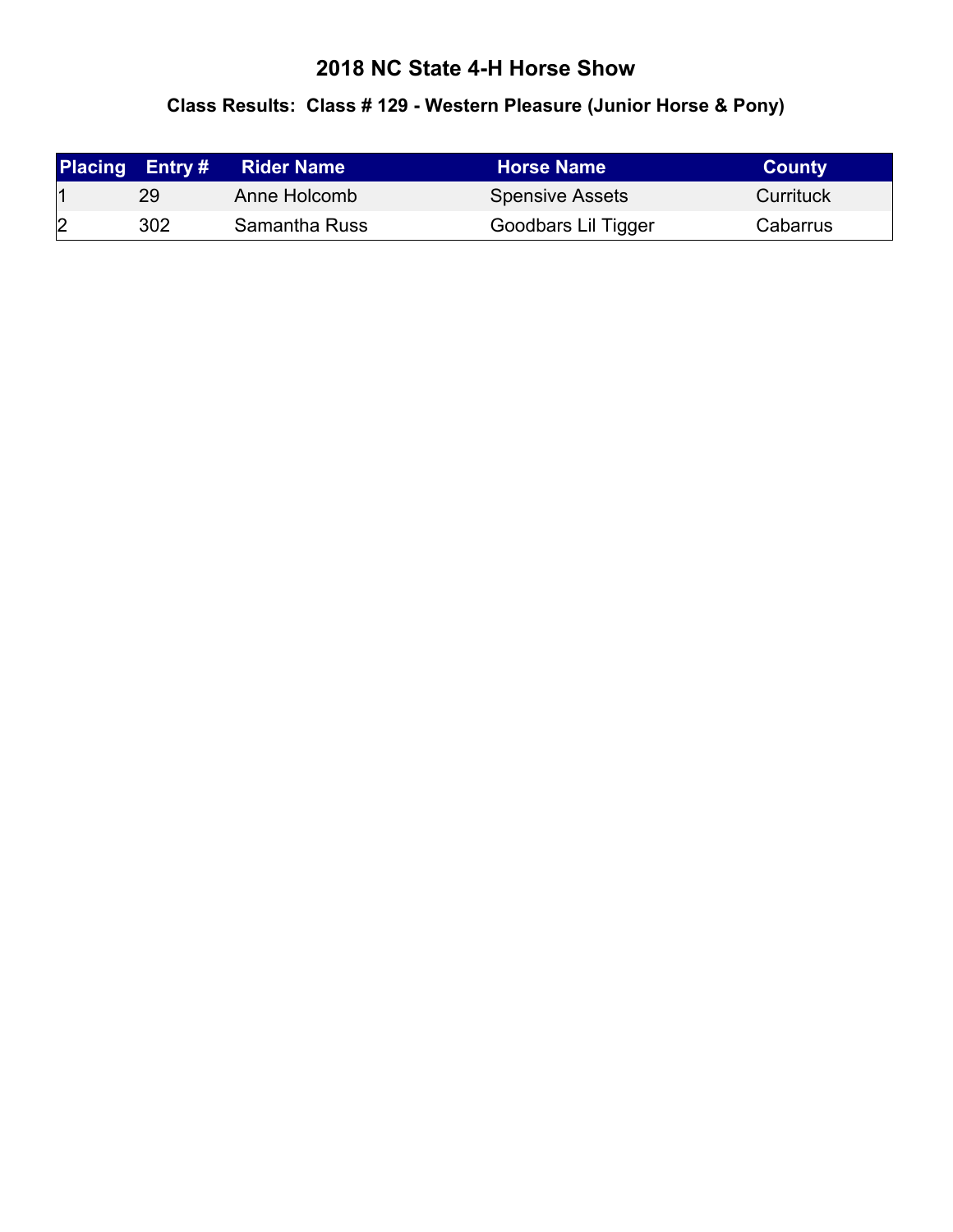# 2018 NC State 4-H Horse Show

## Class Results:  Class # 129 - Western Pleasure (Junior Horse & Pony)

| Placing | Entry # | Rider Name | Horse Name | County |
| --- | --- | --- | --- | --- |
| 1 | 29 | Anne Holcomb | Spensive Assets | Currituck |
| 2 | 302 | Samantha Russ | Goodbars Lil Tigger | Cabarrus |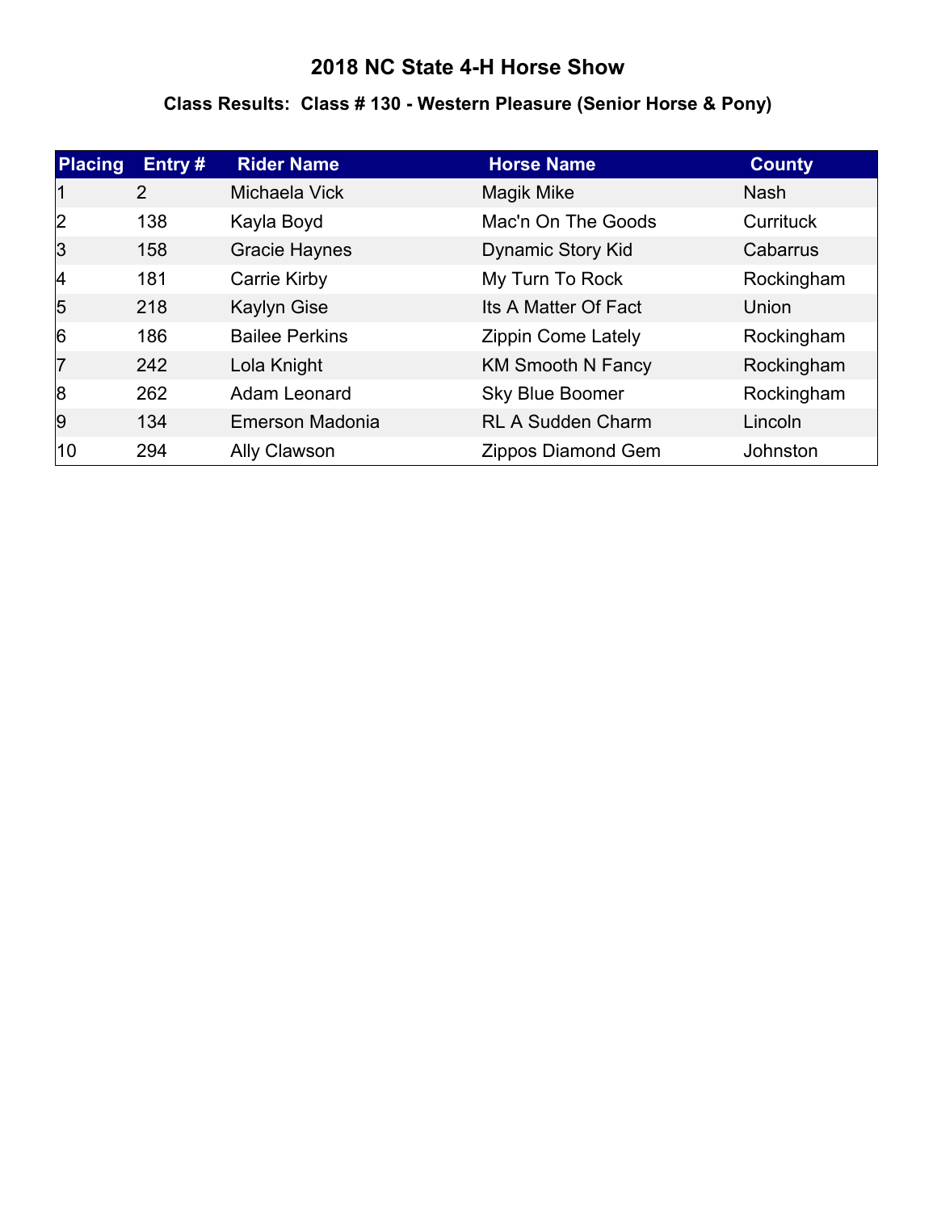# 2018 NC State 4-H Horse Show

## Class Results: Class # 130 - Western Pleasure (Senior Horse & Pony)

| Placing | Entry # | Rider Name | Horse Name | County |
|---|---|---|---|---|
| 1 | 2 | Michaela Vick | Magik Mike | Nash |
| 2 | 138 | Kayla Boyd | Mac'n On The Goods | Currituck |
| 3 | 158 | Gracie Haynes | Dynamic Story Kid | Cabarrus |
| 4 | 181 | Carrie Kirby | My Turn To Rock | Rockingham |
| 5 | 218 | Kaylyn Gise | Its A Matter Of Fact | Union |
| 6 | 186 | Bailee Perkins | Zippin Come Lately | Rockingham |
| 7 | 242 | Lola Knight | KM Smooth N Fancy | Rockingham |
| 8 | 262 | Adam Leonard | Sky Blue Boomer | Rockingham |
| 9 | 134 | Emerson Madonia | RL A Sudden Charm | Lincoln |
| 10 | 294 | Ally Clawson | Zippos Diamond Gem | Johnston |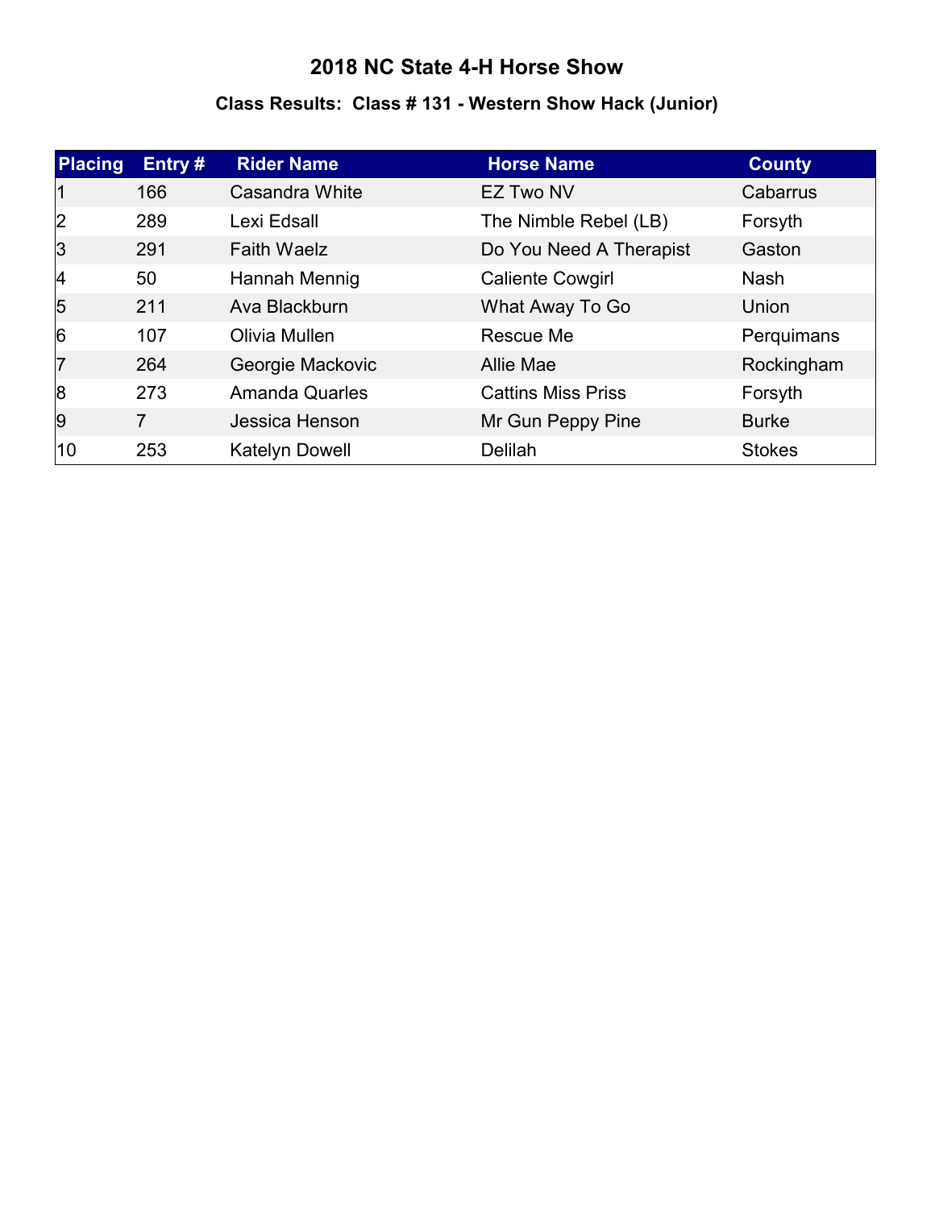# 2018 NC State 4-H Horse Show

### Class Results: Class # 131 - Western Show Hack (Junior)

| Placing | Entry # | Rider Name | Horse Name | County |
|---|---|---|---|---|
| 1 | 166 | Casandra White | EZ Two NV | Cabarrus |
| 2 | 289 | Lexi Edsall | The Nimble Rebel (LB) | Forsyth |
| 3 | 291 | Faith Waelz | Do You Need A Therapist | Gaston |
| 4 | 50 | Hannah Mennig | Caliente Cowgirl | Nash |
| 5 | 211 | Ava Blackburn | What Away To Go | Union |
| 6 | 107 | Olivia Mullen | Rescue Me | Perquimans |
| 7 | 264 | Georgie Mackovic | Allie Mae | Rockingham |
| 8 | 273 | Amanda Quarles | Cattins Miss Priss | Forsyth |
| 9 | 7 | Jessica Henson | Mr Gun Peppy Pine | Burke |
| 10 | 253 | Katelyn Dowell | Delilah | Stokes |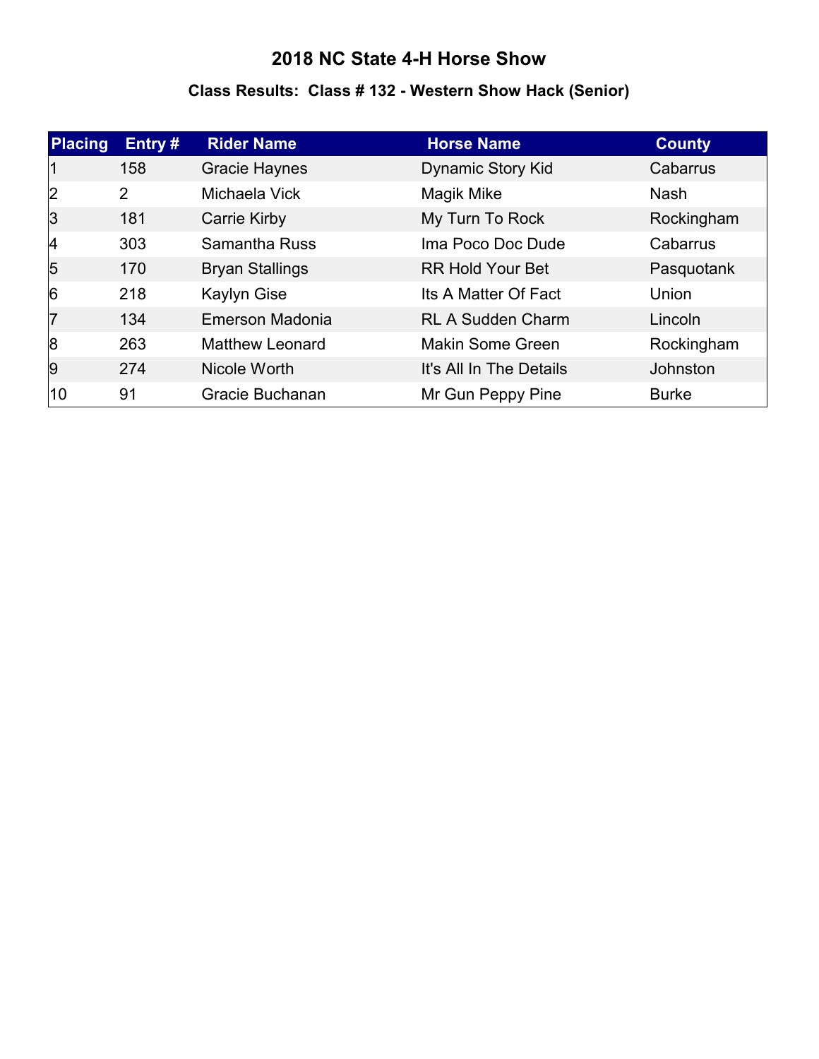# 2018 NC State 4-H Horse Show

## Class Results: Class # 132 - Western Show Hack (Senior)

| Placing | Entry # | Rider Name | Horse Name | County |
|---|---|---|---|---|
| 1 | 158 | Gracie Haynes | Dynamic Story Kid | Cabarrus |
| 2 | 2 | Michaela Vick | Magik Mike | Nash |
| 3 | 181 | Carrie Kirby | My Turn To Rock | Rockingham |
| 4 | 303 | Samantha Russ | Ima Poco Doc Dude | Cabarrus |
| 5 | 170 | Bryan Stallings | RR Hold Your Bet | Pasquotank |
| 6 | 218 | Kaylyn Gise | Its A Matter Of Fact | Union |
| 7 | 134 | Emerson Madonia | RL A Sudden Charm | Lincoln |
| 8 | 263 | Matthew Leonard | Makin Some Green | Rockingham |
| 9 | 274 | Nicole Worth | It's All In The Details | Johnston |
| 10 | 91 | Gracie Buchanan | Mr Gun Peppy Pine | Burke |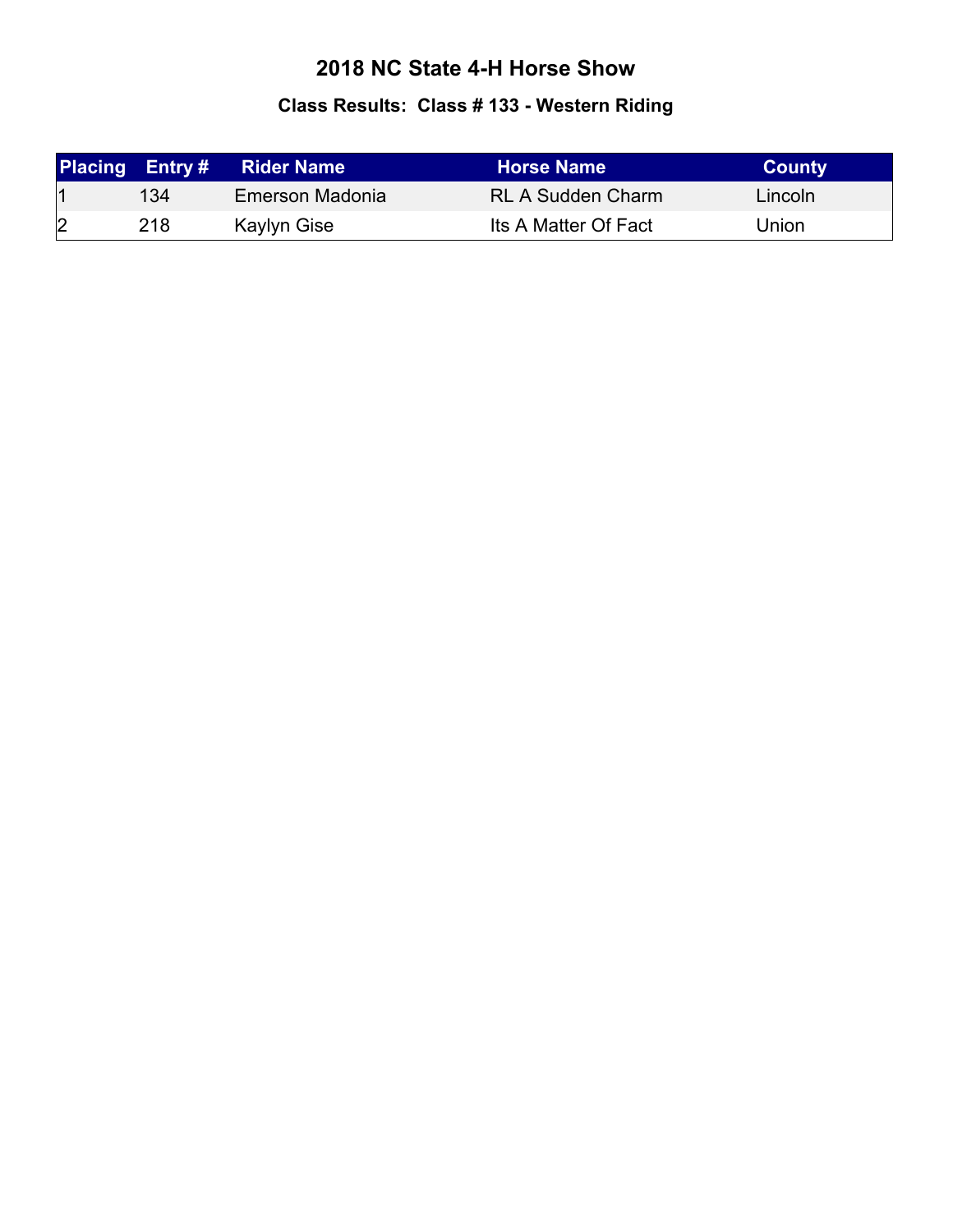# 2018 NC State 4-H Horse Show

## Class Results: Class # 133 - Western Riding

| Placing | Entry # | Rider Name | Horse Name | County |
|---|---|---|---|---|
| 1 | 134 | Emerson Madonia | RL A Sudden Charm | Lincoln |
| 2 | 218 | Kaylyn Gise | Its A Matter Of Fact | Union |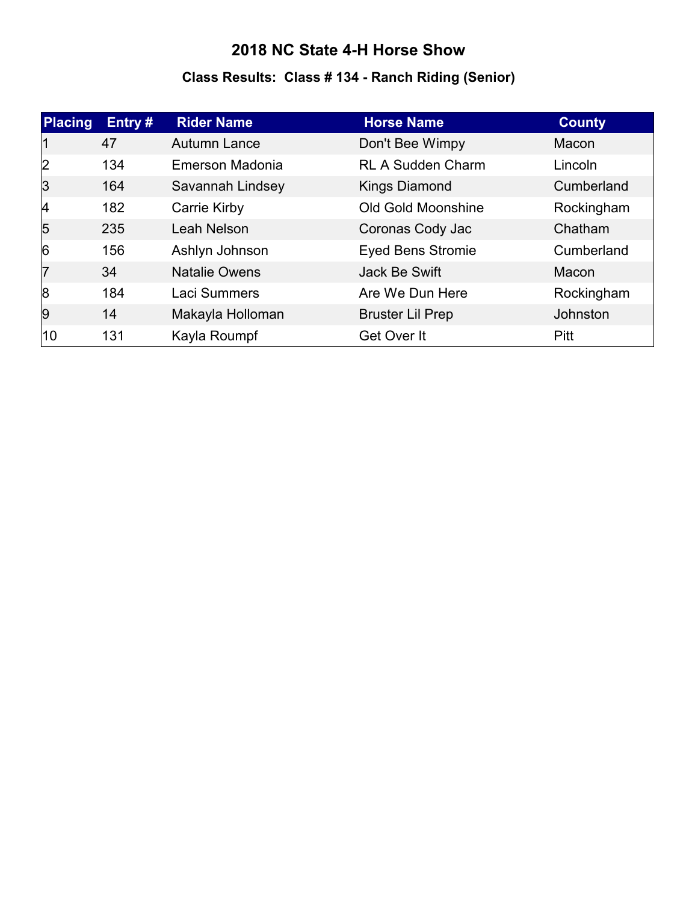# 2018 NC State 4-H Horse Show

## Class Results: Class # 134 - Ranch Riding (Senior)

| Placing | Entry # | Rider Name | Horse Name | County |
|---|---|---|---|---|
| 1 | 47 | Autumn Lance | Don't Bee Wimpy | Macon |
| 2 | 134 | Emerson Madonia | RL A Sudden Charm | Lincoln |
| 3 | 164 | Savannah Lindsey | Kings Diamond | Cumberland |
| 4 | 182 | Carrie Kirby | Old Gold Moonshine | Rockingham |
| 5 | 235 | Leah Nelson | Coronas Cody Jac | Chatham |
| 6 | 156 | Ashlyn Johnson | Eyed Bens Stromie | Cumberland |
| 7 | 34 | Natalie Owens | Jack Be Swift | Macon |
| 8 | 184 | Laci Summers | Are We Dun Here | Rockingham |
| 9 | 14 | Makayla Holloman | Bruster Lil Prep | Johnston |
| 10 | 131 | Kayla Roumpf | Get Over It | Pitt |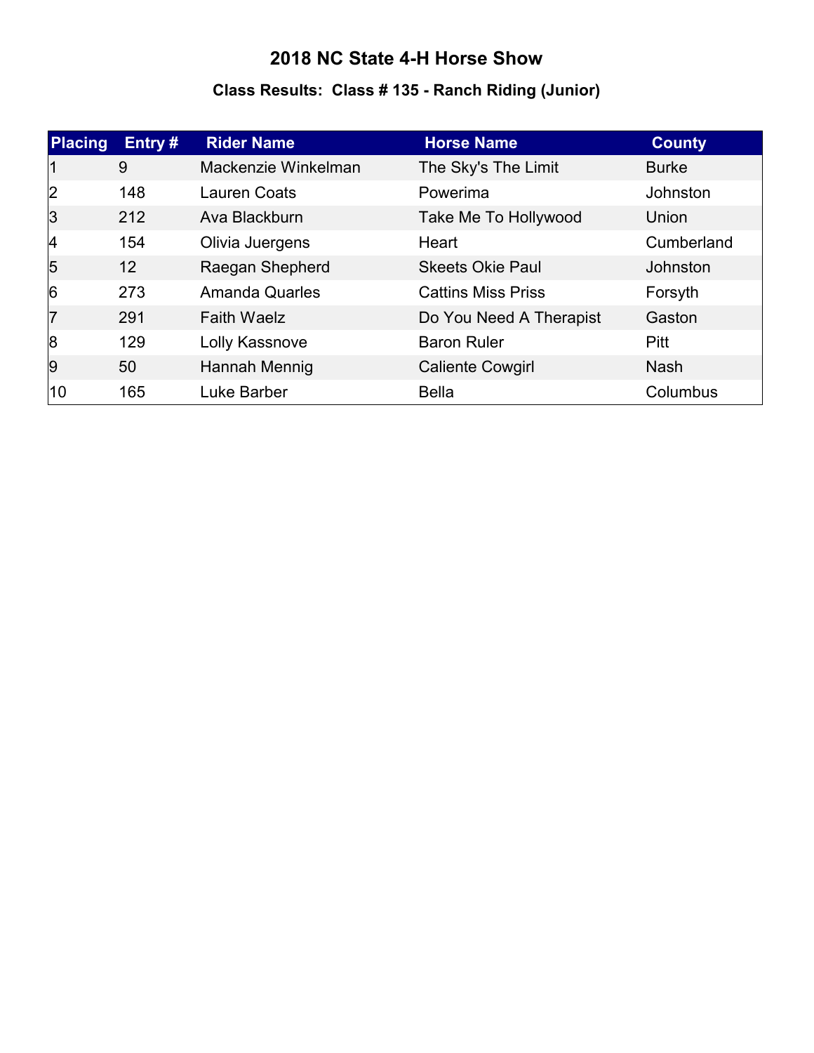# 2018 NC State 4-H Horse Show

## Class Results: Class # 135 - Ranch Riding (Junior)

| Placing | Entry # | Rider Name | Horse Name | County |
|---|---|---|---|---|
| 1 | 9 | Mackenzie Winkelman | The Sky's The Limit | Burke |
| 2 | 148 | Lauren Coats | Powerima | Johnston |
| 3 | 212 | Ava Blackburn | Take Me To Hollywood | Union |
| 4 | 154 | Olivia Juergens | Heart | Cumberland |
| 5 | 12 | Raegan Shepherd | Skeets Okie Paul | Johnston |
| 6 | 273 | Amanda Quarles | Cattins Miss Priss | Forsyth |
| 7 | 291 | Faith Waelz | Do You Need A Therapist | Gaston |
| 8 | 129 | Lolly Kassnove | Baron Ruler | Pitt |
| 9 | 50 | Hannah Mennig | Caliente Cowgirl | Nash |
| 10 | 165 | Luke Barber | Bella | Columbus |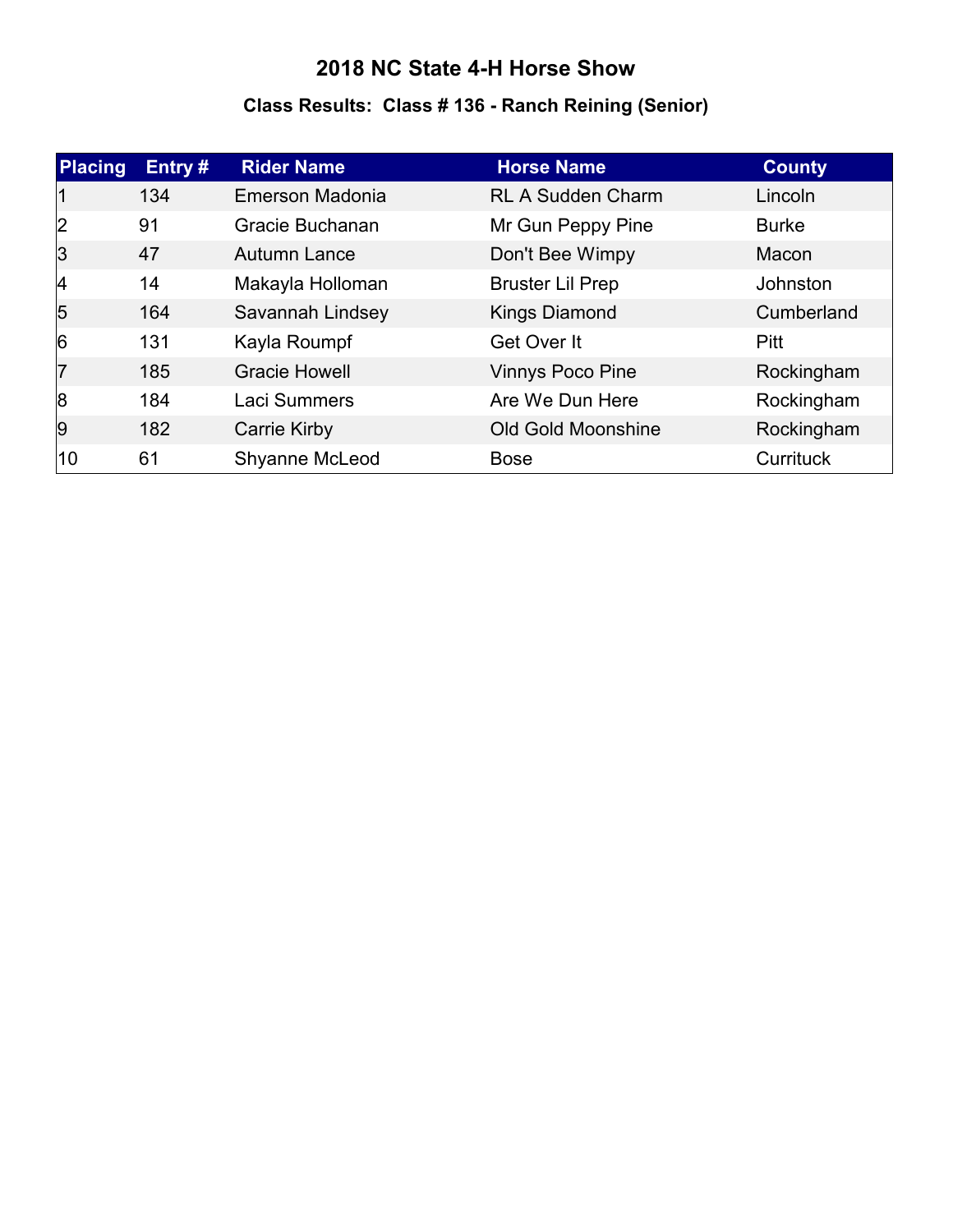# 2018 NC State 4-H Horse Show

## Class Results:  Class # 136 - Ranch Reining (Senior)

| Placing | Entry # | Rider Name | Horse Name | County |
|---|---|---|---|---|
| 1 | 134 | Emerson Madonia | RL A Sudden Charm | Lincoln |
| 2 | 91 | Gracie Buchanan | Mr Gun Peppy Pine | Burke |
| 3 | 47 | Autumn Lance | Don't Bee Wimpy | Macon |
| 4 | 14 | Makayla Holloman | Bruster Lil Prep | Johnston |
| 5 | 164 | Savannah Lindsey | Kings Diamond | Cumberland |
| 6 | 131 | Kayla Roumpf | Get Over It | Pitt |
| 7 | 185 | Gracie Howell | Vinnys Poco Pine | Rockingham |
| 8 | 184 | Laci Summers | Are We Dun Here | Rockingham |
| 9 | 182 | Carrie Kirby | Old Gold Moonshine | Rockingham |
| 10 | 61 | Shyanne McLeod | Bose | Currituck |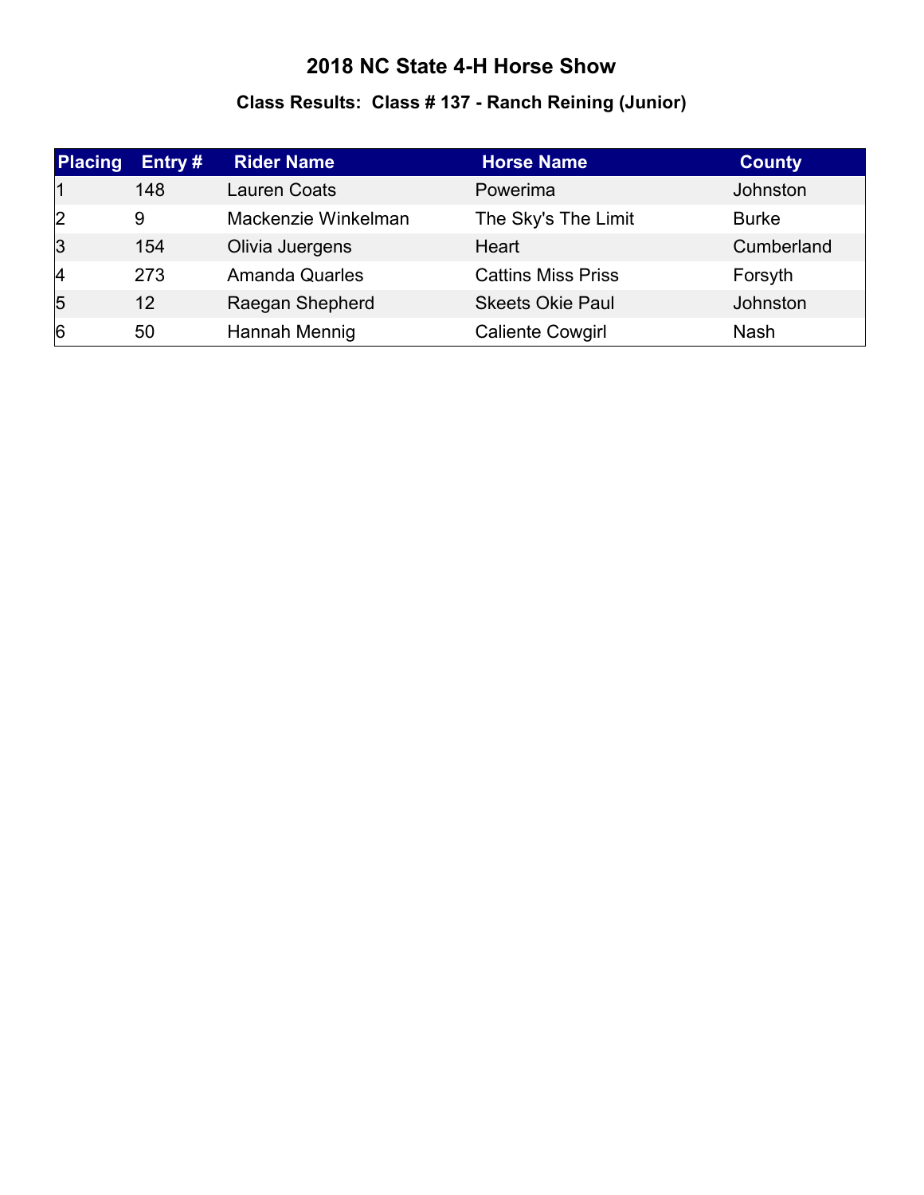# 2018 NC State 4-H Horse Show

## Class Results: Class # 137 - Ranch Reining (Junior)

| Placing | Entry # | Rider Name | Horse Name | County |
|---|---|---|---|---|
| 1 | 148 | Lauren Coats | Powerima | Johnston |
| 2 | 9 | Mackenzie Winkelman | The Sky's The Limit | Burke |
| 3 | 154 | Olivia Juergens | Heart | Cumberland |
| 4 | 273 | Amanda Quarles | Cattins Miss Priss | Forsyth |
| 5 | 12 | Raegan Shepherd | Skeets Okie Paul | Johnston |
| 6 | 50 | Hannah Mennig | Caliente Cowgirl | Nash |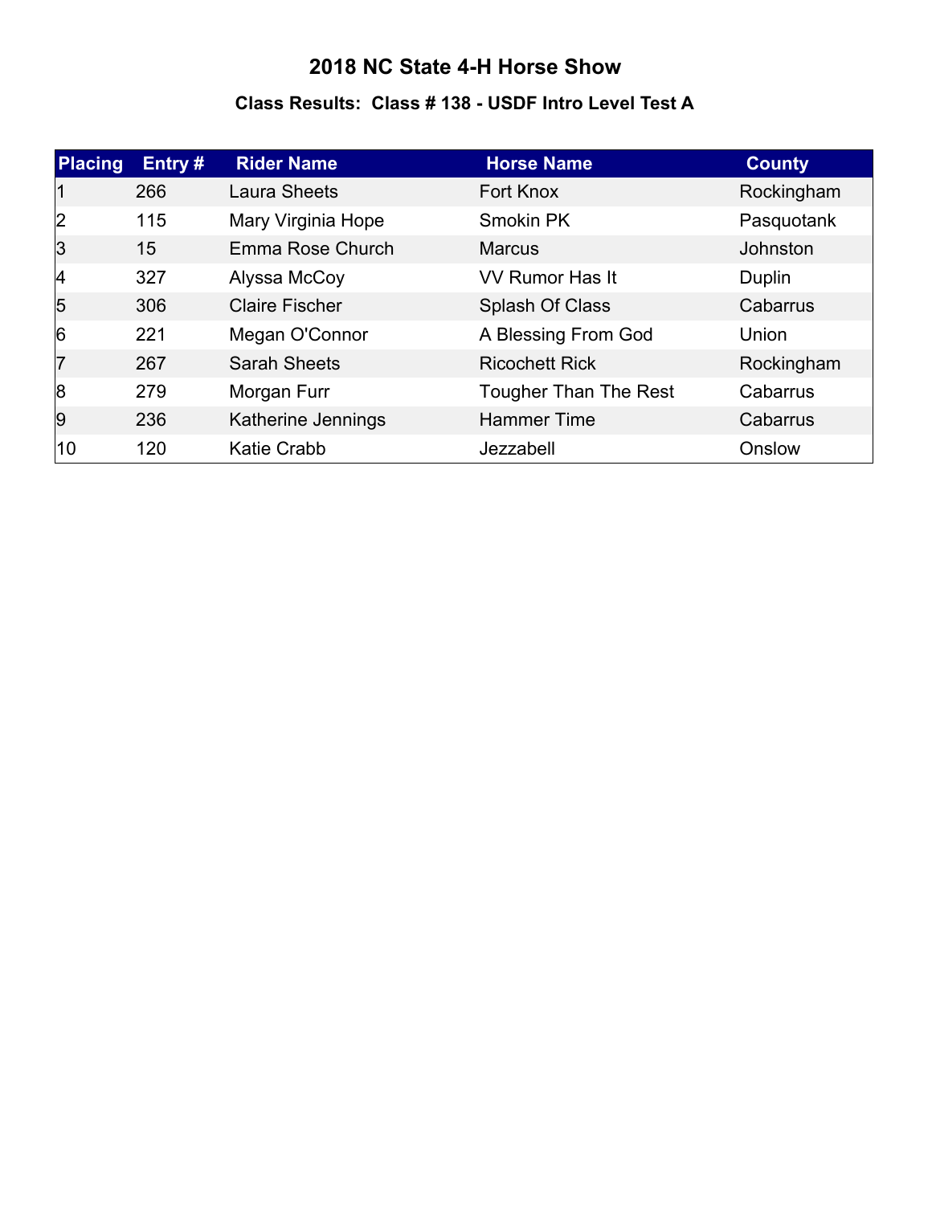# 2018 NC State 4-H Horse Show

## Class Results: Class # 138 - USDF Intro Level Test A

| Placing | Entry # | Rider Name | Horse Name | County |
|---|---|---|---|---|
| 1 | 266 | Laura Sheets | Fort Knox | Rockingham |
| 2 | 115 | Mary Virginia Hope | Smokin PK | Pasquotank |
| 3 | 15 | Emma Rose Church | Marcus | Johnston |
| 4 | 327 | Alyssa McCoy | VV Rumor Has It | Duplin |
| 5 | 306 | Claire Fischer | Splash Of Class | Cabarrus |
| 6 | 221 | Megan O'Connor | A Blessing From God | Union |
| 7 | 267 | Sarah Sheets | Ricochett Rick | Rockingham |
| 8 | 279 | Morgan Furr | Tougher Than The Rest | Cabarrus |
| 9 | 236 | Katherine Jennings | Hammer Time | Cabarrus |
| 10 | 120 | Katie Crabb | Jezzabell | Onslow |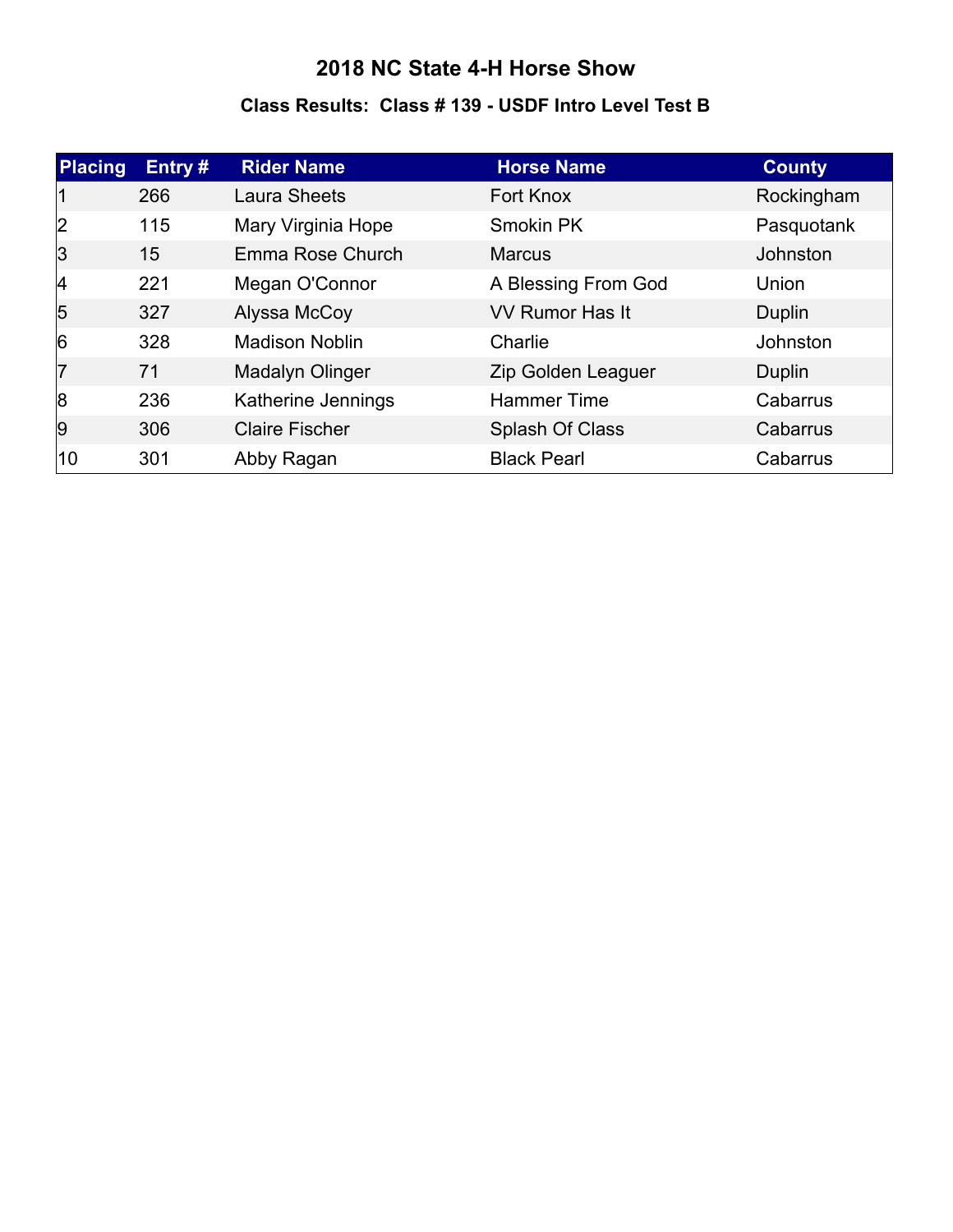# 2018 NC State 4-H Horse Show

### Class Results: Class # 139 - USDF Intro Level Test B

| Placing | Entry # | Rider Name | Horse Name | County |
|---|---|---|---|---|
| 1 | 266 | Laura Sheets | Fort Knox | Rockingham |
| 2 | 115 | Mary Virginia Hope | Smokin PK | Pasquotank |
| 3 | 15 | Emma Rose Church | Marcus | Johnston |
| 4 | 221 | Megan O'Connor | A Blessing From God | Union |
| 5 | 327 | Alyssa McCoy | VV Rumor Has It | Duplin |
| 6 | 328 | Madison Noblin | Charlie | Johnston |
| 7 | 71 | Madalyn Olinger | Zip Golden Leaguer | Duplin |
| 8 | 236 | Katherine Jennings | Hammer Time | Cabarrus |
| 9 | 306 | Claire Fischer | Splash Of Class | Cabarrus |
| 10 | 301 | Abby Ragan | Black Pearl | Cabarrus |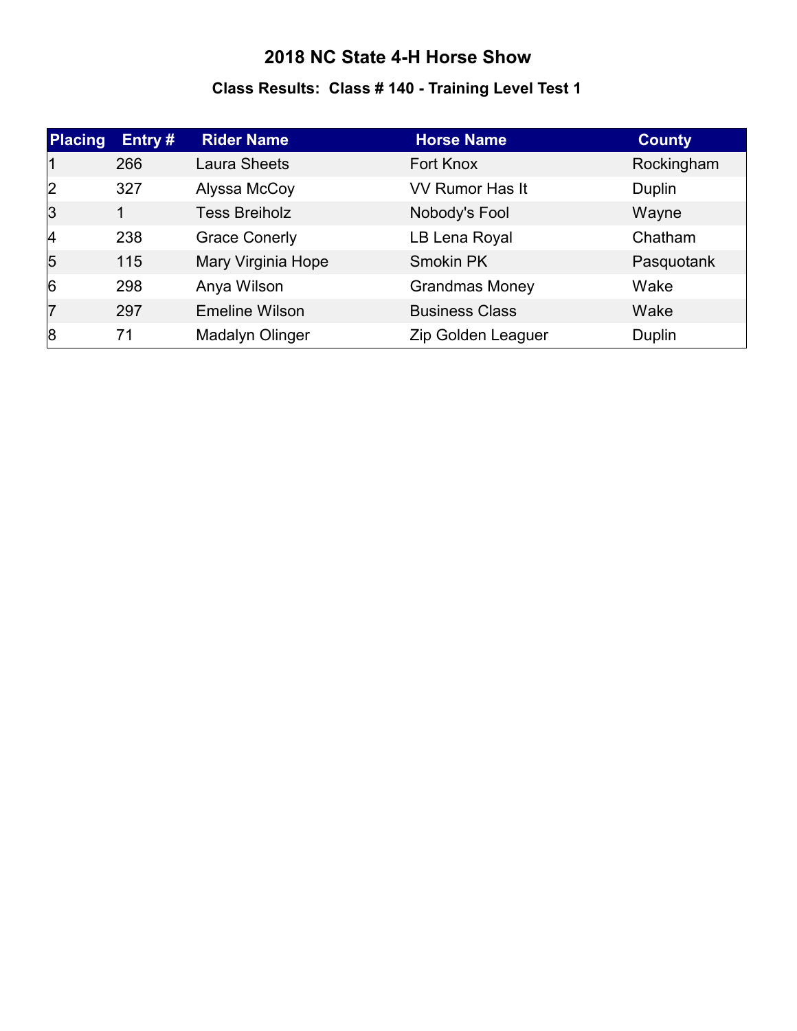# 2018 NC State 4-H Horse Show

## Class Results: Class # 140 - Training Level Test 1

| Placing | Entry # | Rider Name | Horse Name | County |
|---|---|---|---|---|
| 1 | 266 | Laura Sheets | Fort Knox | Rockingham |
| 2 | 327 | Alyssa McCoy | VV Rumor Has It | Duplin |
| 3 | 1 | Tess Breiholz | Nobody's Fool | Wayne |
| 4 | 238 | Grace Conerly | LB Lena Royal | Chatham |
| 5 | 115 | Mary Virginia Hope | Smokin PK | Pasquotank |
| 6 | 298 | Anya Wilson | Grandmas Money | Wake |
| 7 | 297 | Emeline Wilson | Business Class | Wake |
| 8 | 71 | Madalyn Olinger | Zip Golden Leaguer | Duplin |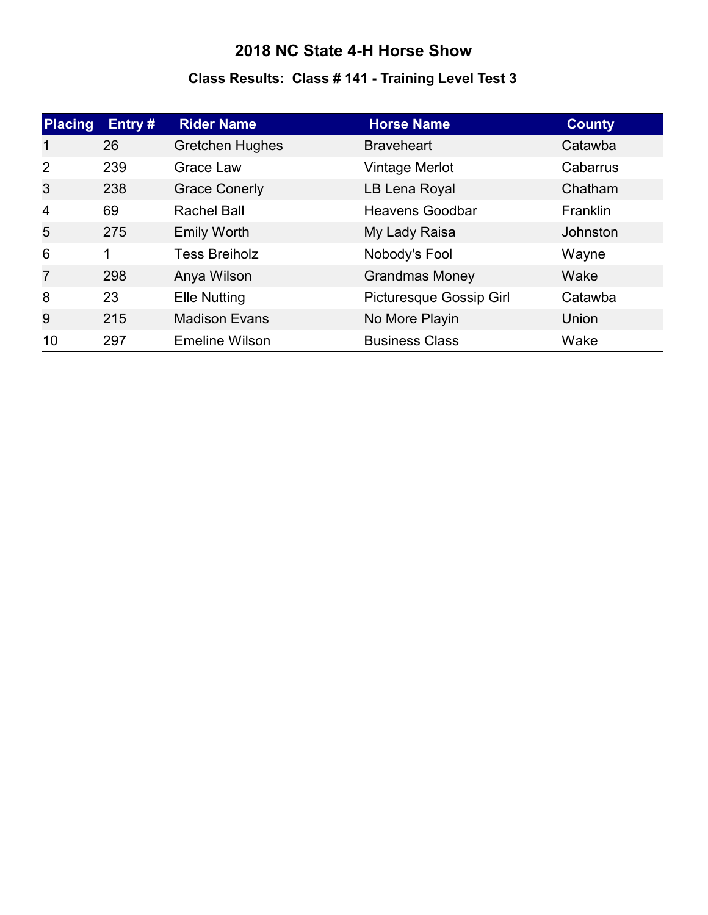# 2018 NC State 4-H Horse Show

## Class Results: Class # 141 - Training Level Test 3

| Placing | Entry # | Rider Name | Horse Name | County |
|---|---|---|---|---|
| 1 | 26 | Gretchen Hughes | Braveheart | Catawba |
| 2 | 239 | Grace Law | Vintage Merlot | Cabarrus |
| 3 | 238 | Grace Conerly | LB Lena Royal | Chatham |
| 4 | 69 | Rachel Ball | Heavens Goodbar | Franklin |
| 5 | 275 | Emily Worth | My Lady Raisa | Johnston |
| 6 | 1 | Tess Breiholz | Nobody's Fool | Wayne |
| 7 | 298 | Anya Wilson | Grandmas Money | Wake |
| 8 | 23 | Elle Nutting | Picturesque Gossip Girl | Catawba |
| 9 | 215 | Madison Evans | No More Playin | Union |
| 10 | 297 | Emeline Wilson | Business Class | Wake |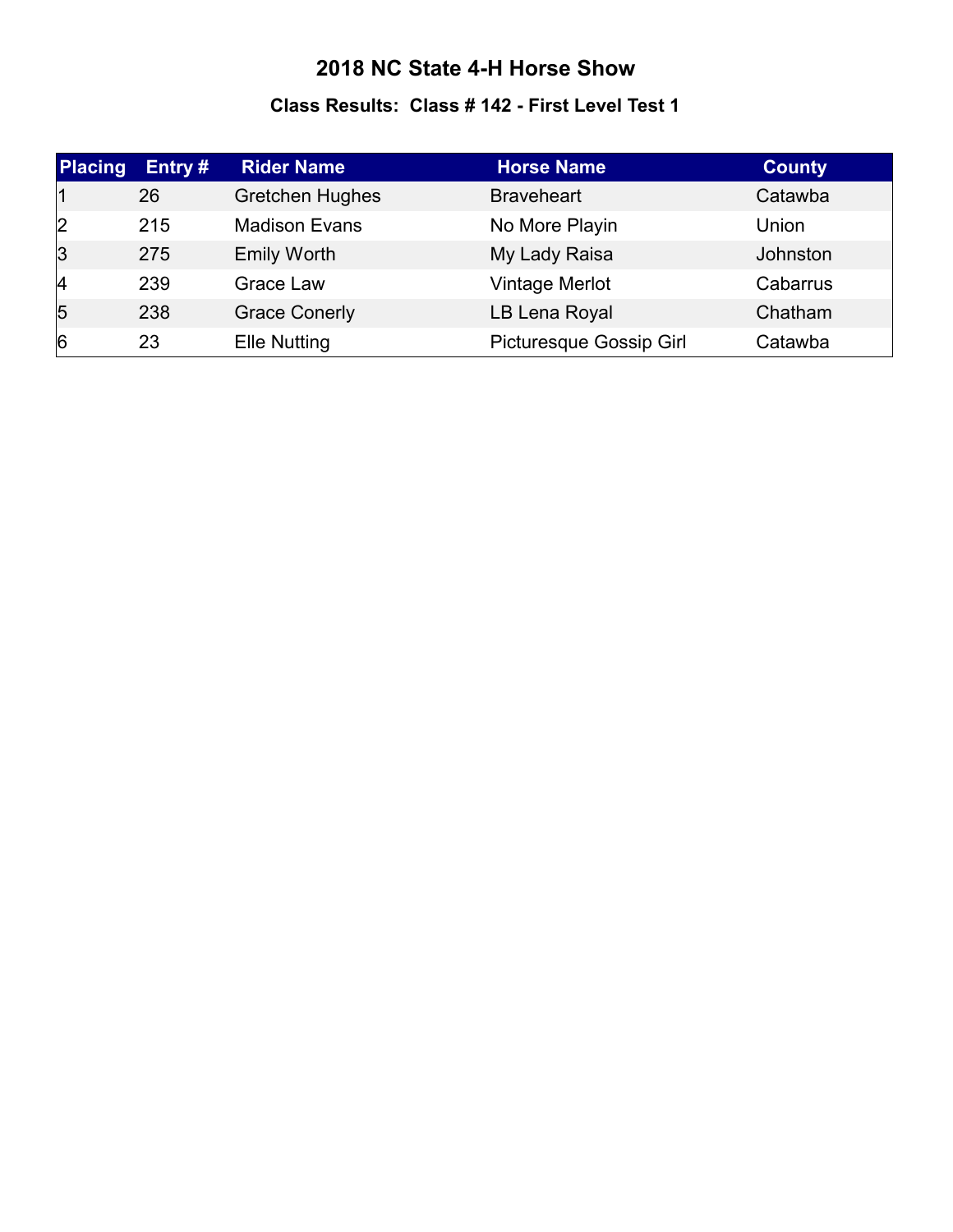# 2018 NC State 4-H Horse Show

### Class Results: Class # 142 - First Level Test 1

| Placing | Entry # | Rider Name | Horse Name | County |
|---|---|---|---|---|
| 1 | 26 | Gretchen Hughes | Braveheart | Catawba |
| 2 | 215 | Madison Evans | No More Playin | Union |
| 3 | 275 | Emily Worth | My Lady Raisa | Johnston |
| 4 | 239 | Grace Law | Vintage Merlot | Cabarrus |
| 5 | 238 | Grace Conerly | LB Lena Royal | Chatham |
| 6 | 23 | Elle Nutting | Picturesque Gossip Girl | Catawba |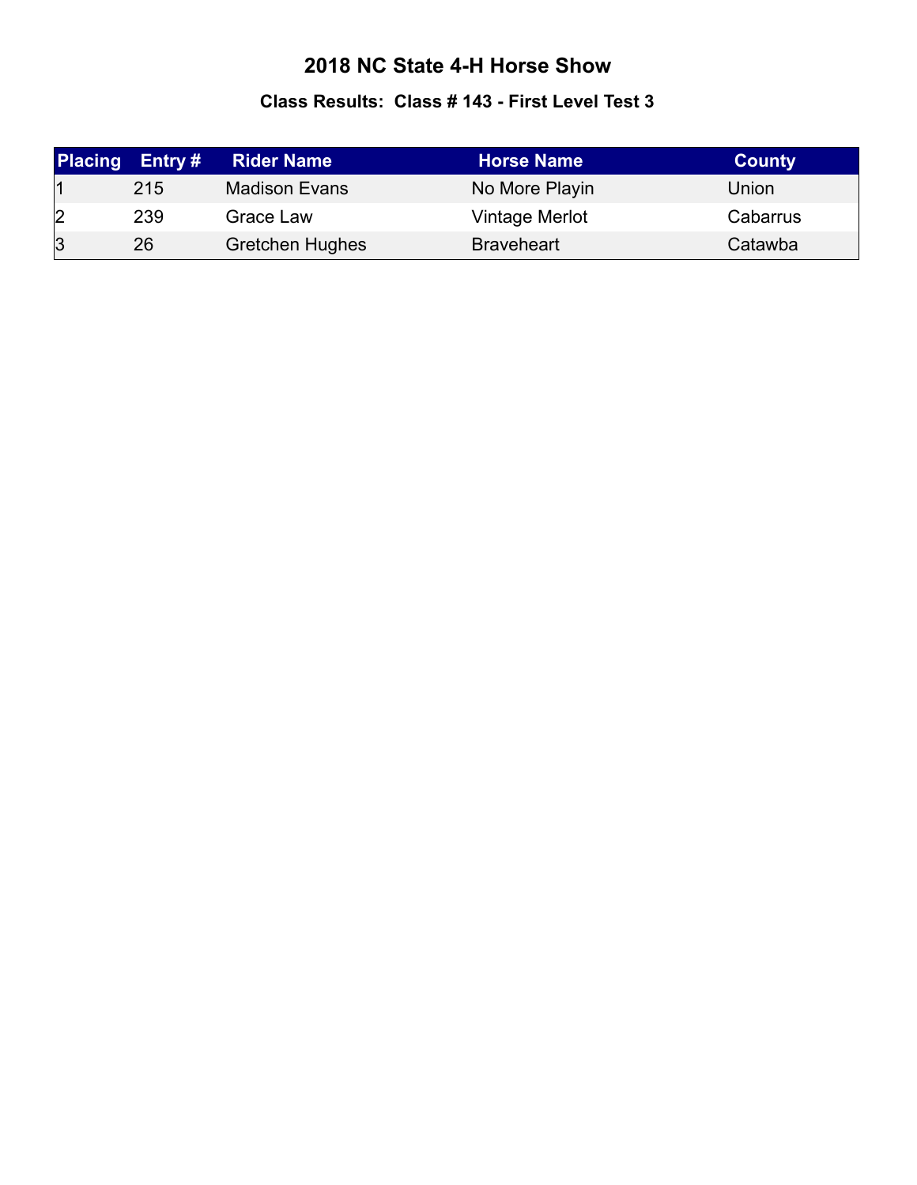# 2018 NC State 4-H Horse Show

### Class Results:  Class # 143 - First Level Test 3

| Placing | Entry # | Rider Name | Horse Name | County |
|---|---|---|---|---|
| 1 | 215 | Madison Evans | No More Playin | Union |
| 2 | 239 | Grace Law | Vintage Merlot | Cabarrus |
| 3 | 26 | Gretchen Hughes | Braveheart | Catawba |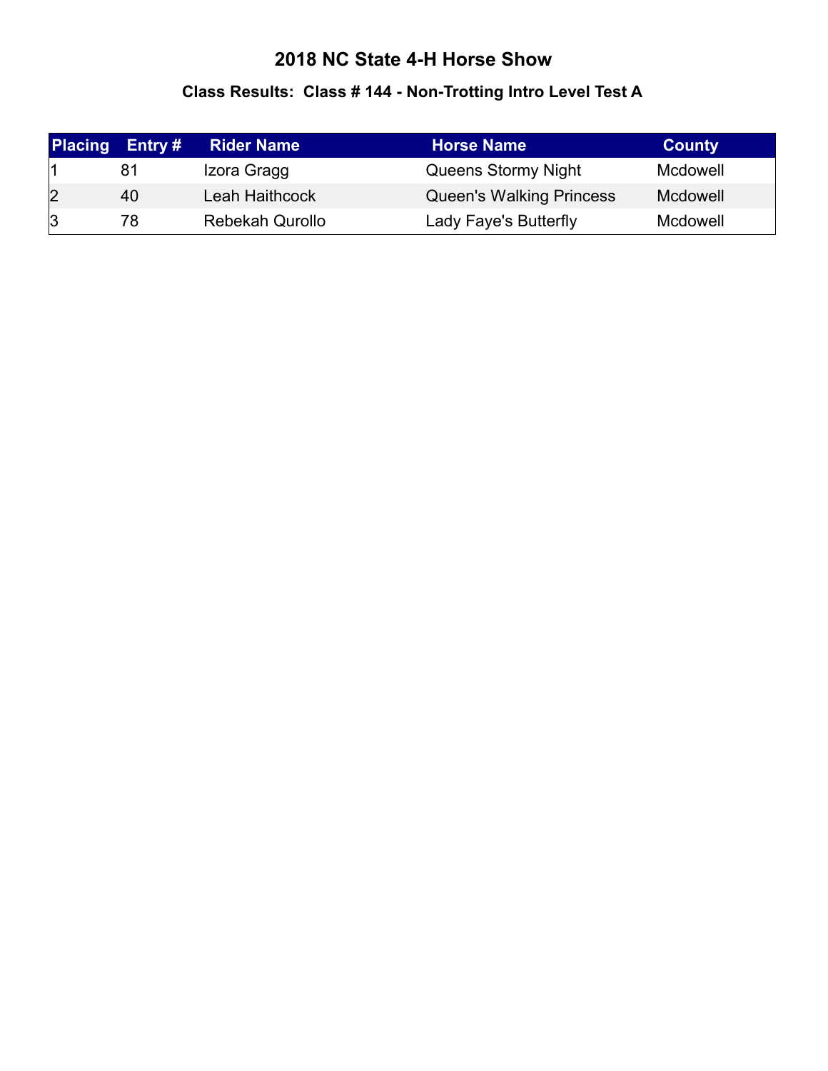# 2018 NC State 4-H Horse Show

## Class Results: Class # 144 - Non-Trotting Intro Level Test A

| Placing | Entry # | Rider Name | Horse Name | County |
|---|---|---|---|---|
| 1 | 81 | Izora Gragg | Queens Stormy Night | Mcdowell |
| 2 | 40 | Leah Haithcock | Queen's Walking Princess | Mcdowell |
| 3 | 78 | Rebekah Qurollo | Lady Faye's Butterfly | Mcdowell |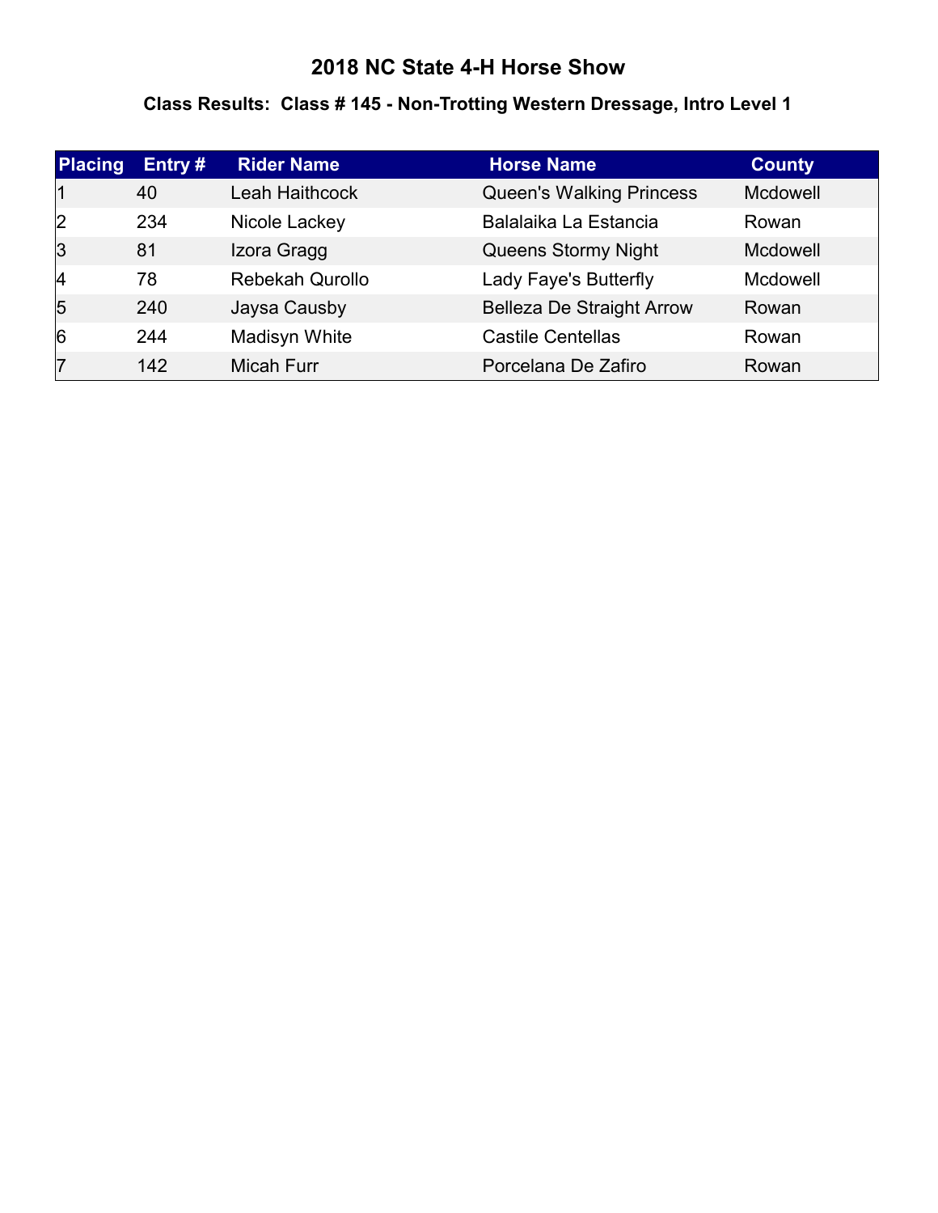# 2018 NC State 4-H Horse Show

## Class Results: Class # 145 - Non-Trotting Western Dressage, Intro Level 1

| Placing | Entry # | Rider Name | Horse Name | County |
|---|---|---|---|---|
| 1 | 40 | Leah Haithcock | Queen's Walking Princess | Mcdowell |
| 2 | 234 | Nicole Lackey | Balalaika La Estancia | Rowan |
| 3 | 81 | Izora Gragg | Queens Stormy Night | Mcdowell |
| 4 | 78 | Rebekah Qurollo | Lady Faye's Butterfly | Mcdowell |
| 5 | 240 | Jaysa Causby | Belleza De Straight Arrow | Rowan |
| 6 | 244 | Madisyn White | Castile Centellas | Rowan |
| 7 | 142 | Micah Furr | Porcelana De Zafiro | Rowan |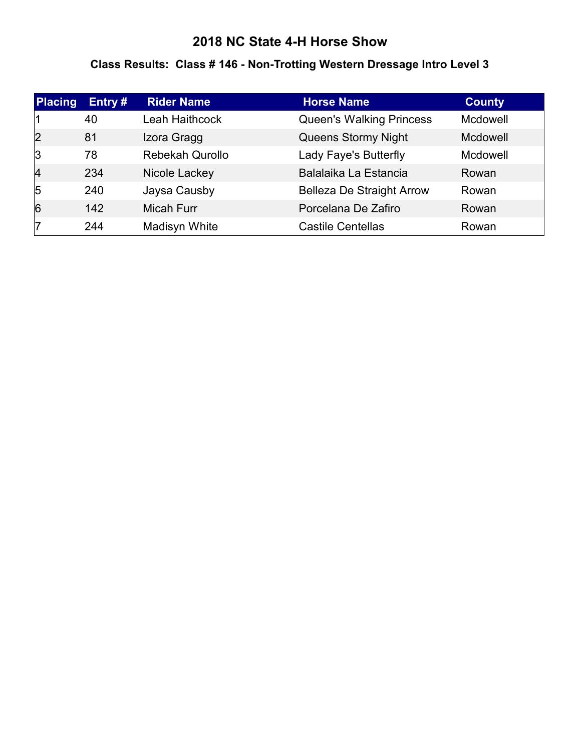# 2018 NC State 4-H Horse Show

## Class Results: Class # 146 - Non-Trotting Western Dressage Intro Level 3

| Placing | Entry # | Rider Name | Horse Name | County |
| --- | --- | --- | --- | --- |
| 1 | 40 | Leah Haithcock | Queen's Walking Princess | Mcdowell |
| 2 | 81 | Izora Gragg | Queens Stormy Night | Mcdowell |
| 3 | 78 | Rebekah Qurollo | Lady Faye's Butterfly | Mcdowell |
| 4 | 234 | Nicole Lackey | Balalaika La Estancia | Rowan |
| 5 | 240 | Jaysa Causby | Belleza De Straight Arrow | Rowan |
| 6 | 142 | Micah Furr | Porcelana De Zafiro | Rowan |
| 7 | 244 | Madisyn White | Castile Centellas | Rowan |